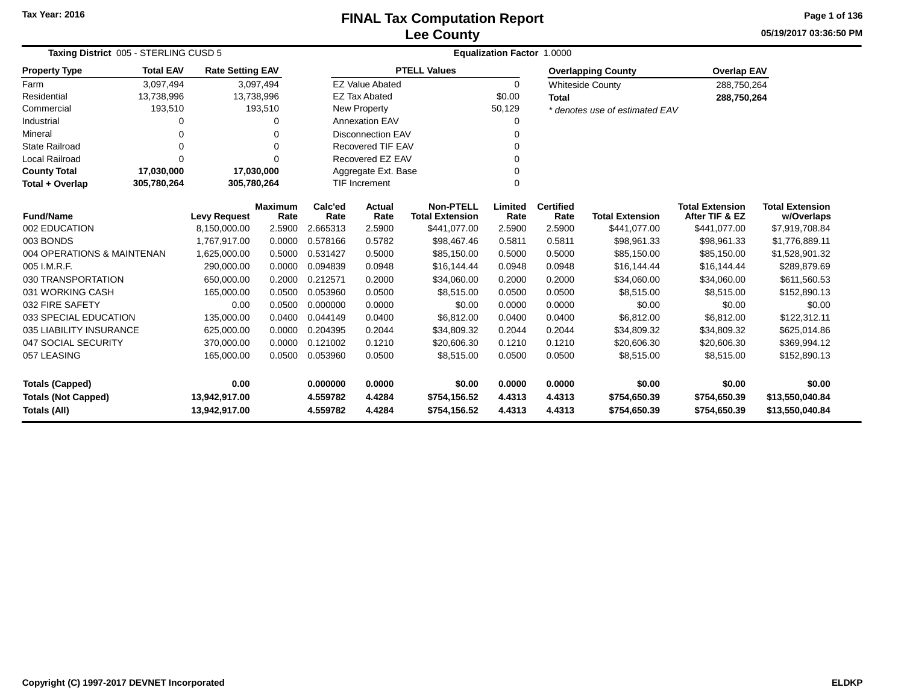Tax Year: 2016

# FINAL Tax Computation Report
## Lee County

05/19/2017 03:36:50 PM

**Taxing District** 005 - STERLING CUSD 5 | **Equalization Factor** 1.0000

| Property Type | Total EAV | Rate Setting EAV |
|---|---|---|
| Farm | 3,097,494 | 3,097,494 |
| Residential | 13,738,996 | 13,738,996 |
| Commercial | 193,510 | 193,510 |
| Industrial | 0 | 0 |
| Mineral | 0 | 0 |
| State Railroad | 0 | 0 |
| Local Railroad | 0 | 0 |
| **County Total** | **17,030,000** | **17,030,000** |
| **Total + Overlap** | **305,780,264** | **305,780,264** |

| PTELL Values | |
|---|---|
| EZ Value Abated | 0 |
| EZ Tax Abated | $0.00 |
| New Property | 50,129 |
| Annexation EAV | 0 |
| Disconnection EAV | 0 |
| Recovered TIF EAV | 0 |
| Recovered EZ EAV | 0 |
| Aggregate Ext. Base | 0 |
| TIF Increment | 0 |

| Overlapping County | Overlap EAV |
|---|---|
| Whiteside County | 288,750,264 |
| **Total** | **288,750,264** |

*\* denotes use of estimated EAV*

| Fund/Name | Levy Request | Maximum Rate | Calc'ed Rate | Actual Rate | Non-PTELL Total Extension | Limited Rate | Certified Rate | Total Extension | Total Extension After TIF & EZ | Total Extension w/Overlaps |
|---|---|---|---|---|---|---|---|---|---|---|
| 002 EDUCATION | 8,150,000.00 | 2.5900 | 2.665313 | 2.5900 | $441,077.00 | 2.5900 | 2.5900 | $441,077.00 | $441,077.00 | $7,919,708.84 |
| 003 BONDS | 1,767,917.00 | 0.0000 | 0.578166 | 0.5782 | $98,467.46 | 0.5811 | 0.5811 | $98,961.33 | $98,961.33 | $1,776,889.11 |
| 004 OPERATIONS & MAINTENAN | 1,625,000.00 | 0.5000 | 0.531427 | 0.5000 | $85,150.00 | 0.5000 | 0.5000 | $85,150.00 | $85,150.00 | $1,528,901.32 |
| 005 I.M.R.F. | 290,000.00 | 0.0000 | 0.094839 | 0.0948 | $16,144.44 | 0.0948 | 0.0948 | $16,144.44 | $16,144.44 | $289,879.69 |
| 030 TRANSPORTATION | 650,000.00 | 0.2000 | 0.212571 | 0.2000 | $34,060.00 | 0.2000 | 0.2000 | $34,060.00 | $34,060.00 | $611,560.53 |
| 031 WORKING CASH | 165,000.00 | 0.0500 | 0.053960 | 0.0500 | $8,515.00 | 0.0500 | 0.0500 | $8,515.00 | $8,515.00 | $152,890.13 |
| 032 FIRE SAFETY | 0.00 | 0.0500 | 0.000000 | 0.0000 | $0.00 | 0.0000 | 0.0000 | $0.00 | $0.00 | $0.00 |
| 033 SPECIAL EDUCATION | 135,000.00 | 0.0400 | 0.044149 | 0.0400 | $6,812.00 | 0.0400 | 0.0400 | $6,812.00 | $6,812.00 | $122,312.11 |
| 035 LIABILITY INSURANCE | 625,000.00 | 0.0000 | 0.204395 | 0.2044 | $34,809.32 | 0.2044 | 0.2044 | $34,809.32 | $34,809.32 | $625,014.86 |
| 047 SOCIAL SECURITY | 370,000.00 | 0.0000 | 0.121002 | 0.1210 | $20,606.30 | 0.1210 | 0.1210 | $20,606.30 | $20,606.30 | $369,994.12 |
| 057 LEASING | 165,000.00 | 0.0500 | 0.053960 | 0.0500 | $8,515.00 | 0.0500 | 0.0500 | $8,515.00 | $8,515.00 | $152,890.13 |
| **Totals (Capped)** | **0.00** | | **0.000000** | **0.0000** | **$0.00** | **0.0000** | **0.0000** | **$0.00** | **$0.00** | **$0.00** |
| **Totals (Not Capped)** | **13,942,917.00** | | **4.559782** | **4.4284** | **$754,156.52** | **4.4313** | **4.4313** | **$754,650.39** | **$754,650.39** | **$13,550,040.84** |
| **Totals (All)** | **13,942,917.00** | | **4.559782** | **4.4284** | **$754,156.52** | **4.4313** | **4.4313** | **$754,650.39** | **$754,650.39** | **$13,550,040.84** |

Copyright (C) 1997-2017 DEVNET Incorporated | ELDKP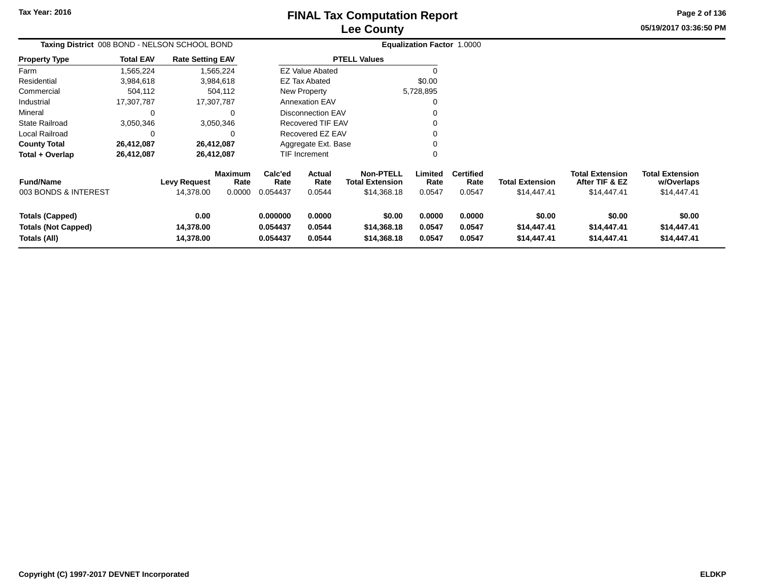Tax Year: 2016

# FINAL Tax Computation Report
## Lee County

05/19/2017 03:36:50 PM

**Taxing District** 008 BOND - NELSON SCHOOL BOND **Equalization Factor** 1.0000

| Property Type | Total EAV | Rate Setting EAV |
|---|---|---|
| Farm | 1,565,224 | 1,565,224 |
| Residential | 3,984,618 | 3,984,618 |
| Commercial | 504,112 | 504,112 |
| Industrial | 17,307,787 | 17,307,787 |
| Mineral | 0 | 0 |
| State Railroad | 3,050,346 | 3,050,346 |
| Local Railroad | 0 | 0 |
| **County Total** | **26,412,087** | **26,412,087** |
| **Total + Overlap** | **26,412,087** | **26,412,087** |

| PTELL Values | |
|---|---|
| EZ Value Abated | 0 |
| EZ Tax Abated | $0.00 |
| New Property | 5,728,895 |
| Annexation EAV | 0 |
| Disconnection EAV | 0 |
| Recovered TIF EAV | 0 |
| Recovered EZ EAV | 0 |
| Aggregate Ext. Base | 0 |
| TIF Increment | 0 |

| Fund/Name | Levy Request | Maximum Rate | Calc'ed Rate | Actual Rate | Non-PTELL Total Extension | Limited Rate | Certified Rate | Total Extension | Total Extension After TIF & EZ | Total Extension w/Overlaps |
|---|---|---|---|---|---|---|---|---|---|---|
| 003 BONDS & INTEREST | 14,378.00 | 0.0000 | 0.054437 | 0.0544 | $14,368.18 | 0.0547 | 0.0547 | $14,447.41 | $14,447.41 | $14,447.41 |
| **Totals (Capped)** | **0.00** | | **0.000000** | **0.0000** | **$0.00** | **0.0000** | **0.0000** | **$0.00** | **$0.00** | **$0.00** |
| **Totals (Not Capped)** | **14,378.00** | | **0.054437** | **0.0544** | **$14,368.18** | **0.0547** | **0.0547** | **$14,447.41** | **$14,447.41** | **$14,447.41** |
| **Totals (All)** | **14,378.00** | | **0.054437** | **0.0544** | **$14,368.18** | **0.0547** | **0.0547** | **$14,447.41** | **$14,447.41** | **$14,447.41** |

Copyright (C) 1997-2017 DEVNET Incorporated ELDKP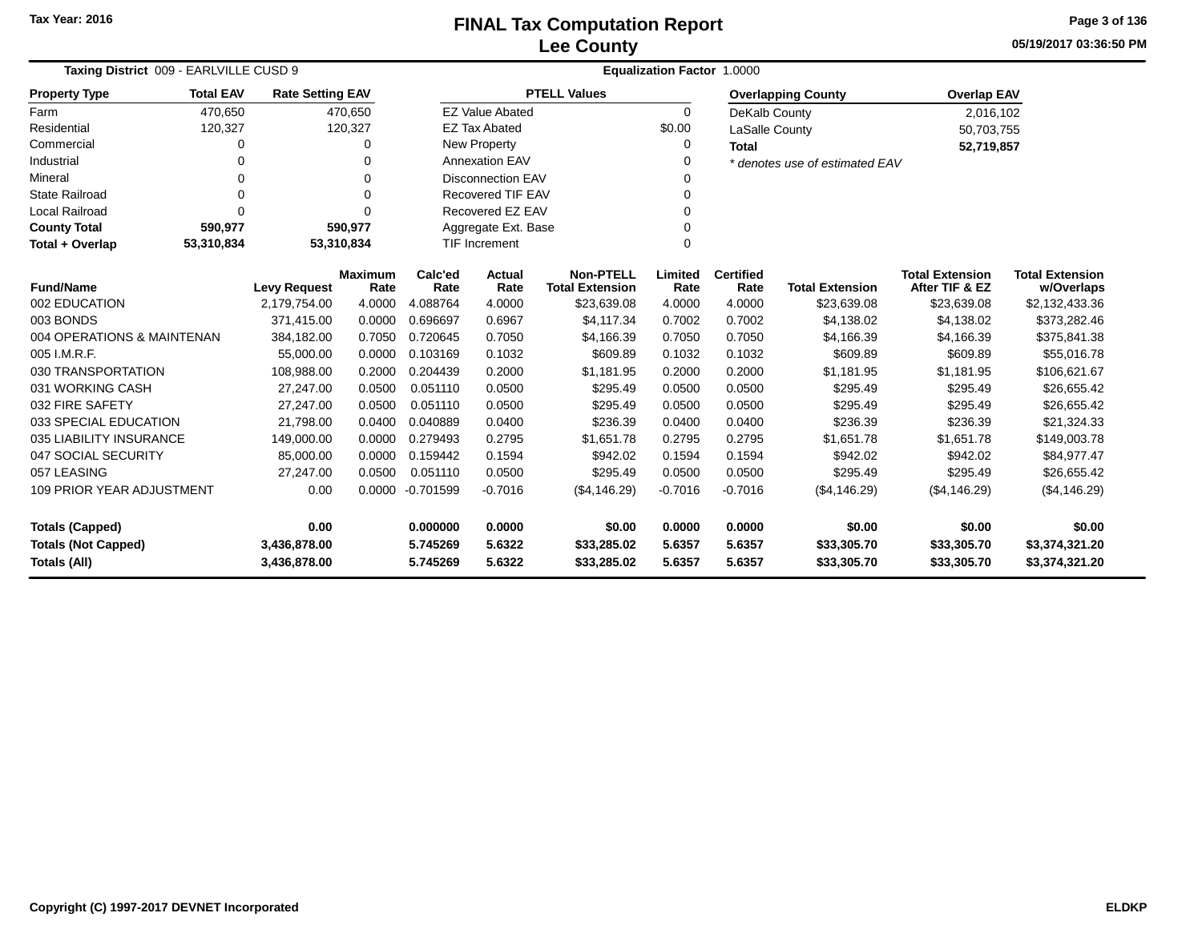# FINAL Tax Computation Report
# Lee County

Tax Year: 2016

05/19/2017 03:36:50 PM

**Taxing District** 009 - EARLVILLE CUSD 9 **Equalization Factor** 1.0000

| Property Type | Total EAV | Rate Setting EAV |
|---|---|---|
| Farm | 470,650 | 470,650 |
| Residential | 120,327 | 120,327 |
| Commercial | 0 | 0 |
| Industrial | 0 | 0 |
| Mineral | 0 | 0 |
| State Railroad | 0 | 0 |
| Local Railroad | 0 | 0 |
| **County Total** | **590,977** | **590,977** |
| **Total + Overlap** | **53,310,834** | **53,310,834** |

| PTELL Values | |
|---|---|
| EZ Value Abated | 0 |
| EZ Tax Abated | $0.00 |
| New Property | 0 |
| Annexation EAV | 0 |
| Disconnection EAV | 0 |
| Recovered TIF EAV | 0 |
| Recovered EZ EAV | 0 |
| Aggregate Ext. Base | 0 |
| TIF Increment | 0 |

| Overlapping County | Overlap EAV |
|---|---|
| DeKalb County | 2,016,102 |
| LaSalle County | 50,703,755 |
| **Total** | **52,719,857** |

*\* denotes use of estimated EAV*

| Fund/Name | Levy Request | Maximum Rate | Calc'ed Rate | Actual Rate | Non-PTELL Total Extension | Limited Rate | Certified Rate | Total Extension | Total Extension After TIF & EZ | Total Extension w/Overlaps |
|---|---|---|---|---|---|---|---|---|---|---|
| 002 EDUCATION | 2,179,754.00 | 4.0000 | 4.088764 | 4.0000 | $23,639.08 | 4.0000 | 4.0000 | $23,639.08 | $23,639.08 | $2,132,433.36 |
| 003 BONDS | 371,415.00 | 0.0000 | 0.696697 | 0.6967 | $4,117.34 | 0.7002 | 0.7002 | $4,138.02 | $4,138.02 | $373,282.46 |
| 004 OPERATIONS & MAINTENAN | 384,182.00 | 0.7050 | 0.720645 | 0.7050 | $4,166.39 | 0.7050 | 0.7050 | $4,166.39 | $4,166.39 | $375,841.38 |
| 005 I.M.R.F. | 55,000.00 | 0.0000 | 0.103169 | 0.1032 | $609.89 | 0.1032 | 0.1032 | $609.89 | $609.89 | $55,016.78 |
| 030 TRANSPORTATION | 108,988.00 | 0.2000 | 0.204439 | 0.2000 | $1,181.95 | 0.2000 | 0.2000 | $1,181.95 | $1,181.95 | $106,621.67 |
| 031 WORKING CASH | 27,247.00 | 0.0500 | 0.051110 | 0.0500 | $295.49 | 0.0500 | 0.0500 | $295.49 | $295.49 | $26,655.42 |
| 032 FIRE SAFETY | 27,247.00 | 0.0500 | 0.051110 | 0.0500 | $295.49 | 0.0500 | 0.0500 | $295.49 | $295.49 | $26,655.42 |
| 033 SPECIAL EDUCATION | 21,798.00 | 0.0400 | 0.040889 | 0.0400 | $236.39 | 0.0400 | 0.0400 | $236.39 | $236.39 | $21,324.33 |
| 035 LIABILITY INSURANCE | 149,000.00 | 0.0000 | 0.279493 | 0.2795 | $1,651.78 | 0.2795 | 0.2795 | $1,651.78 | $1,651.78 | $149,003.78 |
| 047 SOCIAL SECURITY | 85,000.00 | 0.0000 | 0.159442 | 0.1594 | $942.02 | 0.1594 | 0.1594 | $942.02 | $942.02 | $84,977.47 |
| 057 LEASING | 27,247.00 | 0.0500 | 0.051110 | 0.0500 | $295.49 | 0.0500 | 0.0500 | $295.49 | $295.49 | $26,655.42 |
| 109 PRIOR YEAR ADJUSTMENT | 0.00 | 0.0000 | -0.701599 | -0.7016 | ($4,146.29) | -0.7016 | -0.7016 | ($4,146.29) | ($4,146.29) | ($4,146.29) |
| **Totals (Capped)** | **0.00** | | **0.000000** | **0.0000** | **$0.00** | **0.0000** | **0.0000** | **$0.00** | **$0.00** | **$0.00** |
| **Totals (Not Capped)** | **3,436,878.00** | | **5.745269** | **5.6322** | **$33,285.02** | **5.6357** | **5.6357** | **$33,305.70** | **$33,305.70** | **$3,374,321.20** |
| **Totals (All)** | **3,436,878.00** | | **5.745269** | **5.6322** | **$33,285.02** | **5.6357** | **5.6357** | **$33,305.70** | **$33,305.70** | **$3,374,321.20** |

Copyright (C) 1997-2017 DEVNET Incorporated ELDKP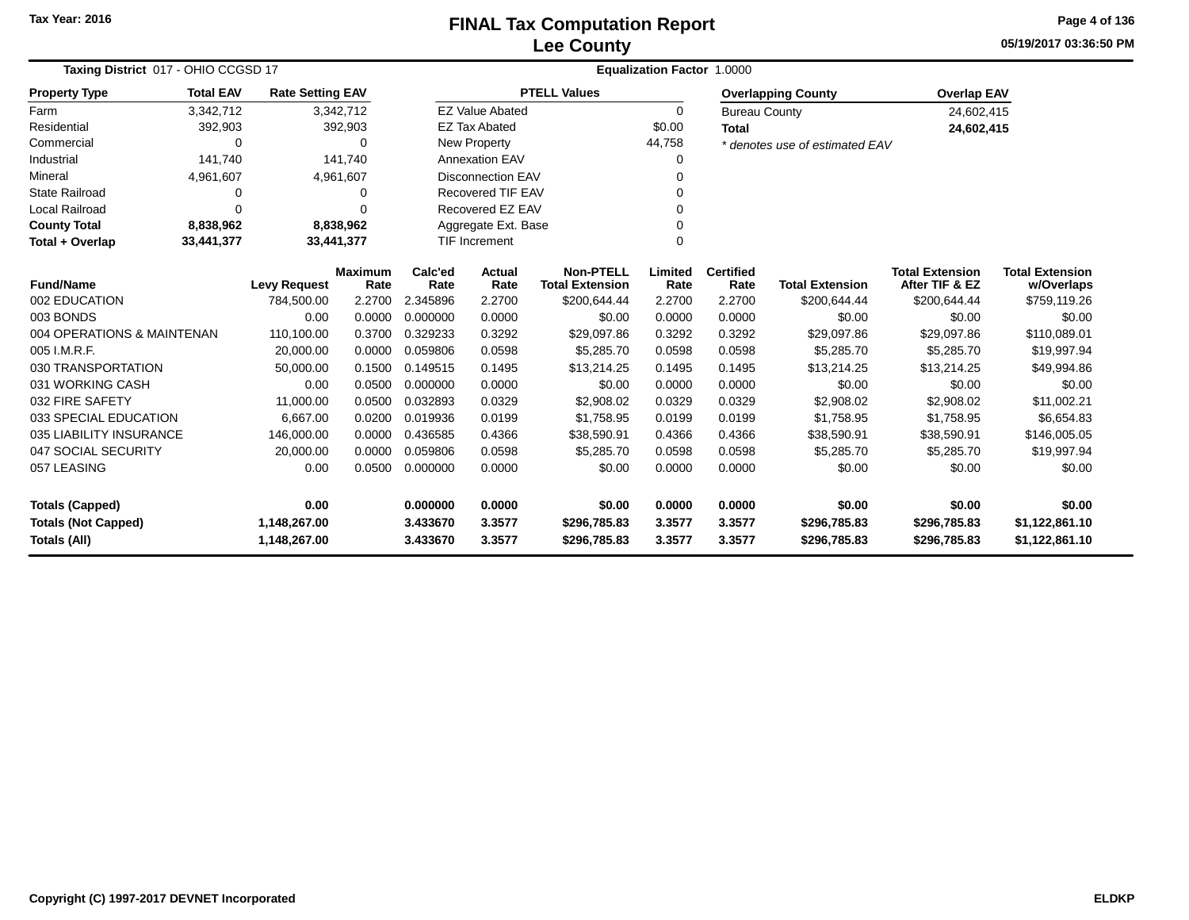Tax Year: 2016

# FINAL Tax Computation Report
## Lee County

05/19/2017 03:36:50 PM

**Taxing District** 017 - OHIO CCGSD 17 **Equalization Factor** 1.0000

| Property Type | Total EAV | Rate Setting EAV |
|---|---|---|
| Farm | 3,342,712 | 3,342,712 |
| Residential | 392,903 | 392,903 |
| Commercial | 0 | 0 |
| Industrial | 141,740 | 141,740 |
| Mineral | 4,961,607 | 4,961,607 |
| State Railroad | 0 | 0 |
| Local Railroad | 0 | 0 |
| **County Total** | **8,838,962** | **8,838,962** |
| **Total + Overlap** | **33,441,377** | **33,441,377** |

| PTELL Values | |
|---|---|
| EZ Value Abated | 0 |
| EZ Tax Abated | $0.00 |
| New Property | 44,758 |
| Annexation EAV | 0 |
| Disconnection EAV | 0 |
| Recovered TIF EAV | 0 |
| Recovered EZ EAV | 0 |
| Aggregate Ext. Base | 0 |
| TIF Increment | 0 |

| Overlapping County | Overlap EAV |
|---|---|
| Bureau County | 24,602,415 |
| **Total** | **24,602,415** |

*\* denotes use of estimated EAV*

| Fund/Name | Levy Request | Maximum Rate | Calc'ed Rate | Actual Rate | Non-PTELL Total Extension | Limited Rate | Certified Rate | Total Extension | Total Extension After TIF & EZ | Total Extension w/Overlaps |
|---|---|---|---|---|---|---|---|---|---|---|
| 002 EDUCATION | 784,500.00 | 2.2700 | 2.345896 | 2.2700 | $200,644.44 | 2.2700 | 2.2700 | $200,644.44 | $200,644.44 | $759,119.26 |
| 003 BONDS | 0.00 | 0.0000 | 0.000000 | 0.0000 | $0.00 | 0.0000 | 0.0000 | $0.00 | $0.00 | $0.00 |
| 004 OPERATIONS & MAINTENAN | 110,100.00 | 0.3700 | 0.329233 | 0.3292 | $29,097.86 | 0.3292 | 0.3292 | $29,097.86 | $29,097.86 | $110,089.01 |
| 005 I.M.R.F. | 20,000.00 | 0.0000 | 0.059806 | 0.0598 | $5,285.70 | 0.0598 | 0.0598 | $5,285.70 | $5,285.70 | $19,997.94 |
| 030 TRANSPORTATION | 50,000.00 | 0.1500 | 0.149515 | 0.1495 | $13,214.25 | 0.1495 | 0.1495 | $13,214.25 | $13,214.25 | $49,994.86 |
| 031 WORKING CASH | 0.00 | 0.0500 | 0.000000 | 0.0000 | $0.00 | 0.0000 | 0.0000 | $0.00 | $0.00 | $0.00 |
| 032 FIRE SAFETY | 11,000.00 | 0.0500 | 0.032893 | 0.0329 | $2,908.02 | 0.0329 | 0.0329 | $2,908.02 | $2,908.02 | $11,002.21 |
| 033 SPECIAL EDUCATION | 6,667.00 | 0.0200 | 0.019936 | 0.0199 | $1,758.95 | 0.0199 | 0.0199 | $1,758.95 | $1,758.95 | $6,654.83 |
| 035 LIABILITY INSURANCE | 146,000.00 | 0.0000 | 0.436585 | 0.4366 | $38,590.91 | 0.4366 | 0.4366 | $38,590.91 | $38,590.91 | $146,005.05 |
| 047 SOCIAL SECURITY | 20,000.00 | 0.0000 | 0.059806 | 0.0598 | $5,285.70 | 0.0598 | 0.0598 | $5,285.70 | $5,285.70 | $19,997.94 |
| 057 LEASING | 0.00 | 0.0500 | 0.000000 | 0.0000 | $0.00 | 0.0000 | 0.0000 | $0.00 | $0.00 | $0.00 |
| **Totals (Capped)** | **0.00** | | **0.000000** | **0.0000** | **$0.00** | **0.0000** | **0.0000** | **$0.00** | **$0.00** | **$0.00** |
| **Totals (Not Capped)** | **1,148,267.00** | | **3.433670** | **3.3577** | **$296,785.83** | **3.3577** | **3.3577** | **$296,785.83** | **$296,785.83** | **$1,122,861.10** |
| **Totals (All)** | **1,148,267.00** | | **3.433670** | **3.3577** | **$296,785.83** | **3.3577** | **3.3577** | **$296,785.83** | **$296,785.83** | **$1,122,861.10** |

Copyright (C) 1997-2017 DEVNET Incorporated

ELDKP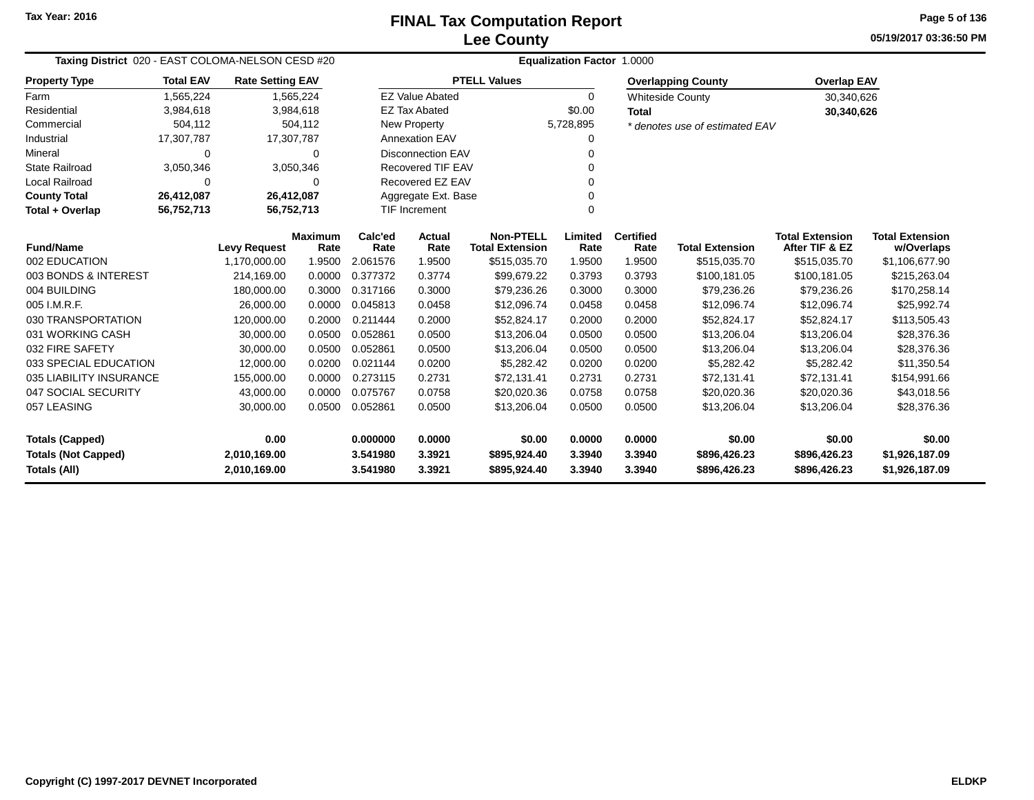Tax Year: 2016

# FINAL Tax Computation Report
## Lee County

05/19/2017 03:36:50 PM

**Taxing District** 020 - EAST COLOMA-NELSON CESD #20 **Equalization Factor** 1.0000

| Property Type | Total EAV | Rate Setting EAV |
|---|---|---|
| Farm | 1,565,224 | 1,565,224 |
| Residential | 3,984,618 | 3,984,618 |
| Commercial | 504,112 | 504,112 |
| Industrial | 17,307,787 | 17,307,787 |
| Mineral | 0 | 0 |
| State Railroad | 3,050,346 | 3,050,346 |
| Local Railroad | 0 | 0 |
| **County Total** | **26,412,087** | **26,412,087** |
| **Total + Overlap** | **56,752,713** | **56,752,713** |

| PTELL Values | |
|---|---|
| EZ Value Abated | 0 |
| EZ Tax Abated | $0.00 |
| New Property | 5,728,895 |
| Annexation EAV | 0 |
| Disconnection EAV | 0 |
| Recovered TIF EAV | 0 |
| Recovered EZ EAV | 0 |
| Aggregate Ext. Base | 0 |
| TIF Increment | 0 |

| Overlapping County | Overlap EAV |
|---|---|
| Whiteside County | 30,340,626 |
| **Total** | **30,340,626** |

*\* denotes use of estimated EAV*

| Fund/Name | Levy Request | Maximum Rate | Calc'ed Rate | Actual Rate | Non-PTELL Total Extension | Limited Rate | Certified Rate | Total Extension | Total Extension After TIF & EZ | Total Extension w/Overlaps |
|---|---|---|---|---|---|---|---|---|---|---|
| 002 EDUCATION | 1,170,000.00 | 1.9500 | 2.061576 | 1.9500 | $515,035.70 | 1.9500 | 1.9500 | $515,035.70 | $515,035.70 | $1,106,677.90 |
| 003 BONDS & INTEREST | 214,169.00 | 0.0000 | 0.377372 | 0.3774 | $99,679.22 | 0.3793 | 0.3793 | $100,181.05 | $100,181.05 | $215,263.04 |
| 004 BUILDING | 180,000.00 | 0.3000 | 0.317166 | 0.3000 | $79,236.26 | 0.3000 | 0.3000 | $79,236.26 | $79,236.26 | $170,258.14 |
| 005 I.M.R.F. | 26,000.00 | 0.0000 | 0.045813 | 0.0458 | $12,096.74 | 0.0458 | 0.0458 | $12,096.74 | $12,096.74 | $25,992.74 |
| 030 TRANSPORTATION | 120,000.00 | 0.2000 | 0.211444 | 0.2000 | $52,824.17 | 0.2000 | 0.2000 | $52,824.17 | $52,824.17 | $113,505.43 |
| 031 WORKING CASH | 30,000.00 | 0.0500 | 0.052861 | 0.0500 | $13,206.04 | 0.0500 | 0.0500 | $13,206.04 | $13,206.04 | $28,376.36 |
| 032 FIRE SAFETY | 30,000.00 | 0.0500 | 0.052861 | 0.0500 | $13,206.04 | 0.0500 | 0.0500 | $13,206.04 | $13,206.04 | $28,376.36 |
| 033 SPECIAL EDUCATION | 12,000.00 | 0.0200 | 0.021144 | 0.0200 | $5,282.42 | 0.0200 | 0.0200 | $5,282.42 | $5,282.42 | $11,350.54 |
| 035 LIABILITY INSURANCE | 155,000.00 | 0.0000 | 0.273115 | 0.2731 | $72,131.41 | 0.2731 | 0.2731 | $72,131.41 | $72,131.41 | $154,991.66 |
| 047 SOCIAL SECURITY | 43,000.00 | 0.0000 | 0.075767 | 0.0758 | $20,020.36 | 0.0758 | 0.0758 | $20,020.36 | $20,020.36 | $43,018.56 |
| 057 LEASING | 30,000.00 | 0.0500 | 0.052861 | 0.0500 | $13,206.04 | 0.0500 | 0.0500 | $13,206.04 | $13,206.04 | $28,376.36 |
| **Totals (Capped)** | **0.00** | | **0.000000** | **0.0000** | **$0.00** | **0.0000** | **0.0000** | **$0.00** | **$0.00** | **$0.00** |
| **Totals (Not Capped)** | **2,010,169.00** | | **3.541980** | **3.3921** | **$895,924.40** | **3.3940** | **3.3940** | **$896,426.23** | **$896,426.23** | **$1,926,187.09** |
| **Totals (All)** | **2,010,169.00** | | **3.541980** | **3.3921** | **$895,924.40** | **3.3940** | **3.3940** | **$896,426.23** | **$896,426.23** | **$1,926,187.09** |

Copyright (C) 1997-2017 DEVNET Incorporated ELDKP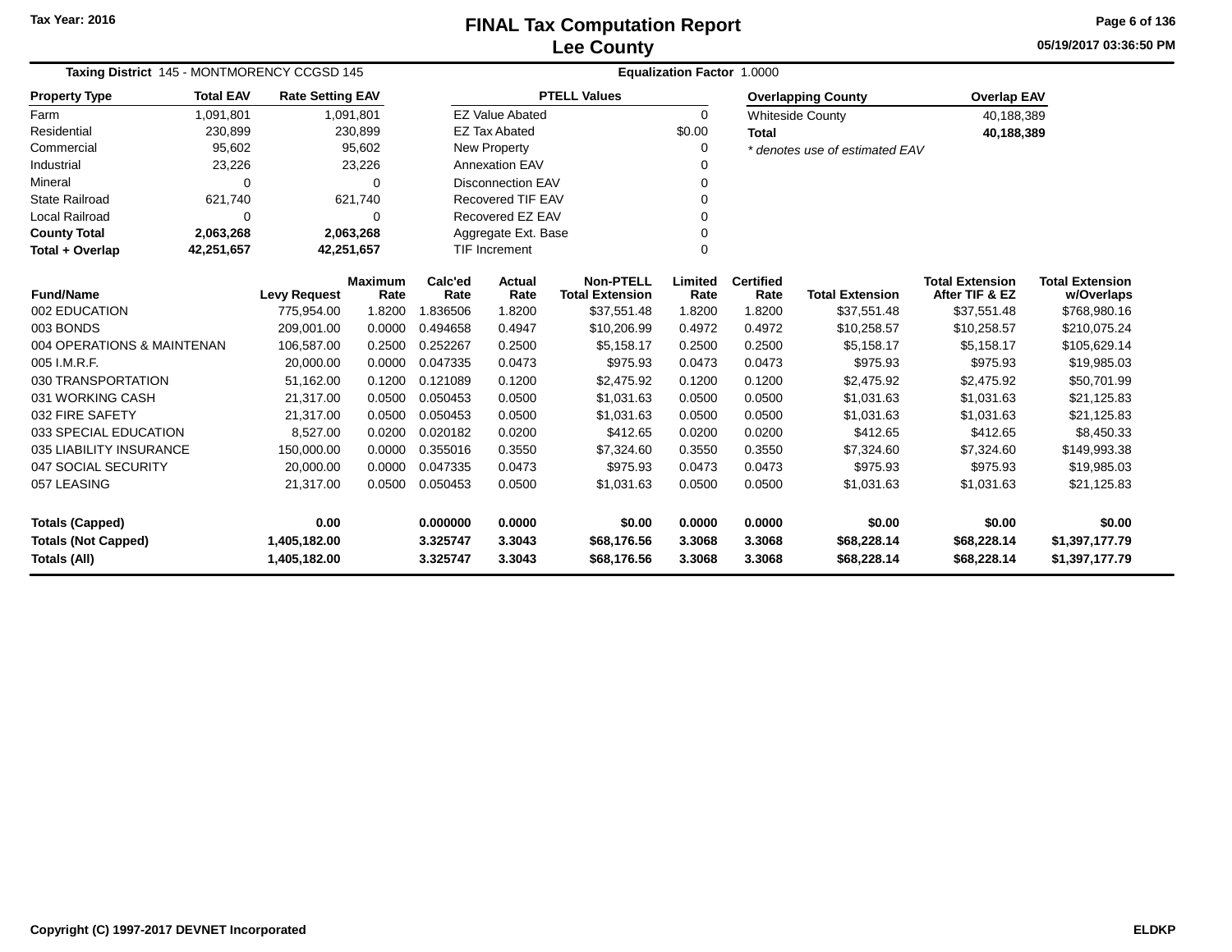Tax Year: 2016

# FINAL Tax Computation Report
## Lee County

05/19/2017 03:36:50 PM

**Taxing District** 145 - MONTMORENCY CCGSD 145 **Equalization Factor** 1.0000

| Property Type | Total EAV | Rate Setting EAV |
|---|---|---|
| Farm | 1,091,801 | 1,091,801 |
| Residential | 230,899 | 230,899 |
| Commercial | 95,602 | 95,602 |
| Industrial | 23,226 | 23,226 |
| Mineral | 0 | 0 |
| State Railroad | 621,740 | 621,740 |
| Local Railroad | 0 | 0 |
| **County Total** | **2,063,268** | **2,063,268** |
| **Total + Overlap** | **42,251,657** | **42,251,657** |

| PTELL Values | |
|---|---|
| EZ Value Abated | 0 |
| EZ Tax Abated | $0.00 |
| New Property | 0 |
| Annexation EAV | 0 |
| Disconnection EAV | 0 |
| Recovered TIF EAV | 0 |
| Recovered EZ EAV | 0 |
| Aggregate Ext. Base | 0 |
| TIF Increment | 0 |

| Overlapping County | Overlap EAV |
|---|---|
| Whiteside County | 40,188,389 |
| **Total** | **40,188,389** |

*\* denotes use of estimated EAV*

| Fund/Name | Levy Request | Maximum Rate | Calc'ed Rate | Actual Rate | Non-PTELL Total Extension | Limited Rate | Certified Rate | Total Extension | Total Extension After TIF & EZ | Total Extension w/Overlaps |
|---|---|---|---|---|---|---|---|---|---|---|
| 002 EDUCATION | 775,954.00 | 1.8200 | 1.836506 | 1.8200 | $37,551.48 | 1.8200 | 1.8200 | $37,551.48 | $37,551.48 | $768,980.16 |
| 003 BONDS | 209,001.00 | 0.0000 | 0.494658 | 0.4947 | $10,206.99 | 0.4972 | 0.4972 | $10,258.57 | $10,258.57 | $210,075.24 |
| 004 OPERATIONS & MAINTENAN | 106,587.00 | 0.2500 | 0.252267 | 0.2500 | $5,158.17 | 0.2500 | 0.2500 | $5,158.17 | $5,158.17 | $105,629.14 |
| 005 I.M.R.F. | 20,000.00 | 0.0000 | 0.047335 | 0.0473 | $975.93 | 0.0473 | 0.0473 | $975.93 | $975.93 | $19,985.03 |
| 030 TRANSPORTATION | 51,162.00 | 0.1200 | 0.121089 | 0.1200 | $2,475.92 | 0.1200 | 0.1200 | $2,475.92 | $2,475.92 | $50,701.99 |
| 031 WORKING CASH | 21,317.00 | 0.0500 | 0.050453 | 0.0500 | $1,031.63 | 0.0500 | 0.0500 | $1,031.63 | $1,031.63 | $21,125.83 |
| 032 FIRE SAFETY | 21,317.00 | 0.0500 | 0.050453 | 0.0500 | $1,031.63 | 0.0500 | 0.0500 | $1,031.63 | $1,031.63 | $21,125.83 |
| 033 SPECIAL EDUCATION | 8,527.00 | 0.0200 | 0.020182 | 0.0200 | $412.65 | 0.0200 | 0.0200 | $412.65 | $412.65 | $8,450.33 |
| 035 LIABILITY INSURANCE | 150,000.00 | 0.0000 | 0.355016 | 0.3550 | $7,324.60 | 0.3550 | 0.3550 | $7,324.60 | $7,324.60 | $149,993.38 |
| 047 SOCIAL SECURITY | 20,000.00 | 0.0000 | 0.047335 | 0.0473 | $975.93 | 0.0473 | 0.0473 | $975.93 | $975.93 | $19,985.03 |
| 057 LEASING | 21,317.00 | 0.0500 | 0.050453 | 0.0500 | $1,031.63 | 0.0500 | 0.0500 | $1,031.63 | $1,031.63 | $21,125.83 |
| **Totals (Capped)** | **0.00** | | **0.000000** | **0.0000** | **$0.00** | **0.0000** | **0.0000** | **$0.00** | **$0.00** | **$0.00** |
| **Totals (Not Capped)** | **1,405,182.00** | | **3.325747** | **3.3043** | **$68,176.56** | **3.3068** | **3.3068** | **$68,228.14** | **$68,228.14** | **$1,397,177.79** |
| **Totals (All)** | **1,405,182.00** | | **3.325747** | **3.3043** | **$68,176.56** | **3.3068** | **3.3068** | **$68,228.14** | **$68,228.14** | **$1,397,177.79** |

Copyright (C) 1997-2017 DEVNET Incorporated ELDKP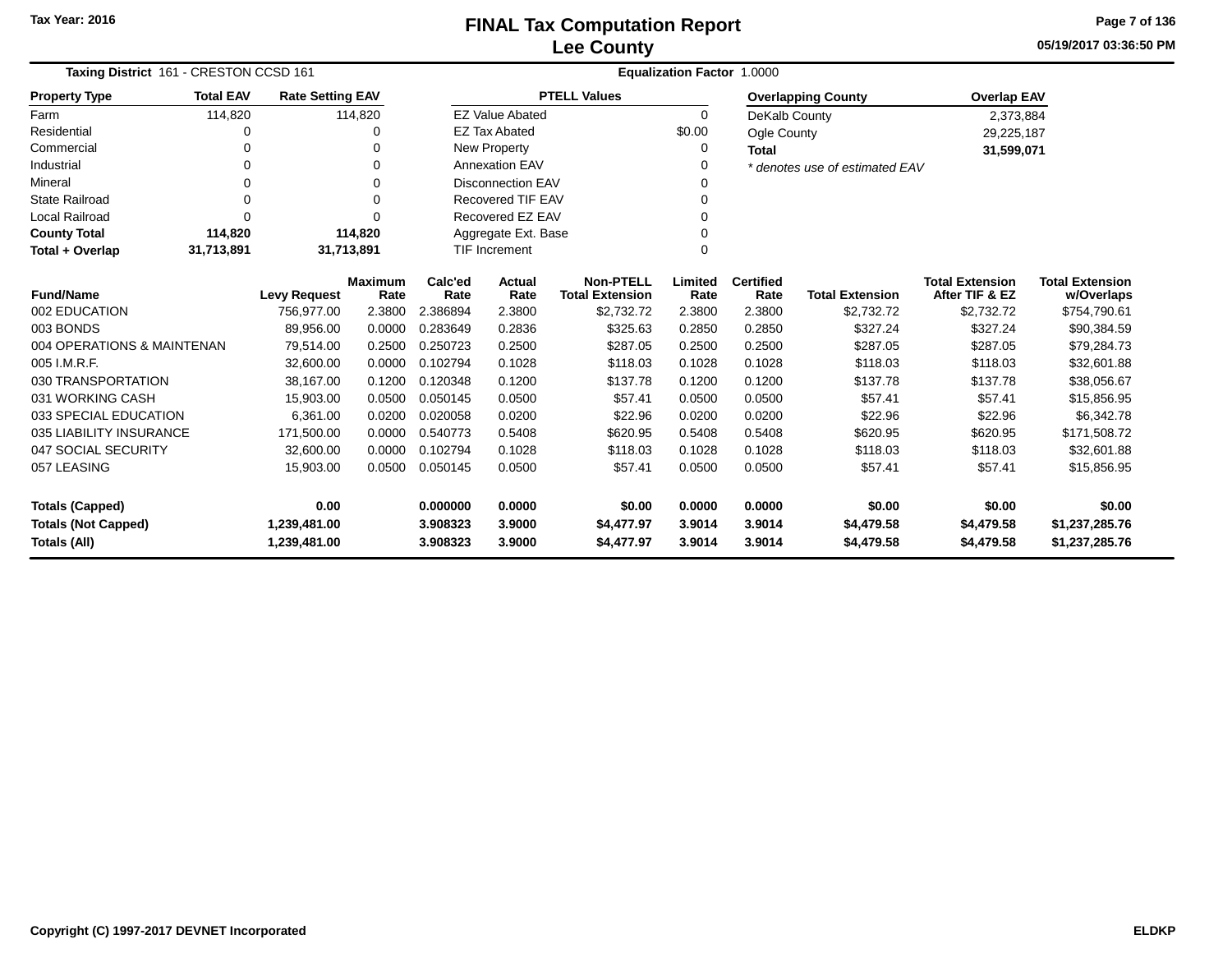Tax Year: 2016

# FINAL Tax Computation Report
## Lee County

05/19/2017 03:36:50 PM

**Taxing District** 161 - CRESTON CCSD 161 **Equalization Factor** 1.0000

| Property Type | Total EAV | Rate Setting EAV |
|---|---|---|
| Farm | 114,820 | 114,820 |
| Residential | 0 | 0 |
| Commercial | 0 | 0 |
| Industrial | 0 | 0 |
| Mineral | 0 | 0 |
| State Railroad | 0 | 0 |
| Local Railroad | 0 | 0 |
| **County Total** | **114,820** | **114,820** |
| **Total + Overlap** | **31,713,891** | **31,713,891** |

| PTELL Values | |
|---|---|
| EZ Value Abated | 0 |
| EZ Tax Abated | $0.00 |
| New Property | 0 |
| Annexation EAV | 0 |
| Disconnection EAV | 0 |
| Recovered TIF EAV | 0 |
| Recovered EZ EAV | 0 |
| Aggregate Ext. Base | 0 |
| TIF Increment | 0 |

| Overlapping County | Overlap EAV |
|---|---|
| DeKalb County | 2,373,884 |
| Ogle County | 29,225,187 |
| **Total** | **31,599,071** |

*\* denotes use of estimated EAV*

| Fund/Name | Levy Request | Maximum Rate | Calc'ed Rate | Actual Rate | Non-PTELL Total Extension | Limited Rate | Certified Rate | Total Extension | Total Extension After TIF & EZ | Total Extension w/Overlaps |
|---|---|---|---|---|---|---|---|---|---|---|
| 002 EDUCATION | 756,977.00 | 2.3800 | 2.386894 | 2.3800 | $2,732.72 | 2.3800 | 2.3800 | $2,732.72 | $2,732.72 | $754,790.61 |
| 003 BONDS | 89,956.00 | 0.0000 | 0.283649 | 0.2836 | $325.63 | 0.2850 | 0.2850 | $327.24 | $327.24 | $90,384.59 |
| 004 OPERATIONS & MAINTENAN | 79,514.00 | 0.2500 | 0.250723 | 0.2500 | $287.05 | 0.2500 | 0.2500 | $287.05 | $287.05 | $79,284.73 |
| 005 I.M.R.F. | 32,600.00 | 0.0000 | 0.102794 | 0.1028 | $118.03 | 0.1028 | 0.1028 | $118.03 | $118.03 | $32,601.88 |
| 030 TRANSPORTATION | 38,167.00 | 0.1200 | 0.120348 | 0.1200 | $137.78 | 0.1200 | 0.1200 | $137.78 | $137.78 | $38,056.67 |
| 031 WORKING CASH | 15,903.00 | 0.0500 | 0.050145 | 0.0500 | $57.41 | 0.0500 | 0.0500 | $57.41 | $57.41 | $15,856.95 |
| 033 SPECIAL EDUCATION | 6,361.00 | 0.0200 | 0.020058 | 0.0200 | $22.96 | 0.0200 | 0.0200 | $22.96 | $22.96 | $6,342.78 |
| 035 LIABILITY INSURANCE | 171,500.00 | 0.0000 | 0.540773 | 0.5408 | $620.95 | 0.5408 | 0.5408 | $620.95 | $620.95 | $171,508.72 |
| 047 SOCIAL SECURITY | 32,600.00 | 0.0000 | 0.102794 | 0.1028 | $118.03 | 0.1028 | 0.1028 | $118.03 | $118.03 | $32,601.88 |
| 057 LEASING | 15,903.00 | 0.0500 | 0.050145 | 0.0500 | $57.41 | 0.0500 | 0.0500 | $57.41 | $57.41 | $15,856.95 |
| **Totals (Capped)** | **0.00** | | **0.000000** | **0.0000** | **$0.00** | **0.0000** | **0.0000** | **$0.00** | **$0.00** | **$0.00** |
| **Totals (Not Capped)** | **1,239,481.00** | | **3.908323** | **3.9000** | **$4,477.97** | **3.9014** | **3.9014** | **$4,479.58** | **$4,479.58** | **$1,237,285.76** |
| **Totals (All)** | **1,239,481.00** | | **3.908323** | **3.9000** | **$4,477.97** | **3.9014** | **3.9014** | **$4,479.58** | **$4,479.58** | **$1,237,285.76** |

Copyright (C) 1997-2017 DEVNET Incorporated ELDKP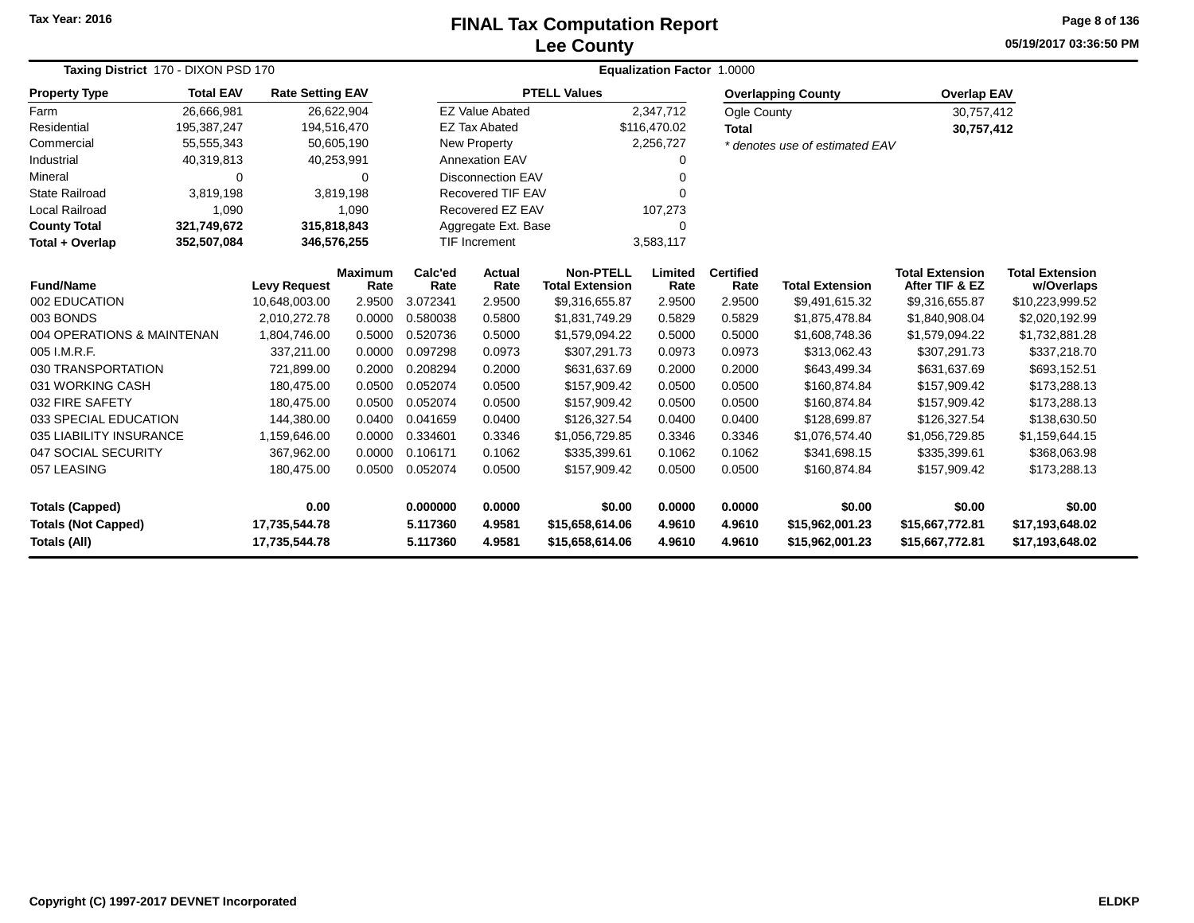Tax Year: 2016

# FINAL Tax Computation Report
## Lee County

05/19/2017 03:36:50 PM

**Taxing District** 170 - DIXON PSD 170 **Equalization Factor** 1.0000

| Property Type | Total EAV | Rate Setting EAV |
|---|---|---|
| Farm | 26,666,981 | 26,622,904 |
| Residential | 195,387,247 | 194,516,470 |
| Commercial | 55,555,343 | 50,605,190 |
| Industrial | 40,319,813 | 40,253,991 |
| Mineral | 0 | 0 |
| State Railroad | 3,819,198 | 3,819,198 |
| Local Railroad | 1,090 | 1,090 |
| **County Total** | **321,749,672** | **315,818,843** |
| **Total + Overlap** | **352,507,084** | **346,576,255** |

| PTELL Values | |
|---|---|
| EZ Value Abated | 2,347,712 |
| EZ Tax Abated | $116,470.02 |
| New Property | 2,256,727 |
| Annexation EAV | 0 |
| Disconnection EAV | 0 |
| Recovered TIF EAV | 0 |
| Recovered EZ EAV | 107,273 |
| Aggregate Ext. Base | 0 |
| TIF Increment | 3,583,117 |

| Overlapping County | Overlap EAV |
|---|---|
| Ogle County | 30,757,412 |
| **Total** | **30,757,412** |

*\* denotes use of estimated EAV*

| Fund/Name | Levy Request | Maximum Rate | Calc'ed Rate | Actual Rate | Non-PTELL Total Extension | Limited Rate | Certified Rate | Total Extension | Total Extension After TIF & EZ | Total Extension w/Overlaps |
|---|---|---|---|---|---|---|---|---|---|---|
| 002 EDUCATION | 10,648,003.00 | 2.9500 | 3.072341 | 2.9500 | $9,316,655.87 | 2.9500 | 2.9500 | $9,491,615.32 | $9,316,655.87 | $10,223,999.52 |
| 003 BONDS | 2,010,272.78 | 0.0000 | 0.580038 | 0.5800 | $1,831,749.29 | 0.5829 | 0.5829 | $1,875,478.84 | $1,840,908.04 | $2,020,192.99 |
| 004 OPERATIONS & MAINTENAN | 1,804,746.00 | 0.5000 | 0.520736 | 0.5000 | $1,579,094.22 | 0.5000 | 0.5000 | $1,608,748.36 | $1,579,094.22 | $1,732,881.28 |
| 005 I.M.R.F. | 337,211.00 | 0.0000 | 0.097298 | 0.0973 | $307,291.73 | 0.0973 | 0.0973 | $313,062.43 | $307,291.73 | $337,218.70 |
| 030 TRANSPORTATION | 721,899.00 | 0.2000 | 0.208294 | 0.2000 | $631,637.69 | 0.2000 | 0.2000 | $643,499.34 | $631,637.69 | $693,152.51 |
| 031 WORKING CASH | 180,475.00 | 0.0500 | 0.052074 | 0.0500 | $157,909.42 | 0.0500 | 0.0500 | $160,874.84 | $157,909.42 | $173,288.13 |
| 032 FIRE SAFETY | 180,475.00 | 0.0500 | 0.052074 | 0.0500 | $157,909.42 | 0.0500 | 0.0500 | $160,874.84 | $157,909.42 | $173,288.13 |
| 033 SPECIAL EDUCATION | 144,380.00 | 0.0400 | 0.041659 | 0.0400 | $126,327.54 | 0.0400 | 0.0400 | $128,699.87 | $126,327.54 | $138,630.50 |
| 035 LIABILITY INSURANCE | 1,159,646.00 | 0.0000 | 0.334601 | 0.3346 | $1,056,729.85 | 0.3346 | 0.3346 | $1,076,574.40 | $1,056,729.85 | $1,159,644.15 |
| 047 SOCIAL SECURITY | 367,962.00 | 0.0000 | 0.106171 | 0.1062 | $335,399.61 | 0.1062 | 0.1062 | $341,698.15 | $335,399.61 | $368,063.98 |
| 057 LEASING | 180,475.00 | 0.0500 | 0.052074 | 0.0500 | $157,909.42 | 0.0500 | 0.0500 | $160,874.84 | $157,909.42 | $173,288.13 |
| **Totals (Capped)** | **0.00** | | **0.000000** | **0.0000** | **$0.00** | **0.0000** | **0.0000** | **$0.00** | **$0.00** | **$0.00** |
| **Totals (Not Capped)** | **17,735,544.78** | | **5.117360** | **4.9581** | **$15,658,614.06** | **4.9610** | **4.9610** | **$15,962,001.23** | **$15,667,772.81** | **$17,193,648.02** |
| **Totals (All)** | **17,735,544.78** | | **5.117360** | **4.9581** | **$15,658,614.06** | **4.9610** | **4.9610** | **$15,962,001.23** | **$15,667,772.81** | **$17,193,648.02** |

Copyright (C) 1997-2017 DEVNET Incorporated ELDKP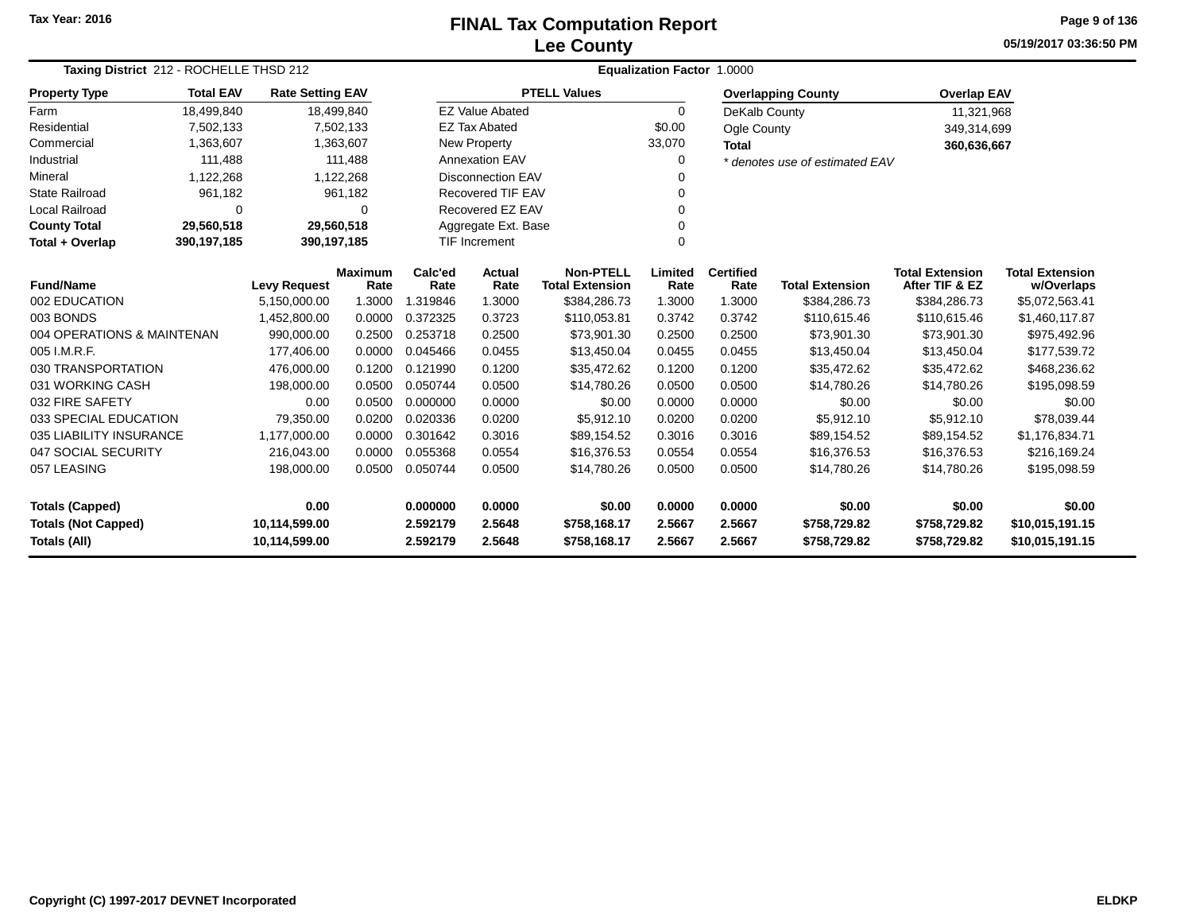Tax Year: 2016

# FINAL Tax Computation Report
## Lee County

05/19/2017 03:36:50 PM

**Taxing District** 212 - ROCHELLE THSD 212 **Equalization Factor** 1.0000

| Property Type | Total EAV | Rate Setting EAV |
|---|---|---|
| Farm | 18,499,840 | 18,499,840 |
| Residential | 7,502,133 | 7,502,133 |
| Commercial | 1,363,607 | 1,363,607 |
| Industrial | 111,488 | 111,488 |
| Mineral | 1,122,268 | 1,122,268 |
| State Railroad | 961,182 | 961,182 |
| Local Railroad | 0 | 0 |
| **County Total** | **29,560,518** | **29,560,518** |
| **Total + Overlap** | **390,197,185** | **390,197,185** |

| PTELL Values | |
|---|---|
| EZ Value Abated | 0 |
| EZ Tax Abated | $0.00 |
| New Property | 33,070 |
| Annexation EAV | 0 |
| Disconnection EAV | 0 |
| Recovered TIF EAV | 0 |
| Recovered EZ EAV | 0 |
| Aggregate Ext. Base | 0 |
| TIF Increment | 0 |

| Overlapping County | Overlap EAV |
|---|---|
| DeKalb County | 11,321,968 |
| Ogle County | 349,314,699 |
| **Total** | **360,636,667** |

*\* denotes use of estimated EAV*

| Fund/Name | Levy Request | Maximum Rate | Calc'ed Rate | Actual Rate | Non-PTELL Total Extension | Limited Rate | Certified Rate | Total Extension | Total Extension After TIF & EZ | Total Extension w/Overlaps |
|---|---|---|---|---|---|---|---|---|---|---|
| 002 EDUCATION | 5,150,000.00 | 1.3000 | 1.319846 | 1.3000 | $384,286.73 | 1.3000 | 1.3000 | $384,286.73 | $384,286.73 | $5,072,563.41 |
| 003 BONDS | 1,452,800.00 | 0.0000 | 0.372325 | 0.3723 | $110,053.81 | 0.3742 | 0.3742 | $110,615.46 | $110,615.46 | $1,460,117.87 |
| 004 OPERATIONS & MAINTENAN | 990,000.00 | 0.2500 | 0.253718 | 0.2500 | $73,901.30 | 0.2500 | 0.2500 | $73,901.30 | $73,901.30 | $975,492.96 |
| 005 I.M.R.F. | 177,406.00 | 0.0000 | 0.045466 | 0.0455 | $13,450.04 | 0.0455 | 0.0455 | $13,450.04 | $13,450.04 | $177,539.72 |
| 030 TRANSPORTATION | 476,000.00 | 0.1200 | 0.121990 | 0.1200 | $35,472.62 | 0.1200 | 0.1200 | $35,472.62 | $35,472.62 | $468,236.62 |
| 031 WORKING CASH | 198,000.00 | 0.0500 | 0.050744 | 0.0500 | $14,780.26 | 0.0500 | 0.0500 | $14,780.26 | $14,780.26 | $195,098.59 |
| 032 FIRE SAFETY | 0.00 | 0.0500 | 0.000000 | 0.0000 | $0.00 | 0.0000 | 0.0000 | $0.00 | $0.00 | $0.00 |
| 033 SPECIAL EDUCATION | 79,350.00 | 0.0200 | 0.020336 | 0.0200 | $5,912.10 | 0.0200 | 0.0200 | $5,912.10 | $5,912.10 | $78,039.44 |
| 035 LIABILITY INSURANCE | 1,177,000.00 | 0.0000 | 0.301642 | 0.3016 | $89,154.52 | 0.3016 | 0.3016 | $89,154.52 | $89,154.52 | $1,176,834.71 |
| 047 SOCIAL SECURITY | 216,043.00 | 0.0000 | 0.055368 | 0.0554 | $16,376.53 | 0.0554 | 0.0554 | $16,376.53 | $16,376.53 | $216,169.24 |
| 057 LEASING | 198,000.00 | 0.0500 | 0.050744 | 0.0500 | $14,780.26 | 0.0500 | 0.0500 | $14,780.26 | $14,780.26 | $195,098.59 |
| **Totals (Capped)** | **0.00** | | **0.000000** | **0.0000** | **$0.00** | **0.0000** | **0.0000** | **$0.00** | **$0.00** | **$0.00** |
| **Totals (Not Capped)** | **10,114,599.00** | | **2.592179** | **2.5648** | **$758,168.17** | **2.5667** | **2.5667** | **$758,729.82** | **$758,729.82** | **$10,015,191.15** |
| **Totals (All)** | **10,114,599.00** | | **2.592179** | **2.5648** | **$758,168.17** | **2.5667** | **2.5667** | **$758,729.82** | **$758,729.82** | **$10,015,191.15** |

Copyright (C) 1997-2017 DEVNET Incorporated ELDKP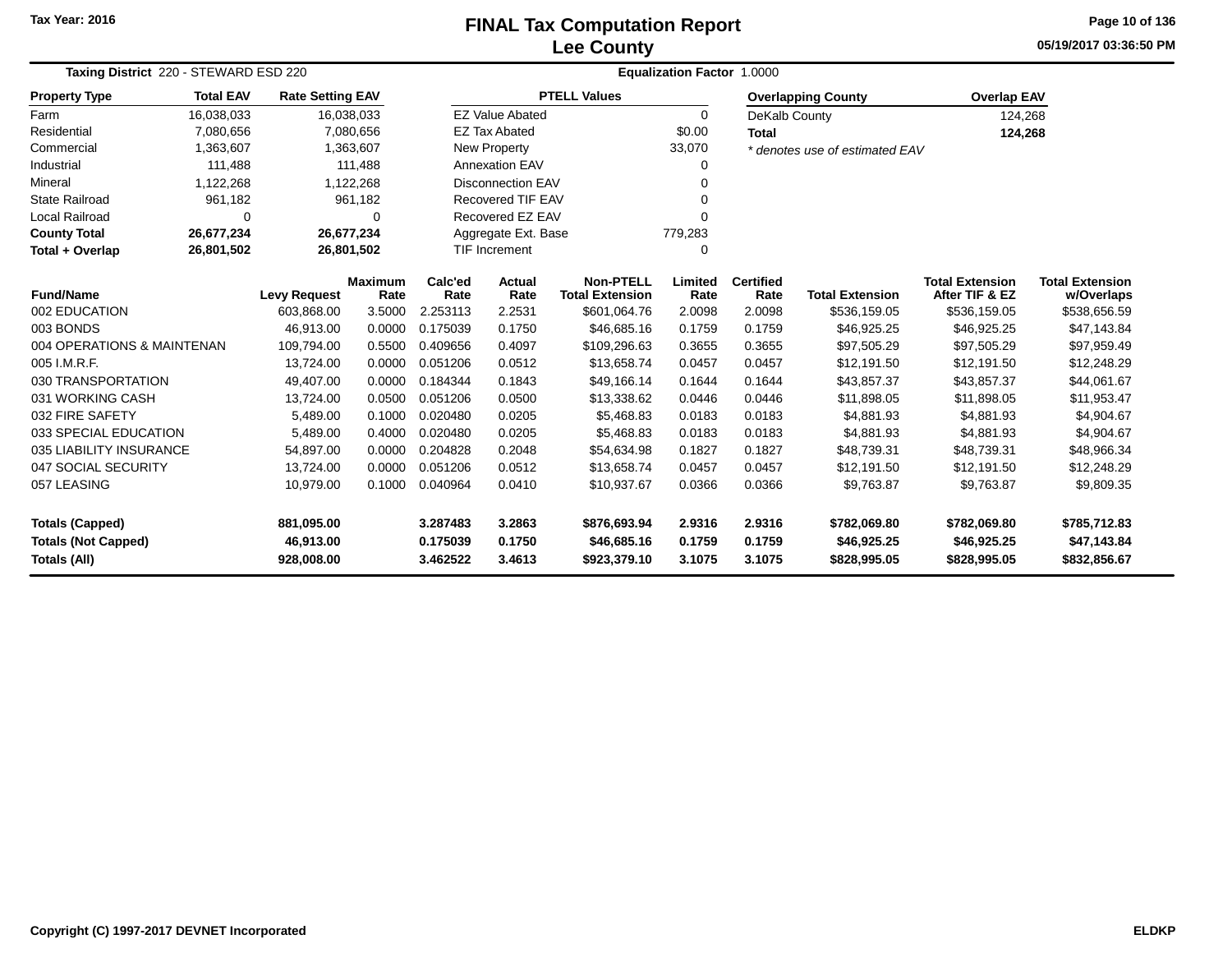Tax Year: 2016

# FINAL Tax Computation Report
## Lee County

05/19/2017 03:36:50 PM

**Taxing District** 220 - STEWARD ESD 220 **Equalization Factor** 1.0000

| Property Type | Total EAV | Rate Setting EAV |
|---|---|---|
| Farm | 16,038,033 | 16,038,033 |
| Residential | 7,080,656 | 7,080,656 |
| Commercial | 1,363,607 | 1,363,607 |
| Industrial | 111,488 | 111,488 |
| Mineral | 1,122,268 | 1,122,268 |
| State Railroad | 961,182 | 961,182 |
| Local Railroad | 0 | 0 |
| **County Total** | **26,677,234** | **26,677,234** |
| **Total + Overlap** | **26,801,502** | **26,801,502** |

| PTELL Values | |
|---|---|
| EZ Value Abated | 0 |
| EZ Tax Abated | $0.00 |
| New Property | 33,070 |
| Annexation EAV | 0 |
| Disconnection EAV | 0 |
| Recovered TIF EAV | 0 |
| Recovered EZ EAV | 0 |
| Aggregate Ext. Base | 779,283 |
| TIF Increment | 0 |

| Overlapping County | Overlap EAV |
|---|---|
| DeKalb County | 124,268 |
| **Total** | **124,268** |

*\* denotes use of estimated EAV*

| Fund/Name | Levy Request | Maximum Rate | Calc'ed Rate | Actual Rate | Non-PTELL Total Extension | Limited Rate | Certified Rate | Total Extension | Total Extension After TIF & EZ | Total Extension w/Overlaps |
|---|---|---|---|---|---|---|---|---|---|---|
| 002 EDUCATION | 603,868.00 | 3.5000 | 2.253113 | 2.2531 | $601,064.76 | 2.0098 | 2.0098 | $536,159.05 | $536,159.05 | $538,656.59 |
| 003 BONDS | 46,913.00 | 0.0000 | 0.175039 | 0.1750 | $46,685.16 | 0.1759 | 0.1759 | $46,925.25 | $46,925.25 | $47,143.84 |
| 004 OPERATIONS & MAINTENAN | 109,794.00 | 0.5500 | 0.409656 | 0.4097 | $109,296.63 | 0.3655 | 0.3655 | $97,505.29 | $97,505.29 | $97,959.49 |
| 005 I.M.R.F. | 13,724.00 | 0.0000 | 0.051206 | 0.0512 | $13,658.74 | 0.0457 | 0.0457 | $12,191.50 | $12,191.50 | $12,248.29 |
| 030 TRANSPORTATION | 49,407.00 | 0.0000 | 0.184344 | 0.1843 | $49,166.14 | 0.1644 | 0.1644 | $43,857.37 | $43,857.37 | $44,061.67 |
| 031 WORKING CASH | 13,724.00 | 0.0500 | 0.051206 | 0.0500 | $13,338.62 | 0.0446 | 0.0446 | $11,898.05 | $11,898.05 | $11,953.47 |
| 032 FIRE SAFETY | 5,489.00 | 0.1000 | 0.020480 | 0.0205 | $5,468.83 | 0.0183 | 0.0183 | $4,881.93 | $4,881.93 | $4,904.67 |
| 033 SPECIAL EDUCATION | 5,489.00 | 0.4000 | 0.020480 | 0.0205 | $5,468.83 | 0.0183 | 0.0183 | $4,881.93 | $4,881.93 | $4,904.67 |
| 035 LIABILITY INSURANCE | 54,897.00 | 0.0000 | 0.204828 | 0.2048 | $54,634.98 | 0.1827 | 0.1827 | $48,739.31 | $48,739.31 | $48,966.34 |
| 047 SOCIAL SECURITY | 13,724.00 | 0.0000 | 0.051206 | 0.0512 | $13,658.74 | 0.0457 | 0.0457 | $12,191.50 | $12,191.50 | $12,248.29 |
| 057 LEASING | 10,979.00 | 0.1000 | 0.040964 | 0.0410 | $10,937.67 | 0.0366 | 0.0366 | $9,763.87 | $9,763.87 | $9,809.35 |
| **Totals (Capped)** | **881,095.00** | | **3.287483** | **3.2863** | **$876,693.94** | **2.9316** | **2.9316** | **$782,069.80** | **$782,069.80** | **$785,712.83** |
| **Totals (Not Capped)** | **46,913.00** | | **0.175039** | **0.1750** | **$46,685.16** | **0.1759** | **0.1759** | **$46,925.25** | **$46,925.25** | **$47,143.84** |
| **Totals (All)** | **928,008.00** | | **3.462522** | **3.4613** | **$923,379.10** | **3.1075** | **3.1075** | **$828,995.05** | **$828,995.05** | **$832,856.67** |

Copyright (C) 1997-2017 DEVNET Incorporated ELDKP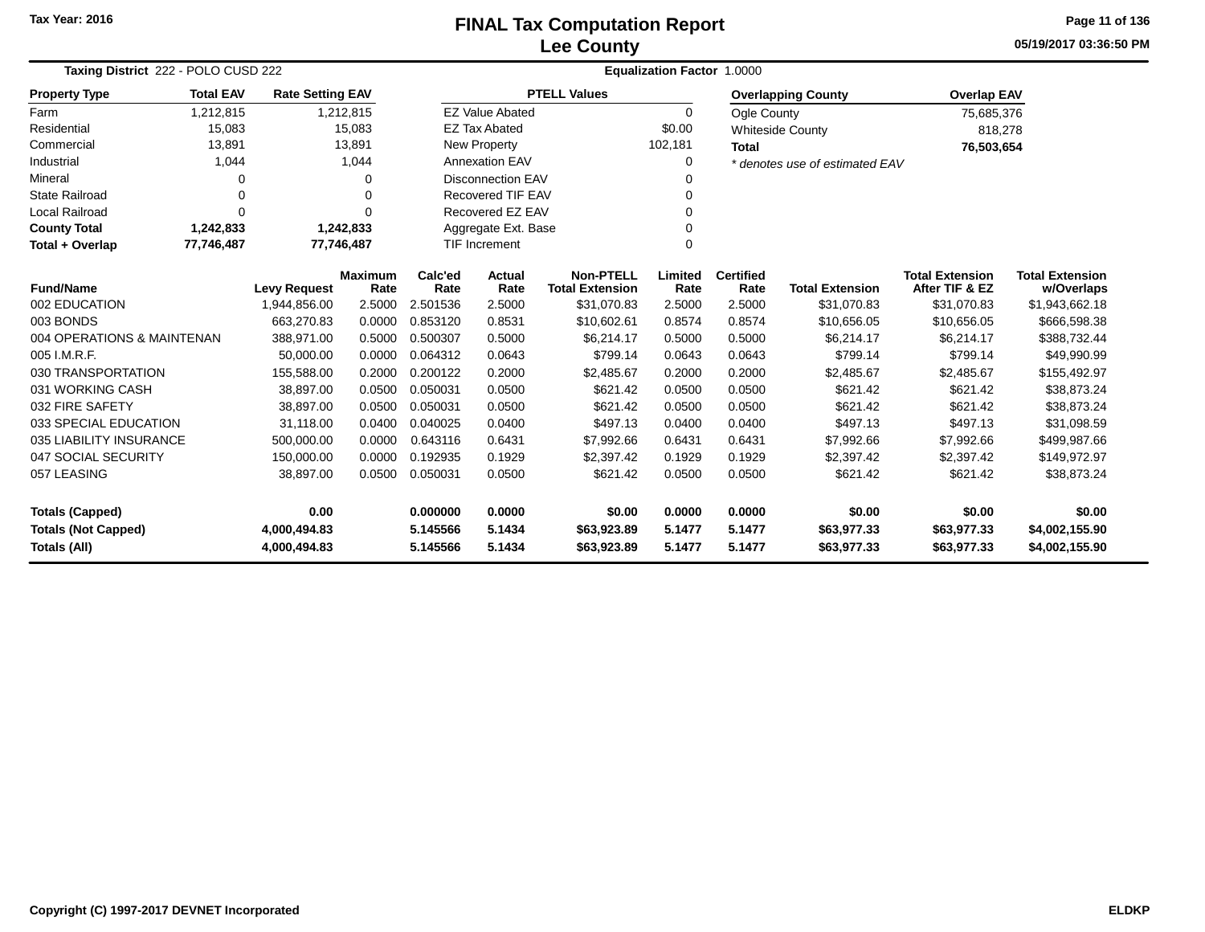# FINAL Tax Computation Report
## Lee County

Tax Year: 2016

05/19/2017 03:36:50 PM

**Taxing District** 222 - POLO CUSD 222 **Equalization Factor** 1.0000

| Property Type | Total EAV | Rate Setting EAV |
|---|---|---|
| Farm | 1,212,815 | 1,212,815 |
| Residential | 15,083 | 15,083 |
| Commercial | 13,891 | 13,891 |
| Industrial | 1,044 | 1,044 |
| Mineral | 0 | 0 |
| State Railroad | 0 | 0 |
| Local Railroad | 0 | 0 |
| **County Total** | **1,242,833** | **1,242,833** |
| **Total + Overlap** | **77,746,487** | **77,746,487** |

| PTELL Values | |
|---|---|
| EZ Value Abated | 0 |
| EZ Tax Abated | $0.00 |
| New Property | 102,181 |
| Annexation EAV | 0 |
| Disconnection EAV | 0 |
| Recovered TIF EAV | 0 |
| Recovered EZ EAV | 0 |
| Aggregate Ext. Base | 0 |
| TIF Increment | 0 |

| Overlapping County | Overlap EAV |
|---|---|
| Ogle County | 75,685,376 |
| Whiteside County | 818,278 |
| **Total** | **76,503,654** |

*\* denotes use of estimated EAV*

| Fund/Name | Levy Request | Maximum Rate | Calc'ed Rate | Actual Rate | Non-PTELL Total Extension | Limited Rate | Certified Rate | Total Extension | Total Extension After TIF & EZ | Total Extension w/Overlaps |
|---|---|---|---|---|---|---|---|---|---|---|
| 002 EDUCATION | 1,944,856.00 | 2.5000 | 2.501536 | 2.5000 | $31,070.83 | 2.5000 | 2.5000 | $31,070.83 | $31,070.83 | $1,943,662.18 |
| 003 BONDS | 663,270.83 | 0.0000 | 0.853120 | 0.8531 | $10,602.61 | 0.8574 | 0.8574 | $10,656.05 | $10,656.05 | $666,598.38 |
| 004 OPERATIONS & MAINTENAN | 388,971.00 | 0.5000 | 0.500307 | 0.5000 | $6,214.17 | 0.5000 | 0.5000 | $6,214.17 | $6,214.17 | $388,732.44 |
| 005 I.M.R.F. | 50,000.00 | 0.0000 | 0.064312 | 0.0643 | $799.14 | 0.0643 | 0.0643 | $799.14 | $799.14 | $49,990.99 |
| 030 TRANSPORTATION | 155,588.00 | 0.2000 | 0.200122 | 0.2000 | $2,485.67 | 0.2000 | 0.2000 | $2,485.67 | $2,485.67 | $155,492.97 |
| 031 WORKING CASH | 38,897.00 | 0.0500 | 0.050031 | 0.0500 | $621.42 | 0.0500 | 0.0500 | $621.42 | $621.42 | $38,873.24 |
| 032 FIRE SAFETY | 38,897.00 | 0.0500 | 0.050031 | 0.0500 | $621.42 | 0.0500 | 0.0500 | $621.42 | $621.42 | $38,873.24 |
| 033 SPECIAL EDUCATION | 31,118.00 | 0.0400 | 0.040025 | 0.0400 | $497.13 | 0.0400 | 0.0400 | $497.13 | $497.13 | $31,098.59 |
| 035 LIABILITY INSURANCE | 500,000.00 | 0.0000 | 0.643116 | 0.6431 | $7,992.66 | 0.6431 | 0.6431 | $7,992.66 | $7,992.66 | $499,987.66 |
| 047 SOCIAL SECURITY | 150,000.00 | 0.0000 | 0.192935 | 0.1929 | $2,397.42 | 0.1929 | 0.1929 | $2,397.42 | $2,397.42 | $149,972.97 |
| 057 LEASING | 38,897.00 | 0.0500 | 0.050031 | 0.0500 | $621.42 | 0.0500 | 0.0500 | $621.42 | $621.42 | $38,873.24 |
| **Totals (Capped)** | **0.00** | | **0.000000** | **0.0000** | **$0.00** | **0.0000** | **0.0000** | **$0.00** | **$0.00** | **$0.00** |
| **Totals (Not Capped)** | **4,000,494.83** | | **5.145566** | **5.1434** | **$63,923.89** | **5.1477** | **5.1477** | **$63,977.33** | **$63,977.33** | **$4,002,155.90** |
| **Totals (All)** | **4,000,494.83** | | **5.145566** | **5.1434** | **$63,923.89** | **5.1477** | **5.1477** | **$63,977.33** | **$63,977.33** | **$4,002,155.90** |

Copyright (C) 1997-2017 DEVNET Incorporated ELDKP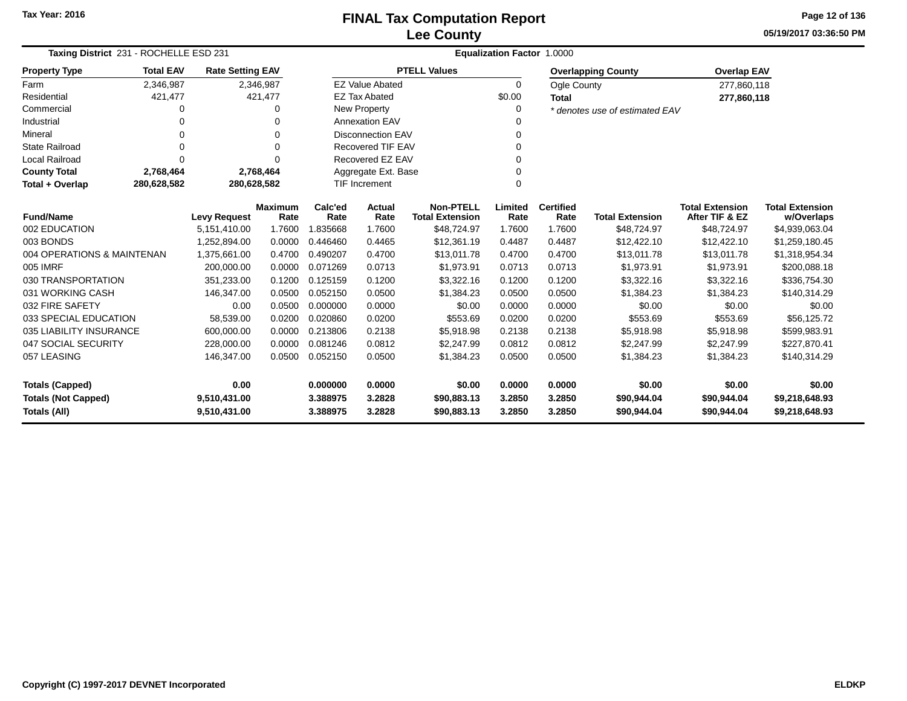Tax Year: 2016

# FINAL Tax Computation Report
## Lee County

05/19/2017 03:36:50 PM

**Taxing District** 231 - ROCHELLE ESD 231 **Equalization Factor** 1.0000

| Property Type | Total EAV | Rate Setting EAV |
|---|---|---|
| Farm | 2,346,987 | 2,346,987 |
| Residential | 421,477 | 421,477 |
| Commercial | 0 | 0 |
| Industrial | 0 | 0 |
| Mineral | 0 | 0 |
| State Railroad | 0 | 0 |
| Local Railroad | 0 | 0 |
| **County Total** | **2,768,464** | **2,768,464** |
| **Total + Overlap** | **280,628,582** | **280,628,582** |

| PTELL Values | |
|---|---|
| EZ Value Abated | 0 |
| EZ Tax Abated | $0.00 |
| New Property | 0 |
| Annexation EAV | 0 |
| Disconnection EAV | 0 |
| Recovered TIF EAV | 0 |
| Recovered EZ EAV | 0 |
| Aggregate Ext. Base | 0 |
| TIF Increment | 0 |

| Overlapping County | Overlap EAV |
|---|---|
| Ogle County | 277,860,118 |
| **Total** | **277,860,118** |

*\* denotes use of estimated EAV*

| Fund/Name | Levy Request | Maximum Rate | Calc'ed Rate | Actual Rate | Non-PTELL Total Extension | Limited Rate | Certified Rate | Total Extension | Total Extension After TIF & EZ | Total Extension w/Overlaps |
|---|---|---|---|---|---|---|---|---|---|---|
| 002 EDUCATION | 5,151,410.00 | 1.7600 | 1.835668 | 1.7600 | $48,724.97 | 1.7600 | 1.7600 | $48,724.97 | $48,724.97 | $4,939,063.04 |
| 003 BONDS | 1,252,894.00 | 0.0000 | 0.446460 | 0.4465 | $12,361.19 | 0.4487 | 0.4487 | $12,422.10 | $12,422.10 | $1,259,180.45 |
| 004 OPERATIONS & MAINTENAN | 1,375,661.00 | 0.4700 | 0.490207 | 0.4700 | $13,011.78 | 0.4700 | 0.4700 | $13,011.78 | $13,011.78 | $1,318,954.34 |
| 005 IMRF | 200,000.00 | 0.0000 | 0.071269 | 0.0713 | $1,973.91 | 0.0713 | 0.0713 | $1,973.91 | $1,973.91 | $200,088.18 |
| 030 TRANSPORTATION | 351,233.00 | 0.1200 | 0.125159 | 0.1200 | $3,322.16 | 0.1200 | 0.1200 | $3,322.16 | $3,322.16 | $336,754.30 |
| 031 WORKING CASH | 146,347.00 | 0.0500 | 0.052150 | 0.0500 | $1,384.23 | 0.0500 | 0.0500 | $1,384.23 | $1,384.23 | $140,314.29 |
| 032 FIRE SAFETY | 0.00 | 0.0500 | 0.000000 | 0.0000 | $0.00 | 0.0000 | 0.0000 | $0.00 | $0.00 | $0.00 |
| 033 SPECIAL EDUCATION | 58,539.00 | 0.0200 | 0.020860 | 0.0200 | $553.69 | 0.0200 | 0.0200 | $553.69 | $553.69 | $56,125.72 |
| 035 LIABILITY INSURANCE | 600,000.00 | 0.0000 | 0.213806 | 0.2138 | $5,918.98 | 0.2138 | 0.2138 | $5,918.98 | $5,918.98 | $599,983.91 |
| 047 SOCIAL SECURITY | 228,000.00 | 0.0000 | 0.081246 | 0.0812 | $2,247.99 | 0.0812 | 0.0812 | $2,247.99 | $2,247.99 | $227,870.41 |
| 057 LEASING | 146,347.00 | 0.0500 | 0.052150 | 0.0500 | $1,384.23 | 0.0500 | 0.0500 | $1,384.23 | $1,384.23 | $140,314.29 |
| **Totals (Capped)** | **0.00** | | **0.000000** | **0.0000** | **$0.00** | **0.0000** | **0.0000** | **$0.00** | **$0.00** | **$0.00** |
| **Totals (Not Capped)** | **9,510,431.00** | | **3.388975** | **3.2828** | **$90,883.13** | **3.2850** | **3.2850** | **$90,944.04** | **$90,944.04** | **$9,218,648.93** |
| **Totals (All)** | **9,510,431.00** | | **3.388975** | **3.2828** | **$90,883.13** | **3.2850** | **3.2850** | **$90,944.04** | **$90,944.04** | **$9,218,648.93** |

Copyright (C) 1997-2017 DEVNET Incorporated ELDKP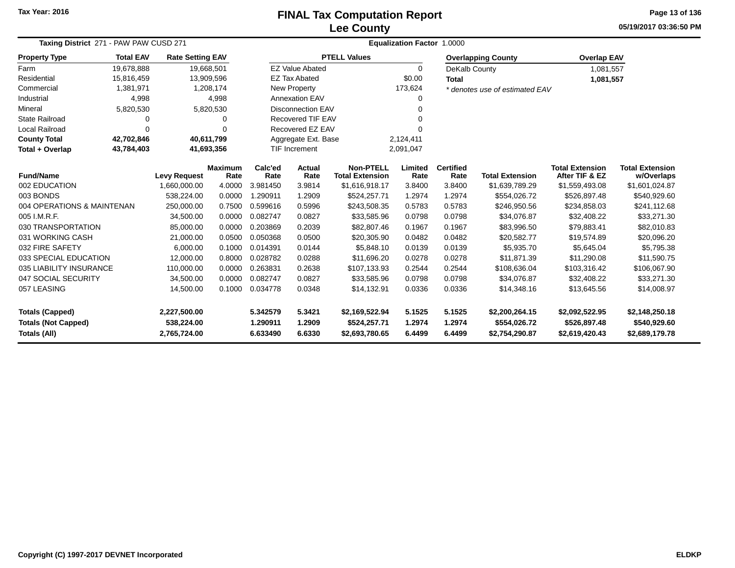Tax Year: 2016

# FINAL Tax Computation Report
## Lee County

05/19/2017 03:36:50 PM

**Taxing District** 271 - PAW PAW CUSD 271 **Equalization Factor** 1.0000

| Property Type | Total EAV | Rate Setting EAV |
|---|---|---|
| Farm | 19,678,888 | 19,668,501 |
| Residential | 15,816,459 | 13,909,596 |
| Commercial | 1,381,971 | 1,208,174 |
| Industrial | 4,998 | 4,998 |
| Mineral | 5,820,530 | 5,820,530 |
| State Railroad | 0 | 0 |
| Local Railroad | 0 | 0 |
| **County Total** | **42,702,846** | **40,611,799** |
| **Total + Overlap** | **43,784,403** | **41,693,356** |

| PTELL Values | |
|---|---|
| EZ Value Abated | 0 |
| EZ Tax Abated | $0.00 |
| New Property | 173,624 |
| Annexation EAV | 0 |
| Disconnection EAV | 0 |
| Recovered TIF EAV | 0 |
| Recovered EZ EAV | 0 |
| Aggregate Ext. Base | 2,124,411 |
| TIF Increment | 2,091,047 |

| Overlapping County | Overlap EAV |
|---|---|
| DeKalb County | 1,081,557 |
| **Total** | **1,081,557** |

*\* denotes use of estimated EAV*

| Fund/Name | Levy Request | Maximum Rate | Calc'ed Rate | Actual Rate | Non-PTELL Total Extension | Limited Rate | Certified Rate | Total Extension | Total Extension After TIF & EZ | Total Extension w/Overlaps |
|---|---|---|---|---|---|---|---|---|---|---|
| 002 EDUCATION | 1,660,000.00 | 4.0000 | 3.981450 | 3.9814 | $1,616,918.17 | 3.8400 | 3.8400 | $1,639,789.29 | $1,559,493.08 | $1,601,024.87 |
| 003 BONDS | 538,224.00 | 0.0000 | 1.290911 | 1.2909 | $524,257.71 | 1.2974 | 1.2974 | $554,026.72 | $526,897.48 | $540,929.60 |
| 004 OPERATIONS & MAINTENAN | 250,000.00 | 0.7500 | 0.599616 | 0.5996 | $243,508.35 | 0.5783 | 0.5783 | $246,950.56 | $234,858.03 | $241,112.68 |
| 005 I.M.R.F. | 34,500.00 | 0.0000 | 0.082747 | 0.0827 | $33,585.96 | 0.0798 | 0.0798 | $34,076.87 | $32,408.22 | $33,271.30 |
| 030 TRANSPORTATION | 85,000.00 | 0.0000 | 0.203869 | 0.2039 | $82,807.46 | 0.1967 | 0.1967 | $83,996.50 | $79,883.41 | $82,010.83 |
| 031 WORKING CASH | 21,000.00 | 0.0500 | 0.050368 | 0.0500 | $20,305.90 | 0.0482 | 0.0482 | $20,582.77 | $19,574.89 | $20,096.20 |
| 032 FIRE SAFETY | 6,000.00 | 0.1000 | 0.014391 | 0.0144 | $5,848.10 | 0.0139 | 0.0139 | $5,935.70 | $5,645.04 | $5,795.38 |
| 033 SPECIAL EDUCATION | 12,000.00 | 0.8000 | 0.028782 | 0.0288 | $11,696.20 | 0.0278 | 0.0278 | $11,871.39 | $11,290.08 | $11,590.75 |
| 035 LIABILITY INSURANCE | 110,000.00 | 0.0000 | 0.263831 | 0.2638 | $107,133.93 | 0.2544 | 0.2544 | $108,636.04 | $103,316.42 | $106,067.90 |
| 047 SOCIAL SECURITY | 34,500.00 | 0.0000 | 0.082747 | 0.0827 | $33,585.96 | 0.0798 | 0.0798 | $34,076.87 | $32,408.22 | $33,271.30 |
| 057 LEASING | 14,500.00 | 0.1000 | 0.034778 | 0.0348 | $14,132.91 | 0.0336 | 0.0336 | $14,348.16 | $13,645.56 | $14,008.97 |
| **Totals (Capped)** | **2,227,500.00** | | **5.342579** | **5.3421** | **$2,169,522.94** | **5.1525** | **5.1525** | **$2,200,264.15** | **$2,092,522.95** | **$2,148,250.18** |
| **Totals (Not Capped)** | **538,224.00** | | **1.290911** | **1.2909** | **$524,257.71** | **1.2974** | **1.2974** | **$554,026.72** | **$526,897.48** | **$540,929.60** |
| **Totals (All)** | **2,765,724.00** | | **6.633490** | **6.6330** | **$2,693,780.65** | **6.4499** | **6.4499** | **$2,754,290.87** | **$2,619,420.43** | **$2,689,179.78** |

Copyright (C) 1997-2017 DEVNET Incorporated ELDKP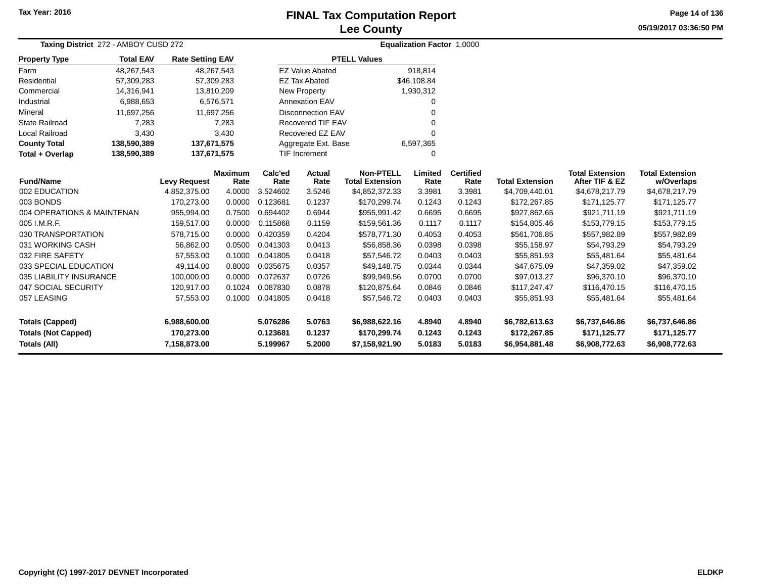Tax Year: 2016

# FINAL Tax Computation Report
## Lee County

05/19/2017 03:36:50 PM

**Taxing District** 272 - AMBOY CUSD 272 — **Equalization Factor** 1.0000

| Property Type | Total EAV | Rate Setting EAV |
|---|---|---|
| Farm | 48,267,543 | 48,267,543 |
| Residential | 57,309,283 | 57,309,283 |
| Commercial | 14,316,941 | 13,810,209 |
| Industrial | 6,988,653 | 6,576,571 |
| Mineral | 11,697,256 | 11,697,256 |
| State Railroad | 7,283 | 7,283 |
| Local Railroad | 3,430 | 3,430 |
| **County Total** | **138,590,389** | **137,671,575** |
| **Total + Overlap** | **138,590,389** | **137,671,575** |

| PTELL Values | |
|---|---|
| EZ Value Abated | 918,814 |
| EZ Tax Abated | $46,108.84 |
| New Property | 1,930,312 |
| Annexation EAV | 0 |
| Disconnection EAV | 0 |
| Recovered TIF EAV | 0 |
| Recovered EZ EAV | 0 |
| Aggregate Ext. Base | 6,597,365 |
| TIF Increment | 0 |

| Fund/Name | Levy Request | Maximum Rate | Calc'ed Rate | Actual Rate | Non-PTELL Total Extension | Limited Rate | Certified Rate | Total Extension | Total Extension After TIF & EZ | Total Extension w/Overlaps |
|---|---|---|---|---|---|---|---|---|---|---|
| 002 EDUCATION | 4,852,375.00 | 4.0000 | 3.524602 | 3.5246 | $4,852,372.33 | 3.3981 | 3.3981 | $4,709,440.01 | $4,678,217.79 | $4,678,217.79 |
| 003 BONDS | 170,273.00 | 0.0000 | 0.123681 | 0.1237 | $170,299.74 | 0.1243 | 0.1243 | $172,267.85 | $171,125.77 | $171,125.77 |
| 004 OPERATIONS & MAINTENAN | 955,994.00 | 0.7500 | 0.694402 | 0.6944 | $955,991.42 | 0.6695 | 0.6695 | $927,862.65 | $921,711.19 | $921,711.19 |
| 005 I.M.R.F. | 159,517.00 | 0.0000 | 0.115868 | 0.1159 | $159,561.36 | 0.1117 | 0.1117 | $154,805.46 | $153,779.15 | $153,779.15 |
| 030 TRANSPORTATION | 578,715.00 | 0.0000 | 0.420359 | 0.4204 | $578,771.30 | 0.4053 | 0.4053 | $561,706.85 | $557,982.89 | $557,982.89 |
| 031 WORKING CASH | 56,862.00 | 0.0500 | 0.041303 | 0.0413 | $56,858.36 | 0.0398 | 0.0398 | $55,158.97 | $54,793.29 | $54,793.29 |
| 032 FIRE SAFETY | 57,553.00 | 0.1000 | 0.041805 | 0.0418 | $57,546.72 | 0.0403 | 0.0403 | $55,851.93 | $55,481.64 | $55,481.64 |
| 033 SPECIAL EDUCATION | 49,114.00 | 0.8000 | 0.035675 | 0.0357 | $49,148.75 | 0.0344 | 0.0344 | $47,675.09 | $47,359.02 | $47,359.02 |
| 035 LIABILITY INSURANCE | 100,000.00 | 0.0000 | 0.072637 | 0.0726 | $99,949.56 | 0.0700 | 0.0700 | $97,013.27 | $96,370.10 | $96,370.10 |
| 047 SOCIAL SECURITY | 120,917.00 | 0.1024 | 0.087830 | 0.0878 | $120,875.64 | 0.0846 | 0.0846 | $117,247.47 | $116,470.15 | $116,470.15 |
| 057 LEASING | 57,553.00 | 0.1000 | 0.041805 | 0.0418 | $57,546.72 | 0.0403 | 0.0403 | $55,851.93 | $55,481.64 | $55,481.64 |
| **Totals (Capped)** | **6,988,600.00** | | **5.076286** | **5.0763** | **$6,988,622.16** | **4.8940** | **4.8940** | **$6,782,613.63** | **$6,737,646.86** | **$6,737,646.86** |
| **Totals (Not Capped)** | **170,273.00** | | **0.123681** | **0.1237** | **$170,299.74** | **0.1243** | **0.1243** | **$172,267.85** | **$171,125.77** | **$171,125.77** |
| **Totals (All)** | **7,158,873.00** | | **5.199967** | **5.2000** | **$7,158,921.90** | **5.0183** | **5.0183** | **$6,954,881.48** | **$6,908,772.63** | **$6,908,772.63** |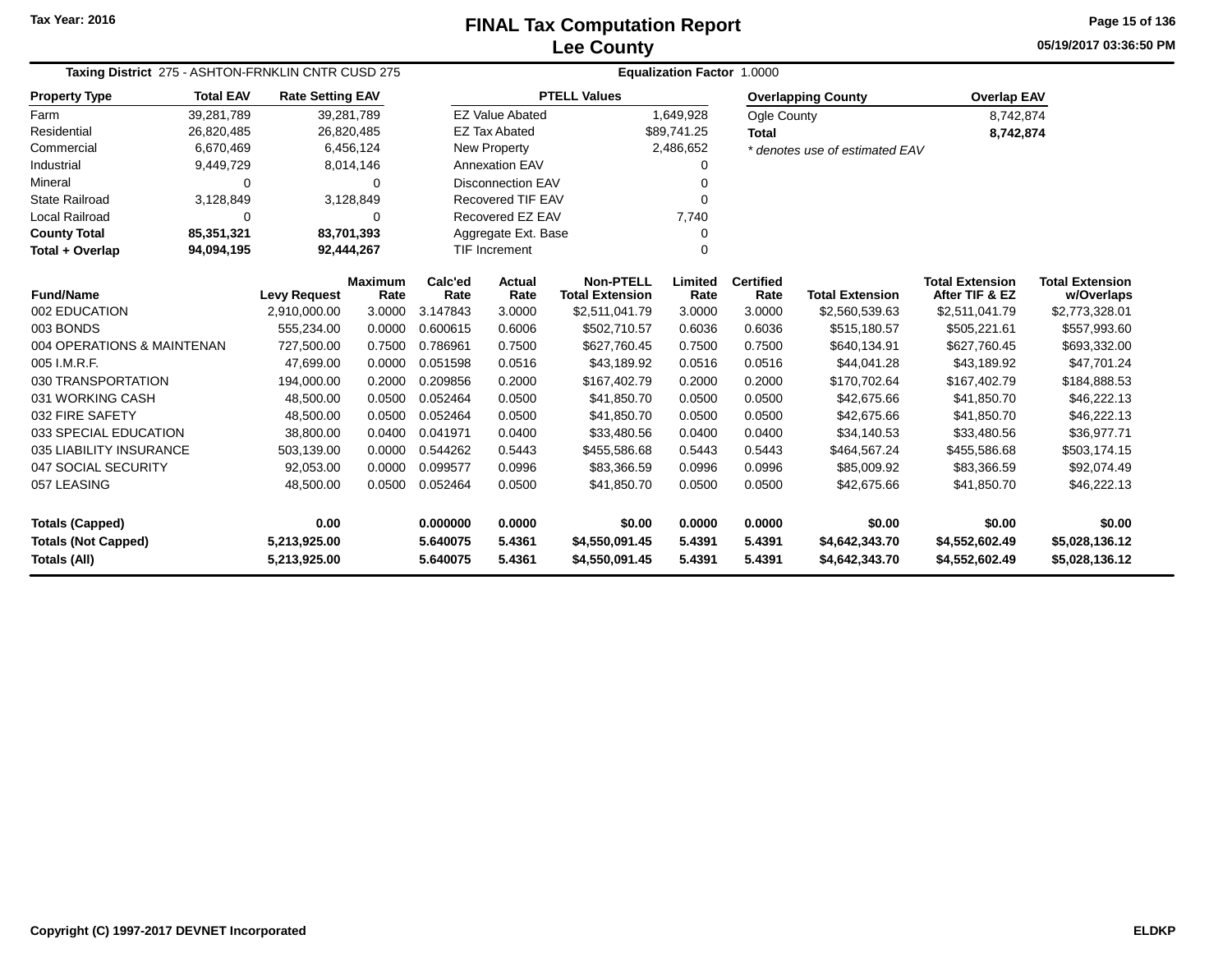Tax Year: 2016

# FINAL Tax Computation Report
## Lee County

05/19/2017 03:36:50 PM

**Taxing District** 275 - ASHTON-FRNKLIN CNTR CUSD 275 **Equalization Factor** 1.0000

| Property Type | Total EAV | Rate Setting EAV |
|---|---|---|
| Farm | 39,281,789 | 39,281,789 |
| Residential | 26,820,485 | 26,820,485 |
| Commercial | 6,670,469 | 6,456,124 |
| Industrial | 9,449,729 | 8,014,146 |
| Mineral | 0 | 0 |
| State Railroad | 3,128,849 | 3,128,849 |
| Local Railroad | 0 | 0 |
| **County Total** | **85,351,321** | **83,701,393** |
| **Total + Overlap** | **94,094,195** | **92,444,267** |

| PTELL Values | |
|---|---|
| EZ Value Abated | 1,649,928 |
| EZ Tax Abated | $89,741.25 |
| New Property | 2,486,652 |
| Annexation EAV | 0 |
| Disconnection EAV | 0 |
| Recovered TIF EAV | 0 |
| Recovered EZ EAV | 7,740 |
| Aggregate Ext. Base | 0 |
| TIF Increment | 0 |

| Overlapping County | Overlap EAV |
|---|---|
| Ogle County | 8,742,874 |
| **Total** | **8,742,874** |

*\* denotes use of estimated EAV*

| Fund/Name | Levy Request | Maximum Rate | Calc'ed Rate | Actual Rate | Non-PTELL Total Extension | Limited Rate | Certified Rate | Total Extension | Total Extension After TIF & EZ | Total Extension w/Overlaps |
|---|---|---|---|---|---|---|---|---|---|---|
| 002 EDUCATION | 2,910,000.00 | 3.0000 | 3.147843 | 3.0000 | $2,511,041.79 | 3.0000 | 3.0000 | $2,560,539.63 | $2,511,041.79 | $2,773,328.01 |
| 003 BONDS | 555,234.00 | 0.0000 | 0.600615 | 0.6006 | $502,710.57 | 0.6036 | 0.6036 | $515,180.57 | $505,221.61 | $557,993.60 |
| 004 OPERATIONS & MAINTENAN | 727,500.00 | 0.7500 | 0.786961 | 0.7500 | $627,760.45 | 0.7500 | 0.7500 | $640,134.91 | $627,760.45 | $693,332.00 |
| 005 I.M.R.F. | 47,699.00 | 0.0000 | 0.051598 | 0.0516 | $43,189.92 | 0.0516 | 0.0516 | $44,041.28 | $43,189.92 | $47,701.24 |
| 030 TRANSPORTATION | 194,000.00 | 0.2000 | 0.209856 | 0.2000 | $167,402.79 | 0.2000 | 0.2000 | $170,702.64 | $167,402.79 | $184,888.53 |
| 031 WORKING CASH | 48,500.00 | 0.0500 | 0.052464 | 0.0500 | $41,850.70 | 0.0500 | 0.0500 | $42,675.66 | $41,850.70 | $46,222.13 |
| 032 FIRE SAFETY | 48,500.00 | 0.0500 | 0.052464 | 0.0500 | $41,850.70 | 0.0500 | 0.0500 | $42,675.66 | $41,850.70 | $46,222.13 |
| 033 SPECIAL EDUCATION | 38,800.00 | 0.0400 | 0.041971 | 0.0400 | $33,480.56 | 0.0400 | 0.0400 | $34,140.53 | $33,480.56 | $36,977.71 |
| 035 LIABILITY INSURANCE | 503,139.00 | 0.0000 | 0.544262 | 0.5443 | $455,586.68 | 0.5443 | 0.5443 | $464,567.24 | $455,586.68 | $503,174.15 |
| 047 SOCIAL SECURITY | 92,053.00 | 0.0000 | 0.099577 | 0.0996 | $83,366.59 | 0.0996 | 0.0996 | $85,009.92 | $83,366.59 | $92,074.49 |
| 057 LEASING | 48,500.00 | 0.0500 | 0.052464 | 0.0500 | $41,850.70 | 0.0500 | 0.0500 | $42,675.66 | $41,850.70 | $46,222.13 |
| **Totals (Capped)** | **0.00** | | **0.000000** | **0.0000** | **$0.00** | **0.0000** | **0.0000** | **$0.00** | **$0.00** | **$0.00** |
| **Totals (Not Capped)** | **5,213,925.00** | | **5.640075** | **5.4361** | **$4,550,091.45** | **5.4391** | **5.4391** | **$4,642,343.70** | **$4,552,602.49** | **$5,028,136.12** |
| **Totals (All)** | **5,213,925.00** | | **5.640075** | **5.4361** | **$4,550,091.45** | **5.4391** | **5.4391** | **$4,642,343.70** | **$4,552,602.49** | **$5,028,136.12** |

Copyright (C) 1997-2017 DEVNET Incorporated ELDKP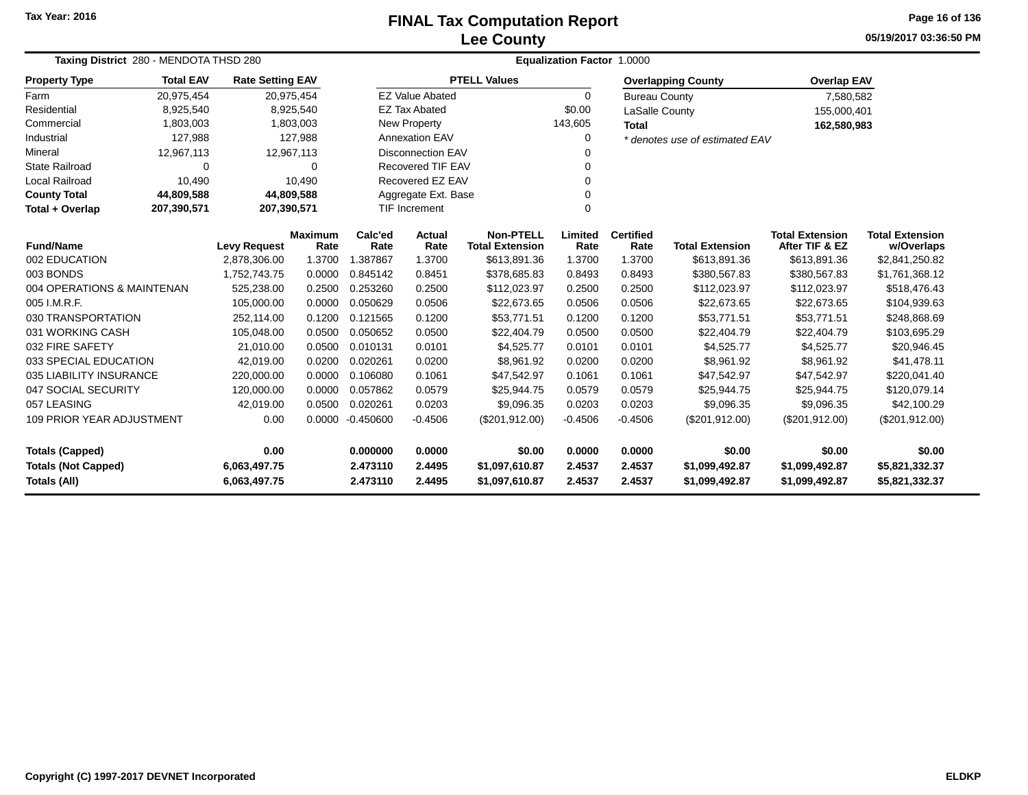Tax Year: 2016

# FINAL Tax Computation Report
## Lee County

05/19/2017 03:36:50 PM

**Taxing District** 280 - MENDOTA THSD 280 **Equalization Factor** 1.0000

| Property Type | Total EAV | Rate Setting EAV |
|---|---|---|
| Farm | 20,975,454 | 20,975,454 |
| Residential | 8,925,540 | 8,925,540 |
| Commercial | 1,803,003 | 1,803,003 |
| Industrial | 127,988 | 127,988 |
| Mineral | 12,967,113 | 12,967,113 |
| State Railroad | 0 | 0 |
| Local Railroad | 10,490 | 10,490 |
| **County Total** | **44,809,588** | **44,809,588** |
| **Total + Overlap** | **207,390,571** | **207,390,571** |

| PTELL Values | |
|---|---|
| EZ Value Abated | 0 |
| EZ Tax Abated | $0.00 |
| New Property | 143,605 |
| Annexation EAV | 0 |
| Disconnection EAV | 0 |
| Recovered TIF EAV | 0 |
| Recovered EZ EAV | 0 |
| Aggregate Ext. Base | 0 |
| TIF Increment | 0 |

| Overlapping County | Overlap EAV |
|---|---|
| Bureau County | 7,580,582 |
| LaSalle County | 155,000,401 |
| **Total** | **162,580,983** |

*\* denotes use of estimated EAV*

| Fund/Name | Levy Request | Maximum Rate | Calc'ed Rate | Actual Rate | Non-PTELL Total Extension | Limited Rate | Certified Rate | Total Extension | Total Extension After TIF & EZ | Total Extension w/Overlaps |
|---|---|---|---|---|---|---|---|---|---|---|
| 002 EDUCATION | 2,878,306.00 | 1.3700 | 1.387867 | 1.3700 | $613,891.36 | 1.3700 | 1.3700 | $613,891.36 | $613,891.36 | $2,841,250.82 |
| 003 BONDS | 1,752,743.75 | 0.0000 | 0.845142 | 0.8451 | $378,685.83 | 0.8493 | 0.8493 | $380,567.83 | $380,567.83 | $1,761,368.12 |
| 004 OPERATIONS & MAINTENAN | 525,238.00 | 0.2500 | 0.253260 | 0.2500 | $112,023.97 | 0.2500 | 0.2500 | $112,023.97 | $112,023.97 | $518,476.43 |
| 005 I.M.R.F. | 105,000.00 | 0.0000 | 0.050629 | 0.0506 | $22,673.65 | 0.0506 | 0.0506 | $22,673.65 | $22,673.65 | $104,939.63 |
| 030 TRANSPORTATION | 252,114.00 | 0.1200 | 0.121565 | 0.1200 | $53,771.51 | 0.1200 | 0.1200 | $53,771.51 | $53,771.51 | $248,868.69 |
| 031 WORKING CASH | 105,048.00 | 0.0500 | 0.050652 | 0.0500 | $22,404.79 | 0.0500 | 0.0500 | $22,404.79 | $22,404.79 | $103,695.29 |
| 032 FIRE SAFETY | 21,010.00 | 0.0500 | 0.010131 | 0.0101 | $4,525.77 | 0.0101 | 0.0101 | $4,525.77 | $4,525.77 | $20,946.45 |
| 033 SPECIAL EDUCATION | 42,019.00 | 0.0200 | 0.020261 | 0.0200 | $8,961.92 | 0.0200 | 0.0200 | $8,961.92 | $8,961.92 | $41,478.11 |
| 035 LIABILITY INSURANCE | 220,000.00 | 0.0000 | 0.106080 | 0.1061 | $47,542.97 | 0.1061 | 0.1061 | $47,542.97 | $47,542.97 | $220,041.40 |
| 047 SOCIAL SECURITY | 120,000.00 | 0.0000 | 0.057862 | 0.0579 | $25,944.75 | 0.0579 | 0.0579 | $25,944.75 | $25,944.75 | $120,079.14 |
| 057 LEASING | 42,019.00 | 0.0500 | 0.020261 | 0.0203 | $9,096.35 | 0.0203 | 0.0203 | $9,096.35 | $9,096.35 | $42,100.29 |
| 109 PRIOR YEAR ADJUSTMENT | 0.00 | 0.0000 | -0.450600 | -0.4506 | ($201,912.00) | -0.4506 | -0.4506 | ($201,912.00) | ($201,912.00) | ($201,912.00) |
| **Totals (Capped)** | **0.00** | | **0.000000** | **0.0000** | **$0.00** | **0.0000** | **0.0000** | **$0.00** | **$0.00** | **$0.00** |
| **Totals (Not Capped)** | **6,063,497.75** | | **2.473110** | **2.4495** | **$1,097,610.87** | **2.4537** | **2.4537** | **$1,099,492.87** | **$1,099,492.87** | **$5,821,332.37** |
| **Totals (All)** | **6,063,497.75** | | **2.473110** | **2.4495** | **$1,097,610.87** | **2.4537** | **2.4537** | **$1,099,492.87** | **$1,099,492.87** | **$5,821,332.37** |

Copyright (C) 1997-2017 DEVNET Incorporated ELDKP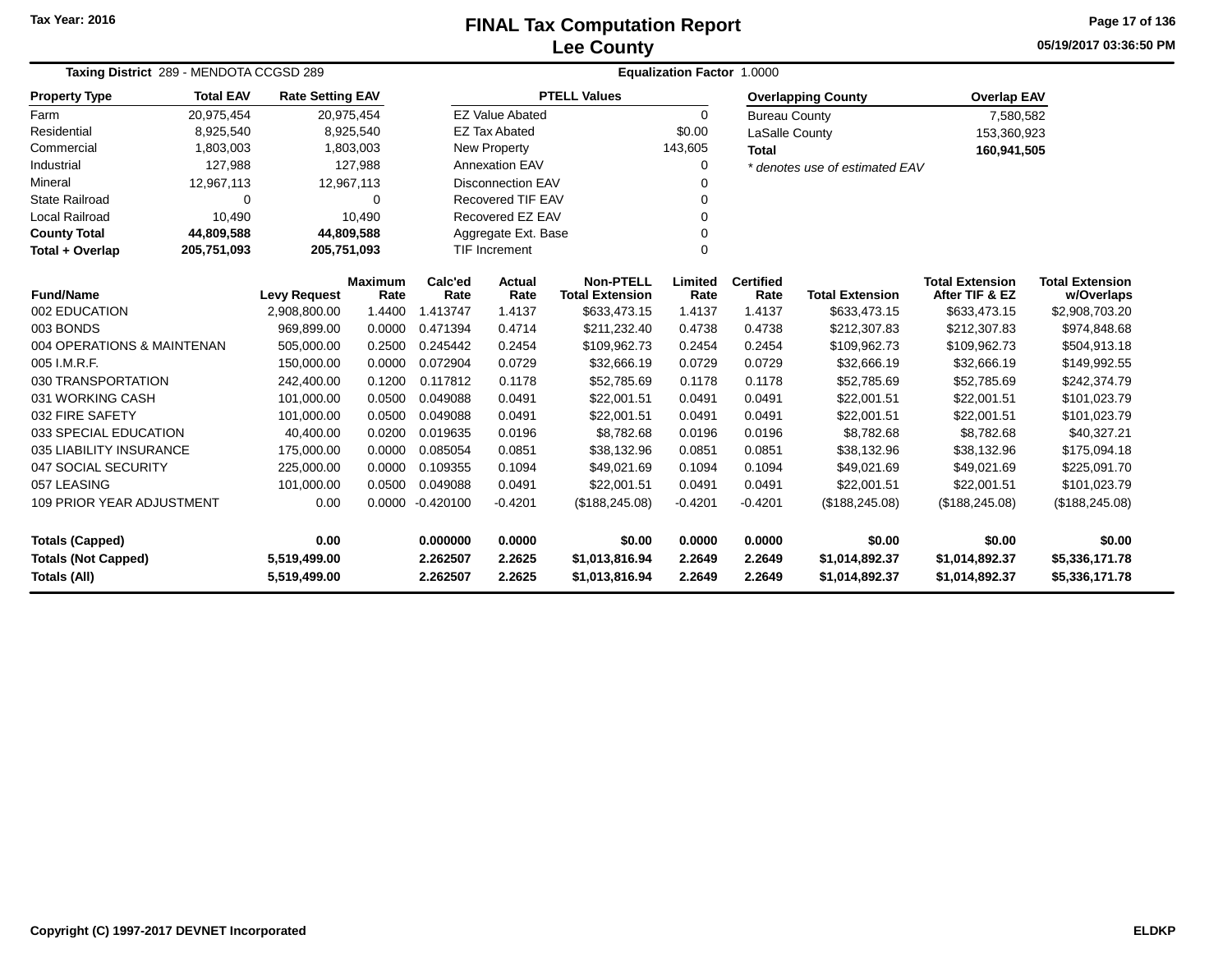# FINAL Tax Computation Report
## Lee County

Tax Year: 2016

05/19/2017 03:36:50 PM

**Taxing District** 289 - MENDOTA CCGSD 289 **Equalization Factor** 1.0000

| Property Type | Total EAV | Rate Setting EAV |
|---|---|---|
| Farm | 20,975,454 | 20,975,454 |
| Residential | 8,925,540 | 8,925,540 |
| Commercial | 1,803,003 | 1,803,003 |
| Industrial | 127,988 | 127,988 |
| Mineral | 12,967,113 | 12,967,113 |
| State Railroad | 0 | 0 |
| Local Railroad | 10,490 | 10,490 |
| **County Total** | **44,809,588** | **44,809,588** |
| **Total + Overlap** | **205,751,093** | **205,751,093** |

| PTELL Values | |
|---|---|
| EZ Value Abated | 0 |
| EZ Tax Abated | $0.00 |
| New Property | 143,605 |
| Annexation EAV | 0 |
| Disconnection EAV | 0 |
| Recovered TIF EAV | 0 |
| Recovered EZ EAV | 0 |
| Aggregate Ext. Base | 0 |
| TIF Increment | 0 |

| Overlapping County | Overlap EAV |
|---|---|
| Bureau County | 7,580,582 |
| LaSalle County | 153,360,923 |
| **Total** | **160,941,505** |

*\* denotes use of estimated EAV*

| Fund/Name | Levy Request | Maximum Rate | Calc'ed Rate | Actual Rate | Non-PTELL Total Extension | Limited Rate | Certified Rate | Total Extension | Total Extension After TIF & EZ | Total Extension w/Overlaps |
|---|---|---|---|---|---|---|---|---|---|---|
| 002 EDUCATION | 2,908,800.00 | 1.4400 | 1.413747 | 1.4137 | $633,473.15 | 1.4137 | 1.4137 | $633,473.15 | $633,473.15 | $2,908,703.20 |
| 003 BONDS | 969,899.00 | 0.0000 | 0.471394 | 0.4714 | $211,232.40 | 0.4738 | 0.4738 | $212,307.83 | $212,307.83 | $974,848.68 |
| 004 OPERATIONS & MAINTENAN | 505,000.00 | 0.2500 | 0.245442 | 0.2454 | $109,962.73 | 0.2454 | 0.2454 | $109,962.73 | $109,962.73 | $504,913.18 |
| 005 I.M.R.F. | 150,000.00 | 0.0000 | 0.072904 | 0.0729 | $32,666.19 | 0.0729 | 0.0729 | $32,666.19 | $32,666.19 | $149,992.55 |
| 030 TRANSPORTATION | 242,400.00 | 0.1200 | 0.117812 | 0.1178 | $52,785.69 | 0.1178 | 0.1178 | $52,785.69 | $52,785.69 | $242,374.79 |
| 031 WORKING CASH | 101,000.00 | 0.0500 | 0.049088 | 0.0491 | $22,001.51 | 0.0491 | 0.0491 | $22,001.51 | $22,001.51 | $101,023.79 |
| 032 FIRE SAFETY | 101,000.00 | 0.0500 | 0.049088 | 0.0491 | $22,001.51 | 0.0491 | 0.0491 | $22,001.51 | $22,001.51 | $101,023.79 |
| 033 SPECIAL EDUCATION | 40,400.00 | 0.0200 | 0.019635 | 0.0196 | $8,782.68 | 0.0196 | 0.0196 | $8,782.68 | $8,782.68 | $40,327.21 |
| 035 LIABILITY INSURANCE | 175,000.00 | 0.0000 | 0.085054 | 0.0851 | $38,132.96 | 0.0851 | 0.0851 | $38,132.96 | $38,132.96 | $175,094.18 |
| 047 SOCIAL SECURITY | 225,000.00 | 0.0000 | 0.109355 | 0.1094 | $49,021.69 | 0.1094 | 0.1094 | $49,021.69 | $49,021.69 | $225,091.70 |
| 057 LEASING | 101,000.00 | 0.0500 | 0.049088 | 0.0491 | $22,001.51 | 0.0491 | 0.0491 | $22,001.51 | $22,001.51 | $101,023.79 |
| 109 PRIOR YEAR ADJUSTMENT | 0.00 | 0.0000 | -0.420100 | -0.4201 | ($188,245.08) | -0.4201 | -0.4201 | ($188,245.08) | ($188,245.08) | ($188,245.08) |
| **Totals (Capped)** | **0.00** | | **0.000000** | **0.0000** | **$0.00** | **0.0000** | **0.0000** | **$0.00** | **$0.00** | **$0.00** |
| **Totals (Not Capped)** | **5,519,499.00** | | **2.262507** | **2.2625** | **$1,013,816.94** | **2.2649** | **2.2649** | **$1,014,892.37** | **$1,014,892.37** | **$5,336,171.78** |
| **Totals (All)** | **5,519,499.00** | | **2.262507** | **2.2625** | **$1,013,816.94** | **2.2649** | **2.2649** | **$1,014,892.37** | **$1,014,892.37** | **$5,336,171.78** |

Copyright (C) 1997-2017 DEVNET Incorporated ELDKP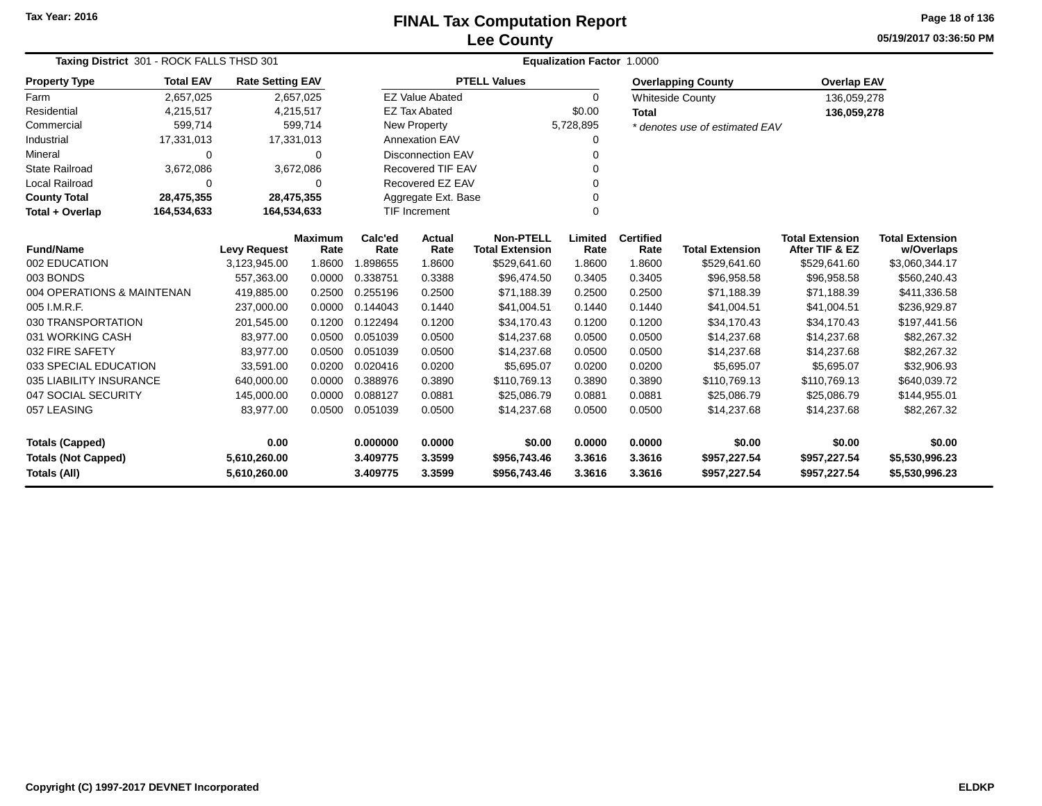Tax Year: 2016

# FINAL Tax Computation Report
## Lee County

05/19/2017 03:36:50 PM

**Taxing District** 301 - ROCK FALLS THSD 301 **Equalization Factor** 1.0000

| Property Type | Total EAV | Rate Setting EAV |
|---|---|---|
| Farm | 2,657,025 | 2,657,025 |
| Residential | 4,215,517 | 4,215,517 |
| Commercial | 599,714 | 599,714 |
| Industrial | 17,331,013 | 17,331,013 |
| Mineral | 0 | 0 |
| State Railroad | 3,672,086 | 3,672,086 |
| Local Railroad | 0 | 0 |
| **County Total** | **28,475,355** | **28,475,355** |
| **Total + Overlap** | **164,534,633** | **164,534,633** |

| PTELL Values | |
|---|---|
| EZ Value Abated | 0 |
| EZ Tax Abated | $0.00 |
| New Property | 5,728,895 |
| Annexation EAV | 0 |
| Disconnection EAV | 0 |
| Recovered TIF EAV | 0 |
| Recovered EZ EAV | 0 |
| Aggregate Ext. Base | 0 |
| TIF Increment | 0 |

| Overlapping County | Overlap EAV |
|---|---|
| Whiteside County | 136,059,278 |
| **Total** | **136,059,278** |

*\* denotes use of estimated EAV*

| Fund/Name | Levy Request | Maximum Rate | Calc'ed Rate | Actual Rate | Non-PTELL Total Extension | Limited Rate | Certified Rate | Total Extension | Total Extension After TIF & EZ | Total Extension w/Overlaps |
|---|---|---|---|---|---|---|---|---|---|---|
| 002 EDUCATION | 3,123,945.00 | 1.8600 | 1.898655 | 1.8600 | $529,641.60 | 1.8600 | 1.8600 | $529,641.60 | $529,641.60 | $3,060,344.17 |
| 003 BONDS | 557,363.00 | 0.0000 | 0.338751 | 0.3388 | $96,474.50 | 0.3405 | 0.3405 | $96,958.58 | $96,958.58 | $560,240.43 |
| 004 OPERATIONS & MAINTENAN | 419,885.00 | 0.2500 | 0.255196 | 0.2500 | $71,188.39 | 0.2500 | 0.2500 | $71,188.39 | $71,188.39 | $411,336.58 |
| 005 I.M.R.F. | 237,000.00 | 0.0000 | 0.144043 | 0.1440 | $41,004.51 | 0.1440 | 0.1440 | $41,004.51 | $41,004.51 | $236,929.87 |
| 030 TRANSPORTATION | 201,545.00 | 0.1200 | 0.122494 | 0.1200 | $34,170.43 | 0.1200 | 0.1200 | $34,170.43 | $34,170.43 | $197,441.56 |
| 031 WORKING CASH | 83,977.00 | 0.0500 | 0.051039 | 0.0500 | $14,237.68 | 0.0500 | 0.0500 | $14,237.68 | $14,237.68 | $82,267.32 |
| 032 FIRE SAFETY | 83,977.00 | 0.0500 | 0.051039 | 0.0500 | $14,237.68 | 0.0500 | 0.0500 | $14,237.68 | $14,237.68 | $82,267.32 |
| 033 SPECIAL EDUCATION | 33,591.00 | 0.0200 | 0.020416 | 0.0200 | $5,695.07 | 0.0200 | 0.0200 | $5,695.07 | $5,695.07 | $32,906.93 |
| 035 LIABILITY INSURANCE | 640,000.00 | 0.0000 | 0.388976 | 0.3890 | $110,769.13 | 0.3890 | 0.3890 | $110,769.13 | $110,769.13 | $640,039.72 |
| 047 SOCIAL SECURITY | 145,000.00 | 0.0000 | 0.088127 | 0.0881 | $25,086.79 | 0.0881 | 0.0881 | $25,086.79 | $25,086.79 | $144,955.01 |
| 057 LEASING | 83,977.00 | 0.0500 | 0.051039 | 0.0500 | $14,237.68 | 0.0500 | 0.0500 | $14,237.68 | $14,237.68 | $82,267.32 |
| **Totals (Capped)** | **0.00** | | **0.000000** | **0.0000** | **$0.00** | **0.0000** | **0.0000** | **$0.00** | **$0.00** | **$0.00** |
| **Totals (Not Capped)** | **5,610,260.00** | | **3.409775** | **3.3599** | **$956,743.46** | **3.3616** | **3.3616** | **$957,227.54** | **$957,227.54** | **$5,530,996.23** |
| **Totals (All)** | **5,610,260.00** | | **3.409775** | **3.3599** | **$956,743.46** | **3.3616** | **3.3616** | **$957,227.54** | **$957,227.54** | **$5,530,996.23** |

Copyright (C) 1997-2017 DEVNET Incorporated ELDKP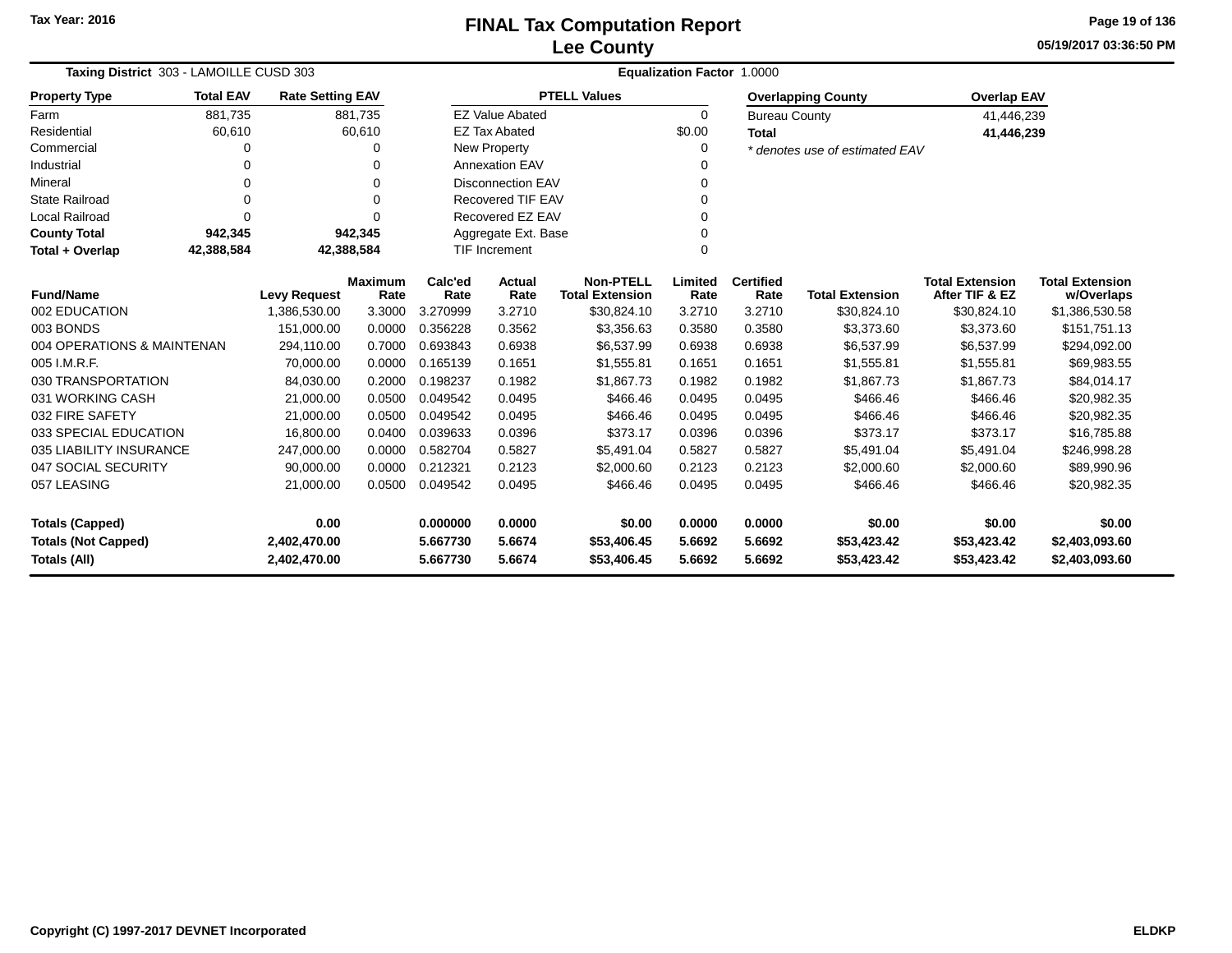Tax Year: 2016

# FINAL Tax Computation Report
## Lee County

05/19/2017 03:36:50 PM

**Taxing District** 303 - LAMOILLE CUSD 303 **Equalization Factor** 1.0000

| Property Type | Total EAV | Rate Setting EAV |
|---|---|---|
| Farm | 881,735 | 881,735 |
| Residential | 60,610 | 60,610 |
| Commercial | 0 | 0 |
| Industrial | 0 | 0 |
| Mineral | 0 | 0 |
| State Railroad | 0 | 0 |
| Local Railroad | 0 | 0 |
| **County Total** | **942,345** | **942,345** |
| **Total + Overlap** | **42,388,584** | **42,388,584** |

| PTELL Values | |
|---|---|
| EZ Value Abated | 0 |
| EZ Tax Abated | $0.00 |
| New Property | 0 |
| Annexation EAV | 0 |
| Disconnection EAV | 0 |
| Recovered TIF EAV | 0 |
| Recovered EZ EAV | 0 |
| Aggregate Ext. Base | 0 |
| TIF Increment | 0 |

| Overlapping County | Overlap EAV |
|---|---|
| Bureau County | 41,446,239 |
| **Total** | **41,446,239** |

*\* denotes use of estimated EAV*

| Fund/Name | Levy Request | Maximum Rate | Calc'ed Rate | Actual Rate | Non-PTELL Total Extension | Limited Rate | Certified Rate | Total Extension | Total Extension After TIF & EZ | Total Extension w/Overlaps |
|---|---|---|---|---|---|---|---|---|---|---|
| 002 EDUCATION | 1,386,530.00 | 3.3000 | 3.270999 | 3.2710 | $30,824.10 | 3.2710 | 3.2710 | $30,824.10 | $30,824.10 | $1,386,530.58 |
| 003 BONDS | 151,000.00 | 0.0000 | 0.356228 | 0.3562 | $3,356.63 | 0.3580 | 0.3580 | $3,373.60 | $3,373.60 | $151,751.13 |
| 004 OPERATIONS & MAINTENAN | 294,110.00 | 0.7000 | 0.693843 | 0.6938 | $6,537.99 | 0.6938 | 0.6938 | $6,537.99 | $6,537.99 | $294,092.00 |
| 005 I.M.R.F. | 70,000.00 | 0.0000 | 0.165139 | 0.1651 | $1,555.81 | 0.1651 | 0.1651 | $1,555.81 | $1,555.81 | $69,983.55 |
| 030 TRANSPORTATION | 84,030.00 | 0.2000 | 0.198237 | 0.1982 | $1,867.73 | 0.1982 | 0.1982 | $1,867.73 | $1,867.73 | $84,014.17 |
| 031 WORKING CASH | 21,000.00 | 0.0500 | 0.049542 | 0.0495 | $466.46 | 0.0495 | 0.0495 | $466.46 | $466.46 | $20,982.35 |
| 032 FIRE SAFETY | 21,000.00 | 0.0500 | 0.049542 | 0.0495 | $466.46 | 0.0495 | 0.0495 | $466.46 | $466.46 | $20,982.35 |
| 033 SPECIAL EDUCATION | 16,800.00 | 0.0400 | 0.039633 | 0.0396 | $373.17 | 0.0396 | 0.0396 | $373.17 | $373.17 | $16,785.88 |
| 035 LIABILITY INSURANCE | 247,000.00 | 0.0000 | 0.582704 | 0.5827 | $5,491.04 | 0.5827 | 0.5827 | $5,491.04 | $5,491.04 | $246,998.28 |
| 047 SOCIAL SECURITY | 90,000.00 | 0.0000 | 0.212321 | 0.2123 | $2,000.60 | 0.2123 | 0.2123 | $2,000.60 | $2,000.60 | $89,990.96 |
| 057 LEASING | 21,000.00 | 0.0500 | 0.049542 | 0.0495 | $466.46 | 0.0495 | 0.0495 | $466.46 | $466.46 | $20,982.35 |
| **Totals (Capped)** | **0.00** | | **0.000000** | **0.0000** | **$0.00** | **0.0000** | **0.0000** | **$0.00** | **$0.00** | **$0.00** |
| **Totals (Not Capped)** | **2,402,470.00** | | **5.667730** | **5.6674** | **$53,406.45** | **5.6692** | **5.6692** | **$53,423.42** | **$53,423.42** | **$2,403,093.60** |
| **Totals (All)** | **2,402,470.00** | | **5.667730** | **5.6674** | **$53,406.45** | **5.6692** | **5.6692** | **$53,423.42** | **$53,423.42** | **$2,403,093.60** |

Copyright (C) 1997-2017 DEVNET Incorporated ELDKP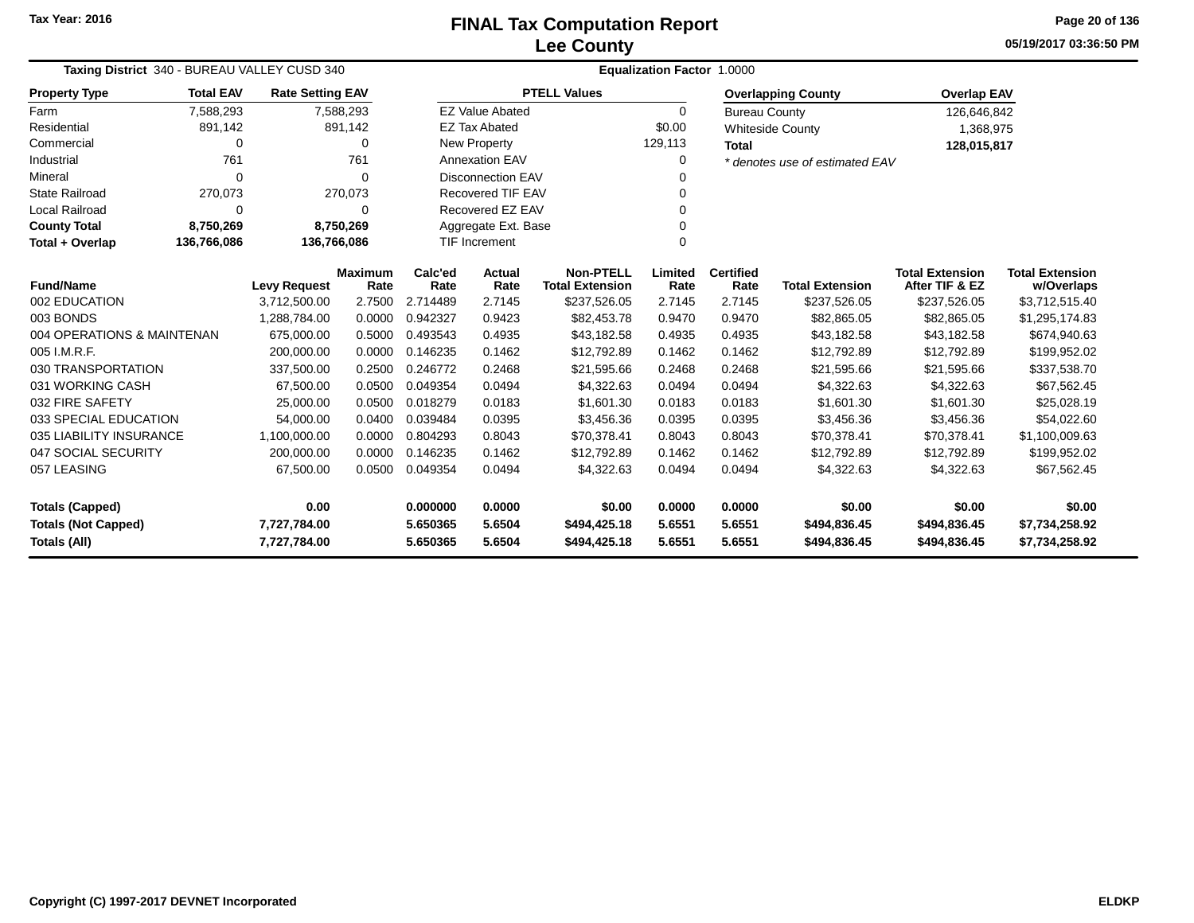Tax Year: 2016

# FINAL Tax Computation Report
## Lee County

05/19/2017 03:36:50 PM

**Taxing District** 340 - BUREAU VALLEY CUSD 340 | **Equalization Factor** 1.0000

| Property Type | Total EAV | Rate Setting EAV |
|---|---|---|
| Farm | 7,588,293 | 7,588,293 |
| Residential | 891,142 | 891,142 |
| Commercial | 0 | 0 |
| Industrial | 761 | 761 |
| Mineral | 0 | 0 |
| State Railroad | 270,073 | 270,073 |
| Local Railroad | 0 | 0 |
| **County Total** | **8,750,269** | **8,750,269** |
| **Total + Overlap** | **136,766,086** | **136,766,086** |

| PTELL Values | |
|---|---|
| EZ Value Abated | 0 |
| EZ Tax Abated | $0.00 |
| New Property | 129,113 |
| Annexation EAV | 0 |
| Disconnection EAV | 0 |
| Recovered TIF EAV | 0 |
| Recovered EZ EAV | 0 |
| Aggregate Ext. Base | 0 |
| TIF Increment | 0 |

| Overlapping County | Overlap EAV |
|---|---|
| Bureau County | 126,646,842 |
| Whiteside County | 1,368,975 |
| **Total** | **128,015,817** |

*\* denotes use of estimated EAV*

| Fund/Name | Levy Request | Maximum Rate | Calc'ed Rate | Actual Rate | Non-PTELL Total Extension | Limited Rate | Certified Rate | Total Extension | Total Extension After TIF & EZ | Total Extension w/Overlaps |
|---|---|---|---|---|---|---|---|---|---|---|
| 002 EDUCATION | 3,712,500.00 | 2.7500 | 2.714489 | 2.7145 | $237,526.05 | 2.7145 | 2.7145 | $237,526.05 | $237,526.05 | $3,712,515.40 |
| 003 BONDS | 1,288,784.00 | 0.0000 | 0.942327 | 0.9423 | $82,453.78 | 0.9470 | 0.9470 | $82,865.05 | $82,865.05 | $1,295,174.83 |
| 004 OPERATIONS & MAINTENAN | 675,000.00 | 0.5000 | 0.493543 | 0.4935 | $43,182.58 | 0.4935 | 0.4935 | $43,182.58 | $43,182.58 | $674,940.63 |
| 005 I.M.R.F. | 200,000.00 | 0.0000 | 0.146235 | 0.1462 | $12,792.89 | 0.1462 | 0.1462 | $12,792.89 | $12,792.89 | $199,952.02 |
| 030 TRANSPORTATION | 337,500.00 | 0.2500 | 0.246772 | 0.2468 | $21,595.66 | 0.2468 | 0.2468 | $21,595.66 | $21,595.66 | $337,538.70 |
| 031 WORKING CASH | 67,500.00 | 0.0500 | 0.049354 | 0.0494 | $4,322.63 | 0.0494 | 0.0494 | $4,322.63 | $4,322.63 | $67,562.45 |
| 032 FIRE SAFETY | 25,000.00 | 0.0500 | 0.018279 | 0.0183 | $1,601.30 | 0.0183 | 0.0183 | $1,601.30 | $1,601.30 | $25,028.19 |
| 033 SPECIAL EDUCATION | 54,000.00 | 0.0400 | 0.039484 | 0.0395 | $3,456.36 | 0.0395 | 0.0395 | $3,456.36 | $3,456.36 | $54,022.60 |
| 035 LIABILITY INSURANCE | 1,100,000.00 | 0.0000 | 0.804293 | 0.8043 | $70,378.41 | 0.8043 | 0.8043 | $70,378.41 | $70,378.41 | $1,100,009.63 |
| 047 SOCIAL SECURITY | 200,000.00 | 0.0000 | 0.146235 | 0.1462 | $12,792.89 | 0.1462 | 0.1462 | $12,792.89 | $12,792.89 | $199,952.02 |
| 057 LEASING | 67,500.00 | 0.0500 | 0.049354 | 0.0494 | $4,322.63 | 0.0494 | 0.0494 | $4,322.63 | $4,322.63 | $67,562.45 |
| **Totals (Capped)** | **0.00** | | **0.000000** | **0.0000** | **$0.00** | **0.0000** | **0.0000** | **$0.00** | **$0.00** | **$0.00** |
| **Totals (Not Capped)** | **7,727,784.00** | | **5.650365** | **5.6504** | **$494,425.18** | **5.6551** | **5.6551** | **$494,836.45** | **$494,836.45** | **$7,734,258.92** |
| **Totals (All)** | **7,727,784.00** | | **5.650365** | **5.6504** | **$494,425.18** | **5.6551** | **5.6551** | **$494,836.45** | **$494,836.45** | **$7,734,258.92** |

Copyright (C) 1997-2017 DEVNET Incorporated | ELDKP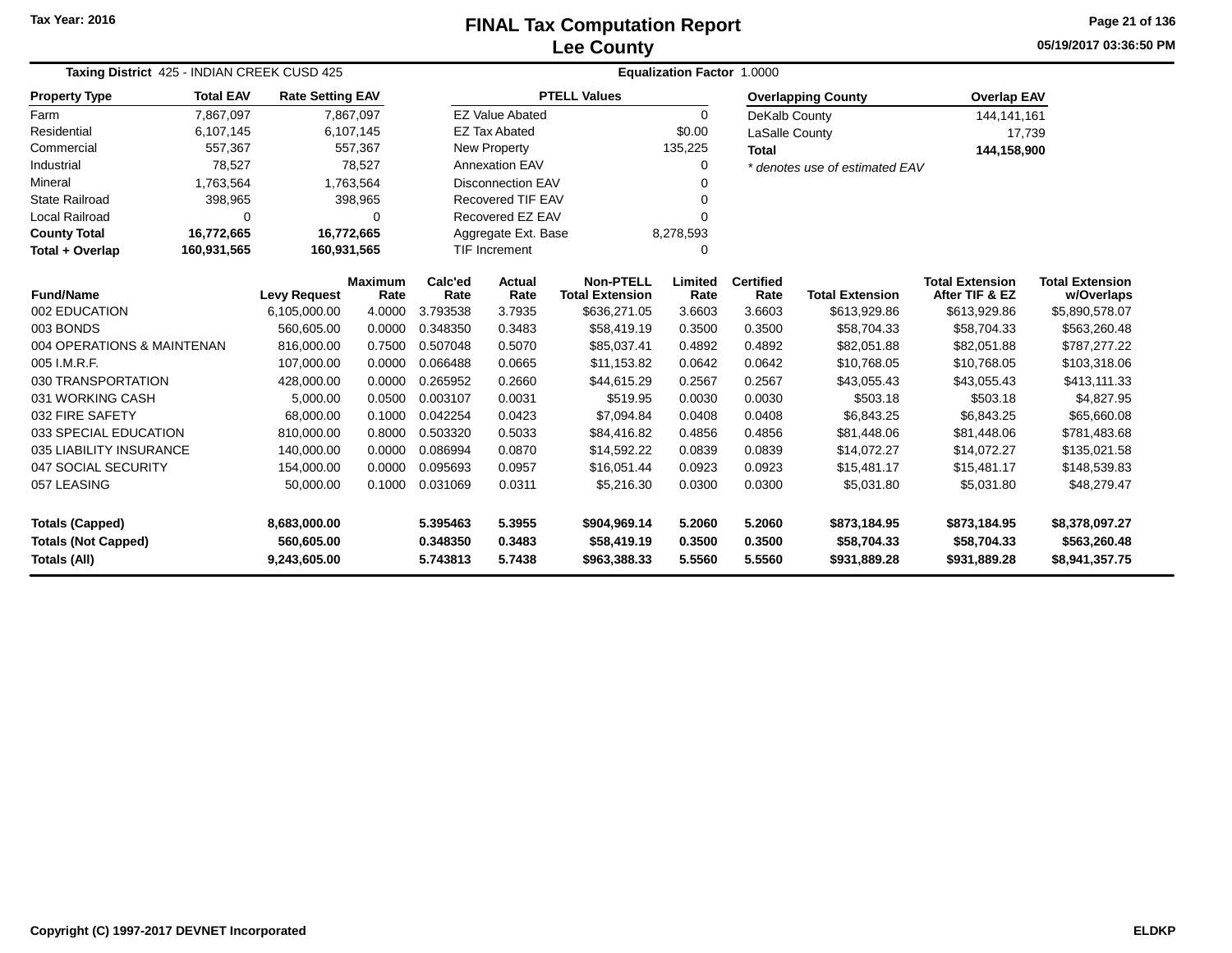Tax Year: 2016

# FINAL Tax Computation Report
## Lee County

05/19/2017 03:36:50 PM

**Taxing District** 425 - INDIAN CREEK CUSD 425 **Equalization Factor** 1.0000

| Property Type | Total EAV | Rate Setting EAV |
|---|---|---|
| Farm | 7,867,097 | 7,867,097 |
| Residential | 6,107,145 | 6,107,145 |
| Commercial | 557,367 | 557,367 |
| Industrial | 78,527 | 78,527 |
| Mineral | 1,763,564 | 1,763,564 |
| State Railroad | 398,965 | 398,965 |
| Local Railroad | 0 | 0 |
| **County Total** | **16,772,665** | **16,772,665** |
| **Total + Overlap** | **160,931,565** | **160,931,565** |

| PTELL Values | |
|---|---|
| EZ Value Abated | 0 |
| EZ Tax Abated | $0.00 |
| New Property | 135,225 |
| Annexation EAV | 0 |
| Disconnection EAV | 0 |
| Recovered TIF EAV | 0 |
| Recovered EZ EAV | 0 |
| Aggregate Ext. Base | 8,278,593 |
| TIF Increment | 0 |

| Overlapping County | Overlap EAV |
|---|---|
| DeKalb County | 144,141,161 |
| LaSalle County | 17,739 |
| **Total** | **144,158,900** |

*\* denotes use of estimated EAV*

| Fund/Name | Levy Request | Maximum Rate | Calc'ed Rate | Actual Rate | Non-PTELL Total Extension | Limited Rate | Certified Rate | Total Extension | Total Extension After TIF & EZ | Total Extension w/Overlaps |
|---|---|---|---|---|---|---|---|---|---|---|
| 002 EDUCATION | 6,105,000.00 | 4.0000 | 3.793538 | 3.7935 | $636,271.05 | 3.6603 | 3.6603 | $613,929.86 | $613,929.86 | $5,890,578.07 |
| 003 BONDS | 560,605.00 | 0.0000 | 0.348350 | 0.3483 | $58,419.19 | 0.3500 | 0.3500 | $58,704.33 | $58,704.33 | $563,260.48 |
| 004 OPERATIONS & MAINTENAN | 816,000.00 | 0.7500 | 0.507048 | 0.5070 | $85,037.41 | 0.4892 | 0.4892 | $82,051.88 | $82,051.88 | $787,277.22 |
| 005 I.M.R.F. | 107,000.00 | 0.0000 | 0.066488 | 0.0665 | $11,153.82 | 0.0642 | 0.0642 | $10,768.05 | $10,768.05 | $103,318.06 |
| 030 TRANSPORTATION | 428,000.00 | 0.0000 | 0.265952 | 0.2660 | $44,615.29 | 0.2567 | 0.2567 | $43,055.43 | $43,055.43 | $413,111.33 |
| 031 WORKING CASH | 5,000.00 | 0.0500 | 0.003107 | 0.0031 | $519.95 | 0.0030 | 0.0030 | $503.18 | $503.18 | $4,827.95 |
| 032 FIRE SAFETY | 68,000.00 | 0.1000 | 0.042254 | 0.0423 | $7,094.84 | 0.0408 | 0.0408 | $6,843.25 | $6,843.25 | $65,660.08 |
| 033 SPECIAL EDUCATION | 810,000.00 | 0.8000 | 0.503320 | 0.5033 | $84,416.82 | 0.4856 | 0.4856 | $81,448.06 | $81,448.06 | $781,483.68 |
| 035 LIABILITY INSURANCE | 140,000.00 | 0.0000 | 0.086994 | 0.0870 | $14,592.22 | 0.0839 | 0.0839 | $14,072.27 | $14,072.27 | $135,021.58 |
| 047 SOCIAL SECURITY | 154,000.00 | 0.0000 | 0.095693 | 0.0957 | $16,051.44 | 0.0923 | 0.0923 | $15,481.17 | $15,481.17 | $148,539.83 |
| 057 LEASING | 50,000.00 | 0.1000 | 0.031069 | 0.0311 | $5,216.30 | 0.0300 | 0.0300 | $5,031.80 | $5,031.80 | $48,279.47 |
| **Totals (Capped)** | **8,683,000.00** | | **5.395463** | **5.3955** | **$904,969.14** | **5.2060** | **5.2060** | **$873,184.95** | **$873,184.95** | **$8,378,097.27** |
| **Totals (Not Capped)** | **560,605.00** | | **0.348350** | **0.3483** | **$58,419.19** | **0.3500** | **0.3500** | **$58,704.33** | **$58,704.33** | **$563,260.48** |
| **Totals (All)** | **9,243,605.00** | | **5.743813** | **5.7438** | **$963,388.33** | **5.5560** | **5.5560** | **$931,889.28** | **$931,889.28** | **$8,941,357.75** |

Copyright (C) 1997-2017 DEVNET Incorporated ELDKP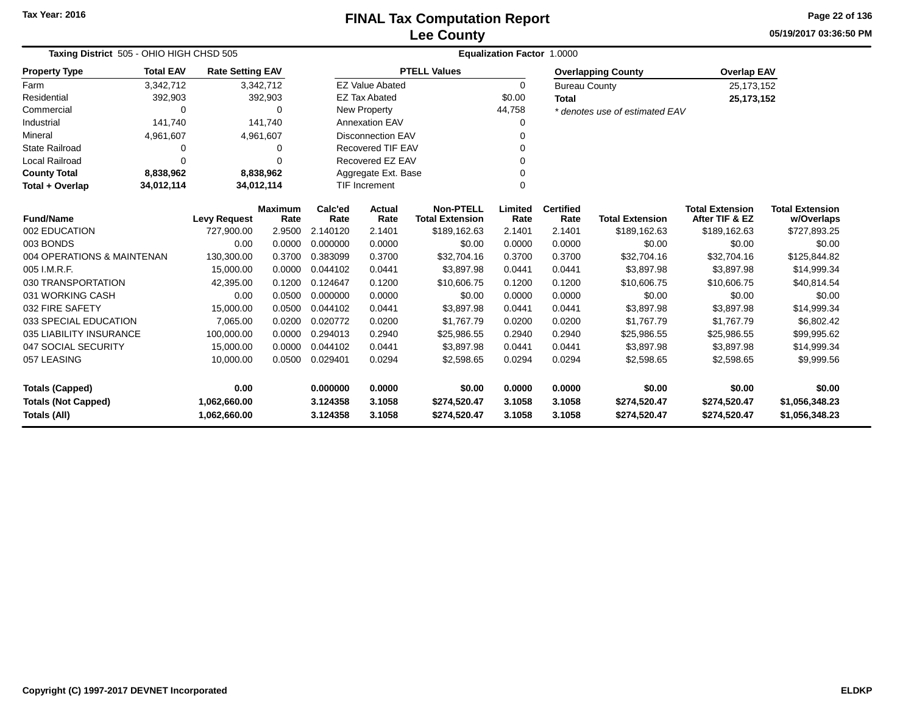Tax Year: 2016

# FINAL Tax Computation Report
## Lee County

05/19/2017 03:36:50 PM

**Taxing District** 505 - OHIO HIGH CHSD 505 **Equalization Factor** 1.0000

| Property Type | Total EAV | Rate Setting EAV |
|---|---|---|
| Farm | 3,342,712 | 3,342,712 |
| Residential | 392,903 | 392,903 |
| Commercial | 0 | 0 |
| Industrial | 141,740 | 141,740 |
| Mineral | 4,961,607 | 4,961,607 |
| State Railroad | 0 | 0 |
| Local Railroad | 0 | 0 |
| **County Total** | **8,838,962** | **8,838,962** |
| **Total + Overlap** | **34,012,114** | **34,012,114** |

| PTELL Values | |
|---|---|
| EZ Value Abated | 0 |
| EZ Tax Abated | $0.00 |
| New Property | 44,758 |
| Annexation EAV | 0 |
| Disconnection EAV | 0 |
| Recovered TIF EAV | 0 |
| Recovered EZ EAV | 0 |
| Aggregate Ext. Base | 0 |
| TIF Increment | 0 |

| Overlapping County | Overlap EAV |
|---|---|
| Bureau County | 25,173,152 |
| **Total** | **25,173,152** |

*\* denotes use of estimated EAV*

| Fund/Name | Levy Request | Maximum Rate | Calc'ed Rate | Actual Rate | Non-PTELL Total Extension | Limited Rate | Certified Rate | Total Extension | Total Extension After TIF & EZ | Total Extension w/Overlaps |
|---|---|---|---|---|---|---|---|---|---|---|
| 002 EDUCATION | 727,900.00 | 2.9500 | 2.140120 | 2.1401 | $189,162.63 | 2.1401 | 2.1401 | $189,162.63 | $189,162.63 | $727,893.25 |
| 003 BONDS | 0.00 | 0.0000 | 0.000000 | 0.0000 | $0.00 | 0.0000 | 0.0000 | $0.00 | $0.00 | $0.00 |
| 004 OPERATIONS & MAINTENAN | 130,300.00 | 0.3700 | 0.383099 | 0.3700 | $32,704.16 | 0.3700 | 0.3700 | $32,704.16 | $32,704.16 | $125,844.82 |
| 005 I.M.R.F. | 15,000.00 | 0.0000 | 0.044102 | 0.0441 | $3,897.98 | 0.0441 | 0.0441 | $3,897.98 | $3,897.98 | $14,999.34 |
| 030 TRANSPORTATION | 42,395.00 | 0.1200 | 0.124647 | 0.1200 | $10,606.75 | 0.1200 | 0.1200 | $10,606.75 | $10,606.75 | $40,814.54 |
| 031 WORKING CASH | 0.00 | 0.0500 | 0.000000 | 0.0000 | $0.00 | 0.0000 | 0.0000 | $0.00 | $0.00 | $0.00 |
| 032 FIRE SAFETY | 15,000.00 | 0.0500 | 0.044102 | 0.0441 | $3,897.98 | 0.0441 | 0.0441 | $3,897.98 | $3,897.98 | $14,999.34 |
| 033 SPECIAL EDUCATION | 7,065.00 | 0.0200 | 0.020772 | 0.0200 | $1,767.79 | 0.0200 | 0.0200 | $1,767.79 | $1,767.79 | $6,802.42 |
| 035 LIABILITY INSURANCE | 100,000.00 | 0.0000 | 0.294013 | 0.2940 | $25,986.55 | 0.2940 | 0.2940 | $25,986.55 | $25,986.55 | $99,995.62 |
| 047 SOCIAL SECURITY | 15,000.00 | 0.0000 | 0.044102 | 0.0441 | $3,897.98 | 0.0441 | 0.0441 | $3,897.98 | $3,897.98 | $14,999.34 |
| 057 LEASING | 10,000.00 | 0.0500 | 0.029401 | 0.0294 | $2,598.65 | 0.0294 | 0.0294 | $2,598.65 | $2,598.65 | $9,999.56 |
| **Totals (Capped)** | **0.00** | | **0.000000** | **0.0000** | **$0.00** | **0.0000** | **0.0000** | **$0.00** | **$0.00** | **$0.00** |
| **Totals (Not Capped)** | **1,062,660.00** | | **3.124358** | **3.1058** | **$274,520.47** | **3.1058** | **3.1058** | **$274,520.47** | **$274,520.47** | **$1,056,348.23** |
| **Totals (All)** | **1,062,660.00** | | **3.124358** | **3.1058** | **$274,520.47** | **3.1058** | **3.1058** | **$274,520.47** | **$274,520.47** | **$1,056,348.23** |

Copyright (C) 1997-2017 DEVNET Incorporated ELDKP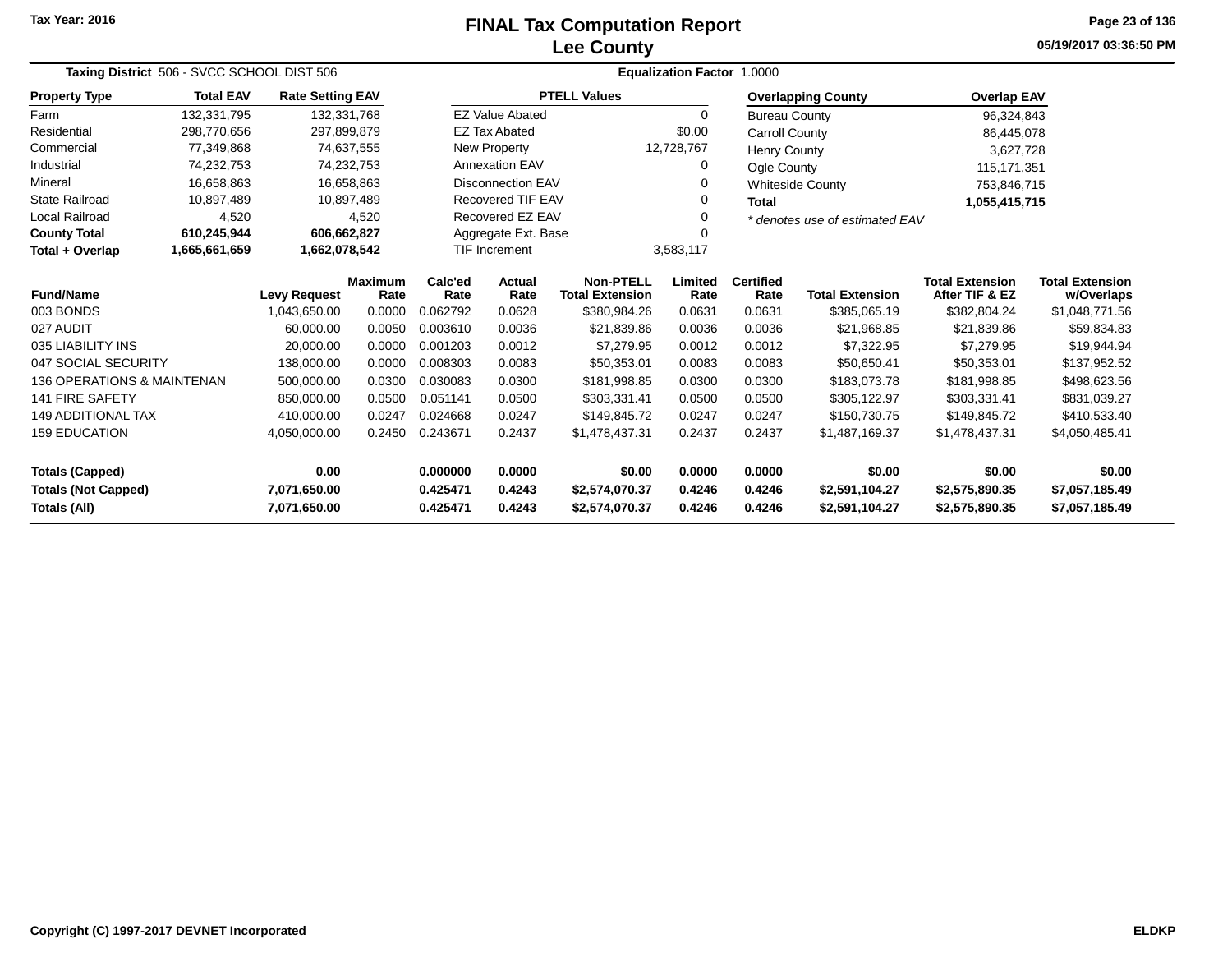Tax Year: 2016

# FINAL Tax Computation Report
## Lee County

05/19/2017 03:36:50 PM

**Taxing District** 506 - SVCC SCHOOL DIST 506 **Equalization Factor** 1.0000

| Property Type | Total EAV | Rate Setting EAV |
|---|---|---|
| Farm | 132,331,795 | 132,331,768 |
| Residential | 298,770,656 | 297,899,879 |
| Commercial | 77,349,868 | 74,637,555 |
| Industrial | 74,232,753 | 74,232,753 |
| Mineral | 16,658,863 | 16,658,863 |
| State Railroad | 10,897,489 | 10,897,489 |
| Local Railroad | 4,520 | 4,520 |
| **County Total** | **610,245,944** | **606,662,827** |
| **Total + Overlap** | **1,665,661,659** | **1,662,078,542** |

| PTELL Values | |
|---|---|
| EZ Value Abated | 0 |
| EZ Tax Abated | $0.00 |
| New Property | 12,728,767 |
| Annexation EAV | 0 |
| Disconnection EAV | 0 |
| Recovered TIF EAV | 0 |
| Recovered EZ EAV | 0 |
| Aggregate Ext. Base | 0 |
| TIF Increment | 3,583,117 |

| Overlapping County | Overlap EAV |
|---|---|
| Bureau County | 96,324,843 |
| Carroll County | 86,445,078 |
| Henry County | 3,627,728 |
| Ogle County | 115,171,351 |
| Whiteside County | 753,846,715 |
| **Total** | **1,055,415,715** |

*\* denotes use of estimated EAV*

| Fund/Name | Levy Request | Maximum Rate | Calc'ed Rate | Actual Rate | Non-PTELL Total Extension | Limited Rate | Certified Rate | Total Extension | Total Extension After TIF & EZ | Total Extension w/Overlaps |
|---|---|---|---|---|---|---|---|---|---|---|
| 003 BONDS | 1,043,650.00 | 0.0000 | 0.062792 | 0.0628 | $380,984.26 | 0.0631 | 0.0631 | $385,065.19 | $382,804.24 | $1,048,771.56 |
| 027 AUDIT | 60,000.00 | 0.0050 | 0.003610 | 0.0036 | $21,839.86 | 0.0036 | 0.0036 | $21,968.85 | $21,839.86 | $59,834.83 |
| 035 LIABILITY INS | 20,000.00 | 0.0000 | 0.001203 | 0.0012 | $7,279.95 | 0.0012 | 0.0012 | $7,322.95 | $7,279.95 | $19,944.94 |
| 047 SOCIAL SECURITY | 138,000.00 | 0.0000 | 0.008303 | 0.0083 | $50,353.01 | 0.0083 | 0.0083 | $50,650.41 | $50,353.01 | $137,952.52 |
| 136 OPERATIONS & MAINTENAN | 500,000.00 | 0.0300 | 0.030083 | 0.0300 | $181,998.85 | 0.0300 | 0.0300 | $183,073.78 | $181,998.85 | $498,623.56 |
| 141 FIRE SAFETY | 850,000.00 | 0.0500 | 0.051141 | 0.0500 | $303,331.41 | 0.0500 | 0.0500 | $305,122.97 | $303,331.41 | $831,039.27 |
| 149 ADDITIONAL TAX | 410,000.00 | 0.0247 | 0.024668 | 0.0247 | $149,845.72 | 0.0247 | 0.0247 | $150,730.75 | $149,845.72 | $410,533.40 |
| 159 EDUCATION | 4,050,000.00 | 0.2450 | 0.243671 | 0.2437 | $1,478,437.31 | 0.2437 | 0.2437 | $1,487,169.37 | $1,478,437.31 | $4,050,485.41 |
| **Totals (Capped)** | **0.00** | | **0.000000** | **0.0000** | **$0.00** | **0.0000** | **0.0000** | **$0.00** | **$0.00** | **$0.00** |
| **Totals (Not Capped)** | **7,071,650.00** | | **0.425471** | **0.4243** | **$2,574,070.37** | **0.4246** | **0.4246** | **$2,591,104.27** | **$2,575,890.35** | **$7,057,185.49** |
| **Totals (All)** | **7,071,650.00** | | **0.425471** | **0.4243** | **$2,574,070.37** | **0.4246** | **0.4246** | **$2,591,104.27** | **$2,575,890.35** | **$7,057,185.49** |

Copyright (C) 1997-2017 DEVNET Incorporated ELDKP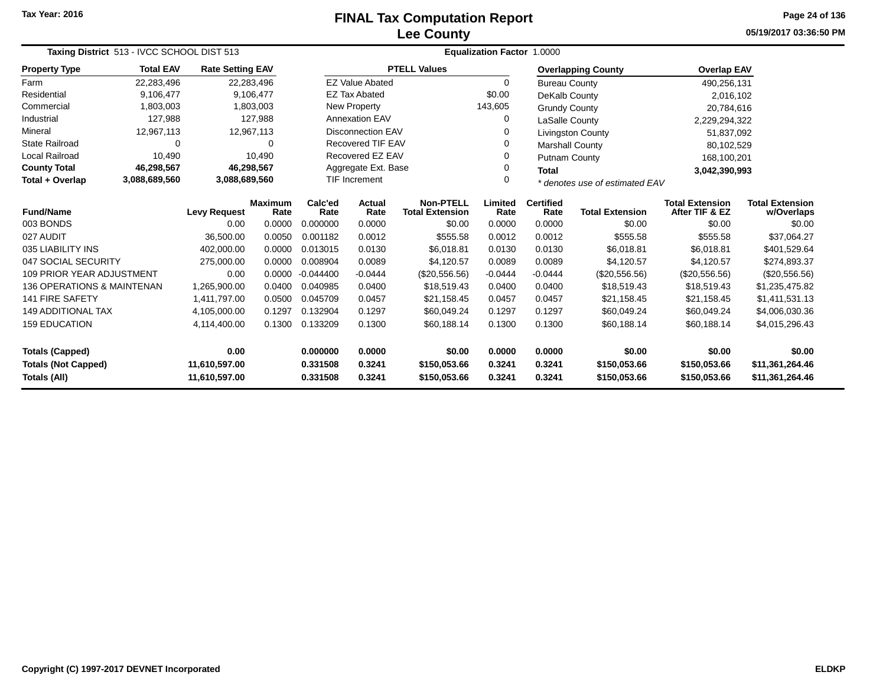Tax Year: 2016

# FINAL Tax Computation Report
## Lee County

05/19/2017 03:36:50 PM

**Taxing District** 513 - IVCC SCHOOL DIST 513 **Equalization Factor** 1.0000

| Property Type | Total EAV | Rate Setting EAV |
|---|---|---|
| Farm | 22,283,496 | 22,283,496 |
| Residential | 9,106,477 | 9,106,477 |
| Commercial | 1,803,003 | 1,803,003 |
| Industrial | 127,988 | 127,988 |
| Mineral | 12,967,113 | 12,967,113 |
| State Railroad | 0 | 0 |
| Local Railroad | 10,490 | 10,490 |
| **County Total** | **46,298,567** | **46,298,567** |
| **Total + Overlap** | **3,088,689,560** | **3,088,689,560** |

| PTELL Values | |
|---|---|
| EZ Value Abated | 0 |
| EZ Tax Abated | $0.00 |
| New Property | 143,605 |
| Annexation EAV | 0 |
| Disconnection EAV | 0 |
| Recovered TIF EAV | 0 |
| Recovered EZ EAV | 0 |
| Aggregate Ext. Base | 0 |
| TIF Increment | 0 |

| Overlapping County | Overlap EAV |
|---|---|
| Bureau County | 490,256,131 |
| DeKalb County | 2,016,102 |
| Grundy County | 20,784,616 |
| LaSalle County | 2,229,294,322 |
| Livingston County | 51,837,092 |
| Marshall County | 80,102,529 |
| Putnam County | 168,100,201 |
| **Total** | **3,042,390,993** |

*\* denotes use of estimated EAV*

| Fund/Name | Levy Request | Maximum Rate | Calc'ed Rate | Actual Rate | Non-PTELL Total Extension | Limited Rate | Certified Rate | Total Extension | Total Extension After TIF & EZ | Total Extension w/Overlaps |
|---|---|---|---|---|---|---|---|---|---|---|
| 003 BONDS | 0.00 | 0.0000 | 0.000000 | 0.0000 | $0.00 | 0.0000 | 0.0000 | $0.00 | $0.00 | $0.00 |
| 027 AUDIT | 36,500.00 | 0.0050 | 0.001182 | 0.0012 | $555.58 | 0.0012 | 0.0012 | $555.58 | $555.58 | $37,064.27 |
| 035 LIABILITY INS | 402,000.00 | 0.0000 | 0.013015 | 0.0130 | $6,018.81 | 0.0130 | 0.0130 | $6,018.81 | $6,018.81 | $401,529.64 |
| 047 SOCIAL SECURITY | 275,000.00 | 0.0000 | 0.008904 | 0.0089 | $4,120.57 | 0.0089 | 0.0089 | $4,120.57 | $4,120.57 | $274,893.37 |
| 109 PRIOR YEAR ADJUSTMENT | 0.00 | 0.0000 | -0.044400 | -0.0444 | ($20,556.56) | -0.0444 | -0.0444 | ($20,556.56) | ($20,556.56) | ($20,556.56) |
| 136 OPERATIONS & MAINTENAN | 1,265,900.00 | 0.0400 | 0.040985 | 0.0400 | $18,519.43 | 0.0400 | 0.0400 | $18,519.43 | $18,519.43 | $1,235,475.82 |
| 141 FIRE SAFETY | 1,411,797.00 | 0.0500 | 0.045709 | 0.0457 | $21,158.45 | 0.0457 | 0.0457 | $21,158.45 | $21,158.45 | $1,411,531.13 |
| 149 ADDITIONAL TAX | 4,105,000.00 | 0.1297 | 0.132904 | 0.1297 | $60,049.24 | 0.1297 | 0.1297 | $60,049.24 | $60,049.24 | $4,006,030.36 |
| 159 EDUCATION | 4,114,400.00 | 0.1300 | 0.133209 | 0.1300 | $60,188.14 | 0.1300 | 0.1300 | $60,188.14 | $60,188.14 | $4,015,296.43 |
| **Totals (Capped)** | **0.00** | | **0.000000** | **0.0000** | **$0.00** | **0.0000** | **0.0000** | **$0.00** | **$0.00** | **$0.00** |
| **Totals (Not Capped)** | **11,610,597.00** | | **0.331508** | **0.3241** | **$150,053.66** | **0.3241** | **0.3241** | **$150,053.66** | **$150,053.66** | **$11,361,264.46** |
| **Totals (All)** | **11,610,597.00** | | **0.331508** | **0.3241** | **$150,053.66** | **0.3241** | **0.3241** | **$150,053.66** | **$150,053.66** | **$11,361,264.46** |

Copyright (C) 1997-2017 DEVNET Incorporated ELDKP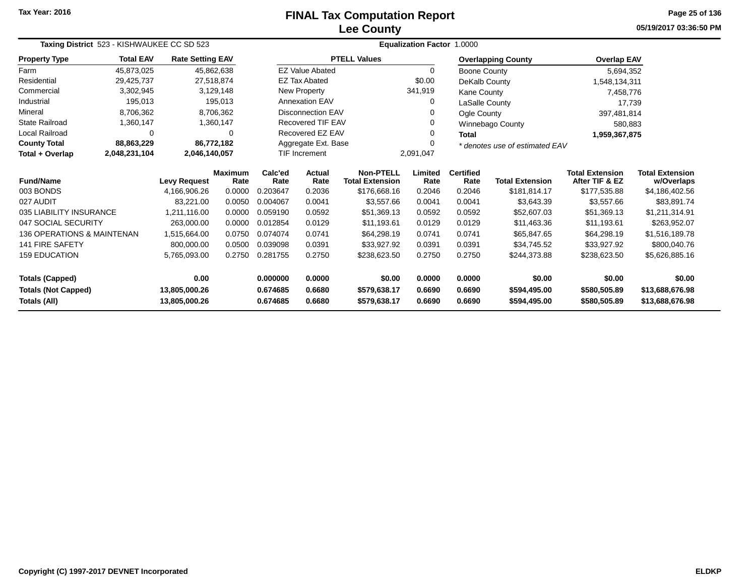Tax Year: 2016

# FINAL Tax Computation Report
## Lee County

05/19/2017 03:36:50 PM

**Taxing District** 523 - KISHWAUKEE CC SD 523 **Equalization Factor** 1.0000

| Property Type | Total EAV | Rate Setting EAV |
|---|---|---|
| Farm | 45,873,025 | 45,862,638 |
| Residential | 29,425,737 | 27,518,874 |
| Commercial | 3,302,945 | 3,129,148 |
| Industrial | 195,013 | 195,013 |
| Mineral | 8,706,362 | 8,706,362 |
| State Railroad | 1,360,147 | 1,360,147 |
| Local Railroad | 0 | 0 |
| **County Total** | **88,863,229** | **86,772,182** |
| **Total + Overlap** | **2,048,231,104** | **2,046,140,057** |

| PTELL Values | |
|---|---|
| EZ Value Abated | 0 |
| EZ Tax Abated | $0.00 |
| New Property | 341,919 |
| Annexation EAV | 0 |
| Disconnection EAV | 0 |
| Recovered TIF EAV | 0 |
| Recovered EZ EAV | 0 |
| Aggregate Ext. Base | 0 |
| TIF Increment | 2,091,047 |

| Overlapping County | Overlap EAV |
|---|---|
| Boone County | 5,694,352 |
| DeKalb County | 1,548,134,311 |
| Kane County | 7,458,776 |
| LaSalle County | 17,739 |
| Ogle County | 397,481,814 |
| Winnebago County | 580,883 |
| **Total** | **1,959,367,875** |

*\* denotes use of estimated EAV*

| Fund/Name | Levy Request | Maximum Rate | Calc'ed Rate | Actual Rate | Non-PTELL Total Extension | Limited Rate | Certified Rate | Total Extension | Total Extension After TIF & EZ | Total Extension w/Overlaps |
|---|---|---|---|---|---|---|---|---|---|---|
| 003 BONDS | 4,166,906.26 | 0.0000 | 0.203647 | 0.2036 | $176,668.16 | 0.2046 | 0.2046 | $181,814.17 | $177,535.88 | $4,186,402.56 |
| 027 AUDIT | 83,221.00 | 0.0050 | 0.004067 | 0.0041 | $3,557.66 | 0.0041 | 0.0041 | $3,643.39 | $3,557.66 | $83,891.74 |
| 035 LIABILITY INSURANCE | 1,211,116.00 | 0.0000 | 0.059190 | 0.0592 | $51,369.13 | 0.0592 | 0.0592 | $52,607.03 | $51,369.13 | $1,211,314.91 |
| 047 SOCIAL SECURITY | 263,000.00 | 0.0000 | 0.012854 | 0.0129 | $11,193.61 | 0.0129 | 0.0129 | $11,463.36 | $11,193.61 | $263,952.07 |
| 136 OPERATIONS & MAINTENAN | 1,515,664.00 | 0.0750 | 0.074074 | 0.0741 | $64,298.19 | 0.0741 | 0.0741 | $65,847.65 | $64,298.19 | $1,516,189.78 |
| 141 FIRE SAFETY | 800,000.00 | 0.0500 | 0.039098 | 0.0391 | $33,927.92 | 0.0391 | 0.0391 | $34,745.52 | $33,927.92 | $800,040.76 |
| 159 EDUCATION | 5,765,093.00 | 0.2750 | 0.281755 | 0.2750 | $238,623.50 | 0.2750 | 0.2750 | $244,373.88 | $238,623.50 | $5,626,885.16 |
| **Totals (Capped)** | **0.00** | | **0.000000** | **0.0000** | **$0.00** | **0.0000** | **0.0000** | **$0.00** | **$0.00** | **$0.00** |
| **Totals (Not Capped)** | **13,805,000.26** | | **0.674685** | **0.6680** | **$579,638.17** | **0.6690** | **0.6690** | **$594,495.00** | **$580,505.89** | **$13,688,676.98** |
| **Totals (All)** | **13,805,000.26** | | **0.674685** | **0.6680** | **$579,638.17** | **0.6690** | **0.6690** | **$594,495.00** | **$580,505.89** | **$13,688,676.98** |

Copyright (C) 1997-2017 DEVNET Incorporated ELDKP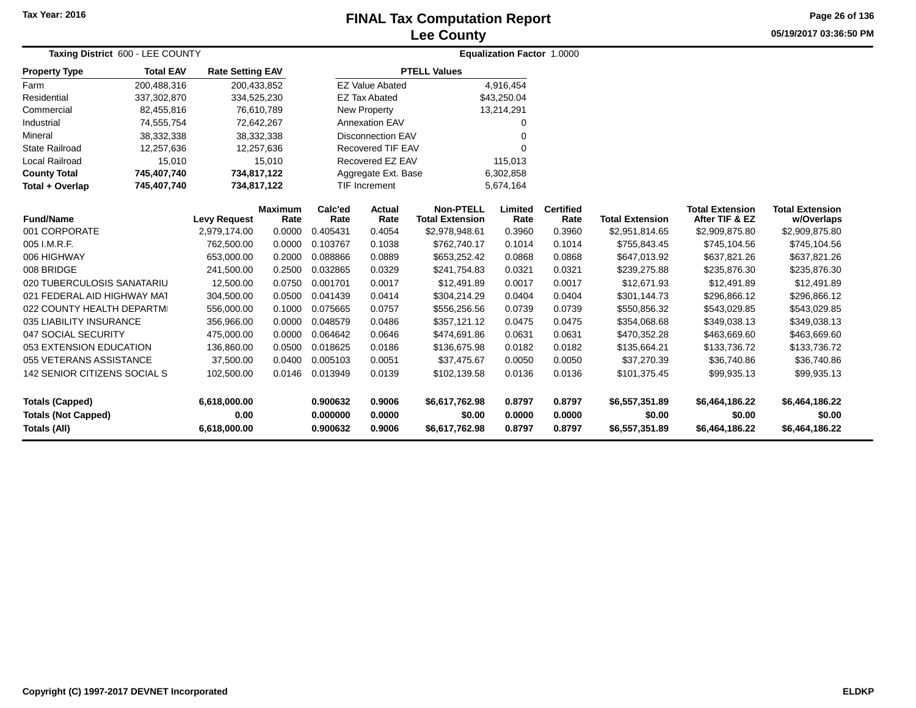Tax Year: 2016

# FINAL Tax Computation Report
## Lee County

05/19/2017 03:36:50 PM

**Taxing District** 600 - LEE COUNTY

**Equalization Factor** 1.0000

| Property Type | Total EAV | Rate Setting EAV |
|---|---|---|
| Farm | 200,488,316 | 200,433,852 |
| Residential | 337,302,870 | 334,525,230 |
| Commercial | 82,455,816 | 76,610,789 |
| Industrial | 74,555,754 | 72,642,267 |
| Mineral | 38,332,338 | 38,332,338 |
| State Railroad | 12,257,636 | 12,257,636 |
| Local Railroad | 15,010 | 15,010 |
| **County Total** | **745,407,740** | **734,817,122** |
| **Total + Overlap** | **745,407,740** | **734,817,122** |

| PTELL Values | |
|---|---|
| EZ Value Abated | 4,916,454 |
| EZ Tax Abated | $43,250.04 |
| New Property | 13,214,291 |
| Annexation EAV | 0 |
| Disconnection EAV | 0 |
| Recovered TIF EAV | 0 |
| Recovered EZ EAV | 115,013 |
| Aggregate Ext. Base | 6,302,858 |
| TIF Increment | 5,674,164 |

| Fund/Name | Levy Request | Maximum Rate | Calc'ed Rate | Actual Rate | Non-PTELL Total Extension | Limited Rate | Certified Rate | Total Extension | Total Extension After TIF & EZ | Total Extension w/Overlaps |
|---|---|---|---|---|---|---|---|---|---|---|
| 001 CORPORATE | 2,979,174.00 | 0.0000 | 0.405431 | 0.4054 | $2,978,948.61 | 0.3960 | 0.3960 | $2,951,814.65 | $2,909,875.80 | $2,909,875.80 |
| 005 I.M.R.F. | 762,500.00 | 0.0000 | 0.103767 | 0.1038 | $762,740.17 | 0.1014 | 0.1014 | $755,843.45 | $745,104.56 | $745,104.56 |
| 006 HIGHWAY | 653,000.00 | 0.2000 | 0.088866 | 0.0889 | $653,252.42 | 0.0868 | 0.0868 | $647,013.92 | $637,821.26 | $637,821.26 |
| 008 BRIDGE | 241,500.00 | 0.2500 | 0.032865 | 0.0329 | $241,754.83 | 0.0321 | 0.0321 | $239,275.88 | $235,876.30 | $235,876.30 |
| 020 TUBERCULOSIS SANATARIU | 12,500.00 | 0.0750 | 0.001701 | 0.0017 | $12,491.89 | 0.0017 | 0.0017 | $12,671.93 | $12,491.89 | $12,491.89 |
| 021 FEDERAL AID HIGHWAY MAT | 304,500.00 | 0.0500 | 0.041439 | 0.0414 | $304,214.29 | 0.0404 | 0.0404 | $301,144.73 | $296,866.12 | $296,866.12 |
| 022 COUNTY HEALTH DEPARTMI | 556,000.00 | 0.1000 | 0.075665 | 0.0757 | $556,256.56 | 0.0739 | 0.0739 | $550,856.32 | $543,029.85 | $543,029.85 |
| 035 LIABILITY INSURANCE | 356,966.00 | 0.0000 | 0.048579 | 0.0486 | $357,121.12 | 0.0475 | 0.0475 | $354,068.68 | $349,038.13 | $349,038.13 |
| 047 SOCIAL SECURITY | 475,000.00 | 0.0000 | 0.064642 | 0.0646 | $474,691.86 | 0.0631 | 0.0631 | $470,352.28 | $463,669.60 | $463,669.60 |
| 053 EXTENSION EDUCATION | 136,860.00 | 0.0500 | 0.018625 | 0.0186 | $136,675.98 | 0.0182 | 0.0182 | $135,664.21 | $133,736.72 | $133,736.72 |
| 055 VETERANS ASSISTANCE | 37,500.00 | 0.0400 | 0.005103 | 0.0051 | $37,475.67 | 0.0050 | 0.0050 | $37,270.39 | $36,740.86 | $36,740.86 |
| 142 SENIOR CITIZENS SOCIAL S | 102,500.00 | 0.0146 | 0.013949 | 0.0139 | $102,139.58 | 0.0136 | 0.0136 | $101,375.45 | $99,935.13 | $99,935.13 |
| **Totals (Capped)** | **6,618,000.00** | | **0.900632** | **0.9006** | **$6,617,762.98** | **0.8797** | **0.8797** | **$6,557,351.89** | **$6,464,186.22** | **$6,464,186.22** |
| **Totals (Not Capped)** | **0.00** | | **0.000000** | **0.0000** | **$0.00** | **0.0000** | **0.0000** | **$0.00** | **$0.00** | **$0.00** |
| **Totals (All)** | **6,618,000.00** | | **0.900632** | **0.9006** | **$6,617,762.98** | **0.8797** | **0.8797** | **$6,557,351.89** | **$6,464,186.22** | **$6,464,186.22** |

Copyright (C) 1997-2017 DEVNET Incorporated

ELDKP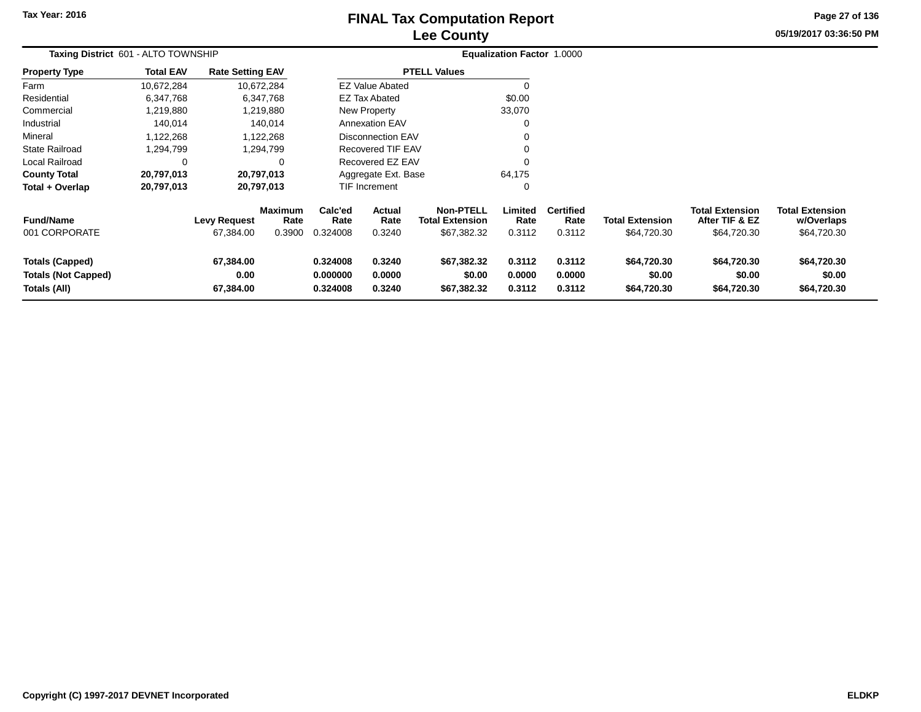Tax Year: 2016

# FINAL Tax Computation Report
## Lee County

05/19/2017 03:36:50 PM

**Taxing District** 601 - ALTO TOWNSHIP **Equalization Factor** 1.0000

| Property Type | Total EAV | Rate Setting EAV |
|---|---|---|
| Farm | 10,672,284 | 10,672,284 |
| Residential | 6,347,768 | 6,347,768 |
| Commercial | 1,219,880 | 1,219,880 |
| Industrial | 140,014 | 140,014 |
| Mineral | 1,122,268 | 1,122,268 |
| State Railroad | 1,294,799 | 1,294,799 |
| Local Railroad | 0 | 0 |
| **County Total** | **20,797,013** | **20,797,013** |
| **Total + Overlap** | **20,797,013** | **20,797,013** |

| PTELL Values | |
|---|---|
| EZ Value Abated | 0 |
| EZ Tax Abated | $0.00 |
| New Property | 33,070 |
| Annexation EAV | 0 |
| Disconnection EAV | 0 |
| Recovered TIF EAV | 0 |
| Recovered EZ EAV | 0 |
| Aggregate Ext. Base | 64,175 |
| TIF Increment | 0 |

| Fund/Name | Levy Request | Maximum Rate | Calc'ed Rate | Actual Rate | Non-PTELL Total Extension | Limited Rate | Certified Rate | Total Extension | Total Extension After TIF & EZ | Total Extension w/Overlaps |
|---|---|---|---|---|---|---|---|---|---|---|
| 001 CORPORATE | 67,384.00 | 0.3900 | 0.324008 | 0.3240 | $67,382.32 | 0.3112 | 0.3112 | $64,720.30 | $64,720.30 | $64,720.30 |
| **Totals (Capped)** | **67,384.00** | | **0.324008** | **0.3240** | **$67,382.32** | **0.3112** | **0.3112** | **$64,720.30** | **$64,720.30** | **$64,720.30** |
| **Totals (Not Capped)** | **0.00** | | **0.000000** | **0.0000** | **$0.00** | **0.0000** | **0.0000** | **$0.00** | **$0.00** | **$0.00** |
| **Totals (All)** | **67,384.00** | | **0.324008** | **0.3240** | **$67,382.32** | **0.3112** | **0.3112** | **$64,720.30** | **$64,720.30** | **$64,720.30** |

Copyright (C) 1997-2017 DEVNET Incorporated ELDKP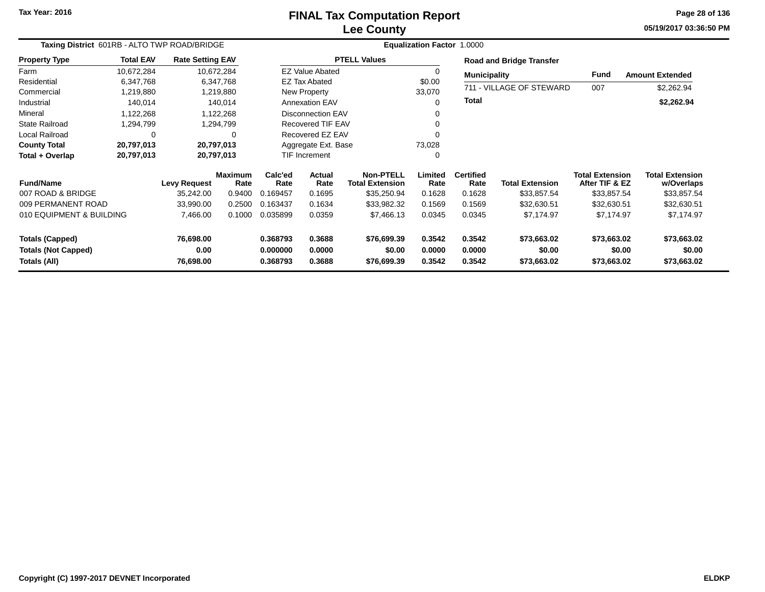# FINAL Tax Computation Report
# Lee County

Tax Year: 2016

05/19/2017 03:36:50 PM

**Taxing District** 601RB - ALTO TWP ROAD/BRIDGE

**Equalization Factor** 1.0000

| Property Type | Total EAV | Rate Setting EAV |
|---|---|---|
| Farm | 10,672,284 | 10,672,284 |
| Residential | 6,347,768 | 6,347,768 |
| Commercial | 1,219,880 | 1,219,880 |
| Industrial | 140,014 | 140,014 |
| Mineral | 1,122,268 | 1,122,268 |
| State Railroad | 1,294,799 | 1,294,799 |
| Local Railroad | 0 | 0 |
| **County Total** | **20,797,013** | **20,797,013** |
| **Total + Overlap** | **20,797,013** | **20,797,013** |

| PTELL Values | |
|---|---|
| EZ Value Abated | 0 |
| EZ Tax Abated | $0.00 |
| New Property | 33,070 |
| Annexation EAV | 0 |
| Disconnection EAV | 0 |
| Recovered TIF EAV | 0 |
| Recovered EZ EAV | 0 |
| Aggregate Ext. Base | 73,028 |
| TIF Increment | 0 |

**Road and Bridge Transfer**

| Municipality | Fund | Amount Extended |
|---|---|---|
| 711 - VILLAGE OF STEWARD | 007 | $2,262.94 |
| **Total** | | **$2,262.94** |

| Fund/Name | Levy Request | Maximum Rate | Calc'ed Rate | Actual Rate | Non-PTELL Total Extension | Limited Rate | Certified Rate | Total Extension | Total Extension After TIF & EZ | Total Extension w/Overlaps |
|---|---|---|---|---|---|---|---|---|---|---|
| 007 ROAD & BRIDGE | 35,242.00 | 0.9400 | 0.169457 | 0.1695 | $35,250.94 | 0.1628 | 0.1628 | $33,857.54 | $33,857.54 | $33,857.54 |
| 009 PERMANENT ROAD | 33,990.00 | 0.2500 | 0.163437 | 0.1634 | $33,982.32 | 0.1569 | 0.1569 | $32,630.51 | $32,630.51 | $32,630.51 |
| 010 EQUIPMENT & BUILDING | 7,466.00 | 0.1000 | 0.035899 | 0.0359 | $7,466.13 | 0.0345 | 0.0345 | $7,174.97 | $7,174.97 | $7,174.97 |
| **Totals (Capped)** | **76,698.00** | | **0.368793** | **0.3688** | **$76,699.39** | **0.3542** | **0.3542** | **$73,663.02** | **$73,663.02** | **$73,663.02** |
| **Totals (Not Capped)** | **0.00** | | **0.000000** | **0.0000** | **$0.00** | **0.0000** | **0.0000** | **$0.00** | **$0.00** | **$0.00** |
| **Totals (All)** | **76,698.00** | | **0.368793** | **0.3688** | **$76,699.39** | **0.3542** | **0.3542** | **$73,663.02** | **$73,663.02** | **$73,663.02** |

Copyright (C) 1997-2017 DEVNET Incorporated

ELDKP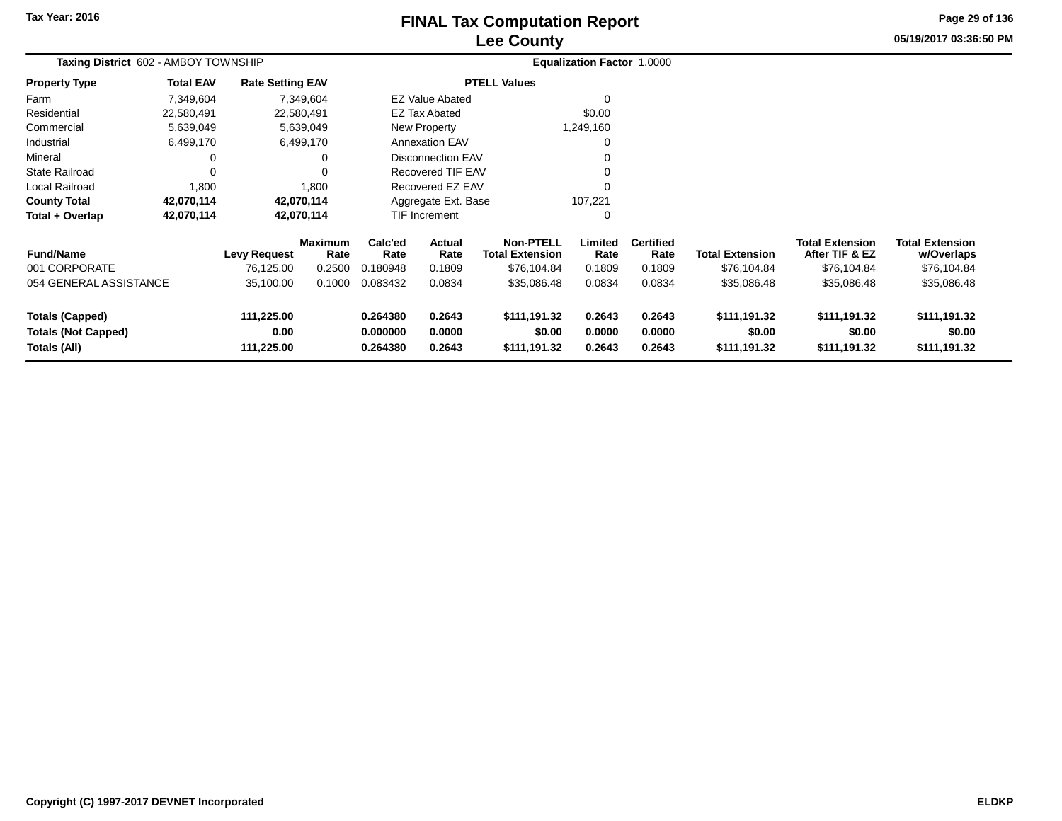**Tax Year: 2016**

# FINAL Tax Computation Report
## Lee County

05/19/2017 03:36:50 PM

**Taxing District** 602 - AMBOY TOWNSHIP **Equalization Factor** 1.0000

| Property Type | Total EAV | Rate Setting EAV |
|---|---|---|
| Farm | 7,349,604 | 7,349,604 |
| Residential | 22,580,491 | 22,580,491 |
| Commercial | 5,639,049 | 5,639,049 |
| Industrial | 6,499,170 | 6,499,170 |
| Mineral | 0 | 0 |
| State Railroad | 0 | 0 |
| Local Railroad | 1,800 | 1,800 |
| **County Total** | **42,070,114** | **42,070,114** |
| **Total + Overlap** | **42,070,114** | **42,070,114** |

| PTELL Values | |
|---|---|
| EZ Value Abated | 0 |
| EZ Tax Abated | $0.00 |
| New Property | 1,249,160 |
| Annexation EAV | 0 |
| Disconnection EAV | 0 |
| Recovered TIF EAV | 0 |
| Recovered EZ EAV | 0 |
| Aggregate Ext. Base | 107,221 |
| TIF Increment | 0 |

| Fund/Name | Levy Request | Maximum Rate | Calc'ed Rate | Actual Rate | Non-PTELL Total Extension | Limited Rate | Certified Rate | Total Extension | Total Extension After TIF & EZ | Total Extension w/Overlaps |
|---|---|---|---|---|---|---|---|---|---|---|
| 001 CORPORATE | 76,125.00 | 0.2500 | 0.180948 | 0.1809 | $76,104.84 | 0.1809 | 0.1809 | $76,104.84 | $76,104.84 | $76,104.84 |
| 054 GENERAL ASSISTANCE | 35,100.00 | 0.1000 | 0.083432 | 0.0834 | $35,086.48 | 0.0834 | 0.0834 | $35,086.48 | $35,086.48 | $35,086.48 |
| **Totals (Capped)** | **111,225.00** | | **0.264380** | **0.2643** | **$111,191.32** | **0.2643** | **0.2643** | **$111,191.32** | **$111,191.32** | **$111,191.32** |
| **Totals (Not Capped)** | **0.00** | | **0.000000** | **0.0000** | **$0.00** | **0.0000** | **0.0000** | **$0.00** | **$0.00** | **$0.00** |
| **Totals (All)** | **111,225.00** | | **0.264380** | **0.2643** | **$111,191.32** | **0.2643** | **0.2643** | **$111,191.32** | **$111,191.32** | **$111,191.32** |

Copyright (C) 1997-2017 DEVNET Incorporated ELDKP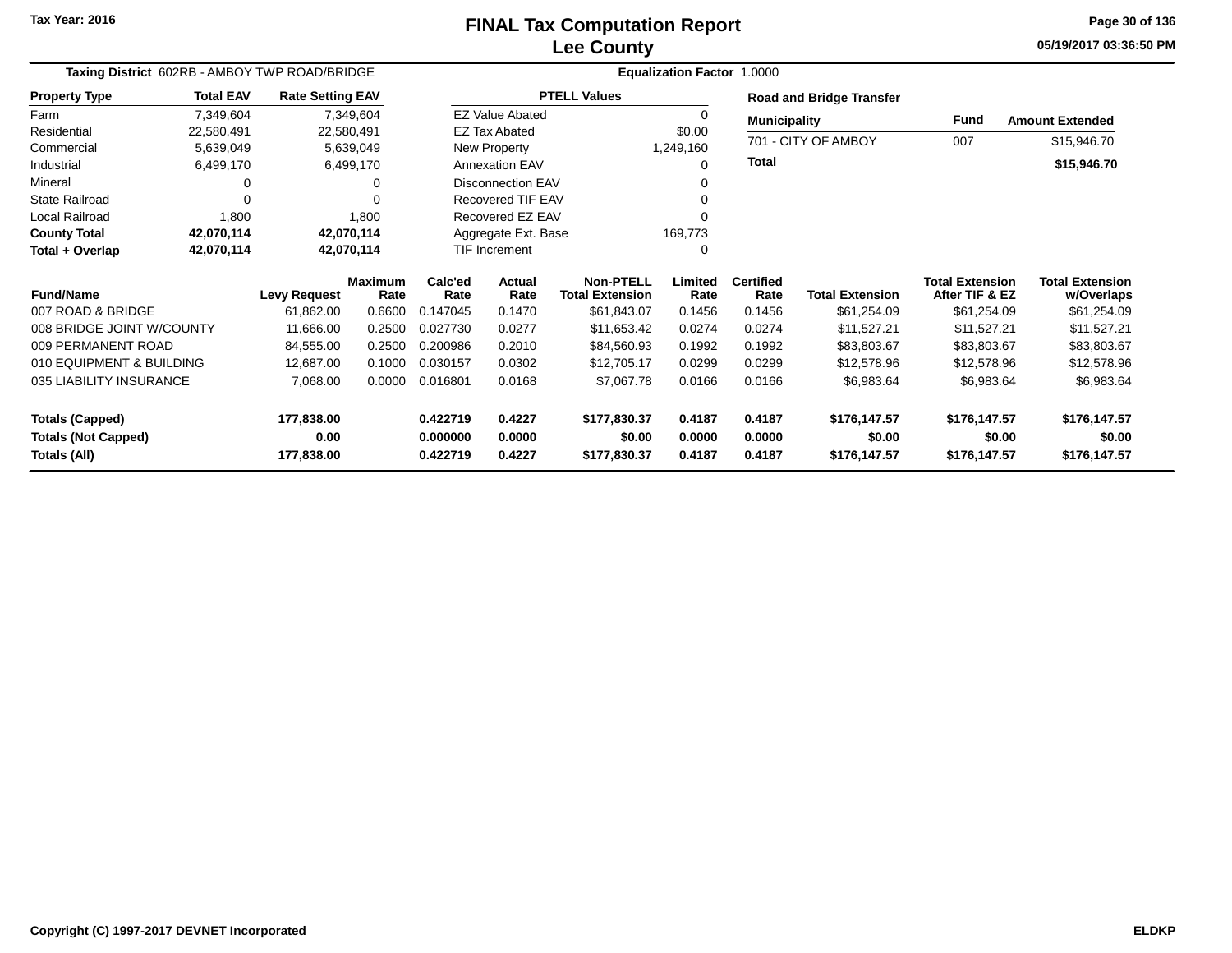Tax Year: 2016

# FINAL Tax Computation Report
## Lee County

05/19/2017 03:36:50 PM

**Taxing District** 602RB - AMBOY TWP ROAD/BRIDGE

**Equalization Factor** 1.0000

| Property Type | Total EAV | Rate Setting EAV |
|---|---|---|
| Farm | 7,349,604 | 7,349,604 |
| Residential | 22,580,491 | 22,580,491 |
| Commercial | 5,639,049 | 5,639,049 |
| Industrial | 6,499,170 | 6,499,170 |
| Mineral | 0 | 0 |
| State Railroad | 0 | 0 |
| Local Railroad | 1,800 | 1,800 |
| **County Total** | **42,070,114** | **42,070,114** |
| **Total + Overlap** | **42,070,114** | **42,070,114** |

| PTELL Values | |
|---|---|
| EZ Value Abated | 0 |
| EZ Tax Abated | $0.00 |
| New Property | 1,249,160 |
| Annexation EAV | 0 |
| Disconnection EAV | 0 |
| Recovered TIF EAV | 0 |
| Recovered EZ EAV | 0 |
| Aggregate Ext. Base | 169,773 |
| TIF Increment | 0 |

**Road and Bridge Transfer**

| Municipality | Fund | Amount Extended |
|---|---|---|
| 701 - CITY OF AMBOY | 007 | $15,946.70 |
| **Total** | | **$15,946.70** |

| Fund/Name | Levy Request | Maximum Rate | Calc'ed Rate | Actual Rate | Non-PTELL Total Extension | Limited Rate | Certified Rate | Total Extension | Total Extension After TIF & EZ | Total Extension w/Overlaps |
|---|---|---|---|---|---|---|---|---|---|---|
| 007 ROAD & BRIDGE | 61,862.00 | 0.6600 | 0.147045 | 0.1470 | $61,843.07 | 0.1456 | 0.1456 | $61,254.09 | $61,254.09 | $61,254.09 |
| 008 BRIDGE JOINT W/COUNTY | 11,666.00 | 0.2500 | 0.027730 | 0.0277 | $11,653.42 | 0.0274 | 0.0274 | $11,527.21 | $11,527.21 | $11,527.21 |
| 009 PERMANENT ROAD | 84,555.00 | 0.2500 | 0.200986 | 0.2010 | $84,560.93 | 0.1992 | 0.1992 | $83,803.67 | $83,803.67 | $83,803.67 |
| 010 EQUIPMENT & BUILDING | 12,687.00 | 0.1000 | 0.030157 | 0.0302 | $12,705.17 | 0.0299 | 0.0299 | $12,578.96 | $12,578.96 | $12,578.96 |
| 035 LIABILITY INSURANCE | 7,068.00 | 0.0000 | 0.016801 | 0.0168 | $7,067.78 | 0.0166 | 0.0166 | $6,983.64 | $6,983.64 | $6,983.64 |
| **Totals (Capped)** | **177,838.00** | | **0.422719** | **0.4227** | **$177,830.37** | **0.4187** | **0.4187** | **$176,147.57** | **$176,147.57** | **$176,147.57** |
| **Totals (Not Capped)** | **0.00** | | **0.000000** | **0.0000** | **$0.00** | **0.0000** | **0.0000** | **$0.00** | **$0.00** | **$0.00** |
| **Totals (All)** | **177,838.00** | | **0.422719** | **0.4227** | **$177,830.37** | **0.4187** | **0.4187** | **$176,147.57** | **$176,147.57** | **$176,147.57** |

Copyright (C) 1997-2017 DEVNET Incorporated

ELDKP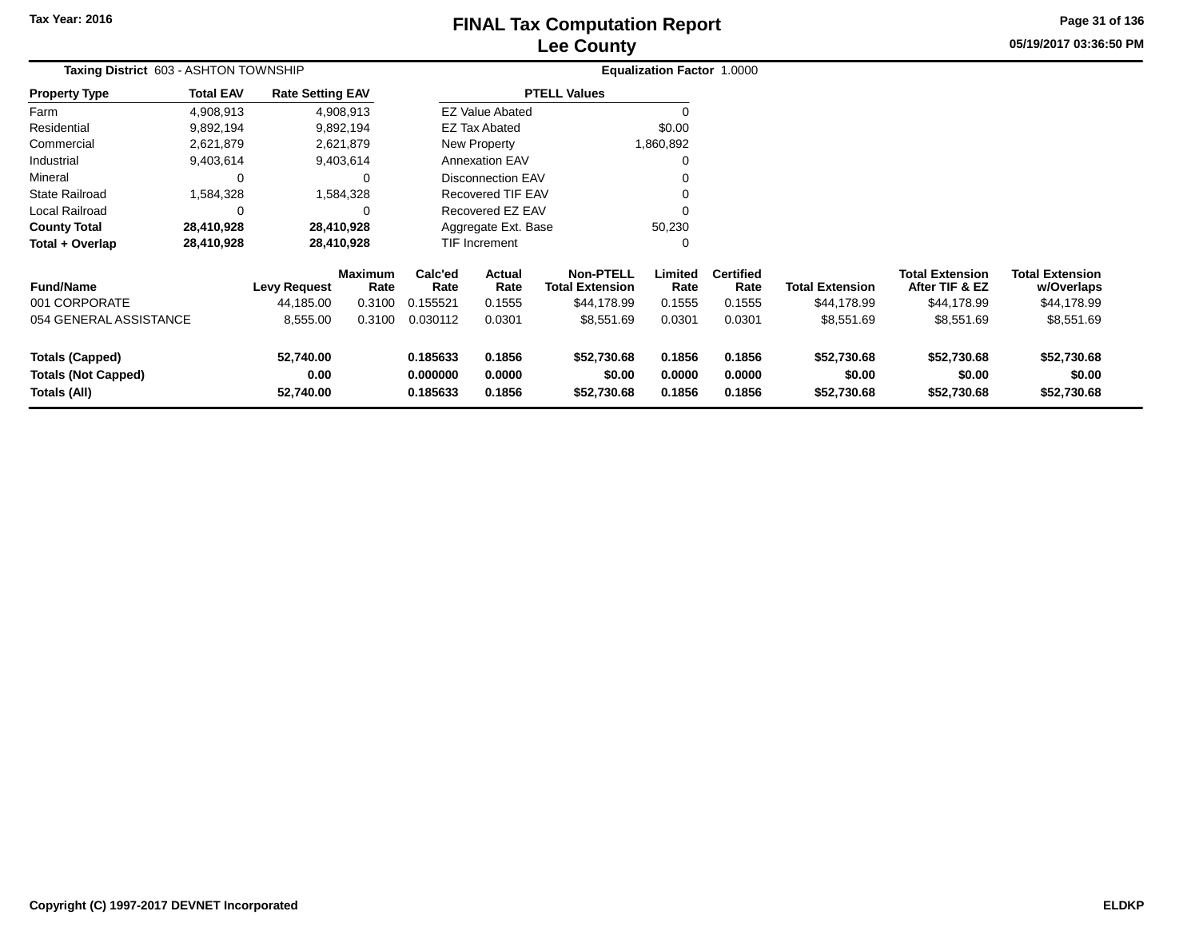# FINAL Tax Computation Report
## Lee County

Tax Year: 2016

05/19/2017 03:36:50 PM

**Taxing District** 603 - ASHTON TOWNSHIP

**Equalization Factor** 1.0000

| Property Type | Total EAV | Rate Setting EAV |
|---|---|---|
| Farm | 4,908,913 | 4,908,913 |
| Residential | 9,892,194 | 9,892,194 |
| Commercial | 2,621,879 | 2,621,879 |
| Industrial | 9,403,614 | 9,403,614 |
| Mineral | 0 | 0 |
| State Railroad | 1,584,328 | 1,584,328 |
| Local Railroad | 0 | 0 |
| **County Total** | **28,410,928** | **28,410,928** |
| **Total + Overlap** | **28,410,928** | **28,410,928** |

| PTELL Values | |
|---|---|
| EZ Value Abated | 0 |
| EZ Tax Abated | $0.00 |
| New Property | 1,860,892 |
| Annexation EAV | 0 |
| Disconnection EAV | 0 |
| Recovered TIF EAV | 0 |
| Recovered EZ EAV | 0 |
| Aggregate Ext. Base | 50,230 |
| TIF Increment | 0 |

| Fund/Name | Levy Request | Maximum Rate | Calc'ed Rate | Actual Rate | Non-PTELL Total Extension | Limited Rate | Certified Rate | Total Extension | Total Extension After TIF & EZ | Total Extension w/Overlaps |
|---|---|---|---|---|---|---|---|---|---|---|
| 001 CORPORATE | 44,185.00 | 0.3100 | 0.155521 | 0.1555 | $44,178.99 | 0.1555 | 0.1555 | $44,178.99 | $44,178.99 | $44,178.99 |
| 054 GENERAL ASSISTANCE | 8,555.00 | 0.3100 | 0.030112 | 0.0301 | $8,551.69 | 0.0301 | 0.0301 | $8,551.69 | $8,551.69 | $8,551.69 |
| **Totals (Capped)** | **52,740.00** | | **0.185633** | **0.1856** | **$52,730.68** | **0.1856** | **0.1856** | **$52,730.68** | **$52,730.68** | **$52,730.68** |
| **Totals (Not Capped)** | **0.00** | | **0.000000** | **0.0000** | **$0.00** | **0.0000** | **0.0000** | **$0.00** | **$0.00** | **$0.00** |
| **Totals (All)** | **52,740.00** | | **0.185633** | **0.1856** | **$52,730.68** | **0.1856** | **0.1856** | **$52,730.68** | **$52,730.68** | **$52,730.68** |

Copyright (C) 1997-2017 DEVNET Incorporated

ELDKP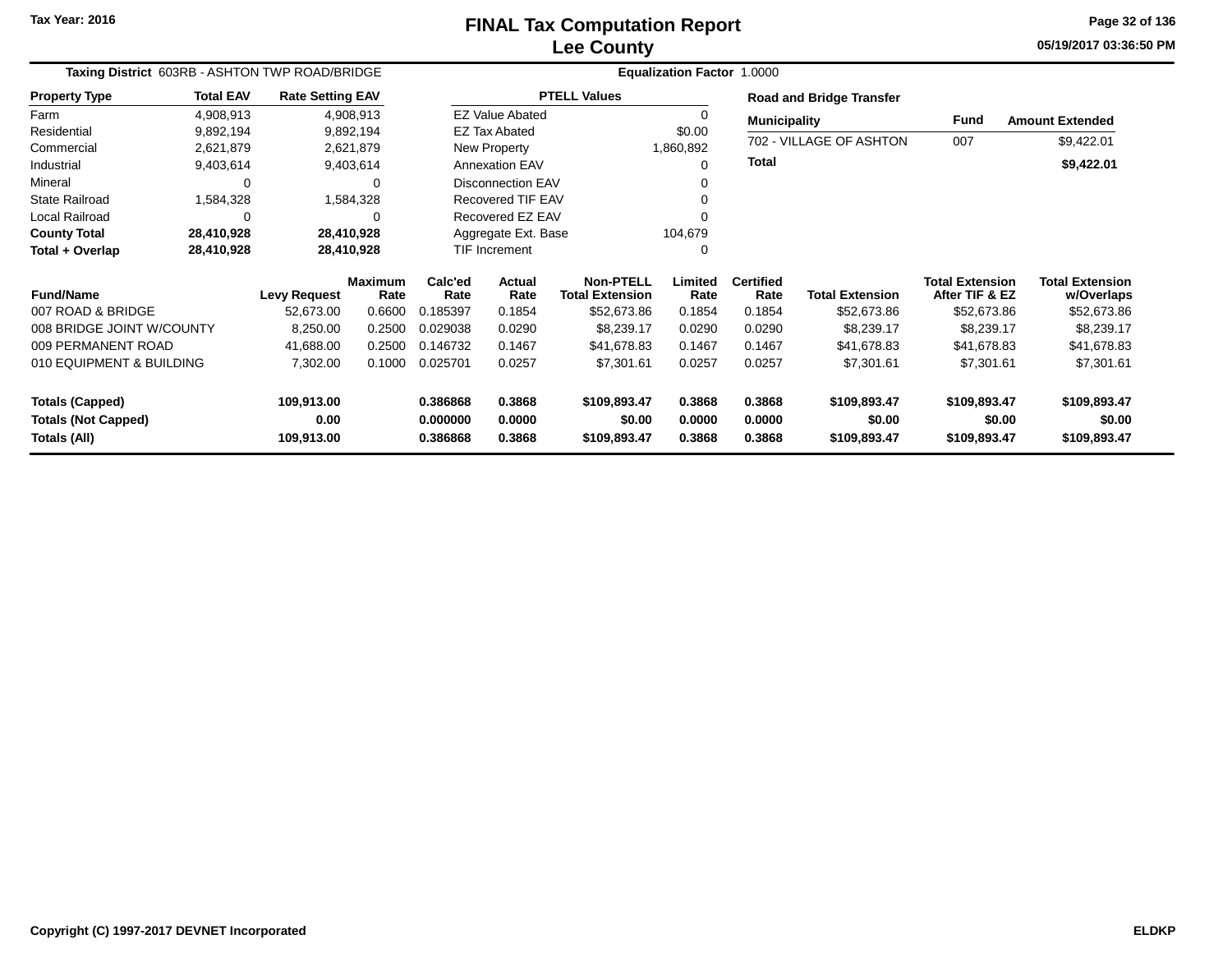Tax Year: 2016

# FINAL Tax Computation Report
## Lee County

05/19/2017 03:36:50 PM

**Taxing District** 603RB - ASHTON TWP ROAD/BRIDGE **Equalization Factor** 1.0000

| Property Type | Total EAV | Rate Setting EAV |
|---|---|---|
| Farm | 4,908,913 | 4,908,913 |
| Residential | 9,892,194 | 9,892,194 |
| Commercial | 2,621,879 | 2,621,879 |
| Industrial | 9,403,614 | 9,403,614 |
| Mineral | 0 | 0 |
| State Railroad | 1,584,328 | 1,584,328 |
| Local Railroad | 0 | 0 |
| **County Total** | **28,410,928** | **28,410,928** |
| **Total + Overlap** | **28,410,928** | **28,410,928** |

| PTELL Values | |
|---|---|
| EZ Value Abated | 0 |
| EZ Tax Abated | $0.00 |
| New Property | 1,860,892 |
| Annexation EAV | 0 |
| Disconnection EAV | 0 |
| Recovered TIF EAV | 0 |
| Recovered EZ EAV | 0 |
| Aggregate Ext. Base | 104,679 |
| TIF Increment | 0 |

**Road and Bridge Transfer**

| Municipality | Fund | Amount Extended |
|---|---|---|
| 702 - VILLAGE OF ASHTON | 007 | $9,422.01 |
| **Total** | | **$9,422.01** |

| Fund/Name | Levy Request | Maximum Rate | Calc'ed Rate | Actual Rate | Non-PTELL Total Extension | Limited Rate | Certified Rate | Total Extension | Total Extension After TIF & EZ | Total Extension w/Overlaps |
|---|---|---|---|---|---|---|---|---|---|---|
| 007 ROAD & BRIDGE | 52,673.00 | 0.6600 | 0.185397 | 0.1854 | $52,673.86 | 0.1854 | 0.1854 | $52,673.86 | $52,673.86 | $52,673.86 |
| 008 BRIDGE JOINT W/COUNTY | 8,250.00 | 0.2500 | 0.029038 | 0.0290 | $8,239.17 | 0.0290 | 0.0290 | $8,239.17 | $8,239.17 | $8,239.17 |
| 009 PERMANENT ROAD | 41,688.00 | 0.2500 | 0.146732 | 0.1467 | $41,678.83 | 0.1467 | 0.1467 | $41,678.83 | $41,678.83 | $41,678.83 |
| 010 EQUIPMENT & BUILDING | 7,302.00 | 0.1000 | 0.025701 | 0.0257 | $7,301.61 | 0.0257 | 0.0257 | $7,301.61 | $7,301.61 | $7,301.61 |
| **Totals (Capped)** | **109,913.00** | | **0.386868** | **0.3868** | **$109,893.47** | **0.3868** | **0.3868** | **$109,893.47** | **$109,893.47** | **$109,893.47** |
| **Totals (Not Capped)** | **0.00** | | **0.000000** | **0.0000** | **$0.00** | **0.0000** | **0.0000** | **$0.00** | **$0.00** | **$0.00** |
| **Totals (All)** | **109,913.00** | | **0.386868** | **0.3868** | **$109,893.47** | **0.3868** | **0.3868** | **$109,893.47** | **$109,893.47** | **$109,893.47** |

Copyright (C) 1997-2017 DEVNET Incorporated ELDKP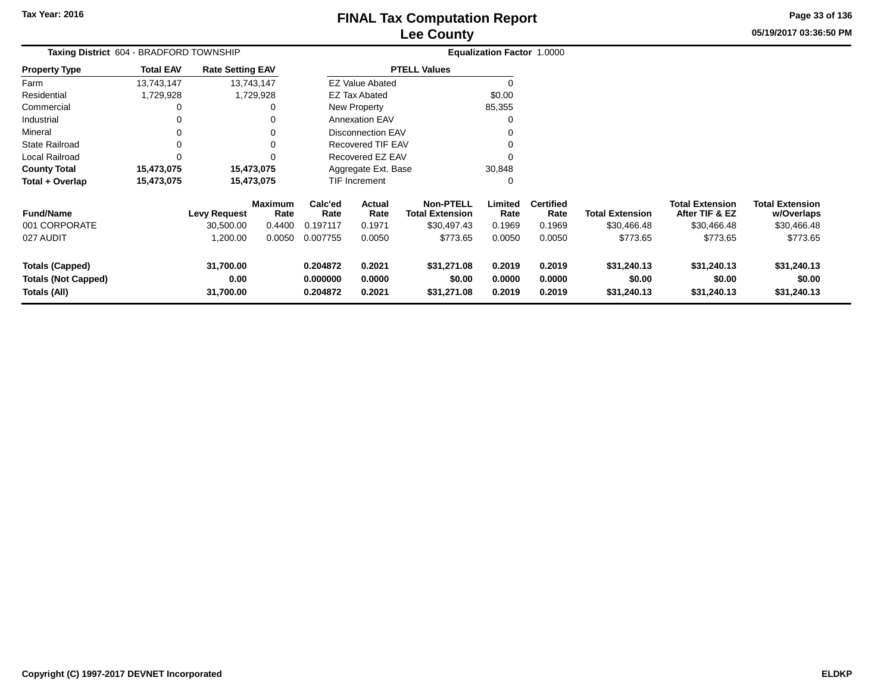Tax Year: 2016

# FINAL Tax Computation Report
## Lee County

05/19/2017 03:36:50 PM

**Taxing District** 604 - BRADFORD TOWNSHIP    **Equalization Factor** 1.0000

| Property Type | Total EAV | Rate Setting EAV |
|---|---|---|
| Farm | 13,743,147 | 13,743,147 |
| Residential | 1,729,928 | 1,729,928 |
| Commercial | 0 | 0 |
| Industrial | 0 | 0 |
| Mineral | 0 | 0 |
| State Railroad | 0 | 0 |
| Local Railroad | 0 | 0 |
| **County Total** | **15,473,075** | **15,473,075** |
| **Total + Overlap** | **15,473,075** | **15,473,075** |

| PTELL Values | |
|---|---|
| EZ Value Abated | 0 |
| EZ Tax Abated | $0.00 |
| New Property | 85,355 |
| Annexation EAV | 0 |
| Disconnection EAV | 0 |
| Recovered TIF EAV | 0 |
| Recovered EZ EAV | 0 |
| Aggregate Ext. Base | 30,848 |
| TIF Increment | 0 |

| Fund/Name | Levy Request | Maximum Rate | Calc'ed Rate | Actual Rate | Non-PTELL Total Extension | Limited Rate | Certified Rate | Total Extension | Total Extension After TIF & EZ | Total Extension w/Overlaps |
|---|---|---|---|---|---|---|---|---|---|---|
| 001 CORPORATE | 30,500.00 | 0.4400 | 0.197117 | 0.1971 | $30,497.43 | 0.1969 | 0.1969 | $30,466.48 | $30,466.48 | $30,466.48 |
| 027 AUDIT | 1,200.00 | 0.0050 | 0.007755 | 0.0050 | $773.65 | 0.0050 | 0.0050 | $773.65 | $773.65 | $773.65 |
| **Totals (Capped)** | **31,700.00** | | **0.204872** | **0.2021** | **$31,271.08** | **0.2019** | **0.2019** | **$31,240.13** | **$31,240.13** | **$31,240.13** |
| **Totals (Not Capped)** | **0.00** | | **0.000000** | **0.0000** | **$0.00** | **0.0000** | **0.0000** | **$0.00** | **$0.00** | **$0.00** |
| **Totals (All)** | **31,700.00** | | **0.204872** | **0.2021** | **$31,271.08** | **0.2019** | **0.2019** | **$31,240.13** | **$31,240.13** | **$31,240.13** |

Copyright (C) 1997-2017 DEVNET Incorporated    ELDKP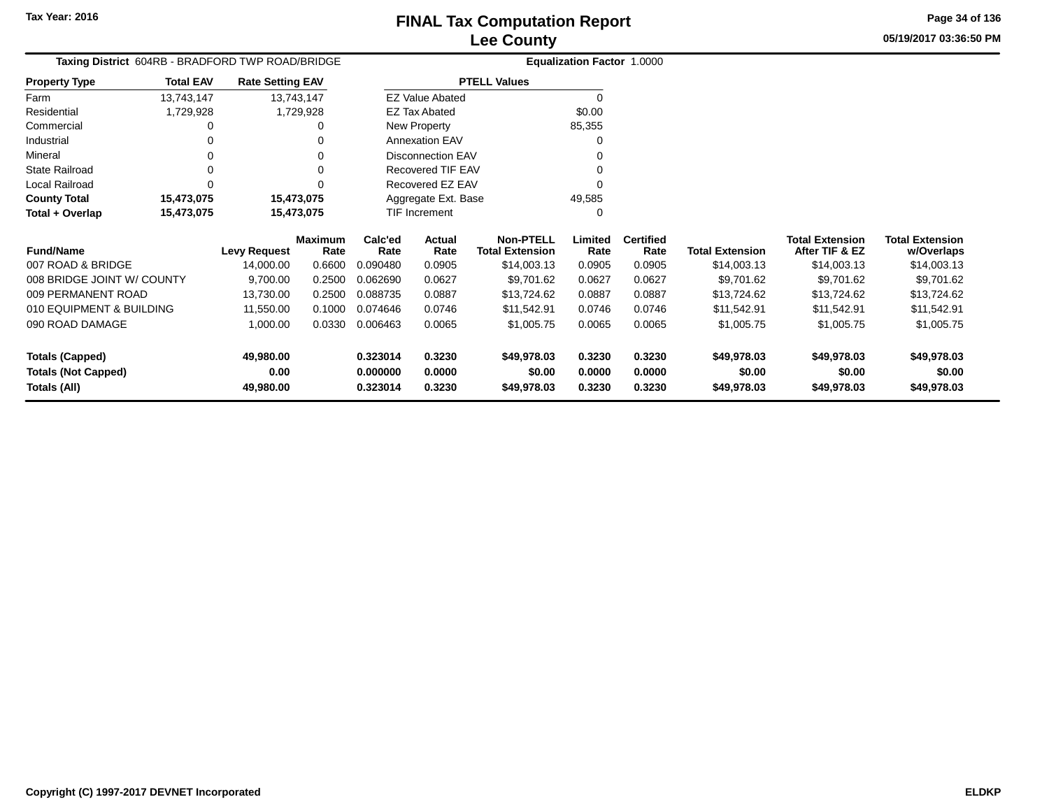Tax Year: 2016

# FINAL Tax Computation Report
## Lee County

05/19/2017 03:36:50 PM

**Taxing District** 604RB - BRADFORD TWP ROAD/BRIDGE

**Equalization Factor** 1.0000

| Property Type | Total EAV | Rate Setting EAV |
|---|---|---|
| Farm | 13,743,147 | 13,743,147 |
| Residential | 1,729,928 | 1,729,928 |
| Commercial | 0 | 0 |
| Industrial | 0 | 0 |
| Mineral | 0 | 0 |
| State Railroad | 0 | 0 |
| Local Railroad | 0 | 0 |
| **County Total** | **15,473,075** | **15,473,075** |
| **Total + Overlap** | **15,473,075** | **15,473,075** |

| PTELL Values | |
|---|---|
| EZ Value Abated | 0 |
| EZ Tax Abated | $0.00 |
| New Property | 85,355 |
| Annexation EAV | 0 |
| Disconnection EAV | 0 |
| Recovered TIF EAV | 0 |
| Recovered EZ EAV | 0 |
| Aggregate Ext. Base | 49,585 |
| TIF Increment | 0 |

| Fund/Name | Levy Request | Maximum Rate | Calc'ed Rate | Actual Rate | Non-PTELL Total Extension | Limited Rate | Certified Rate | Total Extension | Total Extension After TIF & EZ | Total Extension w/Overlaps |
|---|---|---|---|---|---|---|---|---|---|---|
| 007 ROAD & BRIDGE | 14,000.00 | 0.6600 | 0.090480 | 0.0905 | $14,003.13 | 0.0905 | 0.0905 | $14,003.13 | $14,003.13 | $14,003.13 |
| 008 BRIDGE JOINT W/ COUNTY | 9,700.00 | 0.2500 | 0.062690 | 0.0627 | $9,701.62 | 0.0627 | 0.0627 | $9,701.62 | $9,701.62 | $9,701.62 |
| 009 PERMANENT ROAD | 13,730.00 | 0.2500 | 0.088735 | 0.0887 | $13,724.62 | 0.0887 | 0.0887 | $13,724.62 | $13,724.62 | $13,724.62 |
| 010 EQUIPMENT & BUILDING | 11,550.00 | 0.1000 | 0.074646 | 0.0746 | $11,542.91 | 0.0746 | 0.0746 | $11,542.91 | $11,542.91 | $11,542.91 |
| 090 ROAD DAMAGE | 1,000.00 | 0.0330 | 0.006463 | 0.0065 | $1,005.75 | 0.0065 | 0.0065 | $1,005.75 | $1,005.75 | $1,005.75 |
| **Totals (Capped)** | **49,980.00** | | **0.323014** | **0.3230** | **$49,978.03** | **0.3230** | **0.3230** | **$49,978.03** | **$49,978.03** | **$49,978.03** |
| **Totals (Not Capped)** | **0.00** | | **0.000000** | **0.0000** | **$0.00** | **0.0000** | **0.0000** | **$0.00** | **$0.00** | **$0.00** |
| **Totals (All)** | **49,980.00** | | **0.323014** | **0.3230** | **$49,978.03** | **0.3230** | **0.3230** | **$49,978.03** | **$49,978.03** | **$49,978.03** |

Copyright (C) 1997-2017 DEVNET Incorporated

ELDKP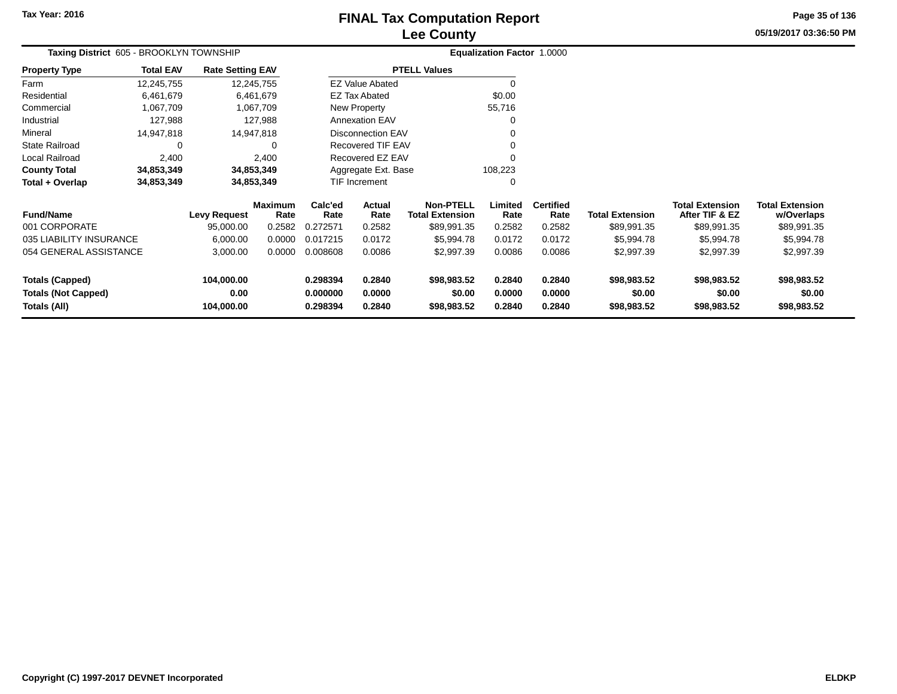# FINAL Tax Computation Report
## Lee County

Tax Year: 2016

05/19/2017 03:36:50 PM

**Taxing District** 605 - BROOKLYN TOWNSHIP

**Equalization Factor** 1.0000

| Property Type | Total EAV | Rate Setting EAV |
|---|---|---|
| Farm | 12,245,755 | 12,245,755 |
| Residential | 6,461,679 | 6,461,679 |
| Commercial | 1,067,709 | 1,067,709 |
| Industrial | 127,988 | 127,988 |
| Mineral | 14,947,818 | 14,947,818 |
| State Railroad | 0 | 0 |
| Local Railroad | 2,400 | 2,400 |
| **County Total** | **34,853,349** | **34,853,349** |
| **Total + Overlap** | **34,853,349** | **34,853,349** |

| PTELL Values | |
|---|---|
| EZ Value Abated | 0 |
| EZ Tax Abated | $0.00 |
| New Property | 55,716 |
| Annexation EAV | 0 |
| Disconnection EAV | 0 |
| Recovered TIF EAV | 0 |
| Recovered EZ EAV | 0 |
| Aggregate Ext. Base | 108,223 |
| TIF Increment | 0 |

| Fund/Name | Levy Request | Maximum Rate | Calc'ed Rate | Actual Rate | Non-PTELL Total Extension | Limited Rate | Certified Rate | Total Extension | Total Extension After TIF & EZ | Total Extension w/Overlaps |
|---|---|---|---|---|---|---|---|---|---|---|
| 001 CORPORATE | 95,000.00 | 0.2582 | 0.272571 | 0.2582 | $89,991.35 | 0.2582 | 0.2582 | $89,991.35 | $89,991.35 | $89,991.35 |
| 035 LIABILITY INSURANCE | 6,000.00 | 0.0000 | 0.017215 | 0.0172 | $5,994.78 | 0.0172 | 0.0172 | $5,994.78 | $5,994.78 | $5,994.78 |
| 054 GENERAL ASSISTANCE | 3,000.00 | 0.0000 | 0.008608 | 0.0086 | $2,997.39 | 0.0086 | 0.0086 | $2,997.39 | $2,997.39 | $2,997.39 |
| **Totals (Capped)** | **104,000.00** | | **0.298394** | **0.2840** | **$98,983.52** | **0.2840** | **0.2840** | **$98,983.52** | **$98,983.52** | **$98,983.52** |
| **Totals (Not Capped)** | **0.00** | | **0.000000** | **0.0000** | **$0.00** | **0.0000** | **0.0000** | **$0.00** | **$0.00** | **$0.00** |
| **Totals (All)** | **104,000.00** | | **0.298394** | **0.2840** | **$98,983.52** | **0.2840** | **0.2840** | **$98,983.52** | **$98,983.52** | **$98,983.52** |

Copyright (C) 1997-2017 DEVNET Incorporated

ELDKP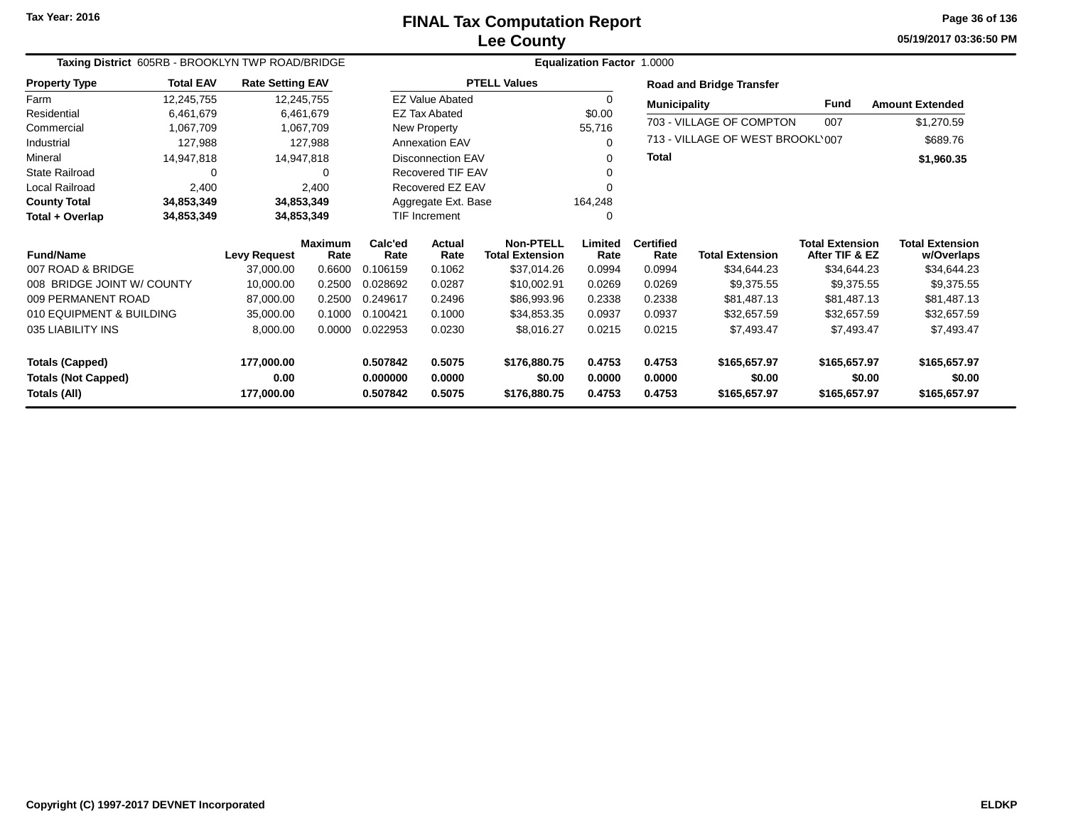Tax Year: 2016

# FINAL Tax Computation Report
## Lee County

05/19/2017 03:36:50 PM

**Taxing District** 605RB - BROOKLYN TWP ROAD/BRIDGE **Equalization Factor** 1.0000

| Property Type | Total EAV | Rate Setting EAV |
|---|---|---|
| Farm | 12,245,755 | 12,245,755 |
| Residential | 6,461,679 | 6,461,679 |
| Commercial | 1,067,709 | 1,067,709 |
| Industrial | 127,988 | 127,988 |
| Mineral | 14,947,818 | 14,947,818 |
| State Railroad | 0 | 0 |
| Local Railroad | 2,400 | 2,400 |
| **County Total** | **34,853,349** | **34,853,349** |
| **Total + Overlap** | **34,853,349** | **34,853,349** |

| PTELL Values | |
|---|---|
| EZ Value Abated | 0 |
| EZ Tax Abated | $0.00 |
| New Property | 55,716 |
| Annexation EAV | 0 |
| Disconnection EAV | 0 |
| Recovered TIF EAV | 0 |
| Recovered EZ EAV | 0 |
| Aggregate Ext. Base | 164,248 |
| TIF Increment | 0 |

**Road and Bridge Transfer**

| Municipality | Fund | Amount Extended |
|---|---|---|
| 703 - VILLAGE OF COMPTON | 007 | $1,270.59 |
| 713 - VILLAGE OF WEST BROOKLY | 007 | $689.76 |
| **Total** | | **$1,960.35** |

| Fund/Name | Levy Request | Maximum Rate | Calc'ed Rate | Actual Rate | Non-PTELL Total Extension | Limited Rate | Certified Rate | Total Extension | Total Extension After TIF & EZ | Total Extension w/Overlaps |
|---|---|---|---|---|---|---|---|---|---|---|
| 007 ROAD & BRIDGE | 37,000.00 | 0.6600 | 0.106159 | 0.1062 | $37,014.26 | 0.0994 | 0.0994 | $34,644.23 | $34,644.23 | $34,644.23 |
| 008 BRIDGE JOINT W/ COUNTY | 10,000.00 | 0.2500 | 0.028692 | 0.0287 | $10,002.91 | 0.0269 | 0.0269 | $9,375.55 | $9,375.55 | $9,375.55 |
| 009 PERMANENT ROAD | 87,000.00 | 0.2500 | 0.249617 | 0.2496 | $86,993.96 | 0.2338 | 0.2338 | $81,487.13 | $81,487.13 | $81,487.13 |
| 010 EQUIPMENT & BUILDING | 35,000.00 | 0.1000 | 0.100421 | 0.1000 | $34,853.35 | 0.0937 | 0.0937 | $32,657.59 | $32,657.59 | $32,657.59 |
| 035 LIABILITY INS | 8,000.00 | 0.0000 | 0.022953 | 0.0230 | $8,016.27 | 0.0215 | 0.0215 | $7,493.47 | $7,493.47 | $7,493.47 |
| **Totals (Capped)** | **177,000.00** | | **0.507842** | **0.5075** | **$176,880.75** | **0.4753** | **0.4753** | **$165,657.97** | **$165,657.97** | **$165,657.97** |
| **Totals (Not Capped)** | **0.00** | | **0.000000** | **0.0000** | **$0.00** | **0.0000** | **0.0000** | **$0.00** | **$0.00** | **$0.00** |
| **Totals (All)** | **177,000.00** | | **0.507842** | **0.5075** | **$176,880.75** | **0.4753** | **0.4753** | **$165,657.97** | **$165,657.97** | **$165,657.97** |

Copyright (C) 1997-2017 DEVNET Incorporated ELDKP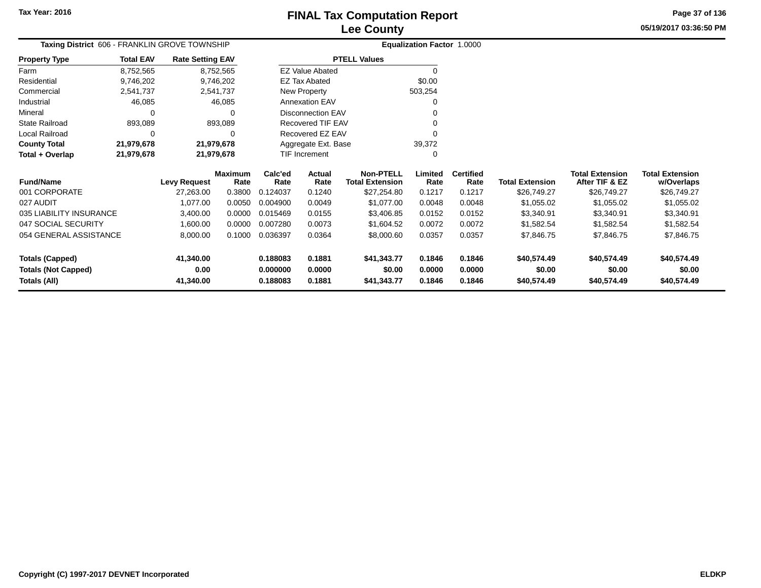# FINAL Tax Computation Report
# Lee County

Tax Year: 2016

05/19/2017 03:36:50 PM

**Taxing District** 606 - FRANKLIN GROVE TOWNSHIP

**Equalization Factor** 1.0000

| Property Type | Total EAV | Rate Setting EAV |
|---|---|---|
| Farm | 8,752,565 | 8,752,565 |
| Residential | 9,746,202 | 9,746,202 |
| Commercial | 2,541,737 | 2,541,737 |
| Industrial | 46,085 | 46,085 |
| Mineral | 0 | 0 |
| State Railroad | 893,089 | 893,089 |
| Local Railroad | 0 | 0 |
| **County Total** | **21,979,678** | **21,979,678** |
| **Total + Overlap** | **21,979,678** | **21,979,678** |

| PTELL Values | |
|---|---|
| EZ Value Abated | 0 |
| EZ Tax Abated | $0.00 |
| New Property | 503,254 |
| Annexation EAV | 0 |
| Disconnection EAV | 0 |
| Recovered TIF EAV | 0 |
| Recovered EZ EAV | 0 |
| Aggregate Ext. Base | 39,372 |
| TIF Increment | 0 |

| Fund/Name | Levy Request | Maximum Rate | Calc'ed Rate | Actual Rate | Non-PTELL Total Extension | Limited Rate | Certified Rate | Total Extension | Total Extension After TIF & EZ | Total Extension w/Overlaps |
|---|---|---|---|---|---|---|---|---|---|---|
| 001 CORPORATE | 27,263.00 | 0.3800 | 0.124037 | 0.1240 | $27,254.80 | 0.1217 | 0.1217 | $26,749.27 | $26,749.27 | $26,749.27 |
| 027 AUDIT | 1,077.00 | 0.0050 | 0.004900 | 0.0049 | $1,077.00 | 0.0048 | 0.0048 | $1,055.02 | $1,055.02 | $1,055.02 |
| 035 LIABILITY INSURANCE | 3,400.00 | 0.0000 | 0.015469 | 0.0155 | $3,406.85 | 0.0152 | 0.0152 | $3,340.91 | $3,340.91 | $3,340.91 |
| 047 SOCIAL SECURITY | 1,600.00 | 0.0000 | 0.007280 | 0.0073 | $1,604.52 | 0.0072 | 0.0072 | $1,582.54 | $1,582.54 | $1,582.54 |
| 054 GENERAL ASSISTANCE | 8,000.00 | 0.1000 | 0.036397 | 0.0364 | $8,000.60 | 0.0357 | 0.0357 | $7,846.75 | $7,846.75 | $7,846.75 |
| **Totals (Capped)** | **41,340.00** | | **0.188083** | **0.1881** | **$41,343.77** | **0.1846** | **0.1846** | **$40,574.49** | **$40,574.49** | **$40,574.49** |
| **Totals (Not Capped)** | **0.00** | | **0.000000** | **0.0000** | **$0.00** | **0.0000** | **0.0000** | **$0.00** | **$0.00** | **$0.00** |
| **Totals (All)** | **41,340.00** | | **0.188083** | **0.1881** | **$41,343.77** | **0.1846** | **0.1846** | **$40,574.49** | **$40,574.49** | **$40,574.49** |

Copyright (C) 1997-2017 DEVNET Incorporated — ELDKP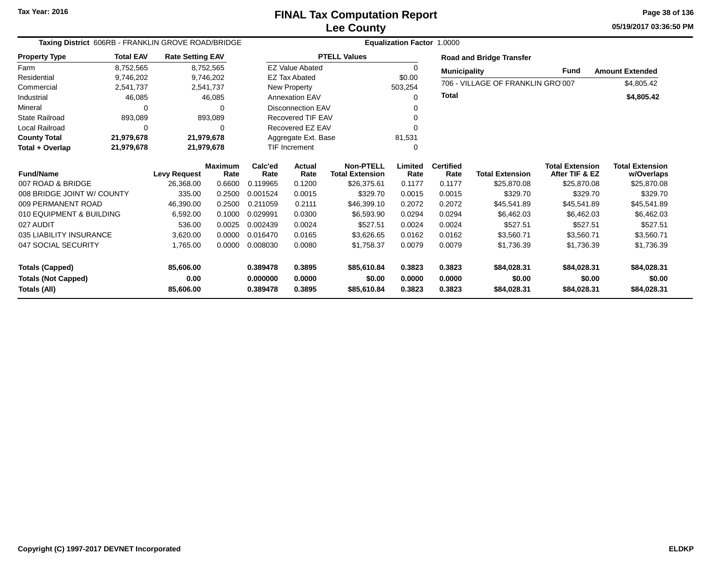Tax Year: 2016

# FINAL Tax Computation Report
## Lee County

05/19/2017 03:36:50 PM

**Taxing District** 606RB - FRANKLIN GROVE ROAD/BRIDGE **Equalization Factor** 1.0000

| Property Type | Total EAV | Rate Setting EAV |
|---|---|---|
| Farm | 8,752,565 | 8,752,565 |
| Residential | 9,746,202 | 9,746,202 |
| Commercial | 2,541,737 | 2,541,737 |
| Industrial | 46,085 | 46,085 |
| Mineral | 0 | 0 |
| State Railroad | 893,089 | 893,089 |
| Local Railroad | 0 | 0 |
| **County Total** | **21,979,678** | **21,979,678** |
| **Total + Overlap** | **21,979,678** | **21,979,678** |

| PTELL Values | |
|---|---|
| EZ Value Abated | 0 |
| EZ Tax Abated | $0.00 |
| New Property | 503,254 |
| Annexation EAV | 0 |
| Disconnection EAV | 0 |
| Recovered TIF EAV | 0 |
| Recovered EZ EAV | 0 |
| Aggregate Ext. Base | 81,531 |
| TIF Increment | 0 |

**Road and Bridge Transfer**

| Municipality | Fund | Amount Extended |
|---|---|---|
| 706 - VILLAGE OF FRANKLIN GRO | 007 | $4,805.42 |
| **Total** | | **$4,805.42** |

| Fund/Name | Levy Request | Maximum Rate | Calc'ed Rate | Actual Rate | Non-PTELL Total Extension | Limited Rate | Certified Rate | Total Extension | Total Extension After TIF & EZ | Total Extension w/Overlaps |
|---|---|---|---|---|---|---|---|---|---|---|
| 007 ROAD & BRIDGE | 26,368.00 | 0.6600 | 0.119965 | 0.1200 | $26,375.61 | 0.1177 | 0.1177 | $25,870.08 | $25,870.08 | $25,870.08 |
| 008 BRIDGE JOINT W/ COUNTY | 335.00 | 0.2500 | 0.001524 | 0.0015 | $329.70 | 0.0015 | 0.0015 | $329.70 | $329.70 | $329.70 |
| 009 PERMANENT ROAD | 46,390.00 | 0.2500 | 0.211059 | 0.2111 | $46,399.10 | 0.2072 | 0.2072 | $45,541.89 | $45,541.89 | $45,541.89 |
| 010 EQUIPMENT & BUILDING | 6,592.00 | 0.1000 | 0.029991 | 0.0300 | $6,593.90 | 0.0294 | 0.0294 | $6,462.03 | $6,462.03 | $6,462.03 |
| 027 AUDIT | 536.00 | 0.0025 | 0.002439 | 0.0024 | $527.51 | 0.0024 | 0.0024 | $527.51 | $527.51 | $527.51 |
| 035 LIABILITY INSURANCE | 3,620.00 | 0.0000 | 0.016470 | 0.0165 | $3,626.65 | 0.0162 | 0.0162 | $3,560.71 | $3,560.71 | $3,560.71 |
| 047 SOCIAL SECURITY | 1,765.00 | 0.0000 | 0.008030 | 0.0080 | $1,758.37 | 0.0079 | 0.0079 | $1,736.39 | $1,736.39 | $1,736.39 |
| **Totals (Capped)** | **85,606.00** | | **0.389478** | **0.3895** | **$85,610.84** | **0.3823** | **0.3823** | **$84,028.31** | **$84,028.31** | **$84,028.31** |
| **Totals (Not Capped)** | **0.00** | | **0.000000** | **0.0000** | **$0.00** | **0.0000** | **0.0000** | **$0.00** | **$0.00** | **$0.00** |
| **Totals (All)** | **85,606.00** | | **0.389478** | **0.3895** | **$85,610.84** | **0.3823** | **0.3823** | **$84,028.31** | **$84,028.31** | **$84,028.31** |

Copyright (C) 1997-2017 DEVNET Incorporated — ELDKP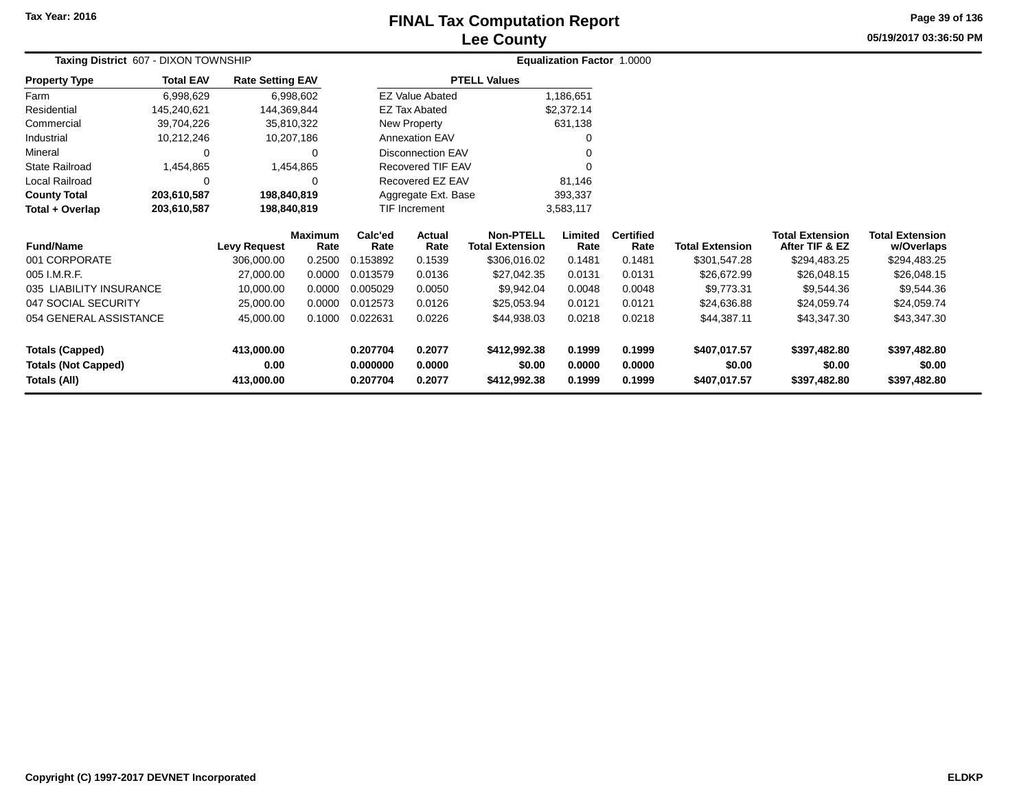Tax Year: 2016

# FINAL Tax Computation Report
## Lee County

05/19/2017 03:36:50 PM

**Taxing District** 607 - DIXON TOWNSHIP

**Equalization Factor** 1.0000

| Property Type | Total EAV | Rate Setting EAV |
|---|---|---|
| Farm | 6,998,629 | 6,998,602 |
| Residential | 145,240,621 | 144,369,844 |
| Commercial | 39,704,226 | 35,810,322 |
| Industrial | 10,212,246 | 10,207,186 |
| Mineral | 0 | 0 |
| State Railroad | 1,454,865 | 1,454,865 |
| Local Railroad | 0 | 0 |
| **County Total** | **203,610,587** | **198,840,819** |
| **Total + Overlap** | **203,610,587** | **198,840,819** |

| PTELL Values | |
|---|---|
| EZ Value Abated | 1,186,651 |
| EZ Tax Abated | $2,372.14 |
| New Property | 631,138 |
| Annexation EAV | 0 |
| Disconnection EAV | 0 |
| Recovered TIF EAV | 0 |
| Recovered EZ EAV | 81,146 |
| Aggregate Ext. Base | 393,337 |
| TIF Increment | 3,583,117 |

| Fund/Name | Levy Request | Maximum Rate | Calc'ed Rate | Actual Rate | Non-PTELL Total Extension | Limited Rate | Certified Rate | Total Extension | Total Extension After TIF & EZ | Total Extension w/Overlaps |
|---|---|---|---|---|---|---|---|---|---|---|
| 001 CORPORATE | 306,000.00 | 0.2500 | 0.153892 | 0.1539 | $306,016.02 | 0.1481 | 0.1481 | $301,547.28 | $294,483.25 | $294,483.25 |
| 005 I.M.R.F. | 27,000.00 | 0.0000 | 0.013579 | 0.0136 | $27,042.35 | 0.0131 | 0.0131 | $26,672.99 | $26,048.15 | $26,048.15 |
| 035 LIABILITY INSURANCE | 10,000.00 | 0.0000 | 0.005029 | 0.0050 | $9,942.04 | 0.0048 | 0.0048 | $9,773.31 | $9,544.36 | $9,544.36 |
| 047 SOCIAL SECURITY | 25,000.00 | 0.0000 | 0.012573 | 0.0126 | $25,053.94 | 0.0121 | 0.0121 | $24,636.88 | $24,059.74 | $24,059.74 |
| 054 GENERAL ASSISTANCE | 45,000.00 | 0.1000 | 0.022631 | 0.0226 | $44,938.03 | 0.0218 | 0.0218 | $44,387.11 | $43,347.30 | $43,347.30 |
| **Totals (Capped)** | **413,000.00** | | **0.207704** | **0.2077** | **$412,992.38** | **0.1999** | **0.1999** | **$407,017.57** | **$397,482.80** | **$397,482.80** |
| **Totals (Not Capped)** | **0.00** | | **0.000000** | **0.0000** | **$0.00** | **0.0000** | **0.0000** | **$0.00** | **$0.00** | **$0.00** |
| **Totals (All)** | **413,000.00** | | **0.207704** | **0.2077** | **$412,992.38** | **0.1999** | **0.1999** | **$407,017.57** | **$397,482.80** | **$397,482.80** |

Copyright (C) 1997-2017 DEVNET Incorporated

ELDKP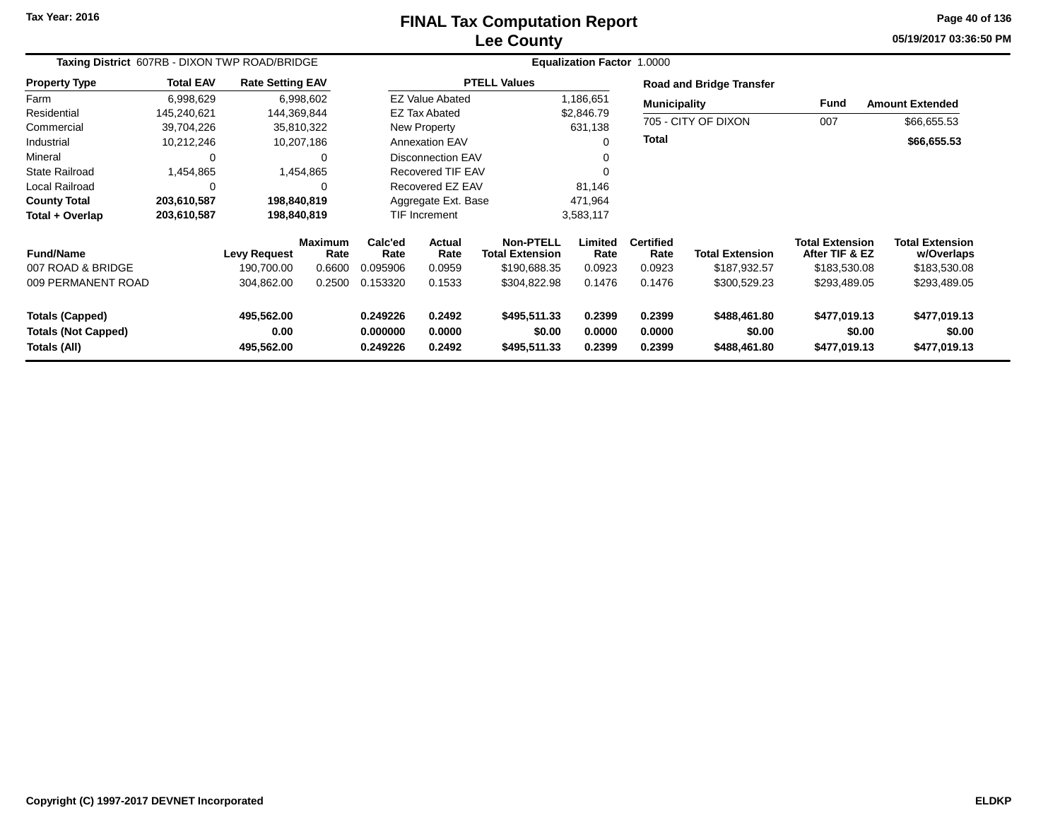# FINAL Tax Computation Report
## Lee County

Tax Year: 2016

05/19/2017 03:36:50 PM

**Taxing District** 607RB - DIXON TWP ROAD/BRIDGE

**Equalization Factor** 1.0000

| Property Type | Total EAV | Rate Setting EAV |
|---|---|---|
| Farm | 6,998,629 | 6,998,602 |
| Residential | 145,240,621 | 144,369,844 |
| Commercial | 39,704,226 | 35,810,322 |
| Industrial | 10,212,246 | 10,207,186 |
| Mineral | 0 | 0 |
| State Railroad | 1,454,865 | 1,454,865 |
| Local Railroad | 0 | 0 |
| **County Total** | **203,610,587** | **198,840,819** |
| **Total + Overlap** | **203,610,587** | **198,840,819** |

| PTELL Values | |
|---|---|
| EZ Value Abated | 1,186,651 |
| EZ Tax Abated | $2,846.79 |
| New Property | 631,138 |
| Annexation EAV | 0 |
| Disconnection EAV | 0 |
| Recovered TIF EAV | 0 |
| Recovered EZ EAV | 81,146 |
| Aggregate Ext. Base | 471,964 |
| TIF Increment | 3,583,117 |

**Road and Bridge Transfer**

| Municipality | Fund | Amount Extended |
|---|---|---|
| 705 - CITY OF DIXON | 007 | $66,655.53 |
| **Total** | | **$66,655.53** |

| Fund/Name | Levy Request | Maximum Rate | Calc'ed Rate | Actual Rate | Non-PTELL Total Extension | Limited Rate | Certified Rate | Total Extension | Total Extension After TIF & EZ | Total Extension w/Overlaps |
|---|---|---|---|---|---|---|---|---|---|---|
| 007 ROAD & BRIDGE | 190,700.00 | 0.6600 | 0.095906 | 0.0959 | $190,688.35 | 0.0923 | 0.0923 | $187,932.57 | $183,530.08 | $183,530.08 |
| 009 PERMANENT ROAD | 304,862.00 | 0.2500 | 0.153320 | 0.1533 | $304,822.98 | 0.1476 | 0.1476 | $300,529.23 | $293,489.05 | $293,489.05 |
| **Totals (Capped)** | **495,562.00** | | **0.249226** | **0.2492** | **$495,511.33** | **0.2399** | **0.2399** | **$488,461.80** | **$477,019.13** | **$477,019.13** |
| **Totals (Not Capped)** | **0.00** | | **0.000000** | **0.0000** | **$0.00** | **0.0000** | **0.0000** | **$0.00** | **$0.00** | **$0.00** |
| **Totals (All)** | **495,562.00** | | **0.249226** | **0.2492** | **$495,511.33** | **0.2399** | **0.2399** | **$488,461.80** | **$477,019.13** | **$477,019.13** |

Copyright (C) 1997-2017 DEVNET Incorporated

ELDKP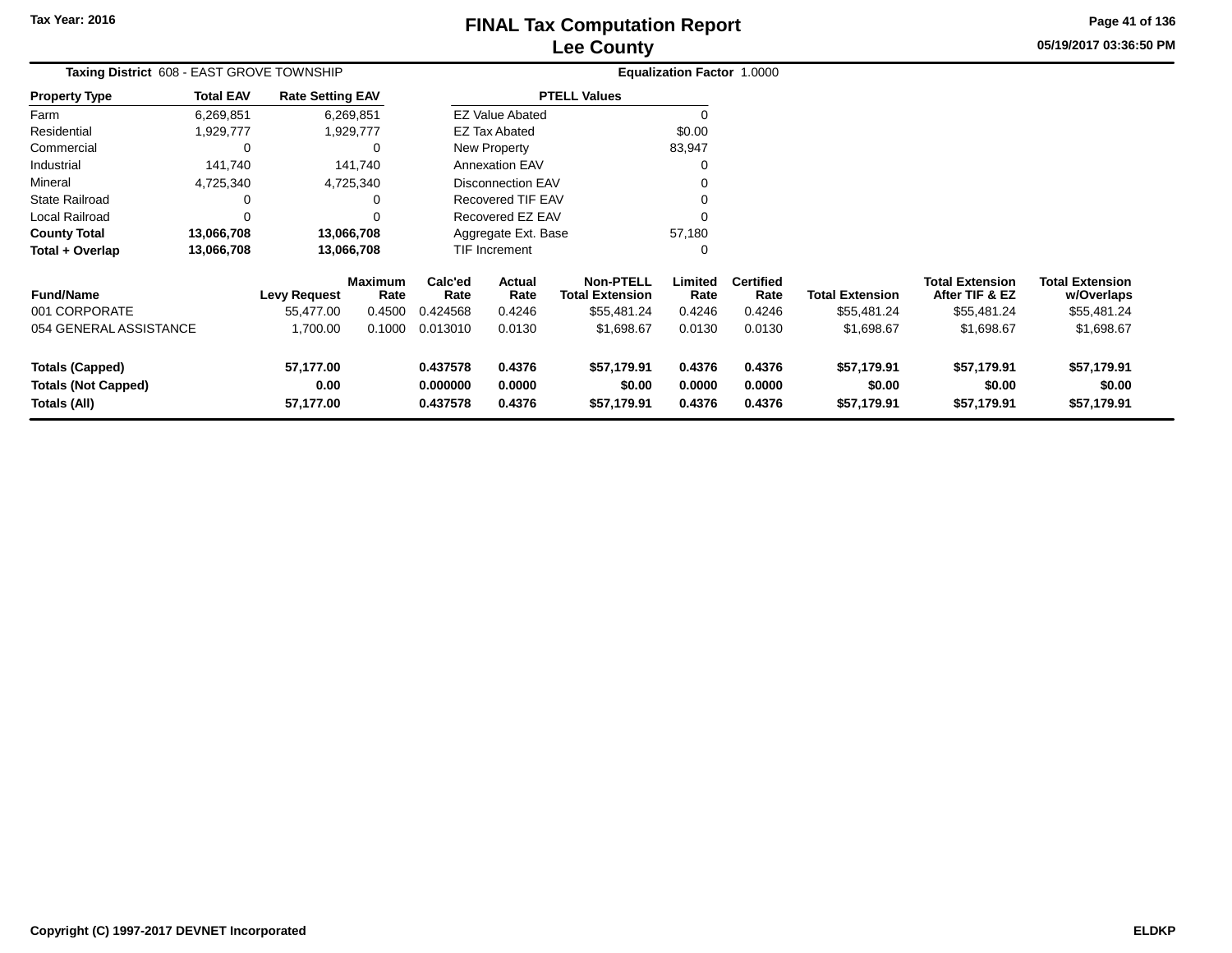# FINAL Tax Computation Report
## Lee County

Tax Year: 2016

05/19/2017 03:36:50 PM

**Taxing District** 608 - EAST GROVE TOWNSHIP

**Equalization Factor** 1.0000

| Property Type | Total EAV | Rate Setting EAV |
|---|---|---|
| Farm | 6,269,851 | 6,269,851 |
| Residential | 1,929,777 | 1,929,777 |
| Commercial | 0 | 0 |
| Industrial | 141,740 | 141,740 |
| Mineral | 4,725,340 | 4,725,340 |
| State Railroad | 0 | 0 |
| Local Railroad | 0 | 0 |
| **County Total** | **13,066,708** | **13,066,708** |
| **Total + Overlap** | **13,066,708** | **13,066,708** |

| PTELL Values | |
|---|---|
| EZ Value Abated | 0 |
| EZ Tax Abated | $0.00 |
| New Property | 83,947 |
| Annexation EAV | 0 |
| Disconnection EAV | 0 |
| Recovered TIF EAV | 0 |
| Recovered EZ EAV | 0 |
| Aggregate Ext. Base | 57,180 |
| TIF Increment | 0 |

| Fund/Name | Levy Request | Maximum Rate | Calc'ed Rate | Actual Rate | Non-PTELL Total Extension | Limited Rate | Certified Rate | Total Extension | Total Extension After TIF & EZ | Total Extension w/Overlaps |
|---|---|---|---|---|---|---|---|---|---|---|
| 001 CORPORATE | 55,477.00 | 0.4500 | 0.424568 | 0.4246 | $55,481.24 | 0.4246 | 0.4246 | $55,481.24 | $55,481.24 | $55,481.24 |
| 054 GENERAL ASSISTANCE | 1,700.00 | 0.1000 | 0.013010 | 0.0130 | $1,698.67 | 0.0130 | 0.0130 | $1,698.67 | $1,698.67 | $1,698.67 |
| **Totals (Capped)** | **57,177.00** | | **0.437578** | **0.4376** | **$57,179.91** | **0.4376** | **0.4376** | **$57,179.91** | **$57,179.91** | **$57,179.91** |
| **Totals (Not Capped)** | **0.00** | | **0.000000** | **0.0000** | **$0.00** | **0.0000** | **0.0000** | **$0.00** | **$0.00** | **$0.00** |
| **Totals (All)** | **57,177.00** | | **0.437578** | **0.4376** | **$57,179.91** | **0.4376** | **0.4376** | **$57,179.91** | **$57,179.91** | **$57,179.91** |

Copyright (C) 1997-2017 DEVNET Incorporated

ELDKP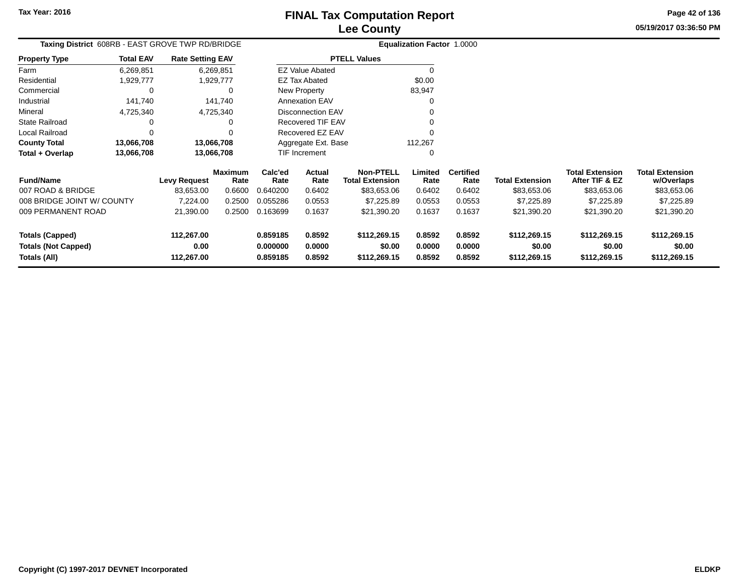# FINAL Tax Computation Report
# Lee County

Tax Year: 2016

05/19/2017 03:36:50 PM

**Taxing District** 608RB - EAST GROVE TWP RD/BRIDGE **Equalization Factor** 1.0000

| Property Type | Total EAV | Rate Setting EAV |
|---|---|---|
| Farm | 6,269,851 | 6,269,851 |
| Residential | 1,929,777 | 1,929,777 |
| Commercial | 0 | 0 |
| Industrial | 141,740 | 141,740 |
| Mineral | 4,725,340 | 4,725,340 |
| State Railroad | 0 | 0 |
| Local Railroad | 0 | 0 |
| **County Total** | **13,066,708** | **13,066,708** |
| **Total + Overlap** | **13,066,708** | **13,066,708** |

| PTELL Values | |
|---|---|
| EZ Value Abated | 0 |
| EZ Tax Abated | $0.00 |
| New Property | 83,947 |
| Annexation EAV | 0 |
| Disconnection EAV | 0 |
| Recovered TIF EAV | 0 |
| Recovered EZ EAV | 0 |
| Aggregate Ext. Base | 112,267 |
| TIF Increment | 0 |

| Fund/Name | Levy Request | Maximum Rate | Calc'ed Rate | Actual Rate | Non-PTELL Total Extension | Limited Rate | Certified Rate | Total Extension | Total Extension After TIF & EZ | Total Extension w/Overlaps |
|---|---|---|---|---|---|---|---|---|---|---|
| 007 ROAD & BRIDGE | 83,653.00 | 0.6600 | 0.640200 | 0.6402 | $83,653.06 | 0.6402 | 0.6402 | $83,653.06 | $83,653.06 | $83,653.06 |
| 008 BRIDGE JOINT W/ COUNTY | 7,224.00 | 0.2500 | 0.055286 | 0.0553 | $7,225.89 | 0.0553 | 0.0553 | $7,225.89 | $7,225.89 | $7,225.89 |
| 009 PERMANENT ROAD | 21,390.00 | 0.2500 | 0.163699 | 0.1637 | $21,390.20 | 0.1637 | 0.1637 | $21,390.20 | $21,390.20 | $21,390.20 |
| **Totals (Capped)** | **112,267.00** | | **0.859185** | **0.8592** | **$112,269.15** | **0.8592** | **0.8592** | **$112,269.15** | **$112,269.15** | **$112,269.15** |
| **Totals (Not Capped)** | **0.00** | | **0.000000** | **0.0000** | **$0.00** | **0.0000** | **0.0000** | **$0.00** | **$0.00** | **$0.00** |
| **Totals (All)** | **112,267.00** | | **0.859185** | **0.8592** | **$112,269.15** | **0.8592** | **0.8592** | **$112,269.15** | **$112,269.15** | **$112,269.15** |

Copyright (C) 1997-2017 DEVNET Incorporated ELDKP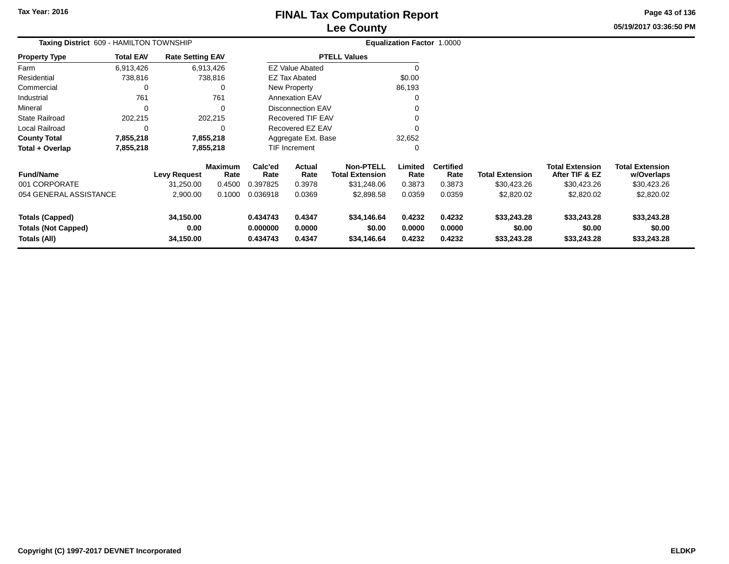# FINAL Tax Computation Report
## Lee County

Tax Year: 2016

05/19/2017 03:36:50 PM

**Taxing District** 609 - HAMILTON TOWNSHIP

**Equalization Factor** 1.0000

| Property Type | Total EAV | Rate Setting EAV |
|---|---|---|
| Farm | 6,913,426 | 6,913,426 |
| Residential | 738,816 | 738,816 |
| Commercial | 0 | 0 |
| Industrial | 761 | 761 |
| Mineral | 0 | 0 |
| State Railroad | 202,215 | 202,215 |
| Local Railroad | 0 | 0 |
| **County Total** | **7,855,218** | **7,855,218** |
| **Total + Overlap** | **7,855,218** | **7,855,218** |

| PTELL Values | |
|---|---|
| EZ Value Abated | 0 |
| EZ Tax Abated | $0.00 |
| New Property | 86,193 |
| Annexation EAV | 0 |
| Disconnection EAV | 0 |
| Recovered TIF EAV | 0 |
| Recovered EZ EAV | 0 |
| Aggregate Ext. Base | 32,652 |
| TIF Increment | 0 |

| Fund/Name | Levy Request | Maximum Rate | Calc'ed Rate | Actual Rate | Non-PTELL Total Extension | Limited Rate | Certified Rate | Total Extension | Total Extension After TIF & EZ | Total Extension w/Overlaps |
|---|---|---|---|---|---|---|---|---|---|---|
| 001 CORPORATE | 31,250.00 | 0.4500 | 0.397825 | 0.3978 | $31,248.06 | 0.3873 | 0.3873 | $30,423.26 | $30,423.26 | $30,423.26 |
| 054 GENERAL ASSISTANCE | 2,900.00 | 0.1000 | 0.036918 | 0.0369 | $2,898.58 | 0.0359 | 0.0359 | $2,820.02 | $2,820.02 | $2,820.02 |
| **Totals (Capped)** | **34,150.00** | | **0.434743** | **0.4347** | **$34,146.64** | **0.4232** | **0.4232** | **$33,243.28** | **$33,243.28** | **$33,243.28** |
| **Totals (Not Capped)** | **0.00** | | **0.000000** | **0.0000** | **$0.00** | **0.0000** | **0.0000** | **$0.00** | **$0.00** | **$0.00** |
| **Totals (All)** | **34,150.00** | | **0.434743** | **0.4347** | **$34,146.64** | **0.4232** | **0.4232** | **$33,243.28** | **$33,243.28** | **$33,243.28** |

Copyright (C) 1997-2017 DEVNET Incorporated

ELDKP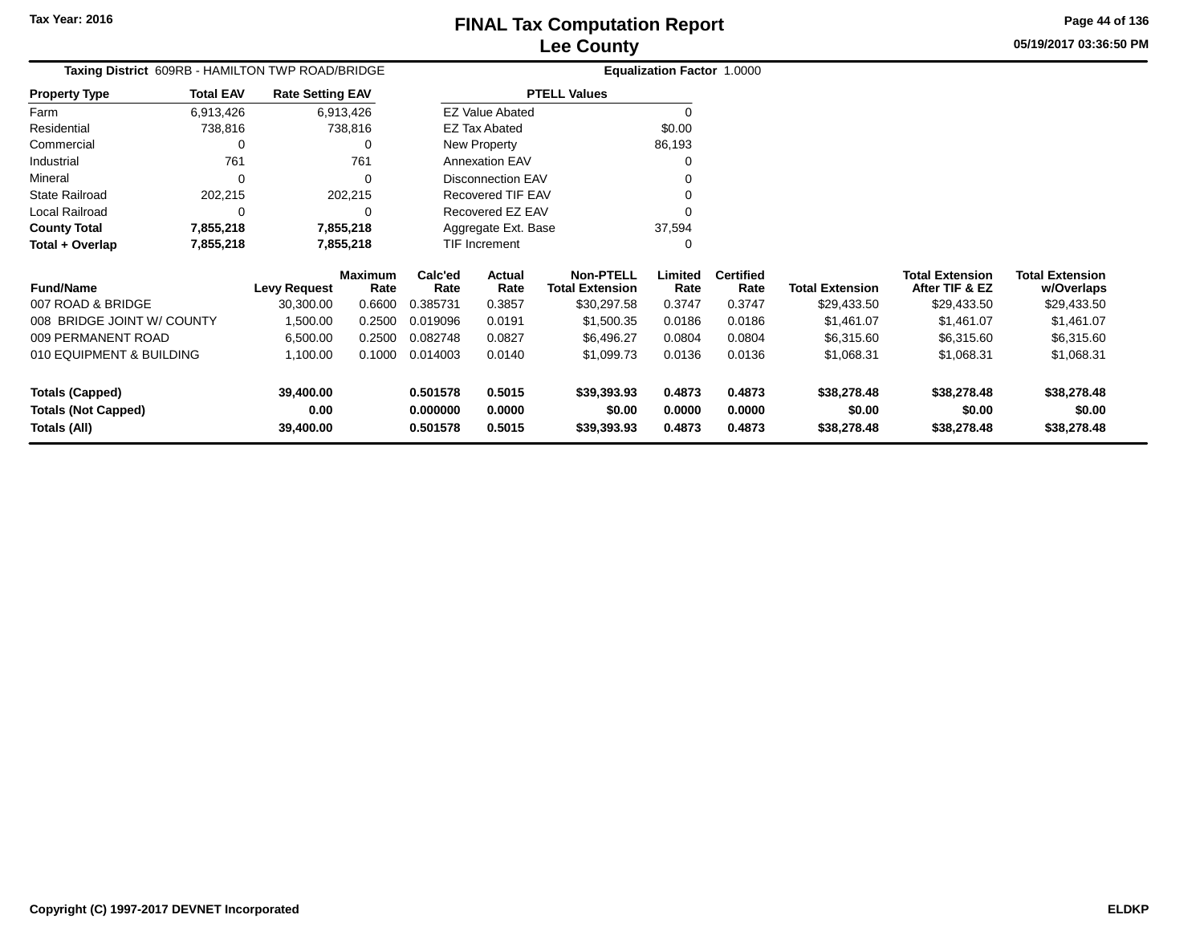Tax Year: 2016

# FINAL Tax Computation Report
## Lee County

05/19/2017 03:36:50 PM

**Taxing District** 609RB - HAMILTON TWP ROAD/BRIDGE

**Equalization Factor** 1.0000

| Property Type | Total EAV | Rate Setting EAV |
|---|---|---|
| Farm | 6,913,426 | 6,913,426 |
| Residential | 738,816 | 738,816 |
| Commercial | 0 | 0 |
| Industrial | 761 | 761 |
| Mineral | 0 | 0 |
| State Railroad | 202,215 | 202,215 |
| Local Railroad | 0 | 0 |
| **County Total** | **7,855,218** | **7,855,218** |
| **Total + Overlap** | **7,855,218** | **7,855,218** |

| PTELL Values | |
|---|---|
| EZ Value Abated | 0 |
| EZ Tax Abated | $0.00 |
| New Property | 86,193 |
| Annexation EAV | 0 |
| Disconnection EAV | 0 |
| Recovered TIF EAV | 0 |
| Recovered EZ EAV | 0 |
| Aggregate Ext. Base | 37,594 |
| TIF Increment | 0 |

| Fund/Name | Levy Request | Maximum Rate | Calc'ed Rate | Actual Rate | Non-PTELL Total Extension | Limited Rate | Certified Rate | Total Extension | Total Extension After TIF & EZ | Total Extension w/Overlaps |
|---|---|---|---|---|---|---|---|---|---|---|
| 007 ROAD & BRIDGE | 30,300.00 | 0.6600 | 0.385731 | 0.3857 | $30,297.58 | 0.3747 | 0.3747 | $29,433.50 | $29,433.50 | $29,433.50 |
| 008 BRIDGE JOINT W/ COUNTY | 1,500.00 | 0.2500 | 0.019096 | 0.0191 | $1,500.35 | 0.0186 | 0.0186 | $1,461.07 | $1,461.07 | $1,461.07 |
| 009 PERMANENT ROAD | 6,500.00 | 0.2500 | 0.082748 | 0.0827 | $6,496.27 | 0.0804 | 0.0804 | $6,315.60 | $6,315.60 | $6,315.60 |
| 010 EQUIPMENT & BUILDING | 1,100.00 | 0.1000 | 0.014003 | 0.0140 | $1,099.73 | 0.0136 | 0.0136 | $1,068.31 | $1,068.31 | $1,068.31 |
| **Totals (Capped)** | **39,400.00** | | **0.501578** | **0.5015** | **$39,393.93** | **0.4873** | **0.4873** | **$38,278.48** | **$38,278.48** | **$38,278.48** |
| **Totals (Not Capped)** | **0.00** | | **0.000000** | **0.0000** | **$0.00** | **0.0000** | **0.0000** | **$0.00** | **$0.00** | **$0.00** |
| **Totals (All)** | **39,400.00** | | **0.501578** | **0.5015** | **$39,393.93** | **0.4873** | **0.4873** | **$38,278.48** | **$38,278.48** | **$38,278.48** |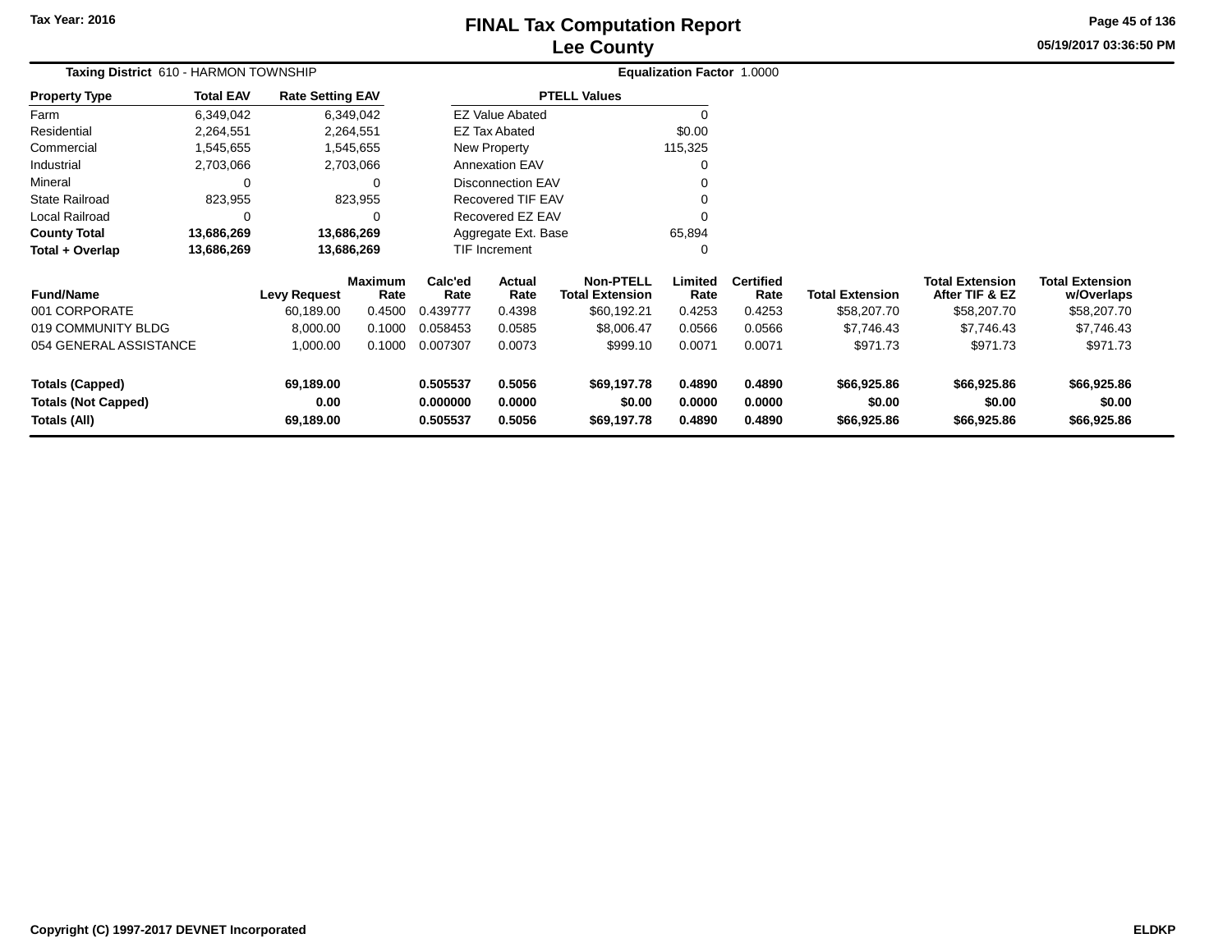Tax Year: 2016

# FINAL Tax Computation Report
## Lee County

05/19/2017 03:36:50 PM

**Taxing District** 610 - HARMON TOWNSHIP **Equalization Factor** 1.0000

| Property Type | Total EAV | Rate Setting EAV |
|---|---|---|
| Farm | 6,349,042 | 6,349,042 |
| Residential | 2,264,551 | 2,264,551 |
| Commercial | 1,545,655 | 1,545,655 |
| Industrial | 2,703,066 | 2,703,066 |
| Mineral | 0 | 0 |
| State Railroad | 823,955 | 823,955 |
| Local Railroad | 0 | 0 |
| **County Total** | **13,686,269** | **13,686,269** |
| **Total + Overlap** | **13,686,269** | **13,686,269** |

| PTELL Values | |
|---|---|
| EZ Value Abated | 0 |
| EZ Tax Abated | $0.00 |
| New Property | 115,325 |
| Annexation EAV | 0 |
| Disconnection EAV | 0 |
| Recovered TIF EAV | 0 |
| Recovered EZ EAV | 0 |
| Aggregate Ext. Base | 65,894 |
| TIF Increment | 0 |

| Fund/Name | Levy Request | Maximum Rate | Calc'ed Rate | Actual Rate | Non-PTELL Total Extension | Limited Rate | Certified Rate | Total Extension | Total Extension After TIF & EZ | Total Extension w/Overlaps |
|---|---|---|---|---|---|---|---|---|---|---|
| 001 CORPORATE | 60,189.00 | 0.4500 | 0.439777 | 0.4398 | $60,192.21 | 0.4253 | 0.4253 | $58,207.70 | $58,207.70 | $58,207.70 |
| 019 COMMUNITY BLDG | 8,000.00 | 0.1000 | 0.058453 | 0.0585 | $8,006.47 | 0.0566 | 0.0566 | $7,746.43 | $7,746.43 | $7,746.43 |
| 054 GENERAL ASSISTANCE | 1,000.00 | 0.1000 | 0.007307 | 0.0073 | $999.10 | 0.0071 | 0.0071 | $971.73 | $971.73 | $971.73 |
| **Totals (Capped)** | **69,189.00** | | **0.505537** | **0.5056** | **$69,197.78** | **0.4890** | **0.4890** | **$66,925.86** | **$66,925.86** | **$66,925.86** |
| **Totals (Not Capped)** | **0.00** | | **0.000000** | **0.0000** | **$0.00** | **0.0000** | **0.0000** | **$0.00** | **$0.00** | **$0.00** |
| **Totals (All)** | **69,189.00** | | **0.505537** | **0.5056** | **$69,197.78** | **0.4890** | **0.4890** | **$66,925.86** | **$66,925.86** | **$66,925.86** |

Copyright (C) 1997-2017 DEVNET Incorporated ELDKP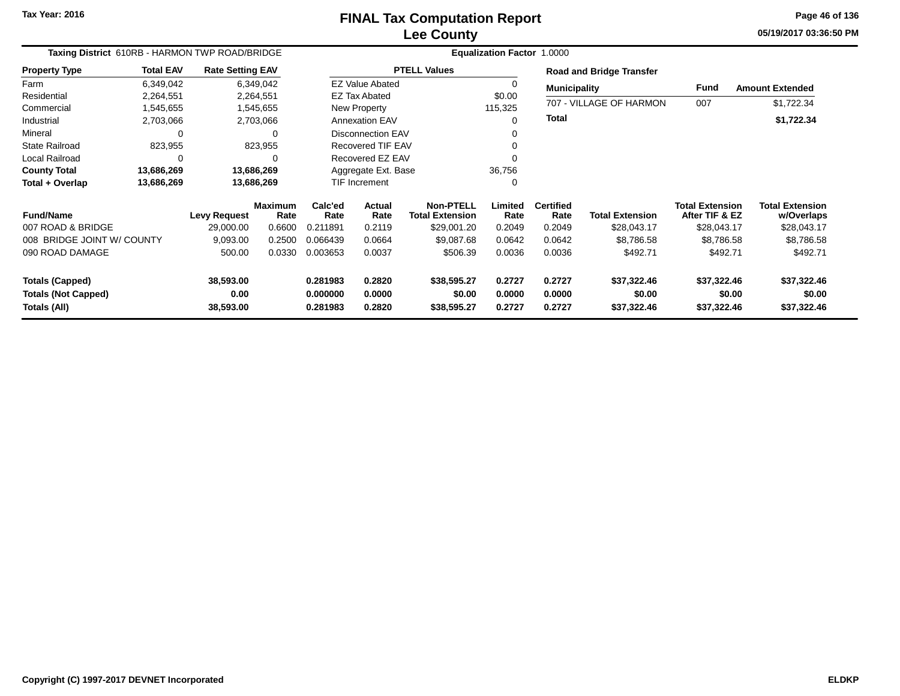# FINAL Tax Computation Report
## Lee County

Tax Year: 2016

05/19/2017 03:36:50 PM

**Taxing District** 610RB - HARMON TWP ROAD/BRIDGE

**Equalization Factor** 1.0000

| Property Type | Total EAV | Rate Setting EAV |
|---|---|---|
| Farm | 6,349,042 | 6,349,042 |
| Residential | 2,264,551 | 2,264,551 |
| Commercial | 1,545,655 | 1,545,655 |
| Industrial | 2,703,066 | 2,703,066 |
| Mineral | 0 | 0 |
| State Railroad | 823,955 | 823,955 |
| Local Railroad | 0 | 0 |
| **County Total** | **13,686,269** | **13,686,269** |
| **Total + Overlap** | **13,686,269** | **13,686,269** |

| PTELL Values | |
|---|---|
| EZ Value Abated | 0 |
| EZ Tax Abated | $0.00 |
| New Property | 115,325 |
| Annexation EAV | 0 |
| Disconnection EAV | 0 |
| Recovered TIF EAV | 0 |
| Recovered EZ EAV | 0 |
| Aggregate Ext. Base | 36,756 |
| TIF Increment | 0 |

**Road and Bridge Transfer**

| Municipality | Fund | Amount Extended |
|---|---|---|
| 707 - VILLAGE OF HARMON | 007 | $1,722.34 |
| **Total** | | **$1,722.34** |

| Fund/Name | Levy Request | Maximum Rate | Calc'ed Rate | Actual Rate | Non-PTELL Total Extension | Limited Rate | Certified Rate | Total Extension | Total Extension After TIF & EZ | Total Extension w/Overlaps |
|---|---|---|---|---|---|---|---|---|---|---|
| 007 ROAD & BRIDGE | 29,000.00 | 0.6600 | 0.211891 | 0.2119 | $29,001.20 | 0.2049 | 0.2049 | $28,043.17 | $28,043.17 | $28,043.17 |
| 008 BRIDGE JOINT W/ COUNTY | 9,093.00 | 0.2500 | 0.066439 | 0.0664 | $9,087.68 | 0.0642 | 0.0642 | $8,786.58 | $8,786.58 | $8,786.58 |
| 090 ROAD DAMAGE | 500.00 | 0.0330 | 0.003653 | 0.0037 | $506.39 | 0.0036 | 0.0036 | $492.71 | $492.71 | $492.71 |
| **Totals (Capped)** | **38,593.00** | | **0.281983** | **0.2820** | **$38,595.27** | **0.2727** | **0.2727** | **$37,322.46** | **$37,322.46** | **$37,322.46** |
| **Totals (Not Capped)** | **0.00** | | **0.000000** | **0.0000** | **$0.00** | **0.0000** | **0.0000** | **$0.00** | **$0.00** | **$0.00** |
| **Totals (All)** | **38,593.00** | | **0.281983** | **0.2820** | **$38,595.27** | **0.2727** | **0.2727** | **$37,322.46** | **$37,322.46** | **$37,322.46** |

Copyright (C) 1997-2017 DEVNET Incorporated

ELDKP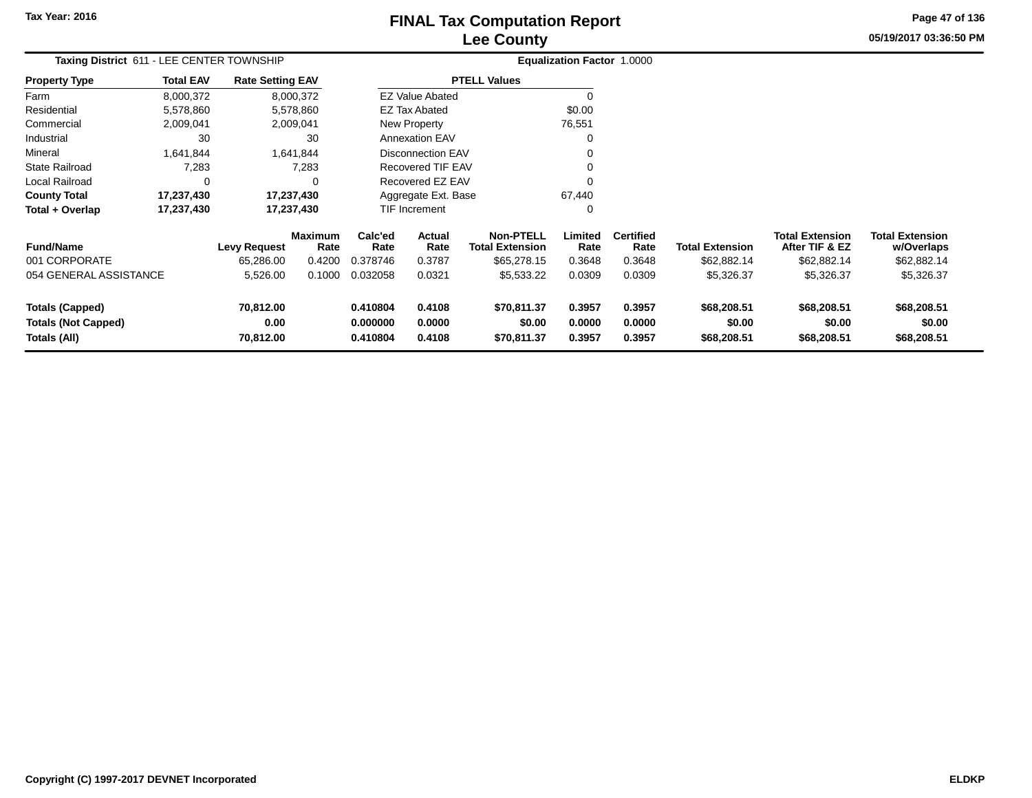# FINAL Tax Computation Report
## Lee County

Tax Year: 2016

05/19/2017 03:36:50 PM

**Taxing District** 611 - LEE CENTER TOWNSHIP **Equalization Factor** 1.0000

| Property Type | Total EAV | Rate Setting EAV |
|---|---|---|
| Farm | 8,000,372 | 8,000,372 |
| Residential | 5,578,860 | 5,578,860 |
| Commercial | 2,009,041 | 2,009,041 |
| Industrial | 30 | 30 |
| Mineral | 1,641,844 | 1,641,844 |
| State Railroad | 7,283 | 7,283 |
| Local Railroad | 0 | 0 |
| **County Total** | **17,237,430** | **17,237,430** |
| **Total + Overlap** | **17,237,430** | **17,237,430** |

| PTELL Values | |
|---|---|
| EZ Value Abated | 0 |
| EZ Tax Abated | $0.00 |
| New Property | 76,551 |
| Annexation EAV | 0 |
| Disconnection EAV | 0 |
| Recovered TIF EAV | 0 |
| Recovered EZ EAV | 0 |
| Aggregate Ext. Base | 67,440 |
| TIF Increment | 0 |

| Fund/Name | Levy Request | Maximum Rate | Calc'ed Rate | Actual Rate | Non-PTELL Total Extension | Limited Rate | Certified Rate | Total Extension | Total Extension After TIF & EZ | Total Extension w/Overlaps |
|---|---|---|---|---|---|---|---|---|---|---|
| 001 CORPORATE | 65,286.00 | 0.4200 | 0.378746 | 0.3787 | $65,278.15 | 0.3648 | 0.3648 | $62,882.14 | $62,882.14 | $62,882.14 |
| 054 GENERAL ASSISTANCE | 5,526.00 | 0.1000 | 0.032058 | 0.0321 | $5,533.22 | 0.0309 | 0.0309 | $5,326.37 | $5,326.37 | $5,326.37 |
| **Totals (Capped)** | **70,812.00** | | **0.410804** | **0.4108** | **$70,811.37** | **0.3957** | **0.3957** | **$68,208.51** | **$68,208.51** | **$68,208.51** |
| **Totals (Not Capped)** | **0.00** | | **0.000000** | **0.0000** | **$0.00** | **0.0000** | **0.0000** | **$0.00** | **$0.00** | **$0.00** |
| **Totals (All)** | **70,812.00** | | **0.410804** | **0.4108** | **$70,811.37** | **0.3957** | **0.3957** | **$68,208.51** | **$68,208.51** | **$68,208.51** |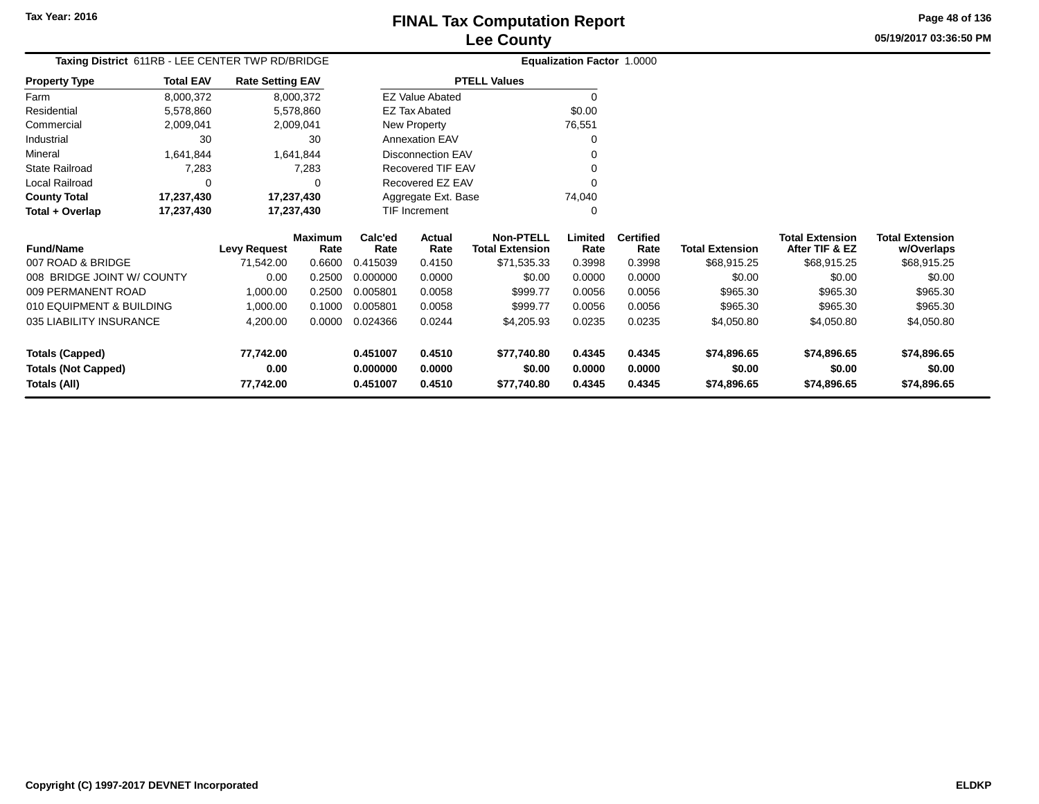# FINAL Tax Computation Report
## Lee County

Tax Year: 2016

05/19/2017 03:36:50 PM

**Taxing District** 611RB - LEE CENTER TWP RD/BRIDGE **Equalization Factor** 1.0000

| Property Type | Total EAV | Rate Setting EAV |
|---|---|---|
| Farm | 8,000,372 | 8,000,372 |
| Residential | 5,578,860 | 5,578,860 |
| Commercial | 2,009,041 | 2,009,041 |
| Industrial | 30 | 30 |
| Mineral | 1,641,844 | 1,641,844 |
| State Railroad | 7,283 | 7,283 |
| Local Railroad | 0 | 0 |
| **County Total** | **17,237,430** | **17,237,430** |
| **Total + Overlap** | **17,237,430** | **17,237,430** |

| PTELL Values | |
|---|---|
| EZ Value Abated | 0 |
| EZ Tax Abated | $0.00 |
| New Property | 76,551 |
| Annexation EAV | 0 |
| Disconnection EAV | 0 |
| Recovered TIF EAV | 0 |
| Recovered EZ EAV | 0 |
| Aggregate Ext. Base | 74,040 |
| TIF Increment | 0 |

| Fund/Name | Levy Request | Maximum Rate | Calc'ed Rate | Actual Rate | Non-PTELL Total Extension | Limited Rate | Certified Rate | Total Extension | Total Extension After TIF & EZ | Total Extension w/Overlaps |
|---|---|---|---|---|---|---|---|---|---|---|
| 007 ROAD & BRIDGE | 71,542.00 | 0.6600 | 0.415039 | 0.4150 | $71,535.33 | 0.3998 | 0.3998 | $68,915.25 | $68,915.25 | $68,915.25 |
| 008 BRIDGE JOINT W/ COUNTY | 0.00 | 0.2500 | 0.000000 | 0.0000 | $0.00 | 0.0000 | 0.0000 | $0.00 | $0.00 | $0.00 |
| 009 PERMANENT ROAD | 1,000.00 | 0.2500 | 0.005801 | 0.0058 | $999.77 | 0.0056 | 0.0056 | $965.30 | $965.30 | $965.30 |
| 010 EQUIPMENT & BUILDING | 1,000.00 | 0.1000 | 0.005801 | 0.0058 | $999.77 | 0.0056 | 0.0056 | $965.30 | $965.30 | $965.30 |
| 035 LIABILITY INSURANCE | 4,200.00 | 0.0000 | 0.024366 | 0.0244 | $4,205.93 | 0.0235 | 0.0235 | $4,050.80 | $4,050.80 | $4,050.80 |
| **Totals (Capped)** | **77,742.00** | | **0.451007** | **0.4510** | **$77,740.80** | **0.4345** | **0.4345** | **$74,896.65** | **$74,896.65** | **$74,896.65** |
| **Totals (Not Capped)** | **0.00** | | **0.000000** | **0.0000** | **$0.00** | **0.0000** | **0.0000** | **$0.00** | **$0.00** | **$0.00** |
| **Totals (All)** | **77,742.00** | | **0.451007** | **0.4510** | **$77,740.80** | **0.4345** | **0.4345** | **$74,896.65** | **$74,896.65** | **$74,896.65** |

Copyright (C) 1997-2017 DEVNET Incorporated — ELDKP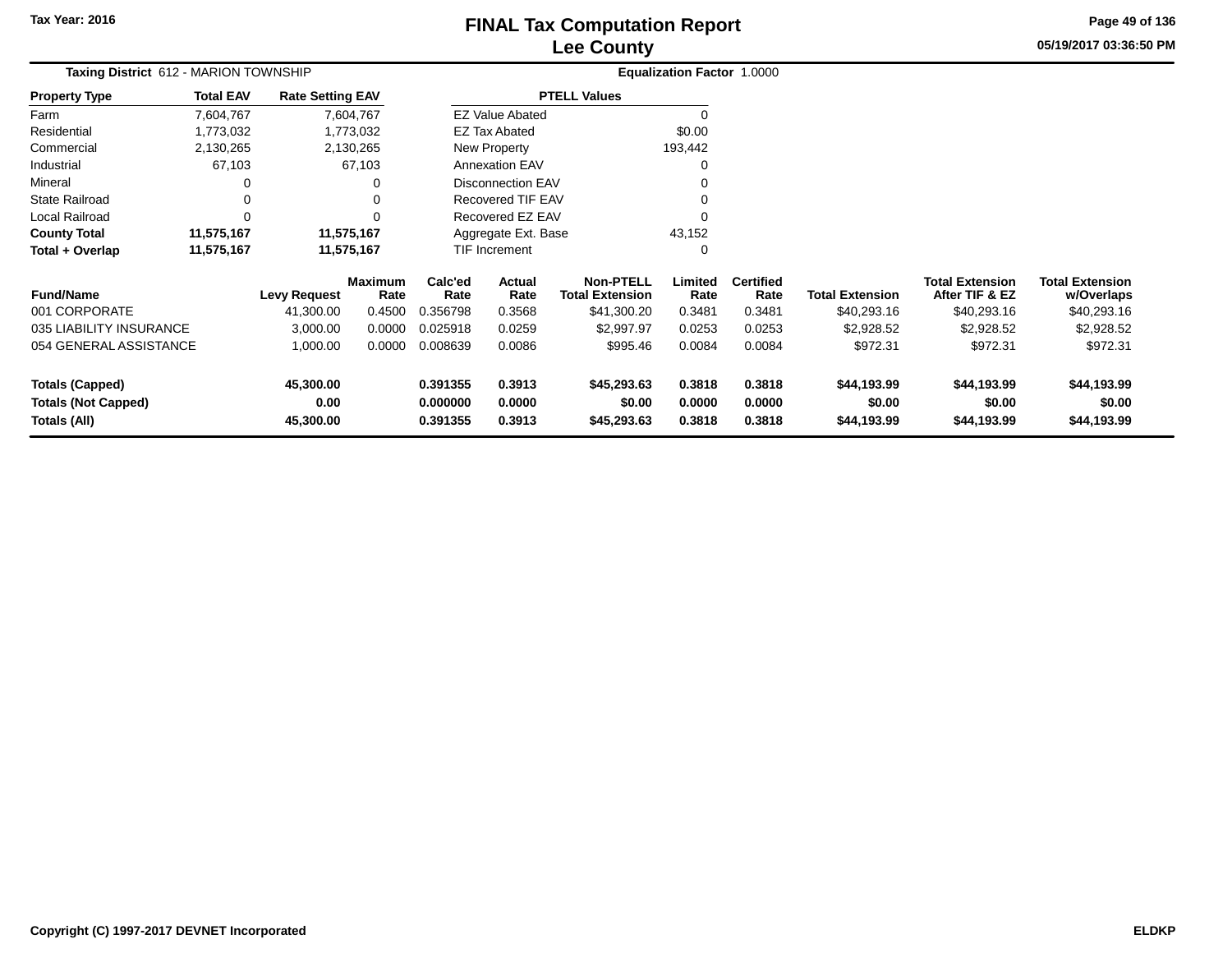Tax Year: 2016

# FINAL Tax Computation Report
## Lee County

05/19/2017 03:36:50 PM

**Taxing District** 612 - MARION TOWNSHIP | **Equalization Factor** 1.0000

| Property Type | Total EAV | Rate Setting EAV |
|---|---|---|
| Farm | 7,604,767 | 7,604,767 |
| Residential | 1,773,032 | 1,773,032 |
| Commercial | 2,130,265 | 2,130,265 |
| Industrial | 67,103 | 67,103 |
| Mineral | 0 | 0 |
| State Railroad | 0 | 0 |
| Local Railroad | 0 | 0 |
| **County Total** | **11,575,167** | **11,575,167** |
| **Total + Overlap** | **11,575,167** | **11,575,167** |

| PTELL Values | |
|---|---|
| EZ Value Abated | 0 |
| EZ Tax Abated | $0.00 |
| New Property | 193,442 |
| Annexation EAV | 0 |
| Disconnection EAV | 0 |
| Recovered TIF EAV | 0 |
| Recovered EZ EAV | 0 |
| Aggregate Ext. Base | 43,152 |
| TIF Increment | 0 |

| Fund/Name | Levy Request | Maximum Rate | Calc'ed Rate | Actual Rate | Non-PTELL Total Extension | Limited Rate | Certified Rate | Total Extension | Total Extension After TIF & EZ | Total Extension w/Overlaps |
|---|---|---|---|---|---|---|---|---|---|---|
| 001 CORPORATE | 41,300.00 | 0.4500 | 0.356798 | 0.3568 | $41,300.20 | 0.3481 | 0.3481 | $40,293.16 | $40,293.16 | $40,293.16 |
| 035 LIABILITY INSURANCE | 3,000.00 | 0.0000 | 0.025918 | 0.0259 | $2,997.97 | 0.0253 | 0.0253 | $2,928.52 | $2,928.52 | $2,928.52 |
| 054 GENERAL ASSISTANCE | 1,000.00 | 0.0000 | 0.008639 | 0.0086 | $995.46 | 0.0084 | 0.0084 | $972.31 | $972.31 | $972.31 |
| **Totals (Capped)** | **45,300.00** | | **0.391355** | **0.3913** | **$45,293.63** | **0.3818** | **0.3818** | **$44,193.99** | **$44,193.99** | **$44,193.99** |
| **Totals (Not Capped)** | **0.00** | | **0.000000** | **0.0000** | **$0.00** | **0.0000** | **0.0000** | **$0.00** | **$0.00** | **$0.00** |
| **Totals (All)** | **45,300.00** | | **0.391355** | **0.3913** | **$45,293.63** | **0.3818** | **0.3818** | **$44,193.99** | **$44,193.99** | **$44,193.99** |

Copyright (C) 1997-2017 DEVNET Incorporated | ELDKP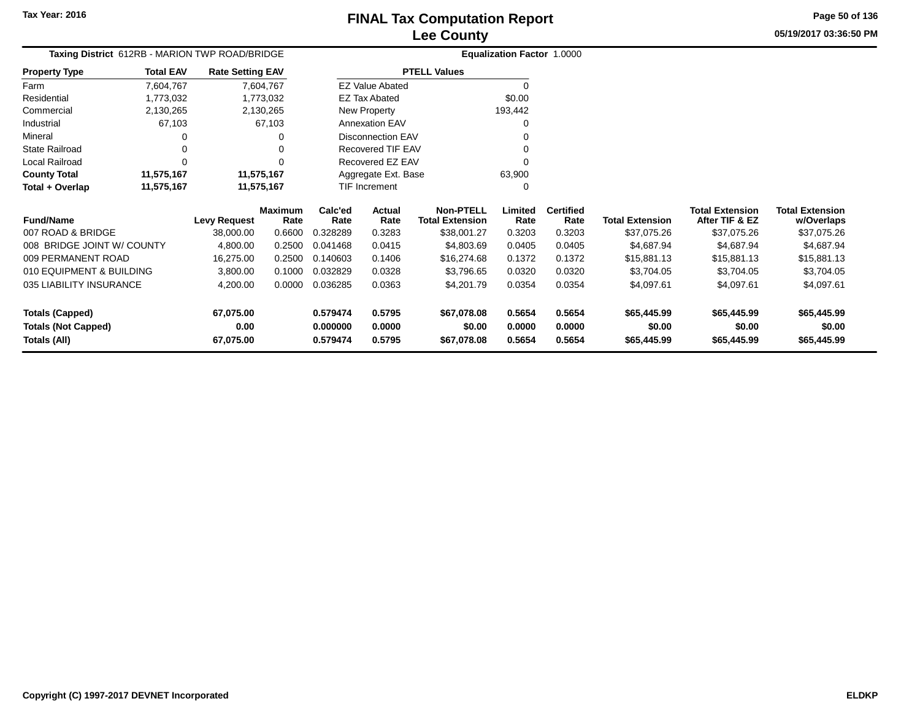# FINAL Tax Computation Report
## Lee County

Tax Year: 2016

05/19/2017 03:36:50 PM

**Taxing District** 612RB - MARION TWP ROAD/BRIDGE

**Equalization Factor** 1.0000

| Property Type | Total EAV | Rate Setting EAV |
|---|---|---|
| Farm | 7,604,767 | 7,604,767 |
| Residential | 1,773,032 | 1,773,032 |
| Commercial | 2,130,265 | 2,130,265 |
| Industrial | 67,103 | 67,103 |
| Mineral | 0 | 0 |
| State Railroad | 0 | 0 |
| Local Railroad | 0 | 0 |
| **County Total** | **11,575,167** | **11,575,167** |
| **Total + Overlap** | **11,575,167** | **11,575,167** |

| PTELL Values | |
|---|---|
| EZ Value Abated | 0 |
| EZ Tax Abated | $0.00 |
| New Property | 193,442 |
| Annexation EAV | 0 |
| Disconnection EAV | 0 |
| Recovered TIF EAV | 0 |
| Recovered EZ EAV | 0 |
| Aggregate Ext. Base | 63,900 |
| TIF Increment | 0 |

| Fund/Name | Levy Request | Maximum Rate | Calc'ed Rate | Actual Rate | Non-PTELL Total Extension | Limited Rate | Certified Rate | Total Extension | Total Extension After TIF & EZ | Total Extension w/Overlaps |
|---|---|---|---|---|---|---|---|---|---|---|
| 007 ROAD & BRIDGE | 38,000.00 | 0.6600 | 0.328289 | 0.3283 | $38,001.27 | 0.3203 | 0.3203 | $37,075.26 | $37,075.26 | $37,075.26 |
| 008 BRIDGE JOINT W/ COUNTY | 4,800.00 | 0.2500 | 0.041468 | 0.0415 | $4,803.69 | 0.0405 | 0.0405 | $4,687.94 | $4,687.94 | $4,687.94 |
| 009 PERMANENT ROAD | 16,275.00 | 0.2500 | 0.140603 | 0.1406 | $16,274.68 | 0.1372 | 0.1372 | $15,881.13 | $15,881.13 | $15,881.13 |
| 010 EQUIPMENT & BUILDING | 3,800.00 | 0.1000 | 0.032829 | 0.0328 | $3,796.65 | 0.0320 | 0.0320 | $3,704.05 | $3,704.05 | $3,704.05 |
| 035 LIABILITY INSURANCE | 4,200.00 | 0.0000 | 0.036285 | 0.0363 | $4,201.79 | 0.0354 | 0.0354 | $4,097.61 | $4,097.61 | $4,097.61 |
| **Totals (Capped)** | **67,075.00** | | **0.579474** | **0.5795** | **$67,078.08** | **0.5654** | **0.5654** | **$65,445.99** | **$65,445.99** | **$65,445.99** |
| **Totals (Not Capped)** | **0.00** | | **0.000000** | **0.0000** | **$0.00** | **0.0000** | **0.0000** | **$0.00** | **$0.00** | **$0.00** |
| **Totals (All)** | **67,075.00** | | **0.579474** | **0.5795** | **$67,078.08** | **0.5654** | **0.5654** | **$65,445.99** | **$65,445.99** | **$65,445.99** |

Copyright (C) 1997-2017 DEVNET Incorporated

ELDKP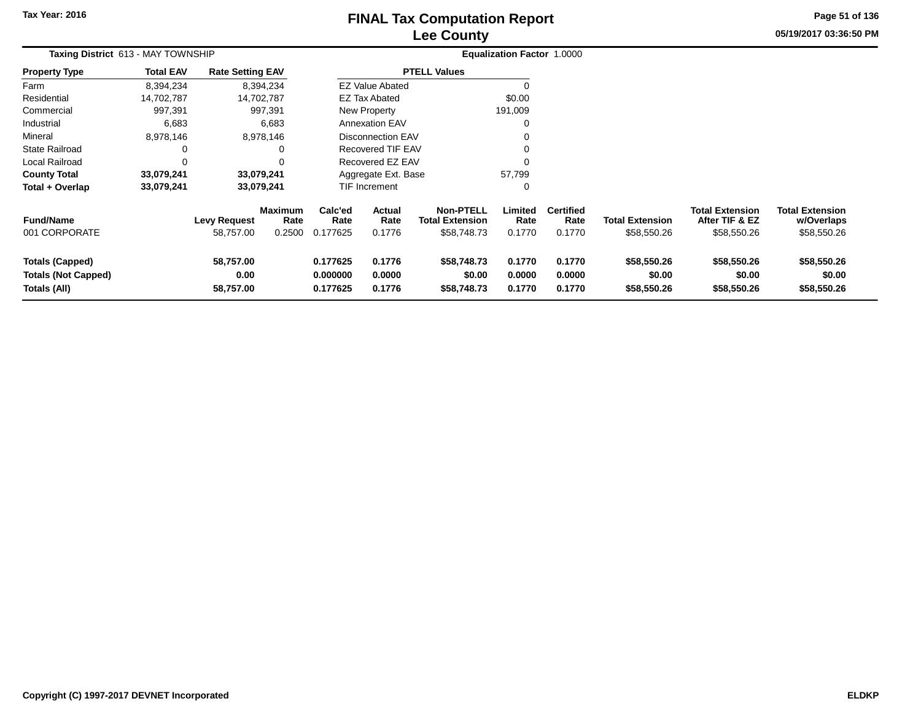# FINAL Tax Computation Report
# Lee County

Tax Year: 2016

05/19/2017 03:36:50 PM

**Taxing District** 613 - MAY TOWNSHIP **Equalization Factor** 1.0000

| Property Type | Total EAV | Rate Setting EAV |
|---|---|---|
| Farm | 8,394,234 | 8,394,234 |
| Residential | 14,702,787 | 14,702,787 |
| Commercial | 997,391 | 997,391 |
| Industrial | 6,683 | 6,683 |
| Mineral | 8,978,146 | 8,978,146 |
| State Railroad | 0 | 0 |
| Local Railroad | 0 | 0 |
| **County Total** | **33,079,241** | **33,079,241** |
| **Total + Overlap** | **33,079,241** | **33,079,241** |

| PTELL Values | |
|---|---|
| EZ Value Abated | 0 |
| EZ Tax Abated | $0.00 |
| New Property | 191,009 |
| Annexation EAV | 0 |
| Disconnection EAV | 0 |
| Recovered TIF EAV | 0 |
| Recovered EZ EAV | 0 |
| Aggregate Ext. Base | 57,799 |
| TIF Increment | 0 |

| Fund/Name | Levy Request | Maximum Rate | Calc'ed Rate | Actual Rate | Non-PTELL Total Extension | Limited Rate | Certified Rate | Total Extension | Total Extension After TIF & EZ | Total Extension w/Overlaps |
|---|---|---|---|---|---|---|---|---|---|---|
| 001 CORPORATE | 58,757.00 | 0.2500 | 0.177625 | 0.1776 | $58,748.73 | 0.1770 | 0.1770 | $58,550.26 | $58,550.26 | $58,550.26 |
| **Totals (Capped)** | **58,757.00** | | **0.177625** | **0.1776** | **$58,748.73** | **0.1770** | **0.1770** | **$58,550.26** | **$58,550.26** | **$58,550.26** |
| **Totals (Not Capped)** | **0.00** | | **0.000000** | **0.0000** | **$0.00** | **0.0000** | **0.0000** | **$0.00** | **$0.00** | **$0.00** |
| **Totals (All)** | **58,757.00** | | **0.177625** | **0.1776** | **$58,748.73** | **0.1770** | **0.1770** | **$58,550.26** | **$58,550.26** | **$58,550.26** |

Copyright (C) 1997-2017 DEVNET Incorporated ELDKP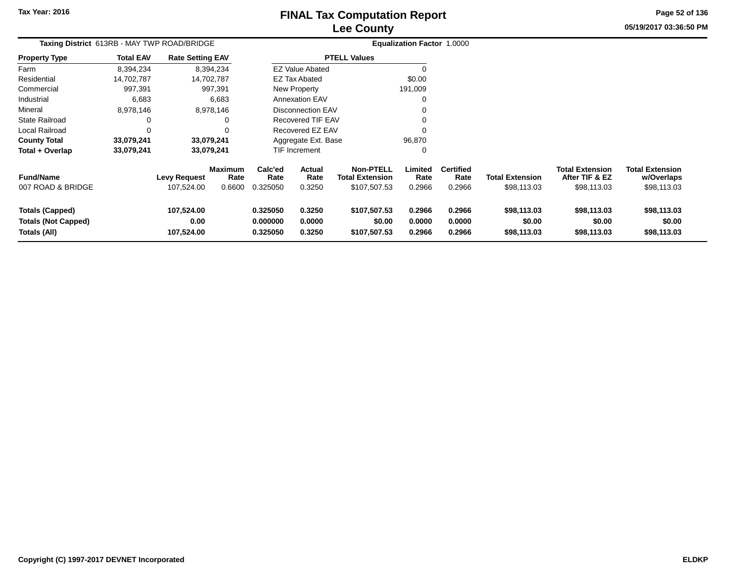Tax Year: 2016

# FINAL Tax Computation Report
## Lee County

05/19/2017 03:36:50 PM

**Taxing District** 613RB - MAY TWP ROAD/BRIDGE **Equalization Factor** 1.0000

| Property Type | Total EAV | Rate Setting EAV |
|---|---|---|
| Farm | 8,394,234 | 8,394,234 |
| Residential | 14,702,787 | 14,702,787 |
| Commercial | 997,391 | 997,391 |
| Industrial | 6,683 | 6,683 |
| Mineral | 8,978,146 | 8,978,146 |
| State Railroad | 0 | 0 |
| Local Railroad | 0 | 0 |
| **County Total** | **33,079,241** | **33,079,241** |
| **Total + Overlap** | **33,079,241** | **33,079,241** |

| PTELL Values | |
|---|---|
| EZ Value Abated | 0 |
| EZ Tax Abated | $0.00 |
| New Property | 191,009 |
| Annexation EAV | 0 |
| Disconnection EAV | 0 |
| Recovered TIF EAV | 0 |
| Recovered EZ EAV | 0 |
| Aggregate Ext. Base | 96,870 |
| TIF Increment | 0 |

| Fund/Name | Levy Request | Maximum Rate | Calc'ed Rate | Actual Rate | Non-PTELL Total Extension | Limited Rate | Certified Rate | Total Extension | Total Extension After TIF & EZ | Total Extension w/Overlaps |
|---|---|---|---|---|---|---|---|---|---|---|
| 007 ROAD & BRIDGE | 107,524.00 | 0.6600 | 0.325050 | 0.3250 | $107,507.53 | 0.2966 | 0.2966 | $98,113.03 | $98,113.03 | $98,113.03 |
| **Totals (Capped)** | **107,524.00** | | **0.325050** | **0.3250** | **$107,507.53** | **0.2966** | **0.2966** | **$98,113.03** | **$98,113.03** | **$98,113.03** |
| **Totals (Not Capped)** | **0.00** | | **0.000000** | **0.0000** | **$0.00** | **0.0000** | **0.0000** | **$0.00** | **$0.00** | **$0.00** |
| **Totals (All)** | **107,524.00** | | **0.325050** | **0.3250** | **$107,507.53** | **0.2966** | **0.2966** | **$98,113.03** | **$98,113.03** | **$98,113.03** |

Copyright (C) 1997-2017 DEVNET Incorporated ELDKP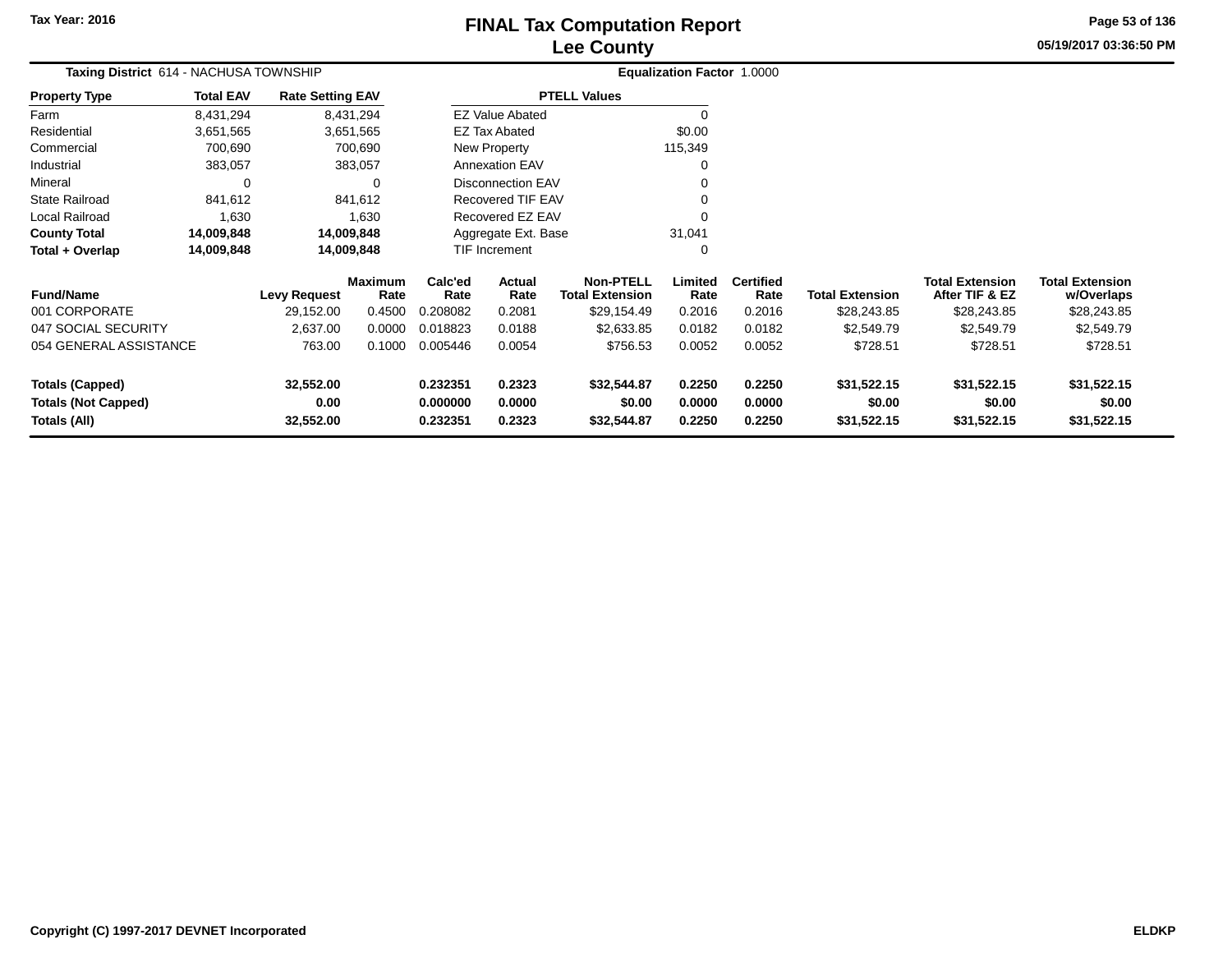Tax Year: 2016

# FINAL Tax Computation Report
## Lee County

05/19/2017 03:36:50 PM

**Taxing District** 614 - NACHUSA TOWNSHIP

**Equalization Factor** 1.0000

| Property Type | Total EAV | Rate Setting EAV |
|---|---|---|
| Farm | 8,431,294 | 8,431,294 |
| Residential | 3,651,565 | 3,651,565 |
| Commercial | 700,690 | 700,690 |
| Industrial | 383,057 | 383,057 |
| Mineral | 0 | 0 |
| State Railroad | 841,612 | 841,612 |
| Local Railroad | 1,630 | 1,630 |
| **County Total** | **14,009,848** | **14,009,848** |
| **Total + Overlap** | **14,009,848** | **14,009,848** |

| PTELL Values | |
|---|---|
| EZ Value Abated | 0 |
| EZ Tax Abated | $0.00 |
| New Property | 115,349 |
| Annexation EAV | 0 |
| Disconnection EAV | 0 |
| Recovered TIF EAV | 0 |
| Recovered EZ EAV | 0 |
| Aggregate Ext. Base | 31,041 |
| TIF Increment | 0 |

| Fund/Name | Levy Request | Maximum Rate | Calc'ed Rate | Actual Rate | Non-PTELL Total Extension | Limited Rate | Certified Rate | Total Extension | Total Extension After TIF & EZ | Total Extension w/Overlaps |
|---|---|---|---|---|---|---|---|---|---|---|
| 001 CORPORATE | 29,152.00 | 0.4500 | 0.208082 | 0.2081 | $29,154.49 | 0.2016 | 0.2016 | $28,243.85 | $28,243.85 | $28,243.85 |
| 047 SOCIAL SECURITY | 2,637.00 | 0.0000 | 0.018823 | 0.0188 | $2,633.85 | 0.0182 | 0.0182 | $2,549.79 | $2,549.79 | $2,549.79 |
| 054 GENERAL ASSISTANCE | 763.00 | 0.1000 | 0.005446 | 0.0054 | $756.53 | 0.0052 | 0.0052 | $728.51 | $728.51 | $728.51 |
| **Totals (Capped)** | **32,552.00** | | **0.232351** | **0.2323** | **$32,544.87** | **0.2250** | **0.2250** | **$31,522.15** | **$31,522.15** | **$31,522.15** |
| **Totals (Not Capped)** | **0.00** | | **0.000000** | **0.0000** | **$0.00** | **0.0000** | **0.0000** | **$0.00** | **$0.00** | **$0.00** |
| **Totals (All)** | **32,552.00** | | **0.232351** | **0.2323** | **$32,544.87** | **0.2250** | **0.2250** | **$31,522.15** | **$31,522.15** | **$31,522.15** |

Copyright (C) 1997-2017 DEVNET Incorporated

ELDKP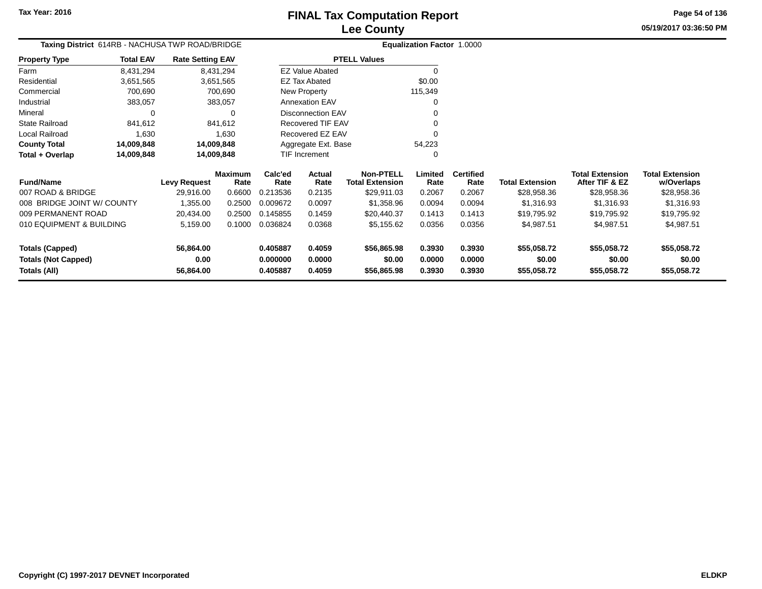Tax Year: 2016

# FINAL Tax Computation Report
## Lee County

05/19/2017 03:36:50 PM

**Taxing District** 614RB - NACHUSA TWP ROAD/BRIDGE

**Equalization Factor** 1.0000

| Property Type | Total EAV | Rate Setting EAV |
|---|---|---|
| Farm | 8,431,294 | 8,431,294 |
| Residential | 3,651,565 | 3,651,565 |
| Commercial | 700,690 | 700,690 |
| Industrial | 383,057 | 383,057 |
| Mineral | 0 | 0 |
| State Railroad | 841,612 | 841,612 |
| Local Railroad | 1,630 | 1,630 |
| **County Total** | **14,009,848** | **14,009,848** |
| **Total + Overlap** | **14,009,848** | **14,009,848** |

| PTELL Values | |
|---|---|
| EZ Value Abated | 0 |
| EZ Tax Abated | $0.00 |
| New Property | 115,349 |
| Annexation EAV | 0 |
| Disconnection EAV | 0 |
| Recovered TIF EAV | 0 |
| Recovered EZ EAV | 0 |
| Aggregate Ext. Base | 54,223 |
| TIF Increment | 0 |

| Fund/Name | Levy Request | Maximum Rate | Calc'ed Rate | Actual Rate | Non-PTELL Total Extension | Limited Rate | Certified Rate | Total Extension | Total Extension After TIF & EZ | Total Extension w/Overlaps |
|---|---|---|---|---|---|---|---|---|---|---|
| 007 ROAD & BRIDGE | 29,916.00 | 0.6600 | 0.213536 | 0.2135 | $29,911.03 | 0.2067 | 0.2067 | $28,958.36 | $28,958.36 | $28,958.36 |
| 008 BRIDGE JOINT W/ COUNTY | 1,355.00 | 0.2500 | 0.009672 | 0.0097 | $1,358.96 | 0.0094 | 0.0094 | $1,316.93 | $1,316.93 | $1,316.93 |
| 009 PERMANENT ROAD | 20,434.00 | 0.2500 | 0.145855 | 0.1459 | $20,440.37 | 0.1413 | 0.1413 | $19,795.92 | $19,795.92 | $19,795.92 |
| 010 EQUIPMENT & BUILDING | 5,159.00 | 0.1000 | 0.036824 | 0.0368 | $5,155.62 | 0.0356 | 0.0356 | $4,987.51 | $4,987.51 | $4,987.51 |
| **Totals (Capped)** | **56,864.00** | | **0.405887** | **0.4059** | **$56,865.98** | **0.3930** | **0.3930** | **$55,058.72** | **$55,058.72** | **$55,058.72** |
| **Totals (Not Capped)** | **0.00** | | **0.000000** | **0.0000** | **$0.00** | **0.0000** | **0.0000** | **$0.00** | **$0.00** | **$0.00** |
| **Totals (All)** | **56,864.00** | | **0.405887** | **0.4059** | **$56,865.98** | **0.3930** | **0.3930** | **$55,058.72** | **$55,058.72** | **$55,058.72** |

Copyright (C) 1997-2017 DEVNET Incorporated

ELDKP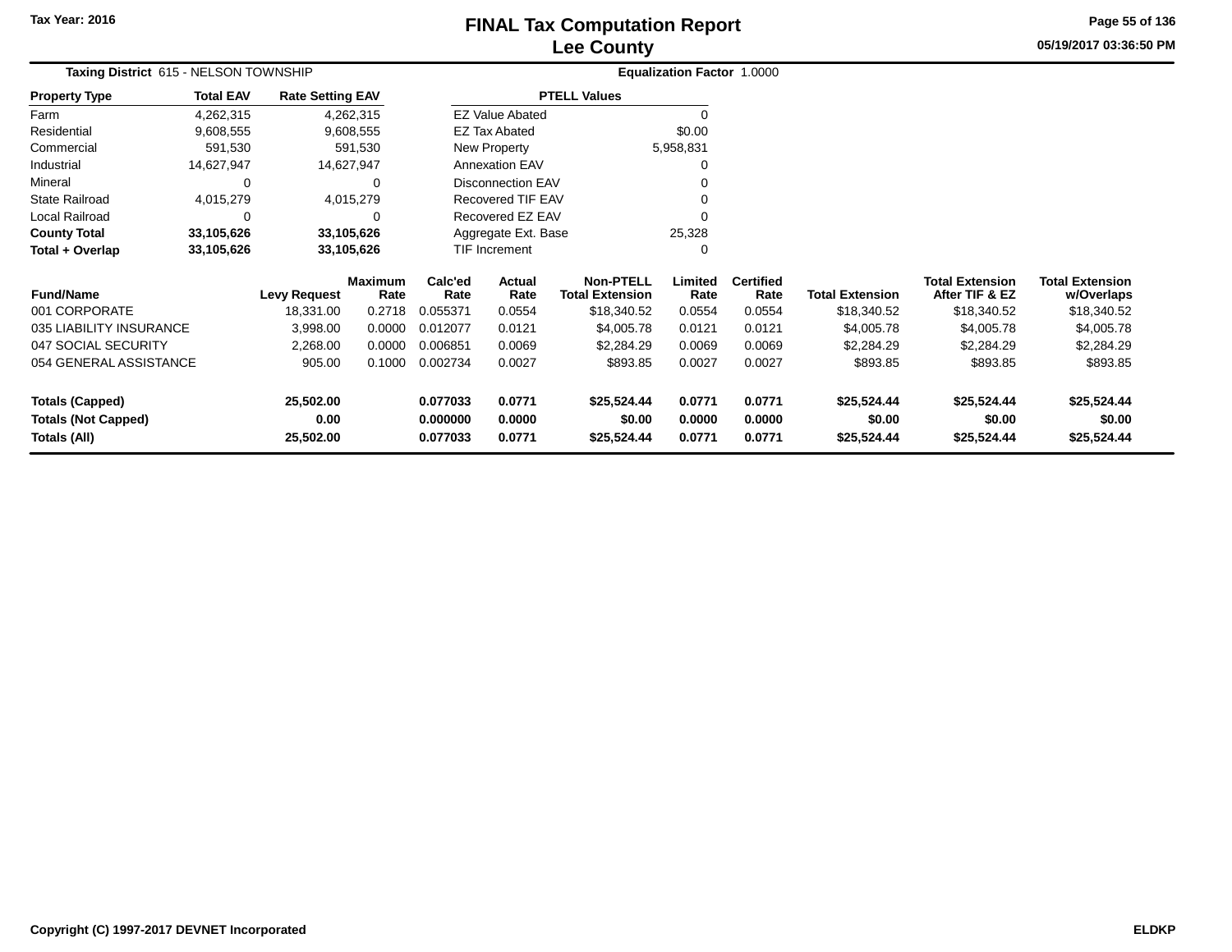# FINAL Tax Computation Report
## Lee County

Tax Year: 2016

05/19/2017 03:36:50 PM

**Taxing District** 615 - NELSON TOWNSHIP

**Equalization Factor** 1.0000

| Property Type | Total EAV | Rate Setting EAV |
|---|---|---|
| Farm | 4,262,315 | 4,262,315 |
| Residential | 9,608,555 | 9,608,555 |
| Commercial | 591,530 | 591,530 |
| Industrial | 14,627,947 | 14,627,947 |
| Mineral | 0 | 0 |
| State Railroad | 4,015,279 | 4,015,279 |
| Local Railroad | 0 | 0 |
| **County Total** | **33,105,626** | **33,105,626** |
| **Total + Overlap** | **33,105,626** | **33,105,626** |

| PTELL Values | |
|---|---|
| EZ Value Abated | 0 |
| EZ Tax Abated | $0.00 |
| New Property | 5,958,831 |
| Annexation EAV | 0 |
| Disconnection EAV | 0 |
| Recovered TIF EAV | 0 |
| Recovered EZ EAV | 0 |
| Aggregate Ext. Base | 25,328 |
| TIF Increment | 0 |

| Fund/Name | Levy Request | Maximum Rate | Calc'ed Rate | Actual Rate | Non-PTELL Total Extension | Limited Rate | Certified Rate | Total Extension | Total Extension After TIF & EZ | Total Extension w/Overlaps |
|---|---|---|---|---|---|---|---|---|---|---|
| 001 CORPORATE | 18,331.00 | 0.2718 | 0.055371 | 0.0554 | $18,340.52 | 0.0554 | 0.0554 | $18,340.52 | $18,340.52 | $18,340.52 |
| 035 LIABILITY INSURANCE | 3,998.00 | 0.0000 | 0.012077 | 0.0121 | $4,005.78 | 0.0121 | 0.0121 | $4,005.78 | $4,005.78 | $4,005.78 |
| 047 SOCIAL SECURITY | 2,268.00 | 0.0000 | 0.006851 | 0.0069 | $2,284.29 | 0.0069 | 0.0069 | $2,284.29 | $2,284.29 | $2,284.29 |
| 054 GENERAL ASSISTANCE | 905.00 | 0.1000 | 0.002734 | 0.0027 | $893.85 | 0.0027 | 0.0027 | $893.85 | $893.85 | $893.85 |
| **Totals (Capped)** | **25,502.00** | | **0.077033** | **0.0771** | **$25,524.44** | **0.0771** | **0.0771** | **$25,524.44** | **$25,524.44** | **$25,524.44** |
| **Totals (Not Capped)** | **0.00** | | **0.000000** | **0.0000** | **$0.00** | **0.0000** | **0.0000** | **$0.00** | **$0.00** | **$0.00** |
| **Totals (All)** | **25,502.00** | | **0.077033** | **0.0771** | **$25,524.44** | **0.0771** | **0.0771** | **$25,524.44** | **$25,524.44** | **$25,524.44** |

Copyright (C) 1997-2017 DEVNET Incorporated

ELDKP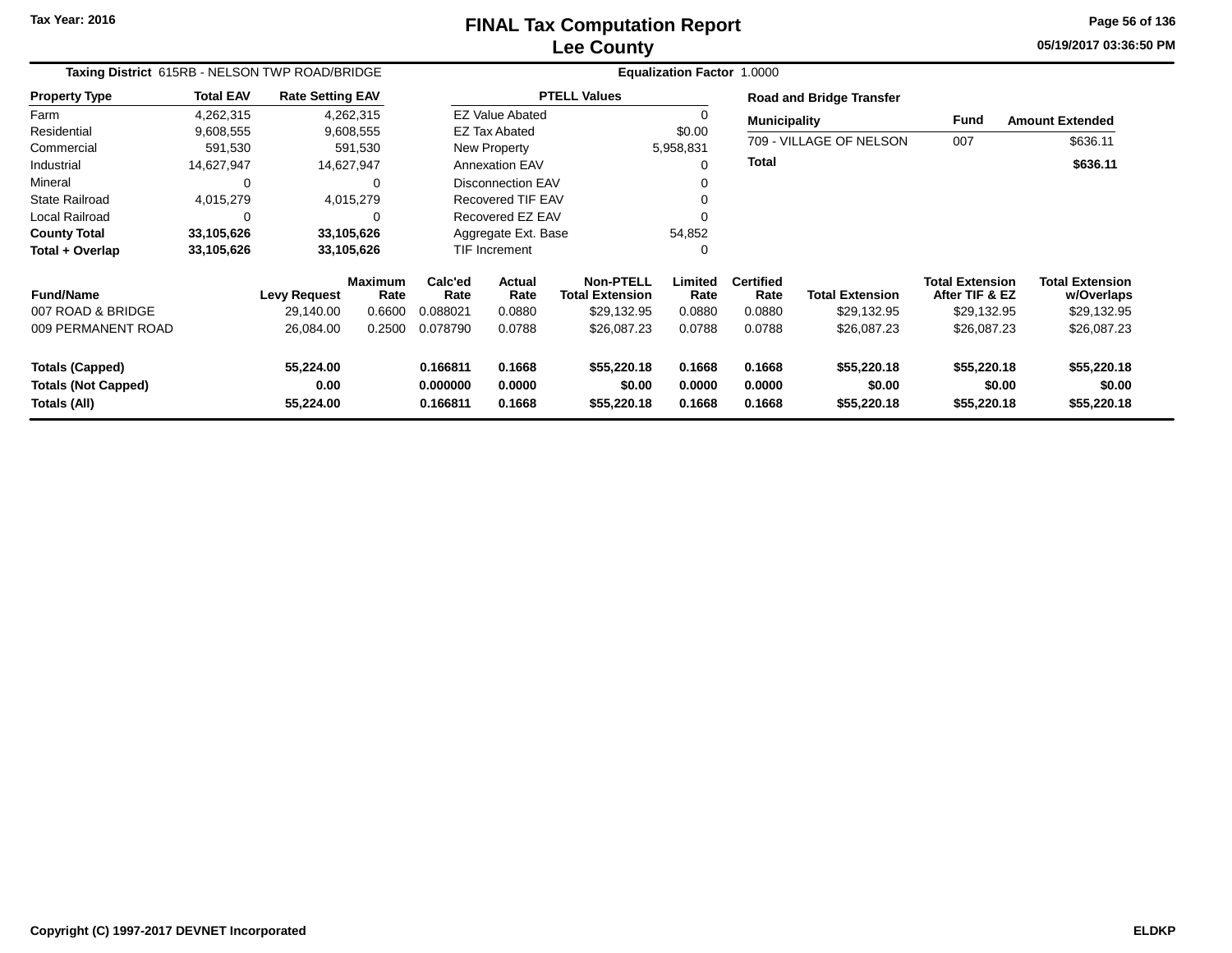# FINAL Tax Computation Report
# Lee County

Tax Year: 2016

05/19/2017 03:36:50 PM

**Taxing District** 615RB - NELSON TWP ROAD/BRIDGE

**Equalization Factor** 1.0000

| Property Type | Total EAV | Rate Setting EAV |
|---|---|---|
| Farm | 4,262,315 | 4,262,315 |
| Residential | 9,608,555 | 9,608,555 |
| Commercial | 591,530 | 591,530 |
| Industrial | 14,627,947 | 14,627,947 |
| Mineral | 0 | 0 |
| State Railroad | 4,015,279 | 4,015,279 |
| Local Railroad | 0 | 0 |
| **County Total** | **33,105,626** | **33,105,626** |
| **Total + Overlap** | **33,105,626** | **33,105,626** |

| PTELL Values | |
|---|---|
| EZ Value Abated | 0 |
| EZ Tax Abated | $0.00 |
| New Property | 5,958,831 |
| Annexation EAV | 0 |
| Disconnection EAV | 0 |
| Recovered TIF EAV | 0 |
| Recovered EZ EAV | 0 |
| Aggregate Ext. Base | 54,852 |
| TIF Increment | 0 |

**Road and Bridge Transfer**

| Municipality | Fund | Amount Extended |
|---|---|---|
| 709 - VILLAGE OF NELSON | 007 | $636.11 |
| **Total** | | **$636.11** |

| Fund/Name | Levy Request | Maximum Rate | Calc'ed Rate | Actual Rate | Non-PTELL Total Extension | Limited Rate | Certified Rate | Total Extension | Total Extension After TIF & EZ | Total Extension w/Overlaps |
|---|---|---|---|---|---|---|---|---|---|---|
| 007 ROAD & BRIDGE | 29,140.00 | 0.6600 | 0.088021 | 0.0880 | $29,132.95 | 0.0880 | 0.0880 | $29,132.95 | $29,132.95 | $29,132.95 |
| 009 PERMANENT ROAD | 26,084.00 | 0.2500 | 0.078790 | 0.0788 | $26,087.23 | 0.0788 | 0.0788 | $26,087.23 | $26,087.23 | $26,087.23 |
| **Totals (Capped)** | **55,224.00** | | **0.166811** | **0.1668** | **$55,220.18** | **0.1668** | **0.1668** | **$55,220.18** | **$55,220.18** | **$55,220.18** |
| **Totals (Not Capped)** | **0.00** | | **0.000000** | **0.0000** | **$0.00** | **0.0000** | **0.0000** | **$0.00** | **$0.00** | **$0.00** |
| **Totals (All)** | **55,224.00** | | **0.166811** | **0.1668** | **$55,220.18** | **0.1668** | **0.1668** | **$55,220.18** | **$55,220.18** | **$55,220.18** |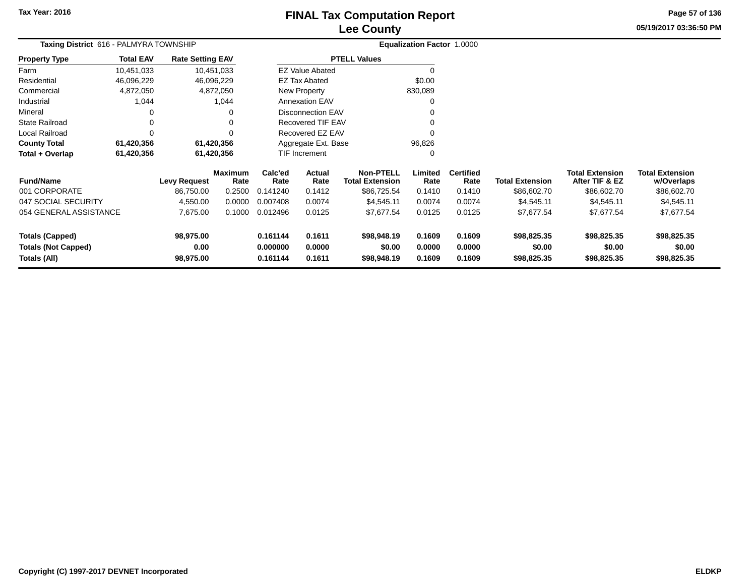# FINAL Tax Computation Report
## Lee County

Tax Year: 2016

05/19/2017 03:36:50 PM

**Taxing District** 616 - PALMYRA TOWNSHIP

**Equalization Factor** 1.0000

| Property Type | Total EAV | Rate Setting EAV |
|---|---|---|
| Farm | 10,451,033 | 10,451,033 |
| Residential | 46,096,229 | 46,096,229 |
| Commercial | 4,872,050 | 4,872,050 |
| Industrial | 1,044 | 1,044 |
| Mineral | 0 | 0 |
| State Railroad | 0 | 0 |
| Local Railroad | 0 | 0 |
| **County Total** | **61,420,356** | **61,420,356** |
| **Total + Overlap** | **61,420,356** | **61,420,356** |

| PTELL Values | |
|---|---|
| EZ Value Abated | 0 |
| EZ Tax Abated | $0.00 |
| New Property | 830,089 |
| Annexation EAV | 0 |
| Disconnection EAV | 0 |
| Recovered TIF EAV | 0 |
| Recovered EZ EAV | 0 |
| Aggregate Ext. Base | 96,826 |
| TIF Increment | 0 |

| Fund/Name | Levy Request | Maximum Rate | Calc'ed Rate | Actual Rate | Non-PTELL Total Extension | Limited Rate | Certified Rate | Total Extension | Total Extension After TIF & EZ | Total Extension w/Overlaps |
|---|---|---|---|---|---|---|---|---|---|---|
| 001 CORPORATE | 86,750.00 | 0.2500 | 0.141240 | 0.1412 | $86,725.54 | 0.1410 | 0.1410 | $86,602.70 | $86,602.70 | $86,602.70 |
| 047 SOCIAL SECURITY | 4,550.00 | 0.0000 | 0.007408 | 0.0074 | $4,545.11 | 0.0074 | 0.0074 | $4,545.11 | $4,545.11 | $4,545.11 |
| 054 GENERAL ASSISTANCE | 7,675.00 | 0.1000 | 0.012496 | 0.0125 | $7,677.54 | 0.0125 | 0.0125 | $7,677.54 | $7,677.54 | $7,677.54 |
| **Totals (Capped)** | **98,975.00** | | **0.161144** | **0.1611** | **$98,948.19** | **0.1609** | **0.1609** | **$98,825.35** | **$98,825.35** | **$98,825.35** |
| **Totals (Not Capped)** | **0.00** | | **0.000000** | **0.0000** | **$0.00** | **0.0000** | **0.0000** | **$0.00** | **$0.00** | **$0.00** |
| **Totals (All)** | **98,975.00** | | **0.161144** | **0.1611** | **$98,948.19** | **0.1609** | **0.1609** | **$98,825.35** | **$98,825.35** | **$98,825.35** |

Copyright (C) 1997-2017 DEVNET Incorporated

ELDKP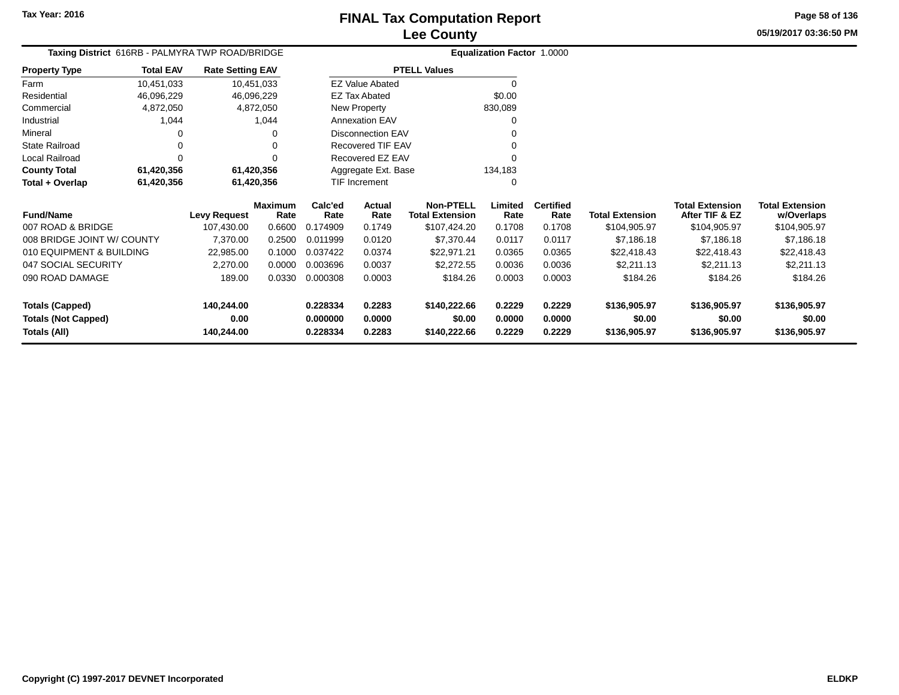# FINAL Tax Computation Report
## Lee County

Tax Year: 2016

05/19/2017 03:36:50 PM

**Taxing District** 616RB - PALMYRA TWP ROAD/BRIDGE

**Equalization Factor** 1.0000

| Property Type | Total EAV | Rate Setting EAV |
|---|---|---|
| Farm | 10,451,033 | 10,451,033 |
| Residential | 46,096,229 | 46,096,229 |
| Commercial | 4,872,050 | 4,872,050 |
| Industrial | 1,044 | 1,044 |
| Mineral | 0 | 0 |
| State Railroad | 0 | 0 |
| Local Railroad | 0 | 0 |
| **County Total** | **61,420,356** | **61,420,356** |
| **Total + Overlap** | **61,420,356** | **61,420,356** |

| PTELL Values | |
|---|---|
| EZ Value Abated | 0 |
| EZ Tax Abated | $0.00 |
| New Property | 830,089 |
| Annexation EAV | 0 |
| Disconnection EAV | 0 |
| Recovered TIF EAV | 0 |
| Recovered EZ EAV | 0 |
| Aggregate Ext. Base | 134,183 |
| TIF Increment | 0 |

| Fund/Name | Levy Request | Maximum Rate | Calc'ed Rate | Actual Rate | Non-PTELL Total Extension | Limited Rate | Certified Rate | Total Extension | Total Extension After TIF & EZ | Total Extension w/Overlaps |
|---|---|---|---|---|---|---|---|---|---|---|
| 007 ROAD & BRIDGE | 107,430.00 | 0.6600 | 0.174909 | 0.1749 | $107,424.20 | 0.1708 | 0.1708 | $104,905.97 | $104,905.97 | $104,905.97 |
| 008 BRIDGE JOINT W/ COUNTY | 7,370.00 | 0.2500 | 0.011999 | 0.0120 | $7,370.44 | 0.0117 | 0.0117 | $7,186.18 | $7,186.18 | $7,186.18 |
| 010 EQUIPMENT & BUILDING | 22,985.00 | 0.1000 | 0.037422 | 0.0374 | $22,971.21 | 0.0365 | 0.0365 | $22,418.43 | $22,418.43 | $22,418.43 |
| 047 SOCIAL SECURITY | 2,270.00 | 0.0000 | 0.003696 | 0.0037 | $2,272.55 | 0.0036 | 0.0036 | $2,211.13 | $2,211.13 | $2,211.13 |
| 090 ROAD DAMAGE | 189.00 | 0.0330 | 0.000308 | 0.0003 | $184.26 | 0.0003 | 0.0003 | $184.26 | $184.26 | $184.26 |
| **Totals (Capped)** | **140,244.00** | | **0.228334** | **0.2283** | **$140,222.66** | **0.2229** | **0.2229** | **$136,905.97** | **$136,905.97** | **$136,905.97** |
| **Totals (Not Capped)** | **0.00** | | **0.000000** | **0.0000** | **$0.00** | **0.0000** | **0.0000** | **$0.00** | **$0.00** | **$0.00** |
| **Totals (All)** | **140,244.00** | | **0.228334** | **0.2283** | **$140,222.66** | **0.2229** | **0.2229** | **$136,905.97** | **$136,905.97** | **$136,905.97** |

Copyright (C) 1997-2017 DEVNET Incorporated

ELDKP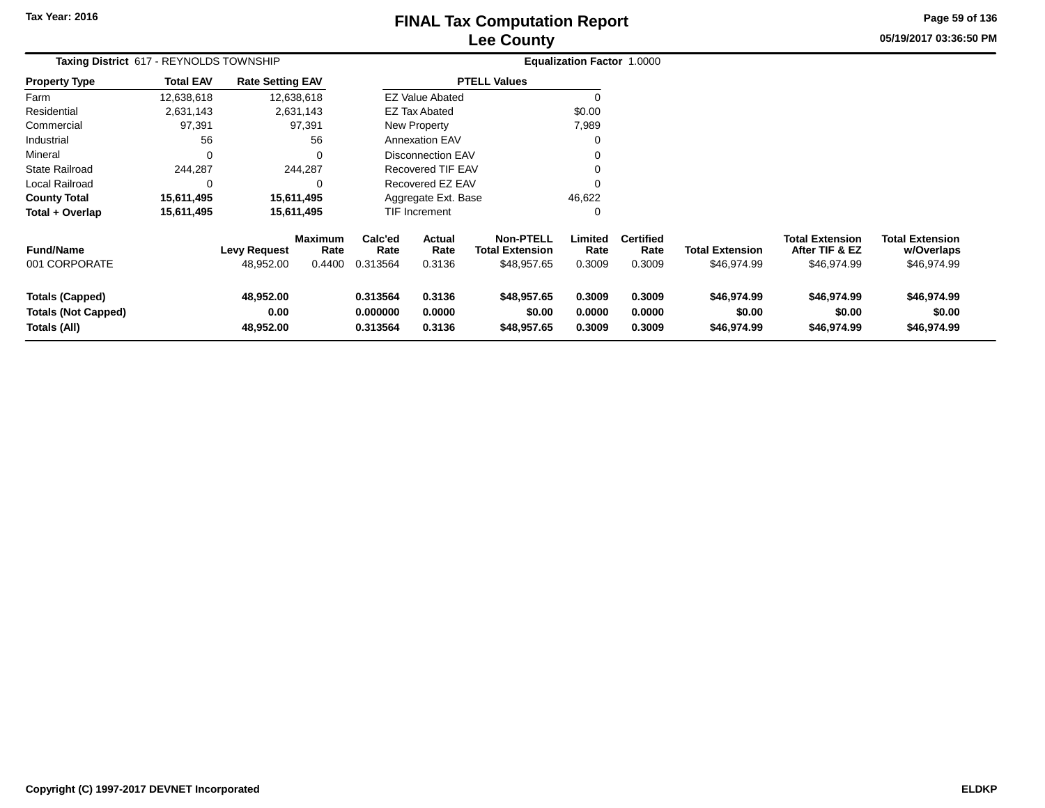# FINAL Tax Computation Report
## Lee County

Tax Year: 2016

05/19/2017 03:36:50 PM

**Taxing District** 617 - REYNOLDS TOWNSHIP

**Equalization Factor** 1.0000

| Property Type | Total EAV | Rate Setting EAV |
|---|---|---|
| Farm | 12,638,618 | 12,638,618 |
| Residential | 2,631,143 | 2,631,143 |
| Commercial | 97,391 | 97,391 |
| Industrial | 56 | 56 |
| Mineral | 0 | 0 |
| State Railroad | 244,287 | 244,287 |
| Local Railroad | 0 | 0 |
| **County Total** | **15,611,495** | **15,611,495** |
| **Total + Overlap** | **15,611,495** | **15,611,495** |

| PTELL Values | |
|---|---|
| EZ Value Abated | 0 |
| EZ Tax Abated | $0.00 |
| New Property | 7,989 |
| Annexation EAV | 0 |
| Disconnection EAV | 0 |
| Recovered TIF EAV | 0 |
| Recovered EZ EAV | 0 |
| Aggregate Ext. Base | 46,622 |
| TIF Increment | 0 |

| Fund/Name | Levy Request | Maximum Rate | Calc'ed Rate | Actual Rate | Non-PTELL Total Extension | Limited Rate | Certified Rate | Total Extension | Total Extension After TIF & EZ | Total Extension w/Overlaps |
|---|---|---|---|---|---|---|---|---|---|---|
| 001 CORPORATE | 48,952.00 | 0.4400 | 0.313564 | 0.3136 | $48,957.65 | 0.3009 | 0.3009 | $46,974.99 | $46,974.99 | $46,974.99 |
| **Totals (Capped)** | **48,952.00** | | **0.313564** | **0.3136** | **$48,957.65** | **0.3009** | **0.3009** | **$46,974.99** | **$46,974.99** | **$46,974.99** |
| **Totals (Not Capped)** | **0.00** | | **0.000000** | **0.0000** | **$0.00** | **0.0000** | **0.0000** | **$0.00** | **$0.00** | **$0.00** |
| **Totals (All)** | **48,952.00** | | **0.313564** | **0.3136** | **$48,957.65** | **0.3009** | **0.3009** | **$46,974.99** | **$46,974.99** | **$46,974.99** |

Copyright (C) 1997-2017 DEVNET Incorporated

ELDKP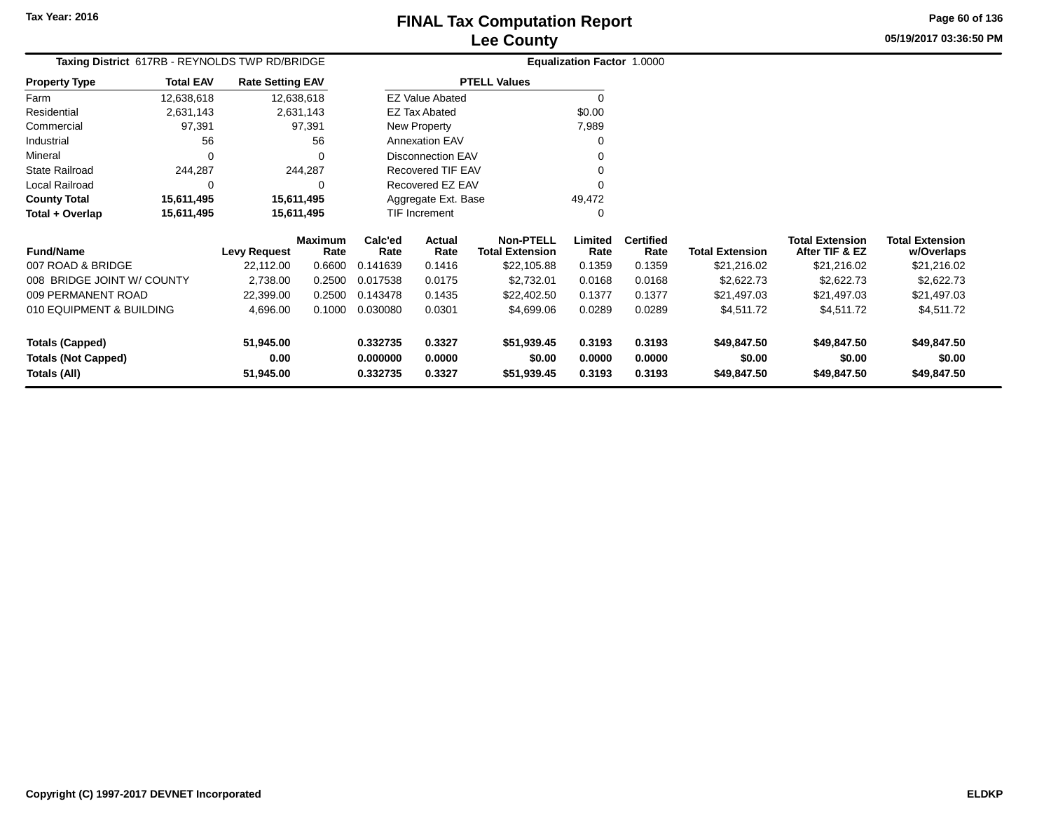# FINAL Tax Computation Report
## Lee County

Tax Year: 2016

05/19/2017 03:36:50 PM

**Taxing District** 617RB - REYNOLDS TWP RD/BRIDGE

**Equalization Factor** 1.0000

| Property Type | Total EAV | Rate Setting EAV |
|---|---|---|
| Farm | 12,638,618 | 12,638,618 |
| Residential | 2,631,143 | 2,631,143 |
| Commercial | 97,391 | 97,391 |
| Industrial | 56 | 56 |
| Mineral | 0 | 0 |
| State Railroad | 244,287 | 244,287 |
| Local Railroad | 0 | 0 |
| **County Total** | **15,611,495** | **15,611,495** |
| **Total + Overlap** | **15,611,495** | **15,611,495** |

| PTELL Values | |
|---|---|
| EZ Value Abated | 0 |
| EZ Tax Abated | $0.00 |
| New Property | 7,989 |
| Annexation EAV | 0 |
| Disconnection EAV | 0 |
| Recovered TIF EAV | 0 |
| Recovered EZ EAV | 0 |
| Aggregate Ext. Base | 49,472 |
| TIF Increment | 0 |

| Fund/Name | Levy Request | Maximum Rate | Calc'ed Rate | Actual Rate | Non-PTELL Total Extension | Limited Rate | Certified Rate | Total Extension | Total Extension After TIF & EZ | Total Extension w/Overlaps |
|---|---|---|---|---|---|---|---|---|---|---|
| 007 ROAD & BRIDGE | 22,112.00 | 0.6600 | 0.141639 | 0.1416 | $22,105.88 | 0.1359 | 0.1359 | $21,216.02 | $21,216.02 | $21,216.02 |
| 008 BRIDGE JOINT W/ COUNTY | 2,738.00 | 0.2500 | 0.017538 | 0.0175 | $2,732.01 | 0.0168 | 0.0168 | $2,622.73 | $2,622.73 | $2,622.73 |
| 009 PERMANENT ROAD | 22,399.00 | 0.2500 | 0.143478 | 0.1435 | $22,402.50 | 0.1377 | 0.1377 | $21,497.03 | $21,497.03 | $21,497.03 |
| 010 EQUIPMENT & BUILDING | 4,696.00 | 0.1000 | 0.030080 | 0.0301 | $4,699.06 | 0.0289 | 0.0289 | $4,511.72 | $4,511.72 | $4,511.72 |
| **Totals (Capped)** | **51,945.00** | | **0.332735** | **0.3327** | **$51,939.45** | **0.3193** | **0.3193** | **$49,847.50** | **$49,847.50** | **$49,847.50** |
| **Totals (Not Capped)** | **0.00** | | **0.000000** | **0.0000** | **$0.00** | **0.0000** | **0.0000** | **$0.00** | **$0.00** | **$0.00** |
| **Totals (All)** | **51,945.00** | | **0.332735** | **0.3327** | **$51,939.45** | **0.3193** | **0.3193** | **$49,847.50** | **$49,847.50** | **$49,847.50** |

Copyright (C) 1997-2017 DEVNET Incorporated

ELDKP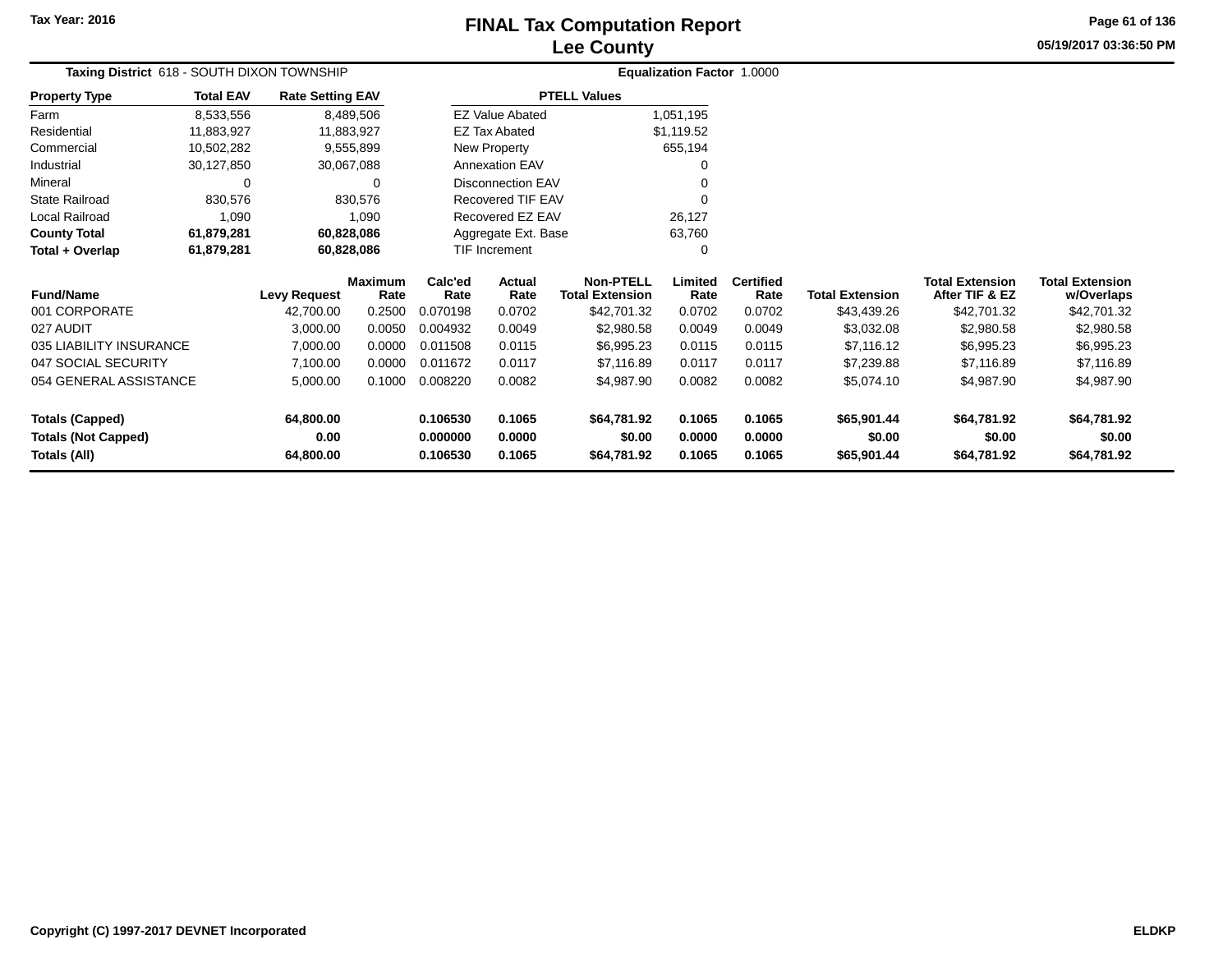Tax Year: 2016

# FINAL Tax Computation Report
## Lee County

05/19/2017 03:36:50 PM

**Taxing District** 618 - SOUTH DIXON TOWNSHIP **Equalization Factor** 1.0000

| Property Type | Total EAV | Rate Setting EAV |
|---|---|---|
| Farm | 8,533,556 | 8,489,506 |
| Residential | 11,883,927 | 11,883,927 |
| Commercial | 10,502,282 | 9,555,899 |
| Industrial | 30,127,850 | 30,067,088 |
| Mineral | 0 | 0 |
| State Railroad | 830,576 | 830,576 |
| Local Railroad | 1,090 | 1,090 |
| **County Total** | **61,879,281** | **60,828,086** |
| **Total + Overlap** | **61,879,281** | **60,828,086** |

| PTELL Values | |
|---|---|
| EZ Value Abated | 1,051,195 |
| EZ Tax Abated | $1,119.52 |
| New Property | 655,194 |
| Annexation EAV | 0 |
| Disconnection EAV | 0 |
| Recovered TIF EAV | 0 |
| Recovered EZ EAV | 26,127 |
| Aggregate Ext. Base | 63,760 |
| TIF Increment | 0 |

| Fund/Name | Levy Request | Maximum Rate | Calc'ed Rate | Actual Rate | Non-PTELL Total Extension | Limited Rate | Certified Rate | Total Extension | Total Extension After TIF & EZ | Total Extension w/Overlaps |
|---|---|---|---|---|---|---|---|---|---|---|
| 001 CORPORATE | 42,700.00 | 0.2500 | 0.070198 | 0.0702 | $42,701.32 | 0.0702 | 0.0702 | $43,439.26 | $42,701.32 | $42,701.32 |
| 027 AUDIT | 3,000.00 | 0.0050 | 0.004932 | 0.0049 | $2,980.58 | 0.0049 | 0.0049 | $3,032.08 | $2,980.58 | $2,980.58 |
| 035 LIABILITY INSURANCE | 7,000.00 | 0.0000 | 0.011508 | 0.0115 | $6,995.23 | 0.0115 | 0.0115 | $7,116.12 | $6,995.23 | $6,995.23 |
| 047 SOCIAL SECURITY | 7,100.00 | 0.0000 | 0.011672 | 0.0117 | $7,116.89 | 0.0117 | 0.0117 | $7,239.88 | $7,116.89 | $7,116.89 |
| 054 GENERAL ASSISTANCE | 5,000.00 | 0.1000 | 0.008220 | 0.0082 | $4,987.90 | 0.0082 | 0.0082 | $5,074.10 | $4,987.90 | $4,987.90 |
| **Totals (Capped)** | **64,800.00** | | **0.106530** | **0.1065** | **$64,781.92** | **0.1065** | **0.1065** | **$65,901.44** | **$64,781.92** | **$64,781.92** |
| **Totals (Not Capped)** | **0.00** | | **0.000000** | **0.0000** | **$0.00** | **0.0000** | **0.0000** | **$0.00** | **$0.00** | **$0.00** |
| **Totals (All)** | **64,800.00** | | **0.106530** | **0.1065** | **$64,781.92** | **0.1065** | **0.1065** | **$65,901.44** | **$64,781.92** | **$64,781.92** |

Copyright (C) 1997-2017 DEVNET Incorporated ELDKP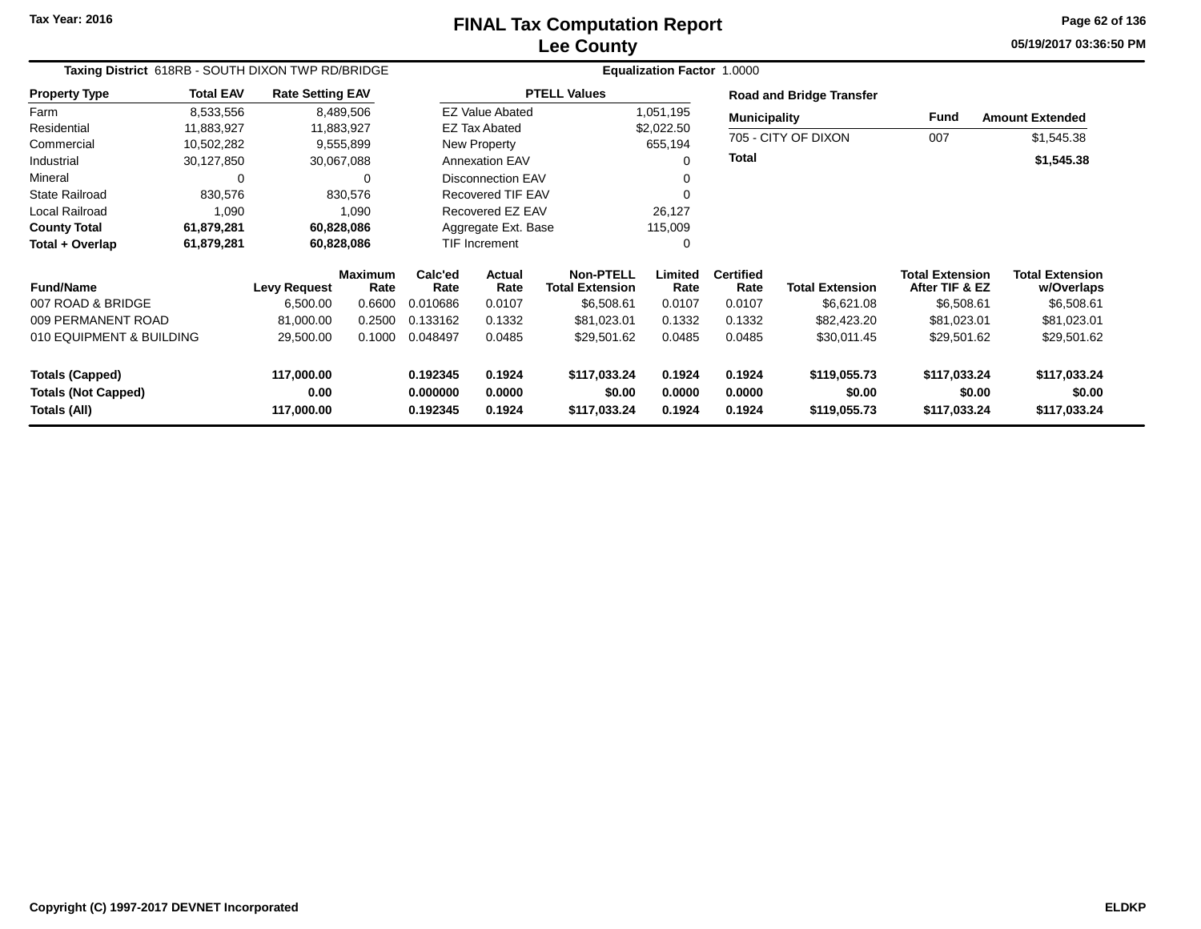# FINAL Tax Computation Report
## Lee County

Tax Year: 2016

05/19/2017 03:36:50 PM

**Taxing District** 618RB - SOUTH DIXON TWP RD/BRIDGE **Equalization Factor** 1.0000

| Property Type | Total EAV | Rate Setting EAV |
|---|---|---|
| Farm | 8,533,556 | 8,489,506 |
| Residential | 11,883,927 | 11,883,927 |
| Commercial | 10,502,282 | 9,555,899 |
| Industrial | 30,127,850 | 30,067,088 |
| Mineral | 0 | 0 |
| State Railroad | 830,576 | 830,576 |
| Local Railroad | 1,090 | 1,090 |
| **County Total** | **61,879,281** | **60,828,086** |
| **Total + Overlap** | **61,879,281** | **60,828,086** |

| PTELL Values | |
|---|---|
| EZ Value Abated | 1,051,195 |
| EZ Tax Abated | $2,022.50 |
| New Property | 655,194 |
| Annexation EAV | 0 |
| Disconnection EAV | 0 |
| Recovered TIF EAV | 0 |
| Recovered EZ EAV | 26,127 |
| Aggregate Ext. Base | 115,009 |
| TIF Increment | 0 |

**Road and Bridge Transfer**

| Municipality | Fund | Amount Extended |
|---|---|---|
| 705 - CITY OF DIXON | 007 | $1,545.38 |
| **Total** | | **$1,545.38** |

| Fund/Name | Levy Request | Maximum Rate | Calc'ed Rate | Actual Rate | Non-PTELL Total Extension | Limited Rate | Certified Rate | Total Extension | Total Extension After TIF & EZ | Total Extension w/Overlaps |
|---|---|---|---|---|---|---|---|---|---|---|
| 007 ROAD & BRIDGE | 6,500.00 | 0.6600 | 0.010686 | 0.0107 | $6,508.61 | 0.0107 | 0.0107 | $6,621.08 | $6,508.61 | $6,508.61 |
| 009 PERMANENT ROAD | 81,000.00 | 0.2500 | 0.133162 | 0.1332 | $81,023.01 | 0.1332 | 0.1332 | $82,423.20 | $81,023.01 | $81,023.01 |
| 010 EQUIPMENT & BUILDING | 29,500.00 | 0.1000 | 0.048497 | 0.0485 | $29,501.62 | 0.0485 | 0.0485 | $30,011.45 | $29,501.62 | $29,501.62 |
| **Totals (Capped)** | **117,000.00** | | **0.192345** | **0.1924** | **$117,033.24** | **0.1924** | **0.1924** | **$119,055.73** | **$117,033.24** | **$117,033.24** |
| **Totals (Not Capped)** | **0.00** | | **0.000000** | **0.0000** | **$0.00** | **0.0000** | **0.0000** | **$0.00** | **$0.00** | **$0.00** |
| **Totals (All)** | **117,000.00** | | **0.192345** | **0.1924** | **$117,033.24** | **0.1924** | **0.1924** | **$119,055.73** | **$117,033.24** | **$117,033.24** |

Copyright (C) 1997-2017 DEVNET Incorporated ELDKP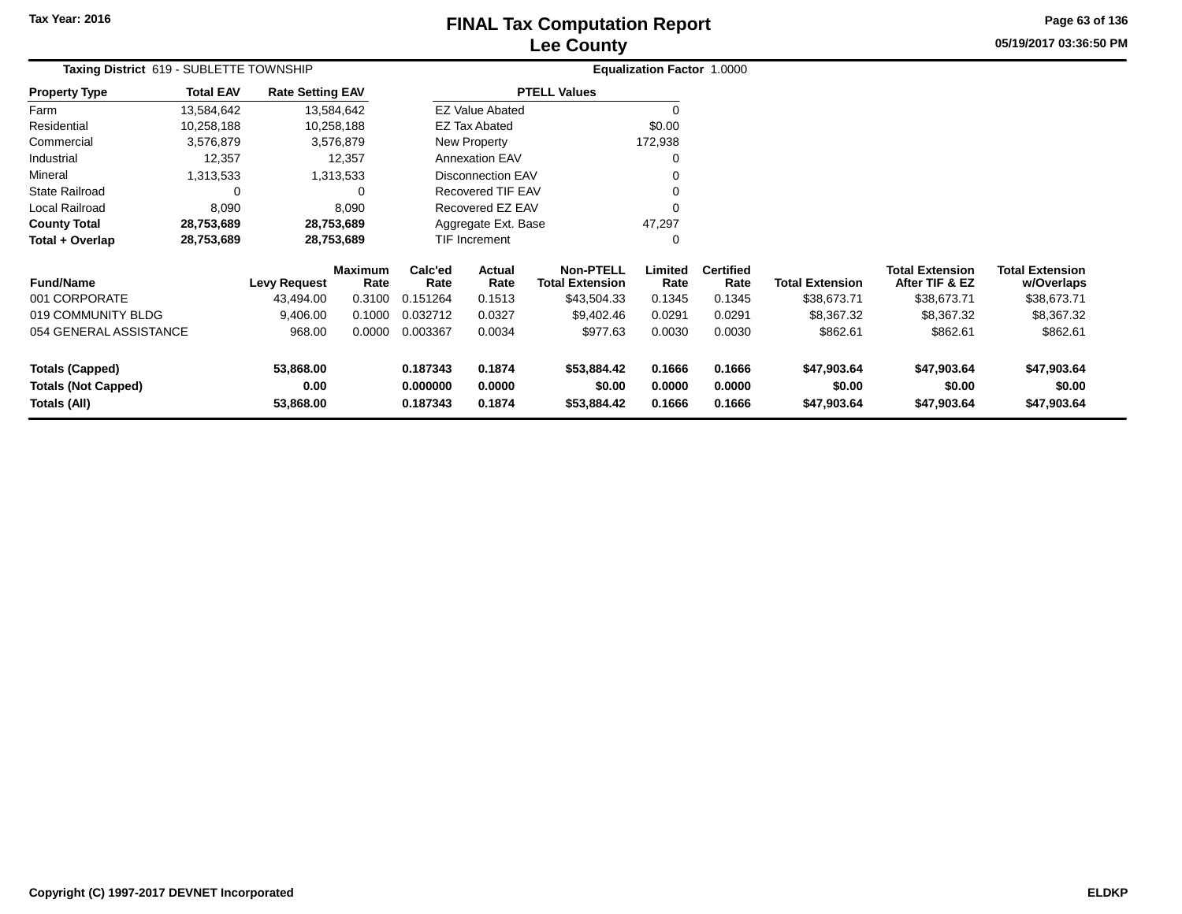# FINAL Tax Computation Report
## Lee County

Tax Year: 2016

05/19/2017 03:36:50 PM

**Taxing District** 619 - SUBLETTE TOWNSHIP

**Equalization Factor** 1.0000

| Property Type | Total EAV | Rate Setting EAV |
|---|---|---|
| Farm | 13,584,642 | 13,584,642 |
| Residential | 10,258,188 | 10,258,188 |
| Commercial | 3,576,879 | 3,576,879 |
| Industrial | 12,357 | 12,357 |
| Mineral | 1,313,533 | 1,313,533 |
| State Railroad | 0 | 0 |
| Local Railroad | 8,090 | 8,090 |
| **County Total** | **28,753,689** | **28,753,689** |
| **Total + Overlap** | **28,753,689** | **28,753,689** |

| PTELL Values | |
|---|---|
| EZ Value Abated | 0 |
| EZ Tax Abated | $0.00 |
| New Property | 172,938 |
| Annexation EAV | 0 |
| Disconnection EAV | 0 |
| Recovered TIF EAV | 0 |
| Recovered EZ EAV | 0 |
| Aggregate Ext. Base | 47,297 |
| TIF Increment | 0 |

| Fund/Name | Levy Request | Maximum Rate | Calc'ed Rate | Actual Rate | Non-PTELL Total Extension | Limited Rate | Certified Rate | Total Extension | Total Extension After TIF & EZ | Total Extension w/Overlaps |
|---|---|---|---|---|---|---|---|---|---|---|
| 001 CORPORATE | 43,494.00 | 0.3100 | 0.151264 | 0.1513 | $43,504.33 | 0.1345 | 0.1345 | $38,673.71 | $38,673.71 | $38,673.71 |
| 019 COMMUNITY BLDG | 9,406.00 | 0.1000 | 0.032712 | 0.0327 | $9,402.46 | 0.0291 | 0.0291 | $8,367.32 | $8,367.32 | $8,367.32 |
| 054 GENERAL ASSISTANCE | 968.00 | 0.0000 | 0.003367 | 0.0034 | $977.63 | 0.0030 | 0.0030 | $862.61 | $862.61 | $862.61 |
| **Totals (Capped)** | **53,868.00** | | **0.187343** | **0.1874** | **$53,884.42** | **0.1666** | **0.1666** | **$47,903.64** | **$47,903.64** | **$47,903.64** |
| **Totals (Not Capped)** | **0.00** | | **0.000000** | **0.0000** | **$0.00** | **0.0000** | **0.0000** | **$0.00** | **$0.00** | **$0.00** |
| **Totals (All)** | **53,868.00** | | **0.187343** | **0.1874** | **$53,884.42** | **0.1666** | **0.1666** | **$47,903.64** | **$47,903.64** | **$47,903.64** |

Copyright (C) 1997-2017 DEVNET Incorporated

ELDKP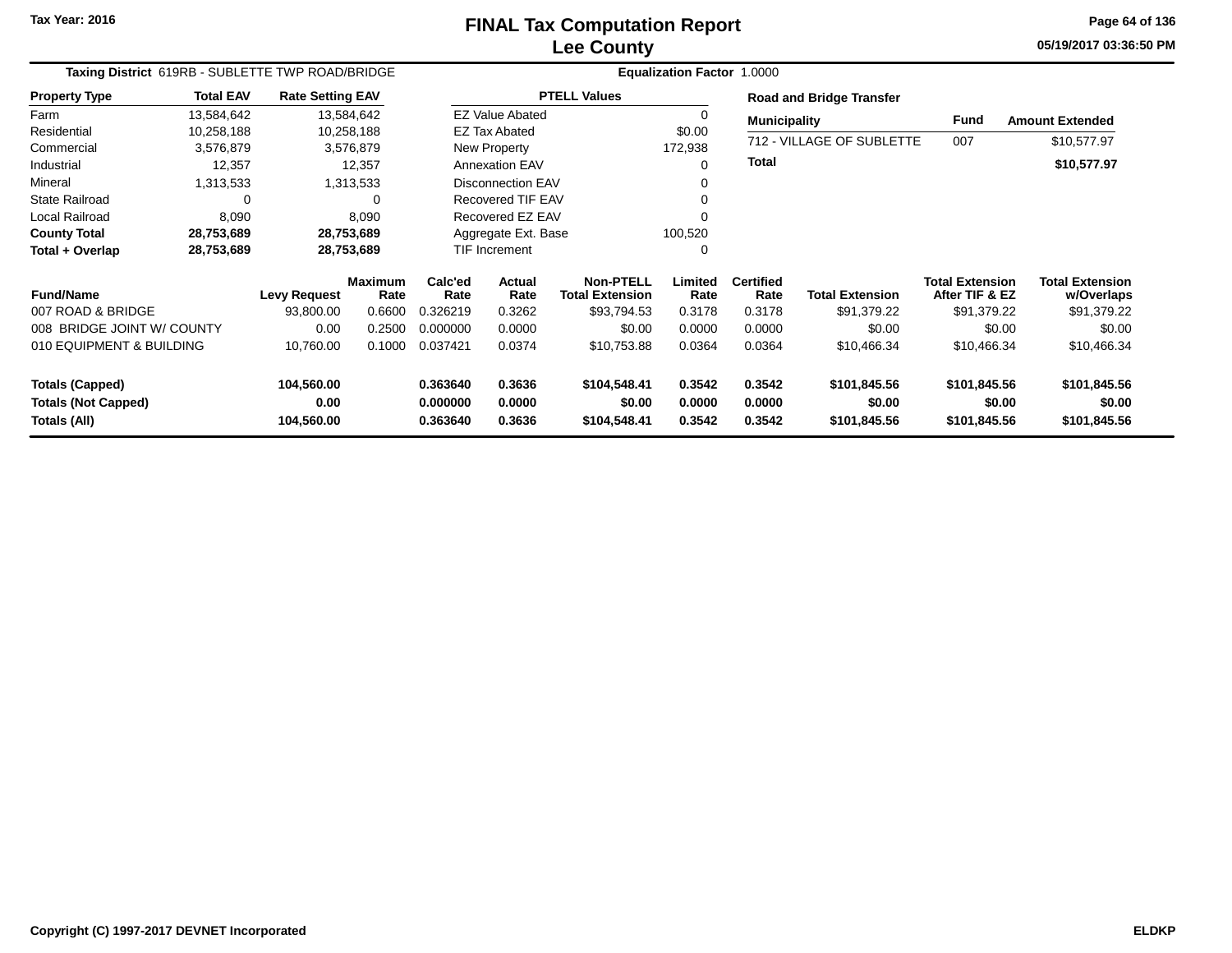# FINAL Tax Computation Report
## Lee County

Tax Year: 2016

05/19/2017 03:36:50 PM

**Taxing District** 619RB - SUBLETTE TWP ROAD/BRIDGE **Equalization Factor** 1.0000

| Property Type | Total EAV | Rate Setting EAV |
|---|---|---|
| Farm | 13,584,642 | 13,584,642 |
| Residential | 10,258,188 | 10,258,188 |
| Commercial | 3,576,879 | 3,576,879 |
| Industrial | 12,357 | 12,357 |
| Mineral | 1,313,533 | 1,313,533 |
| State Railroad | 0 | 0 |
| Local Railroad | 8,090 | 8,090 |
| **County Total** | **28,753,689** | **28,753,689** |
| **Total + Overlap** | **28,753,689** | **28,753,689** |

| PTELL Values | |
|---|---|
| EZ Value Abated | 0 |
| EZ Tax Abated | $0.00 |
| New Property | 172,938 |
| Annexation EAV | 0 |
| Disconnection EAV | 0 |
| Recovered TIF EAV | 0 |
| Recovered EZ EAV | 0 |
| Aggregate Ext. Base | 100,520 |
| TIF Increment | 0 |

**Road and Bridge Transfer**

| Municipality | Fund | Amount Extended |
|---|---|---|
| 712 - VILLAGE OF SUBLETTE | 007 | $10,577.97 |
| **Total** | | **$10,577.97** |

| Fund/Name | Levy Request | Maximum Rate | Calc'ed Rate | Actual Rate | Non-PTELL Total Extension | Limited Rate | Certified Rate | Total Extension | Total Extension After TIF & EZ | Total Extension w/Overlaps |
|---|---|---|---|---|---|---|---|---|---|---|
| 007 ROAD & BRIDGE | 93,800.00 | 0.6600 | 0.326219 | 0.3262 | $93,794.53 | 0.3178 | 0.3178 | $91,379.22 | $91,379.22 | $91,379.22 |
| 008 BRIDGE JOINT W/ COUNTY | 0.00 | 0.2500 | 0.000000 | 0.0000 | $0.00 | 0.0000 | 0.0000 | $0.00 | $0.00 | $0.00 |
| 010 EQUIPMENT & BUILDING | 10,760.00 | 0.1000 | 0.037421 | 0.0374 | $10,753.88 | 0.0364 | 0.0364 | $10,466.34 | $10,466.34 | $10,466.34 |
| **Totals (Capped)** | **104,560.00** | | **0.363640** | **0.3636** | **$104,548.41** | **0.3542** | **0.3542** | **$101,845.56** | **$101,845.56** | **$101,845.56** |
| **Totals (Not Capped)** | **0.00** | | **0.000000** | **0.0000** | **$0.00** | **0.0000** | **0.0000** | **$0.00** | **$0.00** | **$0.00** |
| **Totals (All)** | **104,560.00** | | **0.363640** | **0.3636** | **$104,548.41** | **0.3542** | **0.3542** | **$101,845.56** | **$101,845.56** | **$101,845.56** |

Copyright (C) 1997-2017 DEVNET Incorporated ELDKP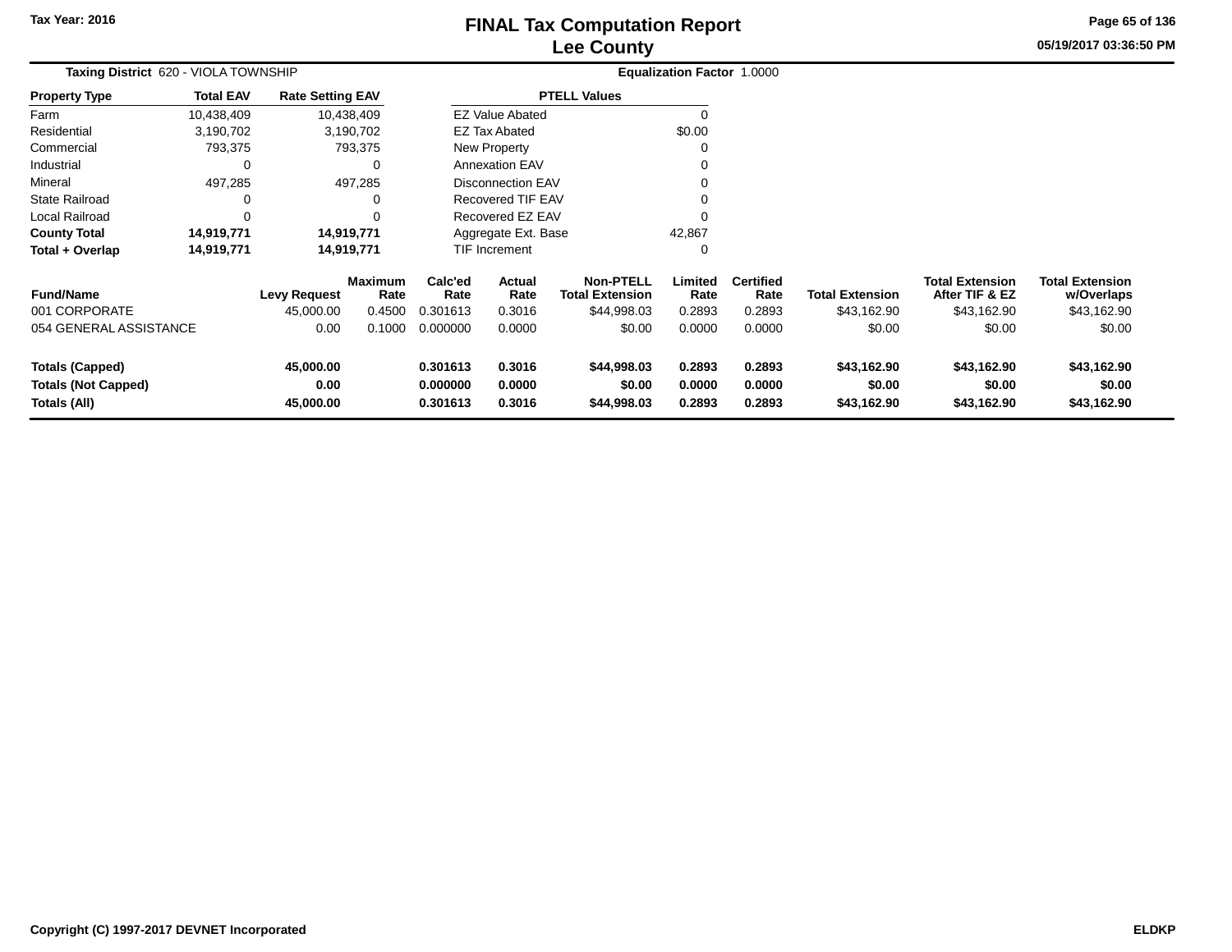Tax Year: 2016

# FINAL Tax Computation Report
## Lee County

05/19/2017 03:36:50 PM

**Taxing District** 620 - VIOLA TOWNSHIP **Equalization Factor** 1.0000

| Property Type | Total EAV | Rate Setting EAV |
|---|---|---|
| Farm | 10,438,409 | 10,438,409 |
| Residential | 3,190,702 | 3,190,702 |
| Commercial | 793,375 | 793,375 |
| Industrial | 0 | 0 |
| Mineral | 497,285 | 497,285 |
| State Railroad | 0 | 0 |
| Local Railroad | 0 | 0 |
| **County Total** | **14,919,771** | **14,919,771** |
| **Total + Overlap** | **14,919,771** | **14,919,771** |

| PTELL Values | |
|---|---|
| EZ Value Abated | 0 |
| EZ Tax Abated | $0.00 |
| New Property | 0 |
| Annexation EAV | 0 |
| Disconnection EAV | 0 |
| Recovered TIF EAV | 0 |
| Recovered EZ EAV | 0 |
| Aggregate Ext. Base | 42,867 |
| TIF Increment | 0 |

| Fund/Name | Levy Request | Maximum Rate | Calc'ed Rate | Actual Rate | Non-PTELL Total Extension | Limited Rate | Certified Rate | Total Extension | Total Extension After TIF & EZ | Total Extension w/Overlaps |
|---|---|---|---|---|---|---|---|---|---|---|
| 001 CORPORATE | 45,000.00 | 0.4500 | 0.301613 | 0.3016 | $44,998.03 | 0.2893 | 0.2893 | $43,162.90 | $43,162.90 | $43,162.90 |
| 054 GENERAL ASSISTANCE | 0.00 | 0.1000 | 0.000000 | 0.0000 | $0.00 | 0.0000 | 0.0000 | $0.00 | $0.00 | $0.00 |
| **Totals (Capped)** | **45,000.00** | | **0.301613** | **0.3016** | **$44,998.03** | **0.2893** | **0.2893** | **$43,162.90** | **$43,162.90** | **$43,162.90** |
| **Totals (Not Capped)** | **0.00** | | **0.000000** | **0.0000** | **$0.00** | **0.0000** | **0.0000** | **$0.00** | **$0.00** | **$0.00** |
| **Totals (All)** | **45,000.00** | | **0.301613** | **0.3016** | **$44,998.03** | **0.2893** | **0.2893** | **$43,162.90** | **$43,162.90** | **$43,162.90** |

Copyright (C) 1997-2017 DEVNET Incorporated ELDKP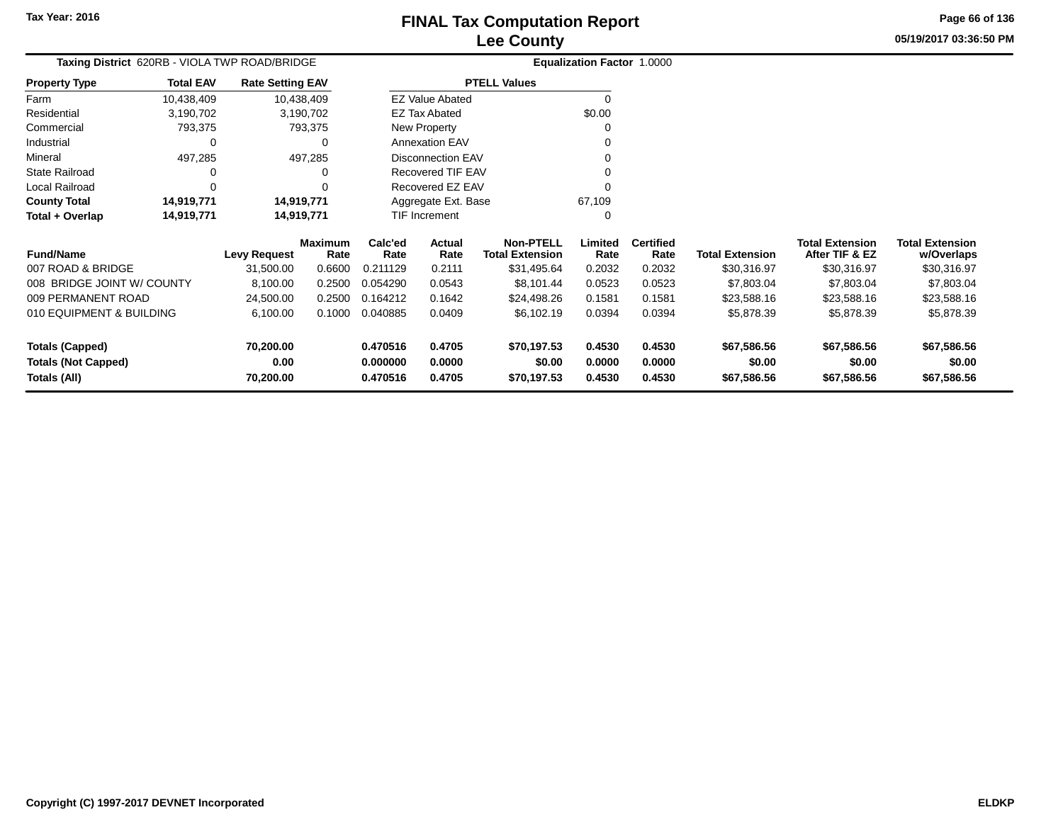Tax Year: 2016

# FINAL Tax Computation Report
## Lee County

05/19/2017 03:36:50 PM

**Taxing District** 620RB - VIOLA TWP ROAD/BRIDGE **Equalization Factor** 1.0000

| Property Type | Total EAV | Rate Setting EAV |
|---|---|---|
| Farm | 10,438,409 | 10,438,409 |
| Residential | 3,190,702 | 3,190,702 |
| Commercial | 793,375 | 793,375 |
| Industrial | 0 | 0 |
| Mineral | 497,285 | 497,285 |
| State Railroad | 0 | 0 |
| Local Railroad | 0 | 0 |
| **County Total** | **14,919,771** | **14,919,771** |
| **Total + Overlap** | **14,919,771** | **14,919,771** |

| PTELL Values | |
|---|---|
| EZ Value Abated | 0 |
| EZ Tax Abated | $0.00 |
| New Property | 0 |
| Annexation EAV | 0 |
| Disconnection EAV | 0 |
| Recovered TIF EAV | 0 |
| Recovered EZ EAV | 0 |
| Aggregate Ext. Base | 67,109 |
| TIF Increment | 0 |

| Fund/Name | Levy Request | Maximum Rate | Calc'ed Rate | Actual Rate | Non-PTELL Total Extension | Limited Rate | Certified Rate | Total Extension | Total Extension After TIF & EZ | Total Extension w/Overlaps |
|---|---|---|---|---|---|---|---|---|---|---|
| 007 ROAD & BRIDGE | 31,500.00 | 0.6600 | 0.211129 | 0.2111 | $31,495.64 | 0.2032 | 0.2032 | $30,316.97 | $30,316.97 | $30,316.97 |
| 008 BRIDGE JOINT W/ COUNTY | 8,100.00 | 0.2500 | 0.054290 | 0.0543 | $8,101.44 | 0.0523 | 0.0523 | $7,803.04 | $7,803.04 | $7,803.04 |
| 009 PERMANENT ROAD | 24,500.00 | 0.2500 | 0.164212 | 0.1642 | $24,498.26 | 0.1581 | 0.1581 | $23,588.16 | $23,588.16 | $23,588.16 |
| 010 EQUIPMENT & BUILDING | 6,100.00 | 0.1000 | 0.040885 | 0.0409 | $6,102.19 | 0.0394 | 0.0394 | $5,878.39 | $5,878.39 | $5,878.39 |
| **Totals (Capped)** | **70,200.00** | | **0.470516** | **0.4705** | **$70,197.53** | **0.4530** | **0.4530** | **$67,586.56** | **$67,586.56** | **$67,586.56** |
| **Totals (Not Capped)** | **0.00** | | **0.000000** | **0.0000** | **$0.00** | **0.0000** | **0.0000** | **$0.00** | **$0.00** | **$0.00** |
| **Totals (All)** | **70,200.00** | | **0.470516** | **0.4705** | **$70,197.53** | **0.4530** | **0.4530** | **$67,586.56** | **$67,586.56** | **$67,586.56** |

Copyright (C) 1997-2017 DEVNET Incorporated ELDKP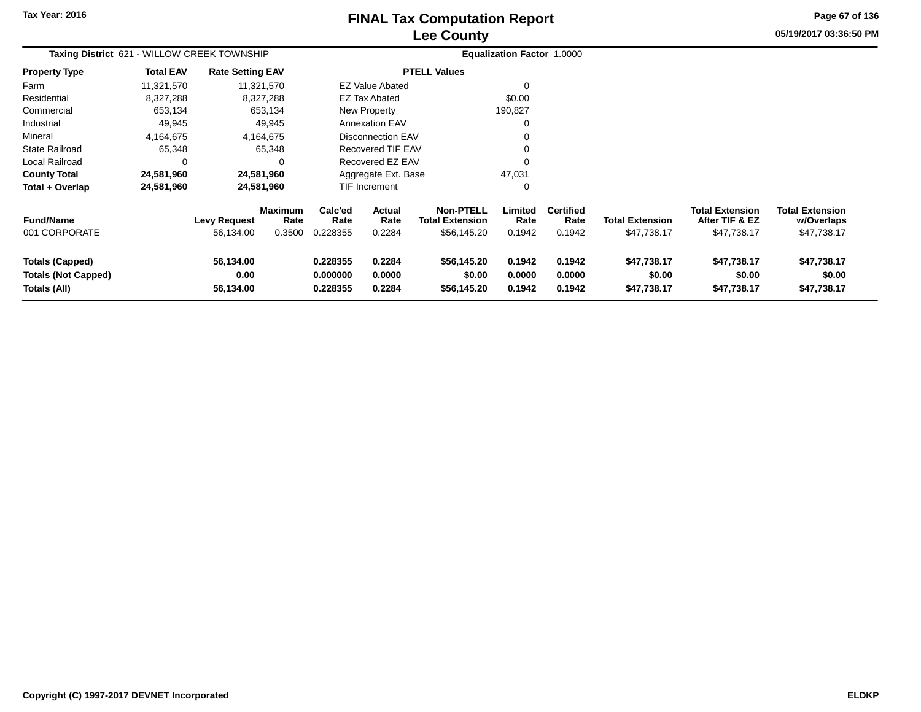Tax Year: 2016

# FINAL Tax Computation Report
## Lee County

05/19/2017 03:36:50 PM

**Taxing District** 621 - WILLOW CREEK TOWNSHIP **Equalization Factor** 1.0000

| Property Type | Total EAV | Rate Setting EAV |
|---|---|---|
| Farm | 11,321,570 | 11,321,570 |
| Residential | 8,327,288 | 8,327,288 |
| Commercial | 653,134 | 653,134 |
| Industrial | 49,945 | 49,945 |
| Mineral | 4,164,675 | 4,164,675 |
| State Railroad | 65,348 | 65,348 |
| Local Railroad | 0 | 0 |
| **County Total** | **24,581,960** | **24,581,960** |
| **Total + Overlap** | **24,581,960** | **24,581,960** |

| PTELL Values | |
|---|---|
| EZ Value Abated | 0 |
| EZ Tax Abated | $0.00 |
| New Property | 190,827 |
| Annexation EAV | 0 |
| Disconnection EAV | 0 |
| Recovered TIF EAV | 0 |
| Recovered EZ EAV | 0 |
| Aggregate Ext. Base | 47,031 |
| TIF Increment | 0 |

| Fund/Name | Levy Request | Maximum Rate | Calc'ed Rate | Actual Rate | Non-PTELL Total Extension | Limited Rate | Certified Rate | Total Extension | Total Extension After TIF & EZ | Total Extension w/Overlaps |
|---|---|---|---|---|---|---|---|---|---|---|
| 001 CORPORATE | 56,134.00 | 0.3500 | 0.228355 | 0.2284 | $56,145.20 | 0.1942 | 0.1942 | $47,738.17 | $47,738.17 | $47,738.17 |
| **Totals (Capped)** | **56,134.00** | | **0.228355** | **0.2284** | **$56,145.20** | **0.1942** | **0.1942** | **$47,738.17** | **$47,738.17** | **$47,738.17** |
| **Totals (Not Capped)** | **0.00** | | **0.000000** | **0.0000** | **$0.00** | **0.0000** | **0.0000** | **$0.00** | **$0.00** | **$0.00** |
| **Totals (All)** | **56,134.00** | | **0.228355** | **0.2284** | **$56,145.20** | **0.1942** | **0.1942** | **$47,738.17** | **$47,738.17** | **$47,738.17** |

Copyright (C) 1997-2017 DEVNET Incorporated ELDKP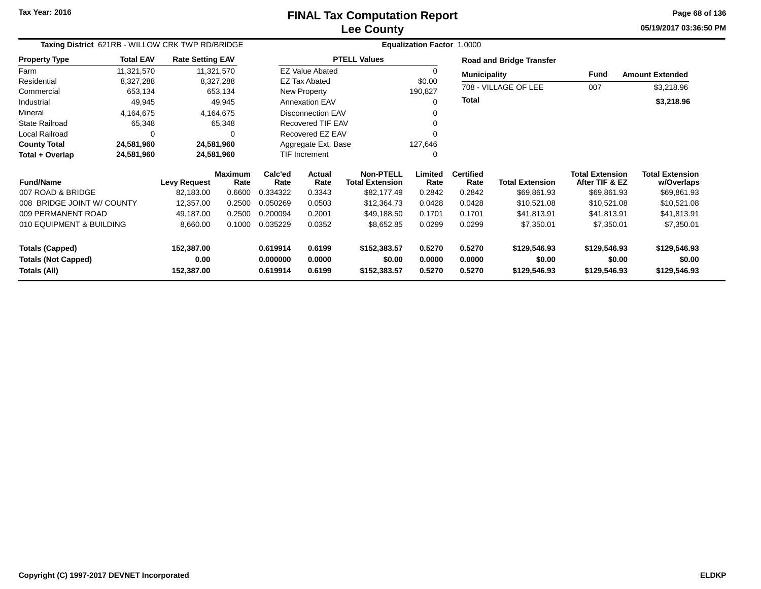# FINAL Tax Computation Report
# Lee County

Tax Year: 2016

05/19/2017 03:36:50 PM

**Taxing District** 621RB - WILLOW CRK TWP RD/BRIDGE

**Equalization Factor** 1.0000

| Property Type | Total EAV | Rate Setting EAV |
|---|---|---|
| Farm | 11,321,570 | 11,321,570 |
| Residential | 8,327,288 | 8,327,288 |
| Commercial | 653,134 | 653,134 |
| Industrial | 49,945 | 49,945 |
| Mineral | 4,164,675 | 4,164,675 |
| State Railroad | 65,348 | 65,348 |
| Local Railroad | 0 | 0 |
| **County Total** | **24,581,960** | **24,581,960** |
| **Total + Overlap** | **24,581,960** | **24,581,960** |

| PTELL Values | |
|---|---|
| EZ Value Abated | 0 |
| EZ Tax Abated | $0.00 |
| New Property | 190,827 |
| Annexation EAV | 0 |
| Disconnection EAV | 0 |
| Recovered TIF EAV | 0 |
| Recovered EZ EAV | 0 |
| Aggregate Ext. Base | 127,646 |
| TIF Increment | 0 |

**Road and Bridge Transfer**

| Municipality | Fund | Amount Extended |
|---|---|---|
| 708 - VILLAGE OF LEE | 007 | $3,218.96 |
| **Total** | | **$3,218.96** |

| Fund/Name | Levy Request | Maximum Rate | Calc'ed Rate | Actual Rate | Non-PTELL Total Extension | Limited Rate | Certified Rate | Total Extension | Total Extension After TIF & EZ | Total Extension w/Overlaps |
|---|---|---|---|---|---|---|---|---|---|---|
| 007 ROAD & BRIDGE | 82,183.00 | 0.6600 | 0.334322 | 0.3343 | $82,177.49 | 0.2842 | 0.2842 | $69,861.93 | $69,861.93 | $69,861.93 |
| 008 BRIDGE JOINT W/ COUNTY | 12,357.00 | 0.2500 | 0.050269 | 0.0503 | $12,364.73 | 0.0428 | 0.0428 | $10,521.08 | $10,521.08 | $10,521.08 |
| 009 PERMANENT ROAD | 49,187.00 | 0.2500 | 0.200094 | 0.2001 | $49,188.50 | 0.1701 | 0.1701 | $41,813.91 | $41,813.91 | $41,813.91 |
| 010 EQUIPMENT & BUILDING | 8,660.00 | 0.1000 | 0.035229 | 0.0352 | $8,652.85 | 0.0299 | 0.0299 | $7,350.01 | $7,350.01 | $7,350.01 |
| **Totals (Capped)** | **152,387.00** | | **0.619914** | **0.6199** | **$152,383.57** | **0.5270** | **0.5270** | **$129,546.93** | **$129,546.93** | **$129,546.93** |
| **Totals (Not Capped)** | **0.00** | | **0.000000** | **0.0000** | **$0.00** | **0.0000** | **0.0000** | **$0.00** | **$0.00** | **$0.00** |
| **Totals (All)** | **152,387.00** | | **0.619914** | **0.6199** | **$152,383.57** | **0.5270** | **0.5270** | **$129,546.93** | **$129,546.93** | **$129,546.93** |

Copyright (C) 1997-2017 DEVNET Incorporated

ELDKP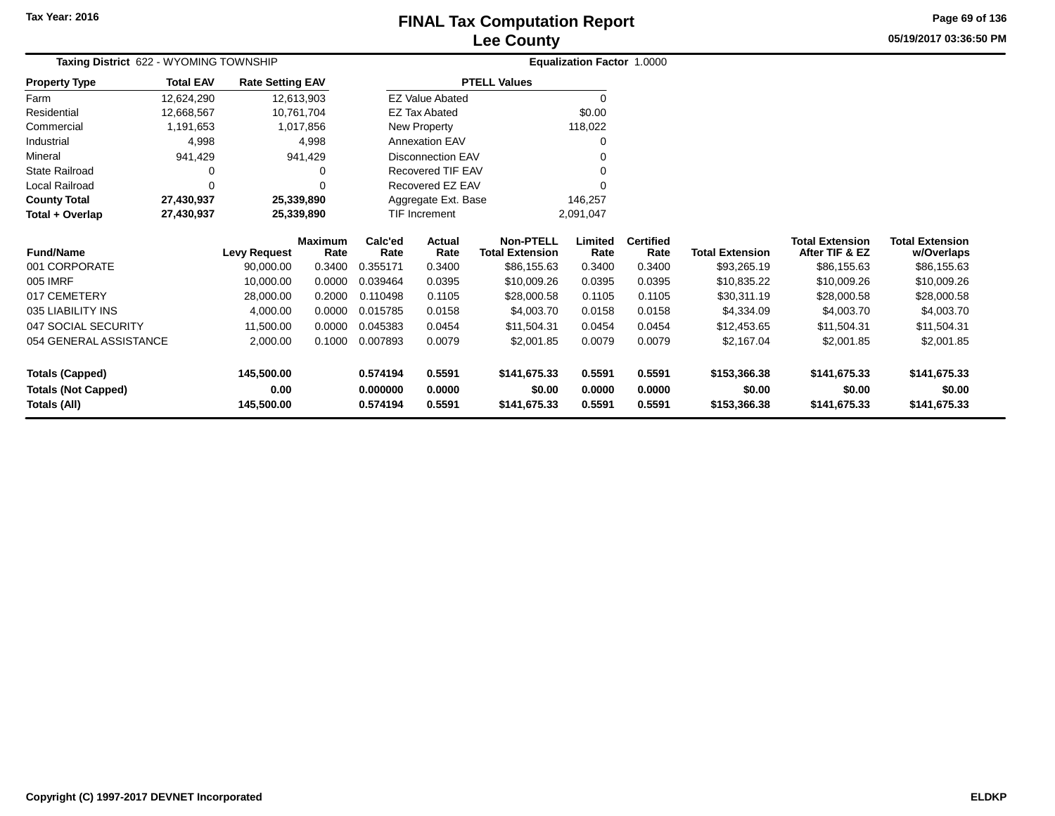# FINAL Tax Computation Report
# Lee County

Tax Year: 2016

05/19/2017 03:36:50 PM

**Taxing District** 622 - WYOMING TOWNSHIP

**Equalization Factor** 1.0000

| Property Type | Total EAV | Rate Setting EAV |
|---|---|---|
| Farm | 12,624,290 | 12,613,903 |
| Residential | 12,668,567 | 10,761,704 |
| Commercial | 1,191,653 | 1,017,856 |
| Industrial | 4,998 | 4,998 |
| Mineral | 941,429 | 941,429 |
| State Railroad | 0 | 0 |
| Local Railroad | 0 | 0 |
| **County Total** | **27,430,937** | **25,339,890** |
| **Total + Overlap** | **27,430,937** | **25,339,890** |

| PTELL Values | |
|---|---|
| EZ Value Abated | 0 |
| EZ Tax Abated | $0.00 |
| New Property | 118,022 |
| Annexation EAV | 0 |
| Disconnection EAV | 0 |
| Recovered TIF EAV | 0 |
| Recovered EZ EAV | 0 |
| Aggregate Ext. Base | 146,257 |
| TIF Increment | 2,091,047 |

| Fund/Name | Levy Request | Maximum Rate | Calc'ed Rate | Actual Rate | Non-PTELL Total Extension | Limited Rate | Certified Rate | Total Extension | Total Extension After TIF & EZ | Total Extension w/Overlaps |
|---|---|---|---|---|---|---|---|---|---|---|
| 001 CORPORATE | 90,000.00 | 0.3400 | 0.355171 | 0.3400 | $86,155.63 | 0.3400 | 0.3400 | $93,265.19 | $86,155.63 | $86,155.63 |
| 005 IMRF | 10,000.00 | 0.0000 | 0.039464 | 0.0395 | $10,009.26 | 0.0395 | 0.0395 | $10,835.22 | $10,009.26 | $10,009.26 |
| 017 CEMETERY | 28,000.00 | 0.2000 | 0.110498 | 0.1105 | $28,000.58 | 0.1105 | 0.1105 | $30,311.19 | $28,000.58 | $28,000.58 |
| 035 LIABILITY INS | 4,000.00 | 0.0000 | 0.015785 | 0.0158 | $4,003.70 | 0.0158 | 0.0158 | $4,334.09 | $4,003.70 | $4,003.70 |
| 047 SOCIAL SECURITY | 11,500.00 | 0.0000 | 0.045383 | 0.0454 | $11,504.31 | 0.0454 | 0.0454 | $12,453.65 | $11,504.31 | $11,504.31 |
| 054 GENERAL ASSISTANCE | 2,000.00 | 0.1000 | 0.007893 | 0.0079 | $2,001.85 | 0.0079 | 0.0079 | $2,167.04 | $2,001.85 | $2,001.85 |
| **Totals (Capped)** | **145,500.00** | | **0.574194** | **0.5591** | **$141,675.33** | **0.5591** | **0.5591** | **$153,366.38** | **$141,675.33** | **$141,675.33** |
| **Totals (Not Capped)** | **0.00** | | **0.000000** | **0.0000** | **$0.00** | **0.0000** | **0.0000** | **$0.00** | **$0.00** | **$0.00** |
| **Totals (All)** | **145,500.00** | | **0.574194** | **0.5591** | **$141,675.33** | **0.5591** | **0.5591** | **$153,366.38** | **$141,675.33** | **$141,675.33** |

Copyright (C) 1997-2017 DEVNET Incorporated

ELDKP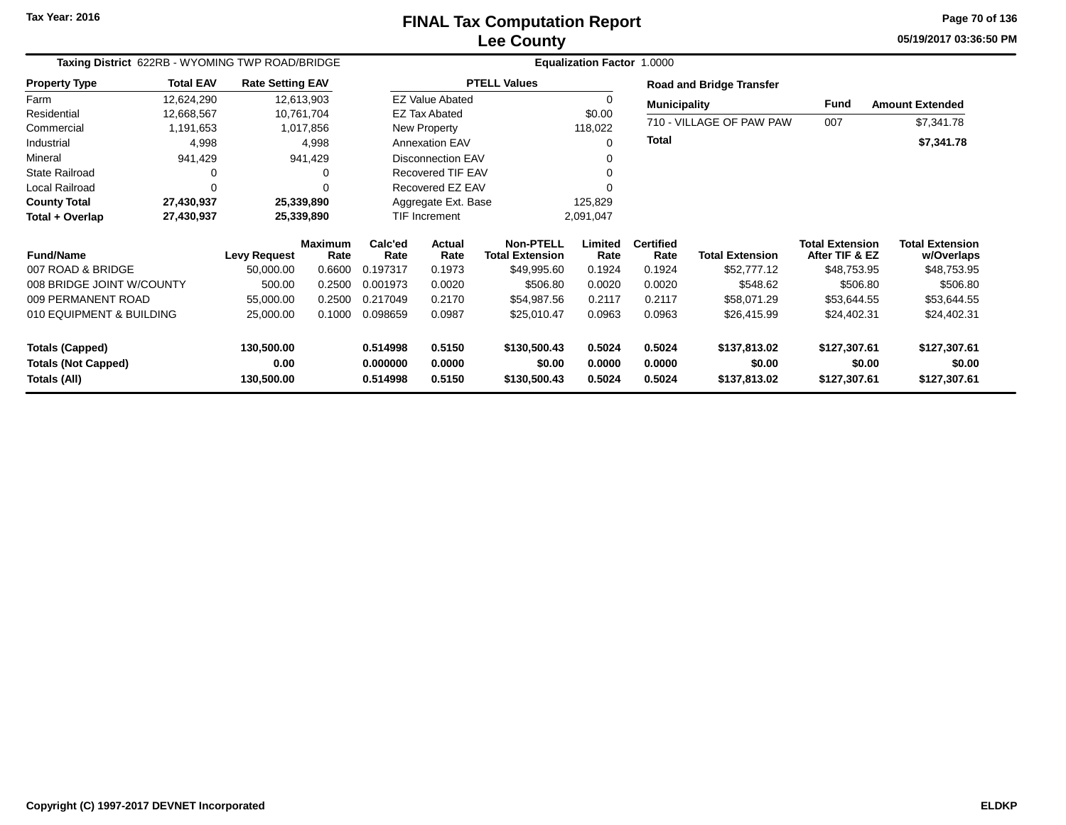# FINAL Tax Computation Report
## Lee County

Tax Year: 2016

05/19/2017 03:36:50 PM

**Taxing District** 622RB - WYOMING TWP ROAD/BRIDGE **Equalization Factor** 1.0000

| Property Type | Total EAV | Rate Setting EAV |
|---|---|---|
| Farm | 12,624,290 | 12,613,903 |
| Residential | 12,668,567 | 10,761,704 |
| Commercial | 1,191,653 | 1,017,856 |
| Industrial | 4,998 | 4,998 |
| Mineral | 941,429 | 941,429 |
| State Railroad | 0 | 0 |
| Local Railroad | 0 | 0 |
| **County Total** | **27,430,937** | **25,339,890** |
| **Total + Overlap** | **27,430,937** | **25,339,890** |

| PTELL Values | |
|---|---|
| EZ Value Abated | 0 |
| EZ Tax Abated | $0.00 |
| New Property | 118,022 |
| Annexation EAV | 0 |
| Disconnection EAV | 0 |
| Recovered TIF EAV | 0 |
| Recovered EZ EAV | 0 |
| Aggregate Ext. Base | 125,829 |
| TIF Increment | 2,091,047 |

**Road and Bridge Transfer**

| Municipality | Fund | Amount Extended |
|---|---|---|
| 710 - VILLAGE OF PAW PAW | 007 | $7,341.78 |
| **Total** | | **$7,341.78** |

| Fund/Name | Levy Request | Maximum Rate | Calc'ed Rate | Actual Rate | Non-PTELL Total Extension | Limited Rate | Certified Rate | Total Extension | Total Extension After TIF & EZ | Total Extension w/Overlaps |
|---|---|---|---|---|---|---|---|---|---|---|
| 007 ROAD & BRIDGE | 50,000.00 | 0.6600 | 0.197317 | 0.1973 | $49,995.60 | 0.1924 | 0.1924 | $52,777.12 | $48,753.95 | $48,753.95 |
| 008 BRIDGE JOINT W/COUNTY | 500.00 | 0.2500 | 0.001973 | 0.0020 | $506.80 | 0.0020 | 0.0020 | $548.62 | $506.80 | $506.80 |
| 009 PERMANENT ROAD | 55,000.00 | 0.2500 | 0.217049 | 0.2170 | $54,987.56 | 0.2117 | 0.2117 | $58,071.29 | $53,644.55 | $53,644.55 |
| 010 EQUIPMENT & BUILDING | 25,000.00 | 0.1000 | 0.098659 | 0.0987 | $25,010.47 | 0.0963 | 0.0963 | $26,415.99 | $24,402.31 | $24,402.31 |
| **Totals (Capped)** | **130,500.00** | | **0.514998** | **0.5150** | **$130,500.43** | **0.5024** | **0.5024** | **$137,813.02** | **$127,307.61** | **$127,307.61** |
| **Totals (Not Capped)** | **0.00** | | **0.000000** | **0.0000** | **$0.00** | **0.0000** | **0.0000** | **$0.00** | **$0.00** | **$0.00** |
| **Totals (All)** | **130,500.00** | | **0.514998** | **0.5150** | **$130,500.43** | **0.5024** | **0.5024** | **$137,813.02** | **$127,307.61** | **$127,307.61** |

**Copyright (C) 1997-2017 DEVNET Incorporated** ELDKP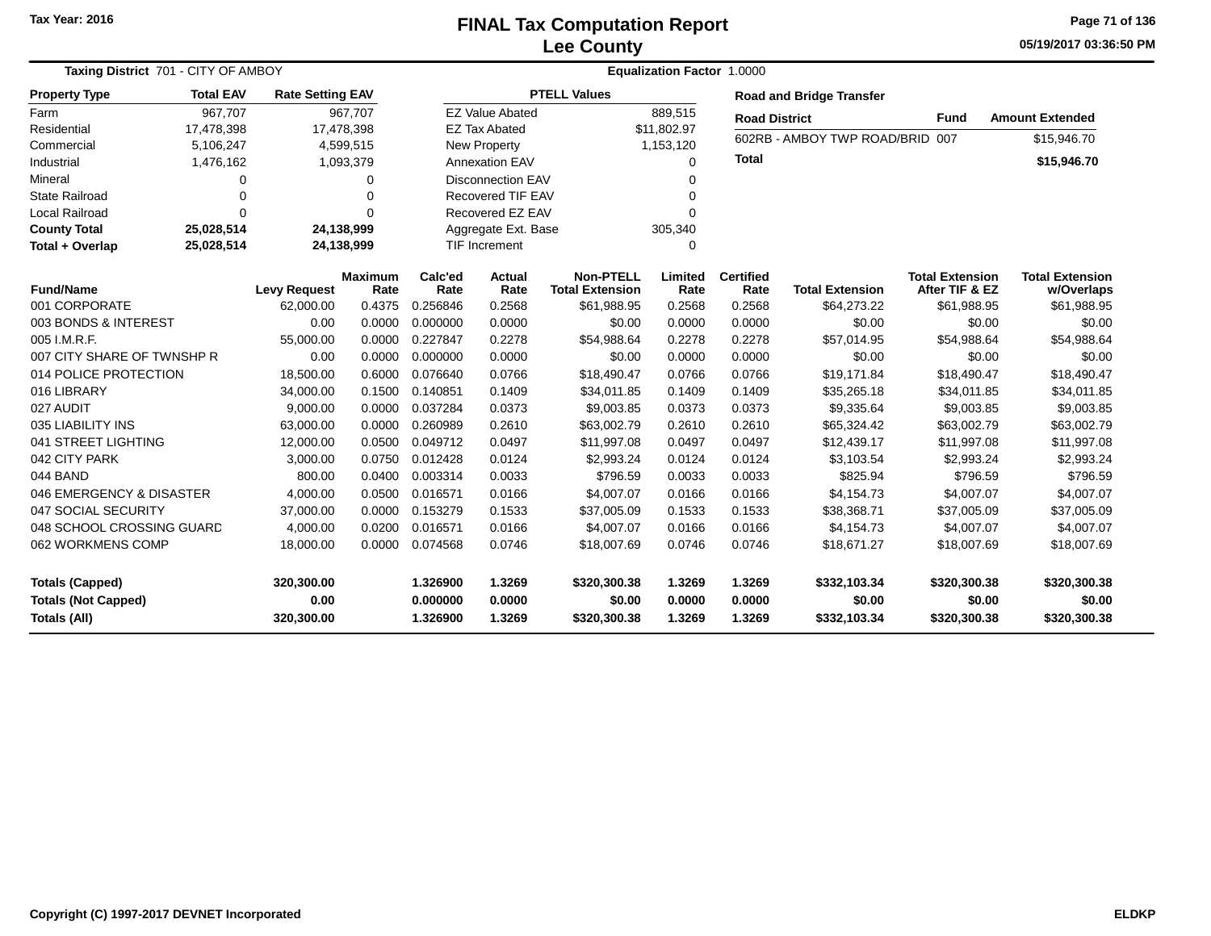Tax Year: 2016

# FINAL Tax Computation Report
## Lee County

05/19/2017 03:36:50 PM

**Taxing District** 701 - CITY OF AMBOY **Equalization Factor** 1.0000

| Property Type | Total EAV | Rate Setting EAV |
|---|---|---|
| Farm | 967,707 | 967,707 |
| Residential | 17,478,398 | 17,478,398 |
| Commercial | 5,106,247 | 4,599,515 |
| Industrial | 1,476,162 | 1,093,379 |
| Mineral | 0 | 0 |
| State Railroad | 0 | 0 |
| Local Railroad | 0 | 0 |
| **County Total** | **25,028,514** | **24,138,999** |
| **Total + Overlap** | **25,028,514** | **24,138,999** |

| PTELL Values | |
|---|---|
| EZ Value Abated | 889,515 |
| EZ Tax Abated | $11,802.97 |
| New Property | 1,153,120 |
| Annexation EAV | 0 |
| Disconnection EAV | 0 |
| Recovered TIF EAV | 0 |
| Recovered EZ EAV | 0 |
| Aggregate Ext. Base | 305,340 |
| TIF Increment | 0 |

**Road and Bridge Transfer**

| Road District | Fund | Amount Extended |
|---|---|---|
| 602RB - AMBOY TWP ROAD/BRID | 007 | $15,946.70 |
| **Total** | | **$15,946.70** |

| Fund/Name | Levy Request | Maximum Rate | Calc'ed Rate | Actual Rate | Non-PTELL Total Extension | Limited Rate | Certified Rate | Total Extension | Total Extension After TIF & EZ | Total Extension w/Overlaps |
|---|---|---|---|---|---|---|---|---|---|---|
| 001 CORPORATE | 62,000.00 | 0.4375 | 0.256846 | 0.2568 | $61,988.95 | 0.2568 | 0.2568 | $64,273.22 | $61,988.95 | $61,988.95 |
| 003 BONDS & INTEREST | 0.00 | 0.0000 | 0.000000 | 0.0000 | $0.00 | 0.0000 | 0.0000 | $0.00 | $0.00 | $0.00 |
| 005 I.M.R.F. | 55,000.00 | 0.0000 | 0.227847 | 0.2278 | $54,988.64 | 0.2278 | 0.2278 | $57,014.95 | $54,988.64 | $54,988.64 |
| 007 CITY SHARE OF TWNSHP R | 0.00 | 0.0000 | 0.000000 | 0.0000 | $0.00 | 0.0000 | 0.0000 | $0.00 | $0.00 | $0.00 |
| 014 POLICE PROTECTION | 18,500.00 | 0.6000 | 0.076640 | 0.0766 | $18,490.47 | 0.0766 | 0.0766 | $19,171.84 | $18,490.47 | $18,490.47 |
| 016 LIBRARY | 34,000.00 | 0.1500 | 0.140851 | 0.1409 | $34,011.85 | 0.1409 | 0.1409 | $35,265.18 | $34,011.85 | $34,011.85 |
| 027 AUDIT | 9,000.00 | 0.0000 | 0.037284 | 0.0373 | $9,003.85 | 0.0373 | 0.0373 | $9,335.64 | $9,003.85 | $9,003.85 |
| 035 LIABILITY INS | 63,000.00 | 0.0000 | 0.260989 | 0.2610 | $63,002.79 | 0.2610 | 0.2610 | $65,324.42 | $63,002.79 | $63,002.79 |
| 041 STREET LIGHTING | 12,000.00 | 0.0500 | 0.049712 | 0.0497 | $11,997.08 | 0.0497 | 0.0497 | $12,439.17 | $11,997.08 | $11,997.08 |
| 042 CITY PARK | 3,000.00 | 0.0750 | 0.012428 | 0.0124 | $2,993.24 | 0.0124 | 0.0124 | $3,103.54 | $2,993.24 | $2,993.24 |
| 044 BAND | 800.00 | 0.0400 | 0.003314 | 0.0033 | $796.59 | 0.0033 | 0.0033 | $825.94 | $796.59 | $796.59 |
| 046 EMERGENCY & DISASTER | 4,000.00 | 0.0500 | 0.016571 | 0.0166 | $4,007.07 | 0.0166 | 0.0166 | $4,154.73 | $4,007.07 | $4,007.07 |
| 047 SOCIAL SECURITY | 37,000.00 | 0.0000 | 0.153279 | 0.1533 | $37,005.09 | 0.1533 | 0.1533 | $38,368.71 | $37,005.09 | $37,005.09 |
| 048 SCHOOL CROSSING GUARD | 4,000.00 | 0.0200 | 0.016571 | 0.0166 | $4,007.07 | 0.0166 | 0.0166 | $4,154.73 | $4,007.07 | $4,007.07 |
| 062 WORKMENS COMP | 18,000.00 | 0.0000 | 0.074568 | 0.0746 | $18,007.69 | 0.0746 | 0.0746 | $18,671.27 | $18,007.69 | $18,007.69 |
| **Totals (Capped)** | **320,300.00** | | **1.326900** | **1.3269** | **$320,300.38** | **1.3269** | **1.3269** | **$332,103.34** | **$320,300.38** | **$320,300.38** |
| **Totals (Not Capped)** | **0.00** | | **0.000000** | **0.0000** | **$0.00** | **0.0000** | **0.0000** | **$0.00** | **$0.00** | **$0.00** |
| **Totals (All)** | **320,300.00** | | **1.326900** | **1.3269** | **$320,300.38** | **1.3269** | **1.3269** | **$332,103.34** | **$320,300.38** | **$320,300.38** |

Copyright (C) 1997-2017 DEVNET Incorporated ELDKP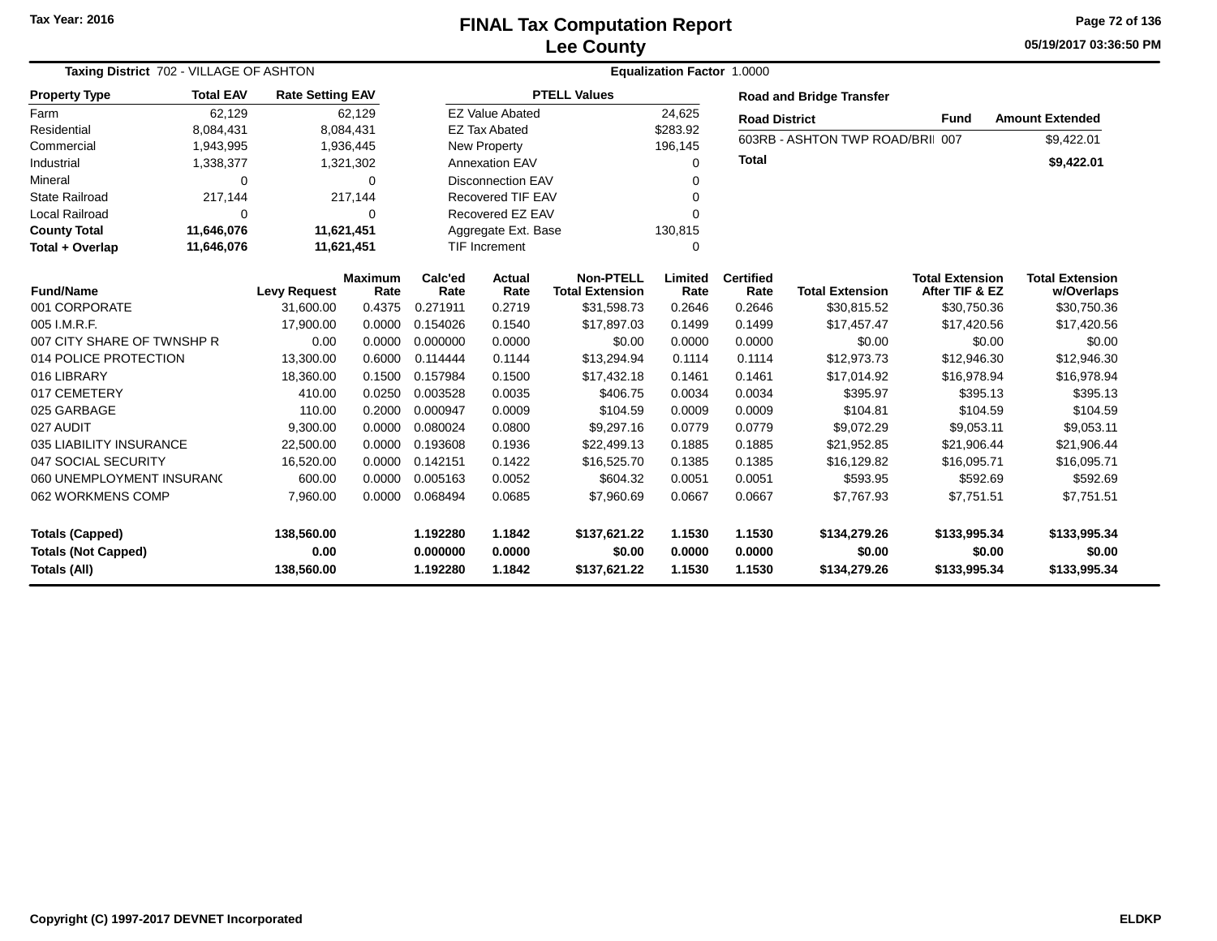Tax Year: 2016

# FINAL Tax Computation Report
## Lee County

05/19/2017 03:36:50 PM

**Taxing District** 702 - VILLAGE OF ASHTON  **Equalization Factor** 1.0000

| Property Type | Total EAV | Rate Setting EAV |
|---|---|---|
| Farm | 62,129 | 62,129 |
| Residential | 8,084,431 | 8,084,431 |
| Commercial | 1,943,995 | 1,936,445 |
| Industrial | 1,338,377 | 1,321,302 |
| Mineral | 0 | 0 |
| State Railroad | 217,144 | 217,144 |
| Local Railroad | 0 | 0 |
| **County Total** | **11,646,076** | **11,621,451** |
| **Total + Overlap** | **11,646,076** | **11,621,451** |

| PTELL Values | |
|---|---|
| EZ Value Abated | 24,625 |
| EZ Tax Abated | $283.92 |
| New Property | 196,145 |
| Annexation EAV | 0 |
| Disconnection EAV | 0 |
| Recovered TIF EAV | 0 |
| Recovered EZ EAV | 0 |
| Aggregate Ext. Base | 130,815 |
| TIF Increment | 0 |

**Road and Bridge Transfer**

| Road District | Fund | Amount Extended |
|---|---|---|
| 603RB - ASHTON TWP ROAD/BRII | 007 | $9,422.01 |
| **Total** | | **$9,422.01** |

| Fund/Name | Levy Request | Maximum Rate | Calc'ed Rate | Actual Rate | Non-PTELL Total Extension | Limited Rate | Certified Rate | Total Extension | Total Extension After TIF & EZ | Total Extension w/Overlaps |
|---|---|---|---|---|---|---|---|---|---|---|
| 001 CORPORATE | 31,600.00 | 0.4375 | 0.271911 | 0.2719 | $31,598.73 | 0.2646 | 0.2646 | $30,815.52 | $30,750.36 | $30,750.36 |
| 005 I.M.R.F. | 17,900.00 | 0.0000 | 0.154026 | 0.1540 | $17,897.03 | 0.1499 | 0.1499 | $17,457.47 | $17,420.56 | $17,420.56 |
| 007 CITY SHARE OF TWNSHP R | 0.00 | 0.0000 | 0.000000 | 0.0000 | $0.00 | 0.0000 | 0.0000 | $0.00 | $0.00 | $0.00 |
| 014 POLICE PROTECTION | 13,300.00 | 0.6000 | 0.114444 | 0.1144 | $13,294.94 | 0.1114 | 0.1114 | $12,973.73 | $12,946.30 | $12,946.30 |
| 016 LIBRARY | 18,360.00 | 0.1500 | 0.157984 | 0.1500 | $17,432.18 | 0.1461 | 0.1461 | $17,014.92 | $16,978.94 | $16,978.94 |
| 017 CEMETERY | 410.00 | 0.0250 | 0.003528 | 0.0035 | $406.75 | 0.0034 | 0.0034 | $395.97 | $395.13 | $395.13 |
| 025 GARBAGE | 110.00 | 0.2000 | 0.000947 | 0.0009 | $104.59 | 0.0009 | 0.0009 | $104.81 | $104.59 | $104.59 |
| 027 AUDIT | 9,300.00 | 0.0000 | 0.080024 | 0.0800 | $9,297.16 | 0.0779 | 0.0779 | $9,072.29 | $9,053.11 | $9,053.11 |
| 035 LIABILITY INSURANCE | 22,500.00 | 0.0000 | 0.193608 | 0.1936 | $22,499.13 | 0.1885 | 0.1885 | $21,952.85 | $21,906.44 | $21,906.44 |
| 047 SOCIAL SECURITY | 16,520.00 | 0.0000 | 0.142151 | 0.1422 | $16,525.70 | 0.1385 | 0.1385 | $16,129.82 | $16,095.71 | $16,095.71 |
| 060 UNEMPLOYMENT INSURANC | 600.00 | 0.0000 | 0.005163 | 0.0052 | $604.32 | 0.0051 | 0.0051 | $593.95 | $592.69 | $592.69 |
| 062 WORKMENS COMP | 7,960.00 | 0.0000 | 0.068494 | 0.0685 | $7,960.69 | 0.0667 | 0.0667 | $7,767.93 | $7,751.51 | $7,751.51 |
| **Totals (Capped)** | **138,560.00** | | **1.192280** | **1.1842** | **$137,621.22** | **1.1530** | **1.1530** | **$134,279.26** | **$133,995.34** | **$133,995.34** |
| **Totals (Not Capped)** | **0.00** | | **0.000000** | **0.0000** | **$0.00** | **0.0000** | **0.0000** | **$0.00** | **$0.00** | **$0.00** |
| **Totals (All)** | **138,560.00** | | **1.192280** | **1.1842** | **$137,621.22** | **1.1530** | **1.1530** | **$134,279.26** | **$133,995.34** | **$133,995.34** |

Copyright (C) 1997-2017 DEVNET Incorporated  ELDKP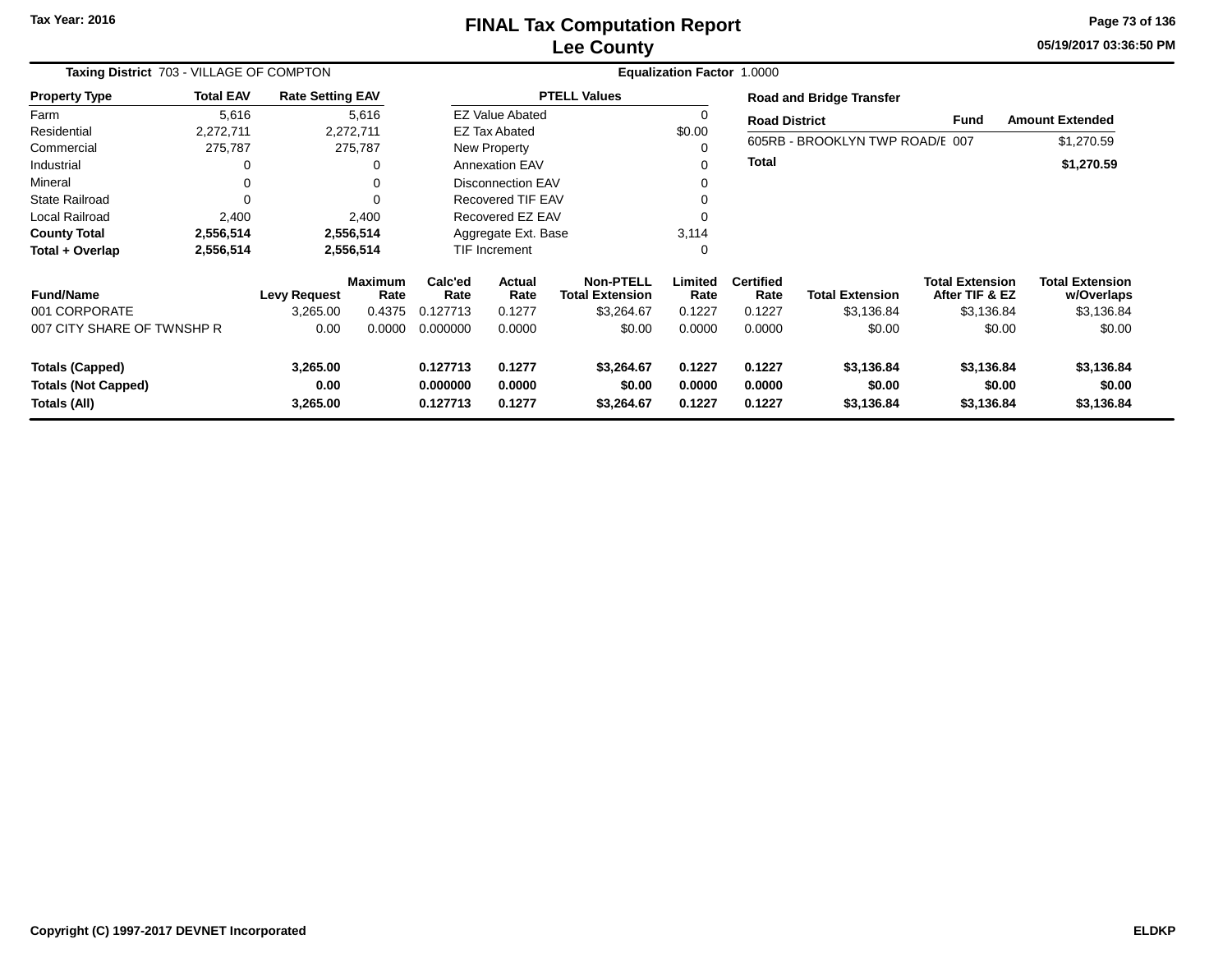Tax Year: 2016

# FINAL Tax Computation Report
## Lee County

05/19/2017 03:36:50 PM

**Taxing District** 703 - VILLAGE OF COMPTON **Equalization Factor** 1.0000

| Property Type | Total EAV | Rate Setting EAV |
|---|---|---|
| Farm | 5,616 | 5,616 |
| Residential | 2,272,711 | 2,272,711 |
| Commercial | 275,787 | 275,787 |
| Industrial | 0 | 0 |
| Mineral | 0 | 0 |
| State Railroad | 0 | 0 |
| Local Railroad | 2,400 | 2,400 |
| **County Total** | **2,556,514** | **2,556,514** |
| **Total + Overlap** | **2,556,514** | **2,556,514** |

| PTELL Values | |
|---|---|
| EZ Value Abated | 0 |
| EZ Tax Abated | $0.00 |
| New Property | 0 |
| Annexation EAV | 0 |
| Disconnection EAV | 0 |
| Recovered TIF EAV | 0 |
| Recovered EZ EAV | 0 |
| Aggregate Ext. Base | 3,114 |
| TIF Increment | 0 |

**Road and Bridge Transfer**

| Road District | Fund | Amount Extended |
|---|---|---|
| 605RB - BROOKLYN TWP ROAD/E | 007 | $1,270.59 |
| **Total** | | **$1,270.59** |

| Fund/Name | Levy Request | Maximum Rate | Calc'ed Rate | Actual Rate | Non-PTELL Total Extension | Limited Rate | Certified Rate | Total Extension | Total Extension After TIF & EZ | Total Extension w/Overlaps |
|---|---|---|---|---|---|---|---|---|---|---|
| 001 CORPORATE | 3,265.00 | 0.4375 | 0.127713 | 0.1277 | $3,264.67 | 0.1227 | 0.1227 | $3,136.84 | $3,136.84 | $3,136.84 |
| 007 CITY SHARE OF TWNSHP R | 0.00 | 0.0000 | 0.000000 | 0.0000 | $0.00 | 0.0000 | 0.0000 | $0.00 | $0.00 | $0.00 |
| **Totals (Capped)** | **3,265.00** | | **0.127713** | **0.1277** | **$3,264.67** | **0.1227** | **0.1227** | **$3,136.84** | **$3,136.84** | **$3,136.84** |
| **Totals (Not Capped)** | **0.00** | | **0.000000** | **0.0000** | **$0.00** | **0.0000** | **0.0000** | **$0.00** | **$0.00** | **$0.00** |
| **Totals (All)** | **3,265.00** | | **0.127713** | **0.1277** | **$3,264.67** | **0.1227** | **0.1227** | **$3,136.84** | **$3,136.84** | **$3,136.84** |

Copyright (C) 1997-2017 DEVNET Incorporated ELDKP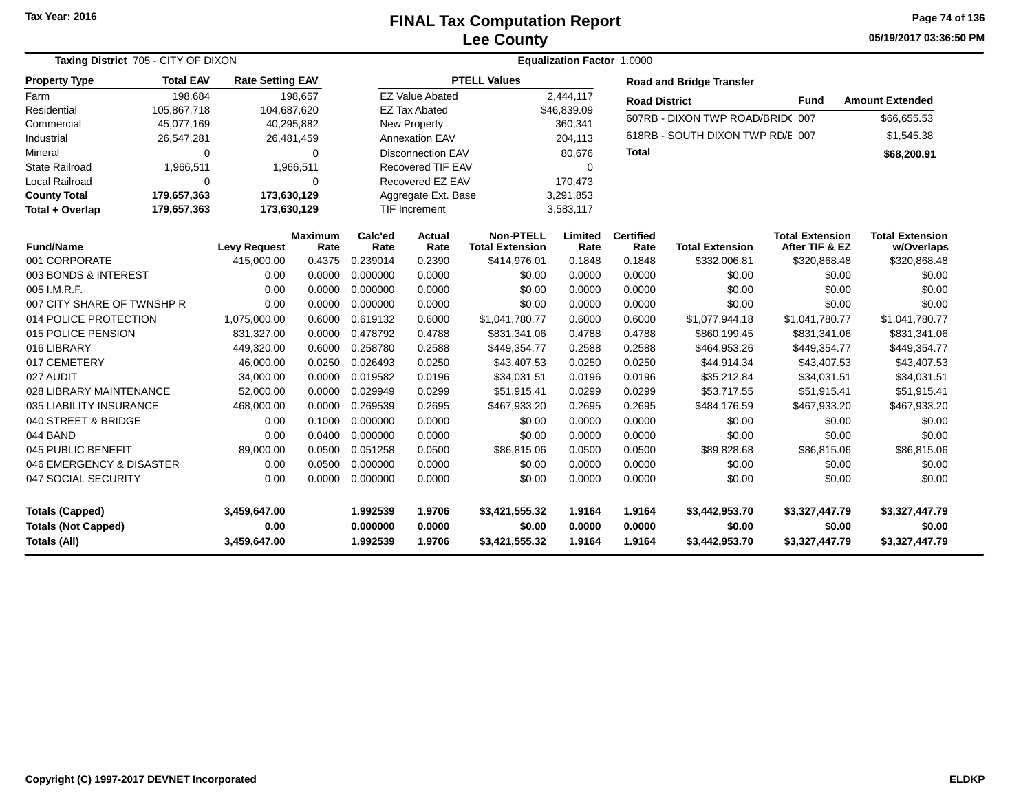Tax Year: 2016

# FINAL Tax Computation Report
## Lee County

05/19/2017 03:36:50 PM

**Taxing District** 705 - CITY OF DIXON **Equalization Factor** 1.0000

| Property Type | Total EAV | Rate Setting EAV |
|---|---|---|
| Farm | 198,684 | 198,657 |
| Residential | 105,867,718 | 104,687,620 |
| Commercial | 45,077,169 | 40,295,882 |
| Industrial | 26,547,281 | 26,481,459 |
| Mineral | 0 | 0 |
| State Railroad | 1,966,511 | 1,966,511 |
| Local Railroad | 0 | 0 |
| **County Total** | **179,657,363** | **173,630,129** |
| **Total + Overlap** | **179,657,363** | **173,630,129** |

| PTELL Values | |
|---|---|
| EZ Value Abated | 2,444,117 |
| EZ Tax Abated | $46,839.09 |
| New Property | 360,341 |
| Annexation EAV | 204,113 |
| Disconnection EAV | 80,676 |
| Recovered TIF EAV | 0 |
| Recovered EZ EAV | 170,473 |
| Aggregate Ext. Base | 3,291,853 |
| TIF Increment | 3,583,117 |

**Road and Bridge Transfer**

| Road District | Fund | Amount Extended |
|---|---|---|
| 607RB - DIXON TWP ROAD/BRIDGE | 007 | $66,655.53 |
| 618RB - SOUTH DIXON TWP RD/E | 007 | $1,545.38 |
| **Total** | | **$68,200.91** |

| Fund/Name | Levy Request | Maximum Rate | Calc'ed Rate | Actual Rate | Non-PTELL Total Extension | Limited Rate | Certified Rate | Total Extension | Total Extension After TIF & EZ | Total Extension w/Overlaps |
|---|---|---|---|---|---|---|---|---|---|---|
| 001 CORPORATE | 415,000.00 | 0.4375 | 0.239014 | 0.2390 | $414,976.01 | 0.1848 | 0.1848 | $332,006.81 | $320,868.48 | $320,868.48 |
| 003 BONDS & INTEREST | 0.00 | 0.0000 | 0.000000 | 0.0000 | $0.00 | 0.0000 | 0.0000 | $0.00 | $0.00 | $0.00 |
| 005 I.M.R.F. | 0.00 | 0.0000 | 0.000000 | 0.0000 | $0.00 | 0.0000 | 0.0000 | $0.00 | $0.00 | $0.00 |
| 007 CITY SHARE OF TWNSHP R | 0.00 | 0.0000 | 0.000000 | 0.0000 | $0.00 | 0.0000 | 0.0000 | $0.00 | $0.00 | $0.00 |
| 014 POLICE PROTECTION | 1,075,000.00 | 0.6000 | 0.619132 | 0.6000 | $1,041,780.77 | 0.6000 | 0.6000 | $1,077,944.18 | $1,041,780.77 | $1,041,780.77 |
| 015 POLICE PENSION | 831,327.00 | 0.0000 | 0.478792 | 0.4788 | $831,341.06 | 0.4788 | 0.4788 | $860,199.45 | $831,341.06 | $831,341.06 |
| 016 LIBRARY | 449,320.00 | 0.6000 | 0.258780 | 0.2588 | $449,354.77 | 0.2588 | 0.2588 | $464,953.26 | $449,354.77 | $449,354.77 |
| 017 CEMETERY | 46,000.00 | 0.0250 | 0.026493 | 0.0250 | $43,407.53 | 0.0250 | 0.0250 | $44,914.34 | $43,407.53 | $43,407.53 |
| 027 AUDIT | 34,000.00 | 0.0000 | 0.019582 | 0.0196 | $34,031.51 | 0.0196 | 0.0196 | $35,212.84 | $34,031.51 | $34,031.51 |
| 028 LIBRARY MAINTENANCE | 52,000.00 | 0.0000 | 0.029949 | 0.0299 | $51,915.41 | 0.0299 | 0.0299 | $53,717.55 | $51,915.41 | $51,915.41 |
| 035 LIABILITY INSURANCE | 468,000.00 | 0.0000 | 0.269539 | 0.2695 | $467,933.20 | 0.2695 | 0.2695 | $484,176.59 | $467,933.20 | $467,933.20 |
| 040 STREET & BRIDGE | 0.00 | 0.1000 | 0.000000 | 0.0000 | $0.00 | 0.0000 | 0.0000 | $0.00 | $0.00 | $0.00 |
| 044 BAND | 0.00 | 0.0400 | 0.000000 | 0.0000 | $0.00 | 0.0000 | 0.0000 | $0.00 | $0.00 | $0.00 |
| 045 PUBLIC BENEFIT | 89,000.00 | 0.0500 | 0.051258 | 0.0500 | $86,815.06 | 0.0500 | 0.0500 | $89,828.68 | $86,815.06 | $86,815.06 |
| 046 EMERGENCY & DISASTER | 0.00 | 0.0500 | 0.000000 | 0.0000 | $0.00 | 0.0000 | 0.0000 | $0.00 | $0.00 | $0.00 |
| 047 SOCIAL SECURITY | 0.00 | 0.0000 | 0.000000 | 0.0000 | $0.00 | 0.0000 | 0.0000 | $0.00 | $0.00 | $0.00 |
| **Totals (Capped)** | **3,459,647.00** | | **1.992539** | **1.9706** | **$3,421,555.32** | **1.9164** | **1.9164** | **$3,442,953.70** | **$3,327,447.79** | **$3,327,447.79** |
| **Totals (Not Capped)** | **0.00** | | **0.000000** | **0.0000** | **$0.00** | **0.0000** | **0.0000** | **$0.00** | **$0.00** | **$0.00** |
| **Totals (All)** | **3,459,647.00** | | **1.992539** | **1.9706** | **$3,421,555.32** | **1.9164** | **1.9164** | **$3,442,953.70** | **$3,327,447.79** | **$3,327,447.79** |

Copyright (C) 1997-2017 DEVNET Incorporated ELDKP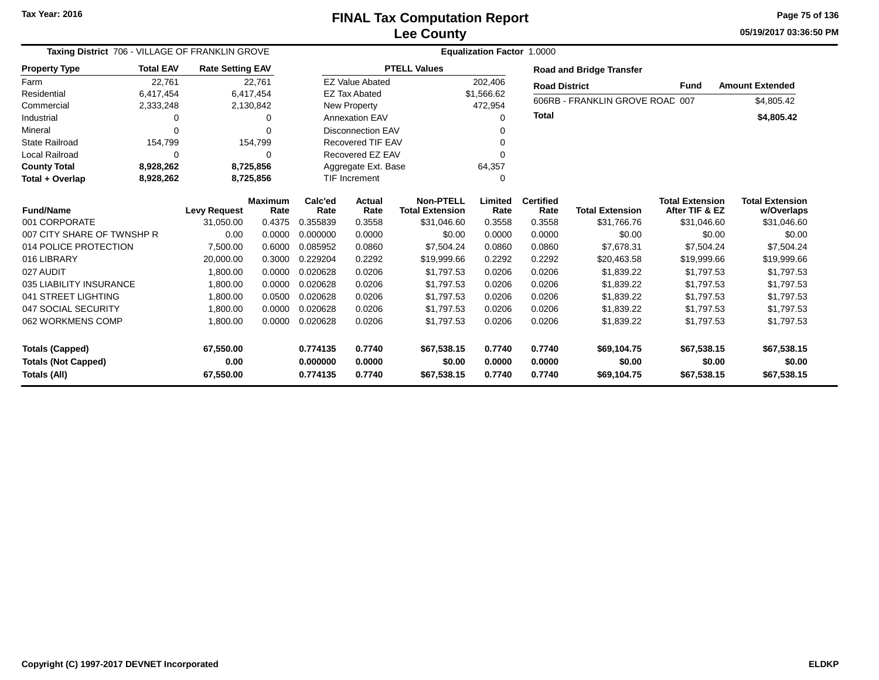Tax Year: 2016

# FINAL Tax Computation Report
## Lee County

05/19/2017 03:36:50 PM

**Taxing District** 706 - VILLAGE OF FRANKLIN GROVE

**Equalization Factor** 1.0000

| Property Type | Total EAV | Rate Setting EAV |
|---|---|---|
| Farm | 22,761 | 22,761 |
| Residential | 6,417,454 | 6,417,454 |
| Commercial | 2,333,248 | 2,130,842 |
| Industrial | 0 | 0 |
| Mineral | 0 | 0 |
| State Railroad | 154,799 | 154,799 |
| Local Railroad | 0 | 0 |
| **County Total** | **8,928,262** | **8,725,856** |
| **Total + Overlap** | **8,928,262** | **8,725,856** |

| PTELL Values | |
|---|---|
| EZ Value Abated | 202,406 |
| EZ Tax Abated | $1,566.62 |
| New Property | 472,954 |
| Annexation EAV | 0 |
| Disconnection EAV | 0 |
| Recovered TIF EAV | 0 |
| Recovered EZ EAV | 0 |
| Aggregate Ext. Base | 64,357 |
| TIF Increment | 0 |

**Road and Bridge Transfer**

| Road District | Fund | Amount Extended |
|---|---|---|
| 606RB - FRANKLIN GROVE ROAD | 007 | $4,805.42 |
| **Total** | | **$4,805.42** |

| Fund/Name | Levy Request | Maximum Rate | Calc'ed Rate | Actual Rate | Non-PTELL Total Extension | Limited Rate | Certified Rate | Total Extension | Total Extension After TIF & EZ | Total Extension w/Overlaps |
|---|---|---|---|---|---|---|---|---|---|---|
| 001 CORPORATE | 31,050.00 | 0.4375 | 0.355839 | 0.3558 | $31,046.60 | 0.3558 | 0.3558 | $31,766.76 | $31,046.60 | $31,046.60 |
| 007 CITY SHARE OF TWNSHP R | 0.00 | 0.0000 | 0.000000 | 0.0000 | $0.00 | 0.0000 | 0.0000 | $0.00 | $0.00 | $0.00 |
| 014 POLICE PROTECTION | 7,500.00 | 0.6000 | 0.085952 | 0.0860 | $7,504.24 | 0.0860 | 0.0860 | $7,678.31 | $7,504.24 | $7,504.24 |
| 016 LIBRARY | 20,000.00 | 0.3000 | 0.229204 | 0.2292 | $19,999.66 | 0.2292 | 0.2292 | $20,463.58 | $19,999.66 | $19,999.66 |
| 027 AUDIT | 1,800.00 | 0.0000 | 0.020628 | 0.0206 | $1,797.53 | 0.0206 | 0.0206 | $1,839.22 | $1,797.53 | $1,797.53 |
| 035 LIABILITY INSURANCE | 1,800.00 | 0.0000 | 0.020628 | 0.0206 | $1,797.53 | 0.0206 | 0.0206 | $1,839.22 | $1,797.53 | $1,797.53 |
| 041 STREET LIGHTING | 1,800.00 | 0.0500 | 0.020628 | 0.0206 | $1,797.53 | 0.0206 | 0.0206 | $1,839.22 | $1,797.53 | $1,797.53 |
| 047 SOCIAL SECURITY | 1,800.00 | 0.0000 | 0.020628 | 0.0206 | $1,797.53 | 0.0206 | 0.0206 | $1,839.22 | $1,797.53 | $1,797.53 |
| 062 WORKMENS COMP | 1,800.00 | 0.0000 | 0.020628 | 0.0206 | $1,797.53 | 0.0206 | 0.0206 | $1,839.22 | $1,797.53 | $1,797.53 |
| **Totals (Capped)** | **67,550.00** | | **0.774135** | **0.7740** | **$67,538.15** | **0.7740** | **0.7740** | **$69,104.75** | **$67,538.15** | **$67,538.15** |
| **Totals (Not Capped)** | **0.00** | | **0.000000** | **0.0000** | **$0.00** | **0.0000** | **0.0000** | **$0.00** | **$0.00** | **$0.00** |
| **Totals (All)** | **67,550.00** | | **0.774135** | **0.7740** | **$67,538.15** | **0.7740** | **0.7740** | **$69,104.75** | **$67,538.15** | **$67,538.15** |

Copyright (C) 1997-2017 DEVNET Incorporated

ELDKP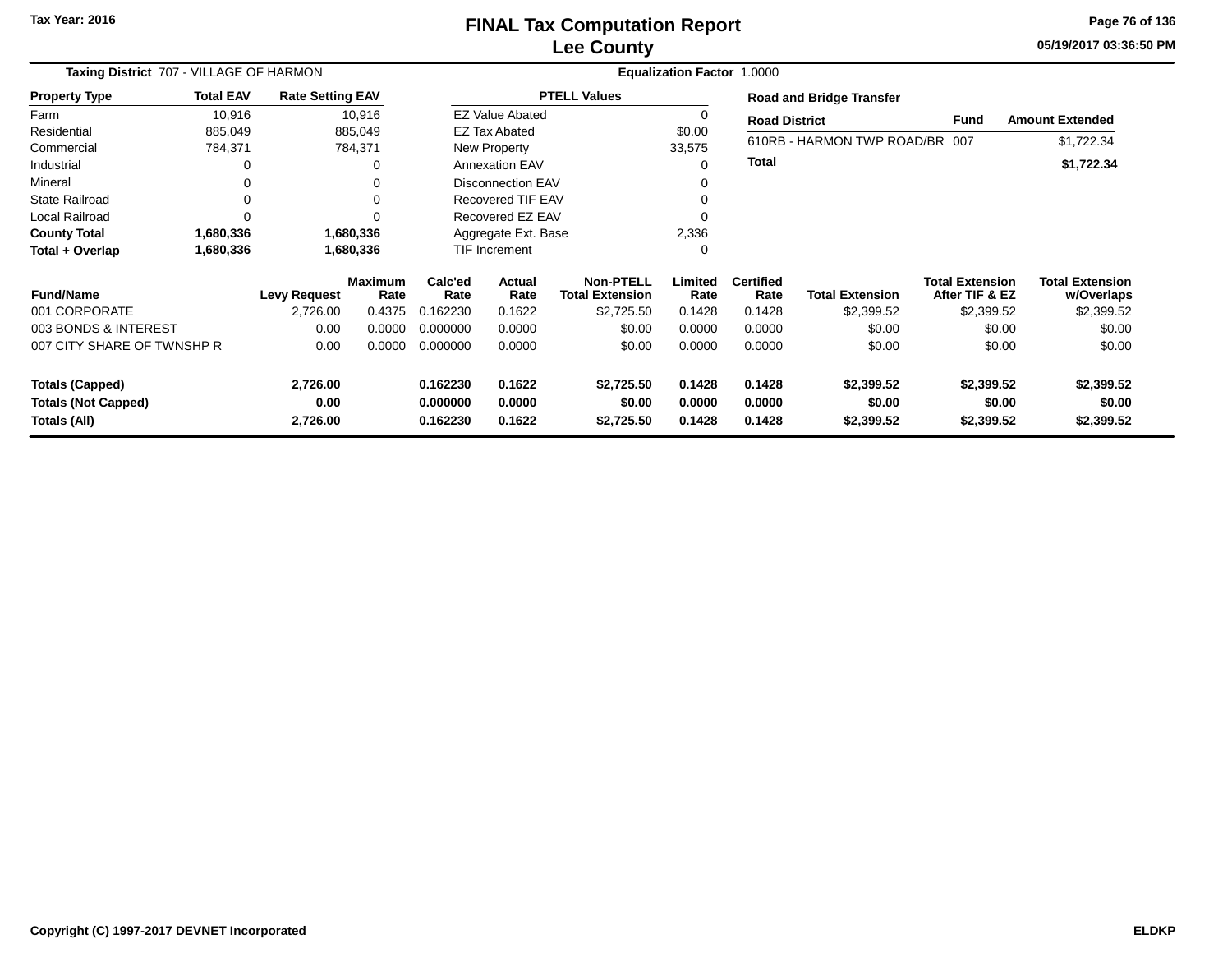Tax Year: 2016

# FINAL Tax Computation Report
## Lee County

05/19/2017 03:36:50 PM

**Taxing District** 707 - VILLAGE OF HARMON | **Equalization Factor** 1.0000

| Property Type | Total EAV | Rate Setting EAV |
|---|---|---|
| Farm | 10,916 | 10,916 |
| Residential | 885,049 | 885,049 |
| Commercial | 784,371 | 784,371 |
| Industrial | 0 | 0 |
| Mineral | 0 | 0 |
| State Railroad | 0 | 0 |
| Local Railroad | 0 | 0 |
| **County Total** | **1,680,336** | **1,680,336** |
| **Total + Overlap** | **1,680,336** | **1,680,336** |

| PTELL Values | |
|---|---|
| EZ Value Abated | 0 |
| EZ Tax Abated | $0.00 |
| New Property | 33,575 |
| Annexation EAV | 0 |
| Disconnection EAV | 0 |
| Recovered TIF EAV | 0 |
| Recovered EZ EAV | 0 |
| Aggregate Ext. Base | 2,336 |
| TIF Increment | 0 |

**Road and Bridge Transfer**

| Road District | Fund | Amount Extended |
|---|---|---|
| 610RB - HARMON TWP ROAD/BR | 007 | $1,722.34 |
| **Total** | | **$1,722.34** |

| Fund/Name | Levy Request | Maximum Rate | Calc'ed Rate | Actual Rate | Non-PTELL Total Extension | Limited Rate | Certified Rate | Total Extension | Total Extension After TIF & EZ | Total Extension w/Overlaps |
|---|---|---|---|---|---|---|---|---|---|---|
| 001 CORPORATE | 2,726.00 | 0.4375 | 0.162230 | 0.1622 | $2,725.50 | 0.1428 | 0.1428 | $2,399.52 | $2,399.52 | $2,399.52 |
| 003 BONDS & INTEREST | 0.00 | 0.0000 | 0.000000 | 0.0000 | $0.00 | 0.0000 | 0.0000 | $0.00 | $0.00 | $0.00 |
| 007 CITY SHARE OF TWNSHP R | 0.00 | 0.0000 | 0.000000 | 0.0000 | $0.00 | 0.0000 | 0.0000 | $0.00 | $0.00 | $0.00 |
| **Totals (Capped)** | **2,726.00** | | **0.162230** | **0.1622** | **$2,725.50** | **0.1428** | **0.1428** | **$2,399.52** | **$2,399.52** | **$2,399.52** |
| **Totals (Not Capped)** | **0.00** | | **0.000000** | **0.0000** | **$0.00** | **0.0000** | **0.0000** | **$0.00** | **$0.00** | **$0.00** |
| **Totals (All)** | **2,726.00** | | **0.162230** | **0.1622** | **$2,725.50** | **0.1428** | **0.1428** | **$2,399.52** | **$2,399.52** | **$2,399.52** |

Copyright (C) 1997-2017 DEVNET Incorporated | ELDKP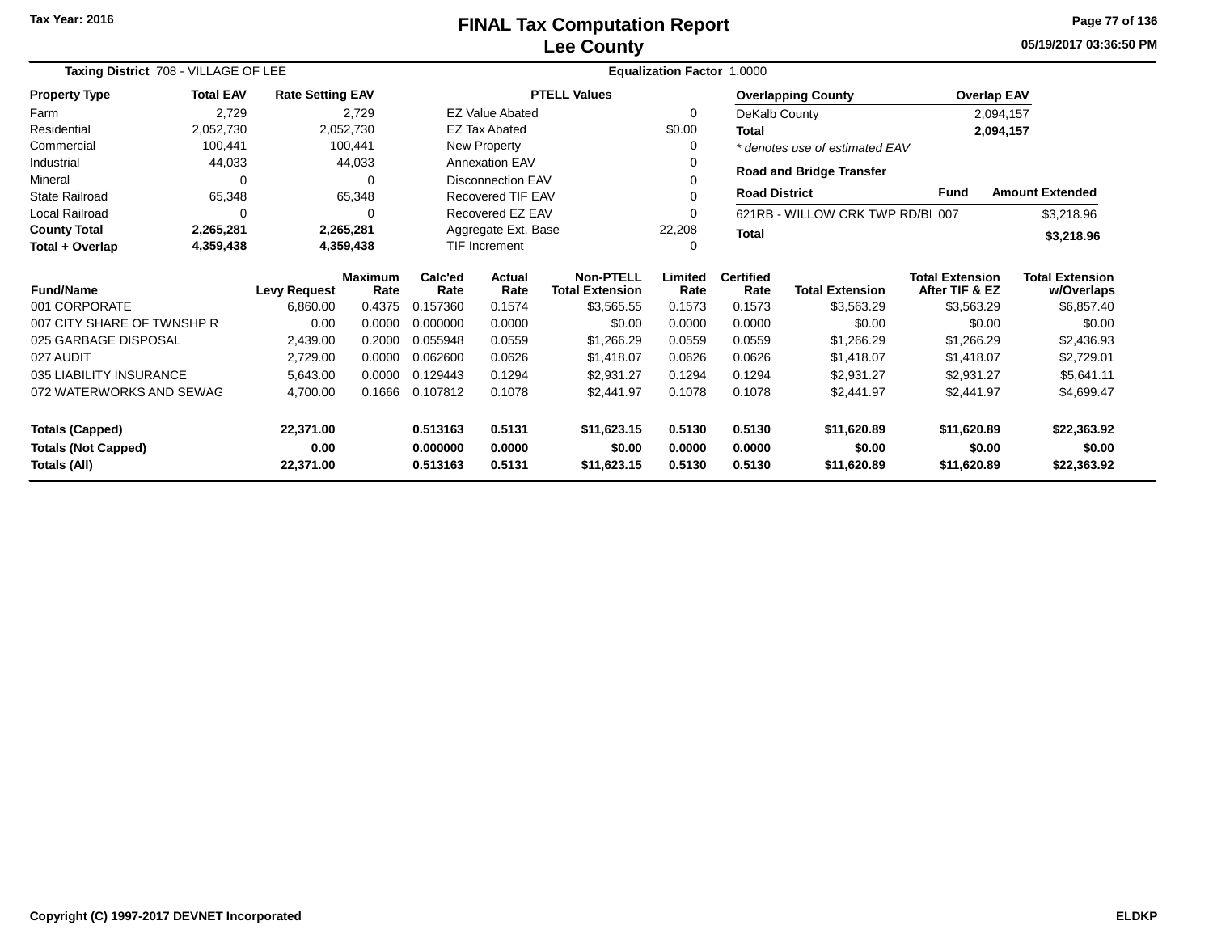Tax Year: 2016

# FINAL Tax Computation Report
## Lee County

05/19/2017 03:36:50 PM

**Taxing District** 708 - VILLAGE OF LEE **Equalization Factor** 1.0000

| Property Type | Total EAV | Rate Setting EAV |
|---|---|---|
| Farm | 2,729 | 2,729 |
| Residential | 2,052,730 | 2,052,730 |
| Commercial | 100,441 | 100,441 |
| Industrial | 44,033 | 44,033 |
| Mineral | 0 | 0 |
| State Railroad | 65,348 | 65,348 |
| Local Railroad | 0 | 0 |
| **County Total** | **2,265,281** | **2,265,281** |
| **Total + Overlap** | **4,359,438** | **4,359,438** |

| PTELL Values | |
|---|---|
| EZ Value Abated | 0 |
| EZ Tax Abated | $0.00 |
| New Property | 0 |
| Annexation EAV | 0 |
| Disconnection EAV | 0 |
| Recovered TIF EAV | 0 |
| Recovered EZ EAV | 0 |
| Aggregate Ext. Base | 22,208 |
| TIF Increment | 0 |

| Overlapping County | Overlap EAV |
|---|---|
| DeKalb County | 2,094,157 |
| **Total** | **2,094,157** |

*\* denotes use of estimated EAV*

**Road and Bridge Transfer**

| Road District | Fund | Amount Extended |
|---|---|---|
| 621RB - WILLOW CRK TWP RD/BI | 007 | $3,218.96 |
| **Total** | | **$3,218.96** |

| Fund/Name | Levy Request | Maximum Rate | Calc'ed Rate | Actual Rate | Non-PTELL Total Extension | Limited Rate | Certified Rate | Total Extension | Total Extension After TIF & EZ | Total Extension w/Overlaps |
|---|---|---|---|---|---|---|---|---|---|---|
| 001 CORPORATE | 6,860.00 | 0.4375 | 0.157360 | 0.1574 | $3,565.55 | 0.1573 | 0.1573 | $3,563.29 | $3,563.29 | $6,857.40 |
| 007 CITY SHARE OF TWNSHP R | 0.00 | 0.0000 | 0.000000 | 0.0000 | $0.00 | 0.0000 | 0.0000 | $0.00 | $0.00 | $0.00 |
| 025 GARBAGE DISPOSAL | 2,439.00 | 0.2000 | 0.055948 | 0.0559 | $1,266.29 | 0.0559 | 0.0559 | $1,266.29 | $1,266.29 | $2,436.93 |
| 027 AUDIT | 2,729.00 | 0.0000 | 0.062600 | 0.0626 | $1,418.07 | 0.0626 | 0.0626 | $1,418.07 | $1,418.07 | $2,729.01 |
| 035 LIABILITY INSURANCE | 5,643.00 | 0.0000 | 0.129443 | 0.1294 | $2,931.27 | 0.1294 | 0.1294 | $2,931.27 | $2,931.27 | $5,641.11 |
| 072 WATERWORKS AND SEWAG | 4,700.00 | 0.1666 | 0.107812 | 0.1078 | $2,441.97 | 0.1078 | 0.1078 | $2,441.97 | $2,441.97 | $4,699.47 |
| **Totals (Capped)** | **22,371.00** | | **0.513163** | **0.5131** | **$11,623.15** | **0.5130** | **0.5130** | **$11,620.89** | **$11,620.89** | **$22,363.92** |
| **Totals (Not Capped)** | **0.00** | | **0.000000** | **0.0000** | **$0.00** | **0.0000** | **0.0000** | **$0.00** | **$0.00** | **$0.00** |
| **Totals (All)** | **22,371.00** | | **0.513163** | **0.5131** | **$11,623.15** | **0.5130** | **0.5130** | **$11,620.89** | **$11,620.89** | **$22,363.92** |

Copyright (C) 1997-2017 DEVNET Incorporated ELDKP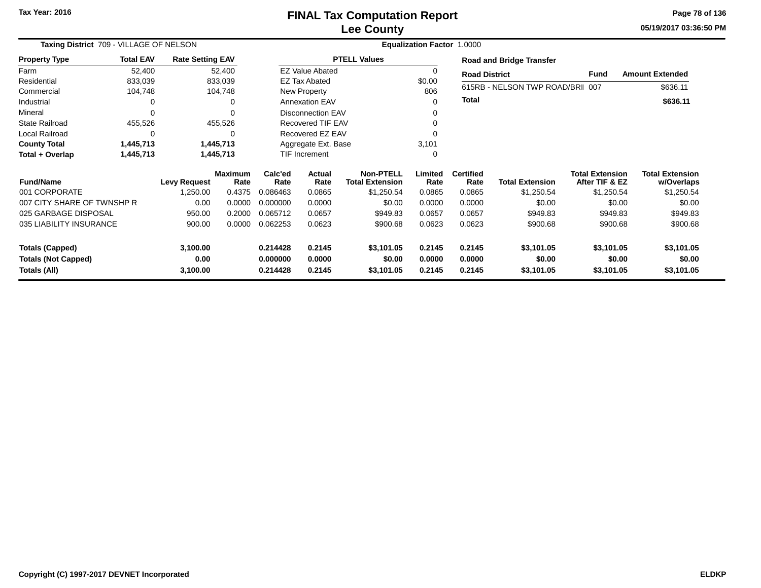Tax Year: 2016

# FINAL Tax Computation Report
## Lee County

05/19/2017 03:36:50 PM

**Taxing District** 709 - VILLAGE OF NELSON **Equalization Factor** 1.0000

| Property Type | Total EAV | Rate Setting EAV |
|---|---|---|
| Farm | 52,400 | 52,400 |
| Residential | 833,039 | 833,039 |
| Commercial | 104,748 | 104,748 |
| Industrial | 0 | 0 |
| Mineral | 0 | 0 |
| State Railroad | 455,526 | 455,526 |
| Local Railroad | 0 | 0 |
| **County Total** | **1,445,713** | **1,445,713** |
| **Total + Overlap** | **1,445,713** | **1,445,713** |

| PTELL Values | |
|---|---|
| EZ Value Abated | 0 |
| EZ Tax Abated | $0.00 |
| New Property | 806 |
| Annexation EAV | 0 |
| Disconnection EAV | 0 |
| Recovered TIF EAV | 0 |
| Recovered EZ EAV | 0 |
| Aggregate Ext. Base | 3,101 |
| TIF Increment | 0 |

**Road and Bridge Transfer**

| Road District | Fund | Amount Extended |
|---|---|---|
| 615RB - NELSON TWP ROAD/BRI | 007 | $636.11 |
| **Total** | | **$636.11** |

| Fund/Name | Levy Request | Maximum Rate | Calc'ed Rate | Actual Rate | Non-PTELL Total Extension | Limited Rate | Certified Rate | Total Extension | Total Extension After TIF & EZ | Total Extension w/Overlaps |
|---|---|---|---|---|---|---|---|---|---|---|
| 001 CORPORATE | 1,250.00 | 0.4375 | 0.086463 | 0.0865 | $1,250.54 | 0.0865 | 0.0865 | $1,250.54 | $1,250.54 | $1,250.54 |
| 007 CITY SHARE OF TWNSHP R | 0.00 | 0.0000 | 0.000000 | 0.0000 | $0.00 | 0.0000 | 0.0000 | $0.00 | $0.00 | $0.00 |
| 025 GARBAGE DISPOSAL | 950.00 | 0.2000 | 0.065712 | 0.0657 | $949.83 | 0.0657 | 0.0657 | $949.83 | $949.83 | $949.83 |
| 035 LIABILITY INSURANCE | 900.00 | 0.0000 | 0.062253 | 0.0623 | $900.68 | 0.0623 | 0.0623 | $900.68 | $900.68 | $900.68 |
| **Totals (Capped)** | **3,100.00** | | **0.214428** | **0.2145** | **$3,101.05** | **0.2145** | **0.2145** | **$3,101.05** | **$3,101.05** | **$3,101.05** |
| **Totals (Not Capped)** | **0.00** | | **0.000000** | **0.0000** | **$0.00** | **0.0000** | **0.0000** | **$0.00** | **$0.00** | **$0.00** |
| **Totals (All)** | **3,100.00** | | **0.214428** | **0.2145** | **$3,101.05** | **0.2145** | **0.2145** | **$3,101.05** | **$3,101.05** | **$3,101.05** |

Copyright (C) 1997-2017 DEVNET Incorporated ELDKP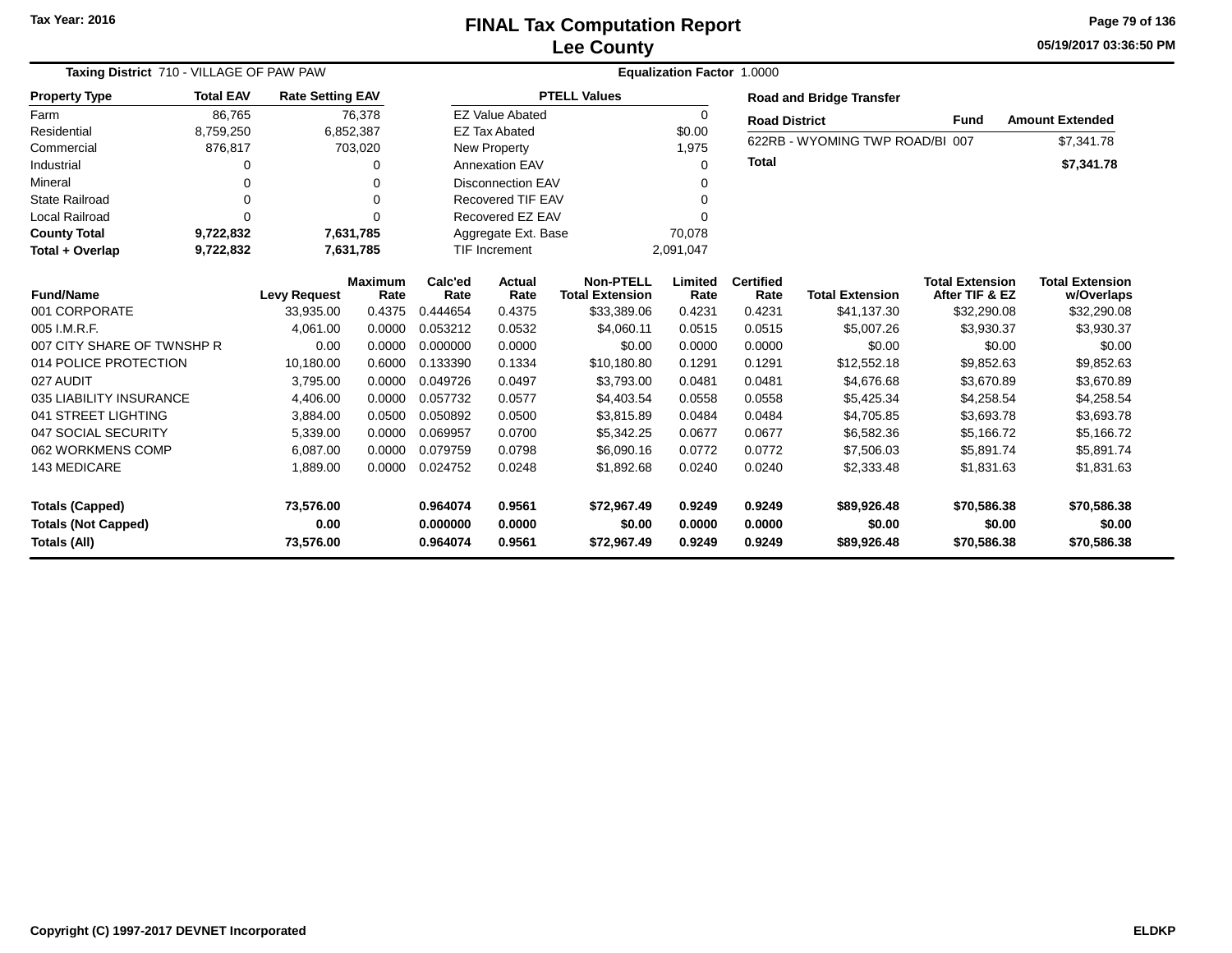# FINAL Tax Computation Report
## Lee County

Tax Year: 2016

05/19/2017 03:36:50 PM

**Taxing District** 710 - VILLAGE OF PAW PAW | **Equalization Factor** 1.0000

| Property Type | Total EAV | Rate Setting EAV |
|---|---|---|
| Farm | 86,765 | 76,378 |
| Residential | 8,759,250 | 6,852,387 |
| Commercial | 876,817 | 703,020 |
| Industrial | 0 | 0 |
| Mineral | 0 | 0 |
| State Railroad | 0 | 0 |
| Local Railroad | 0 | 0 |
| **County Total** | **9,722,832** | **7,631,785** |
| **Total + Overlap** | **9,722,832** | **7,631,785** |

| PTELL Values | |
|---|---|
| EZ Value Abated | 0 |
| EZ Tax Abated | $0.00 |
| New Property | 1,975 |
| Annexation EAV | 0 |
| Disconnection EAV | 0 |
| Recovered TIF EAV | 0 |
| Recovered EZ EAV | 0 |
| Aggregate Ext. Base | 70,078 |
| TIF Increment | 2,091,047 |

**Road and Bridge Transfer**

| Road District | Fund | Amount Extended |
|---|---|---|
| 622RB - WYOMING TWP ROAD/BI | 007 | $7,341.78 |
| **Total** | | **$7,341.78** |

| Fund/Name | Levy Request | Maximum Rate | Calc'ed Rate | Actual Rate | Non-PTELL Total Extension | Limited Rate | Certified Rate | Total Extension | Total Extension After TIF & EZ | Total Extension w/Overlaps |
|---|---|---|---|---|---|---|---|---|---|---|
| 001 CORPORATE | 33,935.00 | 0.4375 | 0.444654 | 0.4375 | $33,389.06 | 0.4231 | 0.4231 | $41,137.30 | $32,290.08 | $32,290.08 |
| 005 I.M.R.F. | 4,061.00 | 0.0000 | 0.053212 | 0.0532 | $4,060.11 | 0.0515 | 0.0515 | $5,007.26 | $3,930.37 | $3,930.37 |
| 007 CITY SHARE OF TWNSHP R | 0.00 | 0.0000 | 0.000000 | 0.0000 | $0.00 | 0.0000 | 0.0000 | $0.00 | $0.00 | $0.00 |
| 014 POLICE PROTECTION | 10,180.00 | 0.6000 | 0.133390 | 0.1334 | $10,180.80 | 0.1291 | 0.1291 | $12,552.18 | $9,852.63 | $9,852.63 |
| 027 AUDIT | 3,795.00 | 0.0000 | 0.049726 | 0.0497 | $3,793.00 | 0.0481 | 0.0481 | $4,676.68 | $3,670.89 | $3,670.89 |
| 035 LIABILITY INSURANCE | 4,406.00 | 0.0000 | 0.057732 | 0.0577 | $4,403.54 | 0.0558 | 0.0558 | $5,425.34 | $4,258.54 | $4,258.54 |
| 041 STREET LIGHTING | 3,884.00 | 0.0500 | 0.050892 | 0.0500 | $3,815.89 | 0.0484 | 0.0484 | $4,705.85 | $3,693.78 | $3,693.78 |
| 047 SOCIAL SECURITY | 5,339.00 | 0.0000 | 0.069957 | 0.0700 | $5,342.25 | 0.0677 | 0.0677 | $6,582.36 | $5,166.72 | $5,166.72 |
| 062 WORKMENS COMP | 6,087.00 | 0.0000 | 0.079759 | 0.0798 | $6,090.16 | 0.0772 | 0.0772 | $7,506.03 | $5,891.74 | $5,891.74 |
| 143 MEDICARE | 1,889.00 | 0.0000 | 0.024752 | 0.0248 | $1,892.68 | 0.0240 | 0.0240 | $2,333.48 | $1,831.63 | $1,831.63 |
| **Totals (Capped)** | **73,576.00** | | **0.964074** | **0.9561** | **$72,967.49** | **0.9249** | **0.9249** | **$89,926.48** | **$70,586.38** | **$70,586.38** |
| **Totals (Not Capped)** | **0.00** | | **0.000000** | **0.0000** | **$0.00** | **0.0000** | **0.0000** | **$0.00** | **$0.00** | **$0.00** |
| **Totals (All)** | **73,576.00** | | **0.964074** | **0.9561** | **$72,967.49** | **0.9249** | **0.9249** | **$89,926.48** | **$70,586.38** | **$70,586.38** |

Copyright (C) 1997-2017 DEVNET Incorporated | ELDKP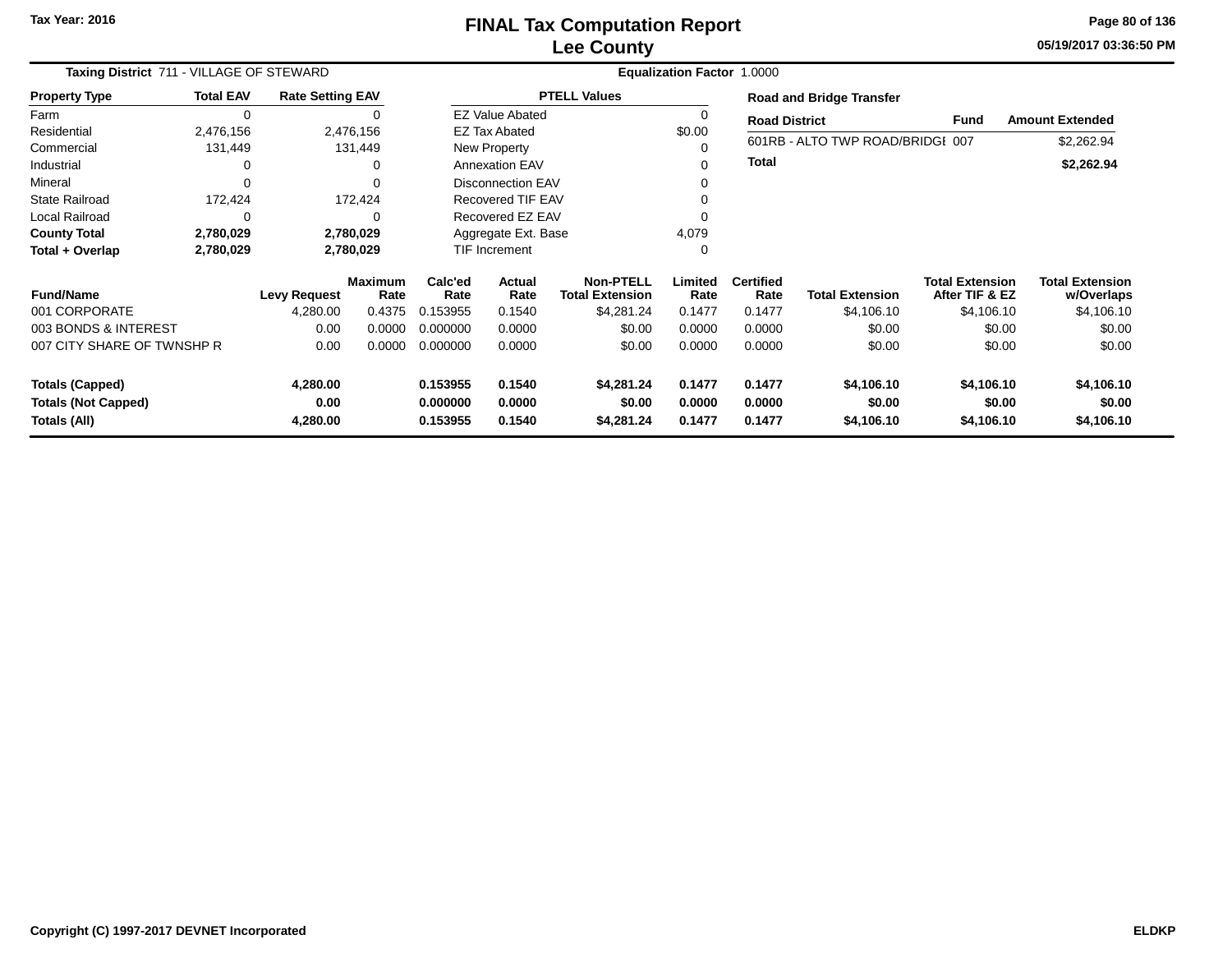Tax Year: 2016

# FINAL Tax Computation Report
## Lee County

05/19/2017 03:36:50 PM

**Taxing District** 711 - VILLAGE OF STEWARD | **Equalization Factor** 1.0000

| Property Type | Total EAV | Rate Setting EAV |
|---|---|---|
| Farm | 0 | 0 |
| Residential | 2,476,156 | 2,476,156 |
| Commercial | 131,449 | 131,449 |
| Industrial | 0 | 0 |
| Mineral | 0 | 0 |
| State Railroad | 172,424 | 172,424 |
| Local Railroad | 0 | 0 |
| **County Total** | **2,780,029** | **2,780,029** |
| **Total + Overlap** | **2,780,029** | **2,780,029** |

| PTELL Values | |
|---|---|
| EZ Value Abated | 0 |
| EZ Tax Abated | $0.00 |
| New Property | 0 |
| Annexation EAV | 0 |
| Disconnection EAV | 0 |
| Recovered TIF EAV | 0 |
| Recovered EZ EAV | 0 |
| Aggregate Ext. Base | 4,079 |
| TIF Increment | 0 |

**Road and Bridge Transfer**

| Road District | Fund | Amount Extended |
|---|---|---|
| 601RB - ALTO TWP ROAD/BRIDGE | 007 | $2,262.94 |
| **Total** | | **$2,262.94** |

| Fund/Name | Levy Request | Maximum Rate | Calc'ed Rate | Actual Rate | Non-PTELL Total Extension | Limited Rate | Certified Rate | Total Extension | Total Extension After TIF & EZ | Total Extension w/Overlaps |
|---|---|---|---|---|---|---|---|---|---|---|
| 001 CORPORATE | 4,280.00 | 0.4375 | 0.153955 | 0.1540 | $4,281.24 | 0.1477 | 0.1477 | $4,106.10 | $4,106.10 | $4,106.10 |
| 003 BONDS & INTEREST | 0.00 | 0.0000 | 0.000000 | 0.0000 | $0.00 | 0.0000 | 0.0000 | $0.00 | $0.00 | $0.00 |
| 007 CITY SHARE OF TWNSHP R | 0.00 | 0.0000 | 0.000000 | 0.0000 | $0.00 | 0.0000 | 0.0000 | $0.00 | $0.00 | $0.00 |
| **Totals (Capped)** | **4,280.00** | | **0.153955** | **0.1540** | **$4,281.24** | **0.1477** | **0.1477** | **$4,106.10** | **$4,106.10** | **$4,106.10** |
| **Totals (Not Capped)** | **0.00** | | **0.000000** | **0.0000** | **$0.00** | **0.0000** | **0.0000** | **$0.00** | **$0.00** | **$0.00** |
| **Totals (All)** | **4,280.00** | | **0.153955** | **0.1540** | **$4,281.24** | **0.1477** | **0.1477** | **$4,106.10** | **$4,106.10** | **$4,106.10** |

Copyright (C) 1997-2017 DEVNET Incorporated | ELDKP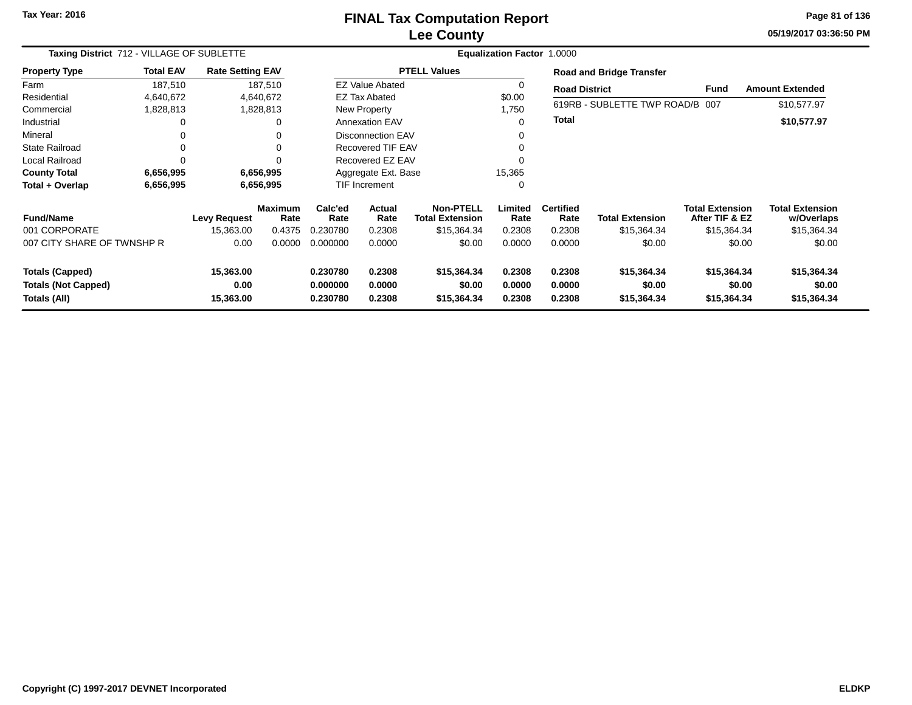# FINAL Tax Computation Report
## Lee County

Tax Year: 2016

05/19/2017 03:36:50 PM

**Taxing District** 712 - VILLAGE OF SUBLETTE | **Equalization Factor** 1.0000

| Property Type | Total EAV | Rate Setting EAV |
|---|---|---|
| Farm | 187,510 | 187,510 |
| Residential | 4,640,672 | 4,640,672 |
| Commercial | 1,828,813 | 1,828,813 |
| Industrial | 0 | 0 |
| Mineral | 0 | 0 |
| State Railroad | 0 | 0 |
| Local Railroad | 0 | 0 |
| **County Total** | **6,656,995** | **6,656,995** |
| **Total + Overlap** | **6,656,995** | **6,656,995** |

| PTELL Values | |
|---|---|
| EZ Value Abated | 0 |
| EZ Tax Abated | $0.00 |
| New Property | 1,750 |
| Annexation EAV | 0 |
| Disconnection EAV | 0 |
| Recovered TIF EAV | 0 |
| Recovered EZ EAV | 0 |
| Aggregate Ext. Base | 15,365 |
| TIF Increment | 0 |

**Road and Bridge Transfer**

| Road District | Fund | Amount Extended |
|---|---|---|
| 619RB - SUBLETTE TWP ROAD/B | 007 | $10,577.97 |
| **Total** | | **$10,577.97** |

| Fund/Name | Levy Request | Maximum Rate | Calc'ed Rate | Actual Rate | Non-PTELL Total Extension | Limited Rate | Certified Rate | Total Extension | Total Extension After TIF & EZ | Total Extension w/Overlaps |
|---|---|---|---|---|---|---|---|---|---|---|
| 001 CORPORATE | 15,363.00 | 0.4375 | 0.230780 | 0.2308 | $15,364.34 | 0.2308 | 0.2308 | $15,364.34 | $15,364.34 | $15,364.34 |
| 007 CITY SHARE OF TWNSHP R | 0.00 | 0.0000 | 0.000000 | 0.0000 | $0.00 | 0.0000 | 0.0000 | $0.00 | $0.00 | $0.00 |
| **Totals (Capped)** | **15,363.00** | | **0.230780** | **0.2308** | **$15,364.34** | **0.2308** | **0.2308** | **$15,364.34** | **$15,364.34** | **$15,364.34** |
| **Totals (Not Capped)** | **0.00** | | **0.000000** | **0.0000** | **$0.00** | **0.0000** | **0.0000** | **$0.00** | **$0.00** | **$0.00** |
| **Totals (All)** | **15,363.00** | | **0.230780** | **0.2308** | **$15,364.34** | **0.2308** | **0.2308** | **$15,364.34** | **$15,364.34** | **$15,364.34** |

Copyright (C) 1997-2017 DEVNET Incorporated — ELDKP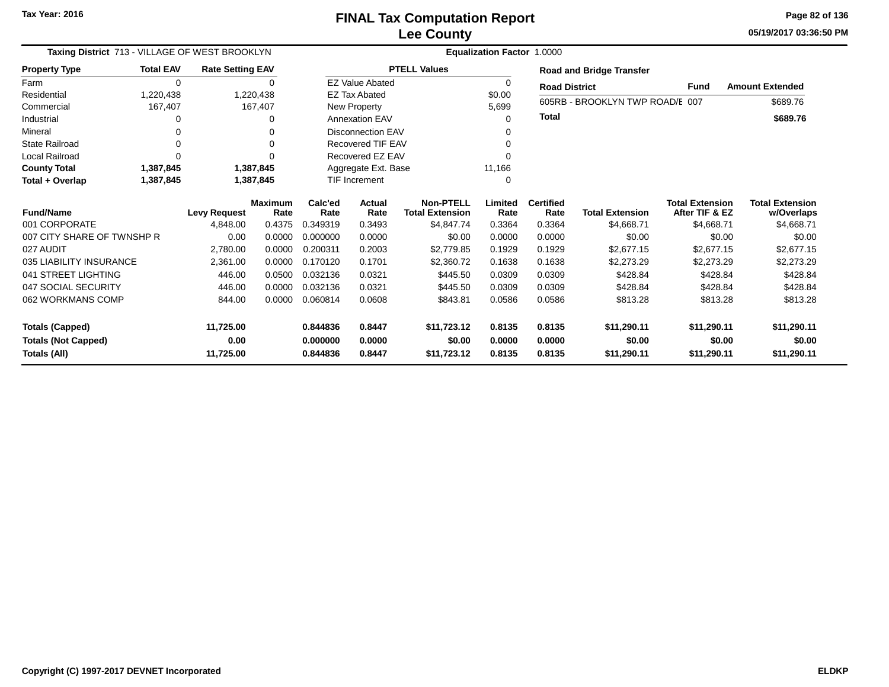Tax Year: 2016

# FINAL Tax Computation Report
## Lee County

05/19/2017 03:36:50 PM

**Taxing District** 713 - VILLAGE OF WEST BROOKLYN

**Equalization Factor** 1.0000

| Property Type | Total EAV | Rate Setting EAV |
|---|---|---|
| Farm | 0 | 0 |
| Residential | 1,220,438 | 1,220,438 |
| Commercial | 167,407 | 167,407 |
| Industrial | 0 | 0 |
| Mineral | 0 | 0 |
| State Railroad | 0 | 0 |
| Local Railroad | 0 | 0 |
| **County Total** | **1,387,845** | **1,387,845** |
| **Total + Overlap** | **1,387,845** | **1,387,845** |

| PTELL Values | |
|---|---|
| EZ Value Abated | 0 |
| EZ Tax Abated | $0.00 |
| New Property | 5,699 |
| Annexation EAV | 0 |
| Disconnection EAV | 0 |
| Recovered TIF EAV | 0 |
| Recovered EZ EAV | 0 |
| Aggregate Ext. Base | 11,166 |
| TIF Increment | 0 |

**Road and Bridge Transfer**

| Road District | Fund | Amount Extended |
|---|---|---|
| 605RB - BROOKLYN TWP ROAD/E | 007 | $689.76 |
| **Total** | | **$689.76** |

| Fund/Name | Levy Request | Maximum Rate | Calc'ed Rate | Actual Rate | Non-PTELL Total Extension | Limited Rate | Certified Rate | Total Extension | Total Extension After TIF & EZ | Total Extension w/Overlaps |
|---|---|---|---|---|---|---|---|---|---|---|
| 001 CORPORATE | 4,848.00 | 0.4375 | 0.349319 | 0.3493 | $4,847.74 | 0.3364 | 0.3364 | $4,668.71 | $4,668.71 | $4,668.71 |
| 007 CITY SHARE OF TWNSHP R | 0.00 | 0.0000 | 0.000000 | 0.0000 | $0.00 | 0.0000 | 0.0000 | $0.00 | $0.00 | $0.00 |
| 027 AUDIT | 2,780.00 | 0.0000 | 0.200311 | 0.2003 | $2,779.85 | 0.1929 | 0.1929 | $2,677.15 | $2,677.15 | $2,677.15 |
| 035 LIABILITY INSURANCE | 2,361.00 | 0.0000 | 0.170120 | 0.1701 | $2,360.72 | 0.1638 | 0.1638 | $2,273.29 | $2,273.29 | $2,273.29 |
| 041 STREET LIGHTING | 446.00 | 0.0500 | 0.032136 | 0.0321 | $445.50 | 0.0309 | 0.0309 | $428.84 | $428.84 | $428.84 |
| 047 SOCIAL SECURITY | 446.00 | 0.0000 | 0.032136 | 0.0321 | $445.50 | 0.0309 | 0.0309 | $428.84 | $428.84 | $428.84 |
| 062 WORKMANS COMP | 844.00 | 0.0000 | 0.060814 | 0.0608 | $843.81 | 0.0586 | 0.0586 | $813.28 | $813.28 | $813.28 |
| **Totals (Capped)** | **11,725.00** | | **0.844836** | **0.8447** | **$11,723.12** | **0.8135** | **0.8135** | **$11,290.11** | **$11,290.11** | **$11,290.11** |
| **Totals (Not Capped)** | **0.00** | | **0.000000** | **0.0000** | **$0.00** | **0.0000** | **0.0000** | **$0.00** | **$0.00** | **$0.00** |
| **Totals (All)** | **11,725.00** | | **0.844836** | **0.8447** | **$11,723.12** | **0.8135** | **0.8135** | **$11,290.11** | **$11,290.11** | **$11,290.11** |

Copyright (C) 1997-2017 DEVNET Incorporated

ELDKP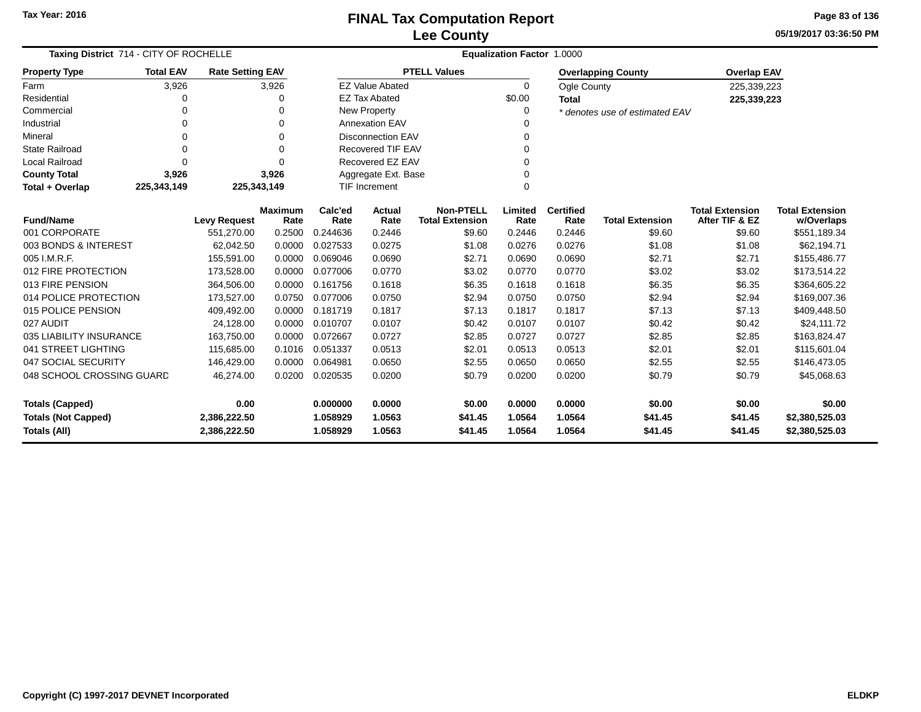Tax Year: 2016

# FINAL Tax Computation Report
## Lee County

05/19/2017 03:36:50 PM

**Taxing District** 714 - CITY OF ROCHELLE **Equalization Factor** 1.0000

| Property Type | Total EAV | Rate Setting EAV |
|---|---|---|
| Farm | 3,926 | 3,926 |
| Residential | 0 | 0 |
| Commercial | 0 | 0 |
| Industrial | 0 | 0 |
| Mineral | 0 | 0 |
| State Railroad | 0 | 0 |
| Local Railroad | 0 | 0 |
| **County Total** | **3,926** | **3,926** |
| **Total + Overlap** | **225,343,149** | **225,343,149** |

| PTELL Values | |
|---|---|
| EZ Value Abated | 0 |
| EZ Tax Abated | $0.00 |
| New Property | 0 |
| Annexation EAV | 0 |
| Disconnection EAV | 0 |
| Recovered TIF EAV | 0 |
| Recovered EZ EAV | 0 |
| Aggregate Ext. Base | 0 |
| TIF Increment | 0 |

| Overlapping County | Overlap EAV |
|---|---|
| Ogle County | 225,339,223 |
| **Total** | **225,339,223** |

*\* denotes use of estimated EAV*

| Fund/Name | Levy Request | Maximum Rate | Calc'ed Rate | Actual Rate | Non-PTELL Total Extension | Limited Rate | Certified Rate | Total Extension | Total Extension After TIF & EZ | Total Extension w/Overlaps |
|---|---|---|---|---|---|---|---|---|---|---|
| 001 CORPORATE | 551,270.00 | 0.2500 | 0.244636 | 0.2446 | $9.60 | 0.2446 | 0.2446 | $9.60 | $9.60 | $551,189.34 |
| 003 BONDS & INTEREST | 62,042.50 | 0.0000 | 0.027533 | 0.0275 | $1.08 | 0.0276 | 0.0276 | $1.08 | $1.08 | $62,194.71 |
| 005 I.M.R.F. | 155,591.00 | 0.0000 | 0.069046 | 0.0690 | $2.71 | 0.0690 | 0.0690 | $2.71 | $2.71 | $155,486.77 |
| 012 FIRE PROTECTION | 173,528.00 | 0.0000 | 0.077006 | 0.0770 | $3.02 | 0.0770 | 0.0770 | $3.02 | $3.02 | $173,514.22 |
| 013 FIRE PENSION | 364,506.00 | 0.0000 | 0.161756 | 0.1618 | $6.35 | 0.1618 | 0.1618 | $6.35 | $6.35 | $364,605.22 |
| 014 POLICE PROTECTION | 173,527.00 | 0.0750 | 0.077006 | 0.0750 | $2.94 | 0.0750 | 0.0750 | $2.94 | $2.94 | $169,007.36 |
| 015 POLICE PENSION | 409,492.00 | 0.0000 | 0.181719 | 0.1817 | $7.13 | 0.1817 | 0.1817 | $7.13 | $7.13 | $409,448.50 |
| 027 AUDIT | 24,128.00 | 0.0000 | 0.010707 | 0.0107 | $0.42 | 0.0107 | 0.0107 | $0.42 | $0.42 | $24,111.72 |
| 035 LIABILITY INSURANCE | 163,750.00 | 0.0000 | 0.072667 | 0.0727 | $2.85 | 0.0727 | 0.0727 | $2.85 | $2.85 | $163,824.47 |
| 041 STREET LIGHTING | 115,685.00 | 0.1016 | 0.051337 | 0.0513 | $2.01 | 0.0513 | 0.0513 | $2.01 | $2.01 | $115,601.04 |
| 047 SOCIAL SECURITY | 146,429.00 | 0.0000 | 0.064981 | 0.0650 | $2.55 | 0.0650 | 0.0650 | $2.55 | $2.55 | $146,473.05 |
| 048 SCHOOL CROSSING GUARD | 46,274.00 | 0.0200 | 0.020535 | 0.0200 | $0.79 | 0.0200 | 0.0200 | $0.79 | $0.79 | $45,068.63 |
| **Totals (Capped)** | **0.00** | | **0.000000** | **0.0000** | **$0.00** | **0.0000** | **0.0000** | **$0.00** | **$0.00** | **$0.00** |
| **Totals (Not Capped)** | **2,386,222.50** | | **1.058929** | **1.0563** | **$41.45** | **1.0564** | **1.0564** | **$41.45** | **$41.45** | **$2,380,525.03** |
| **Totals (All)** | **2,386,222.50** | | **1.058929** | **1.0563** | **$41.45** | **1.0564** | **1.0564** | **$41.45** | **$41.45** | **$2,380,525.03** |

Copyright (C) 1997-2017 DEVNET Incorporated ELDKP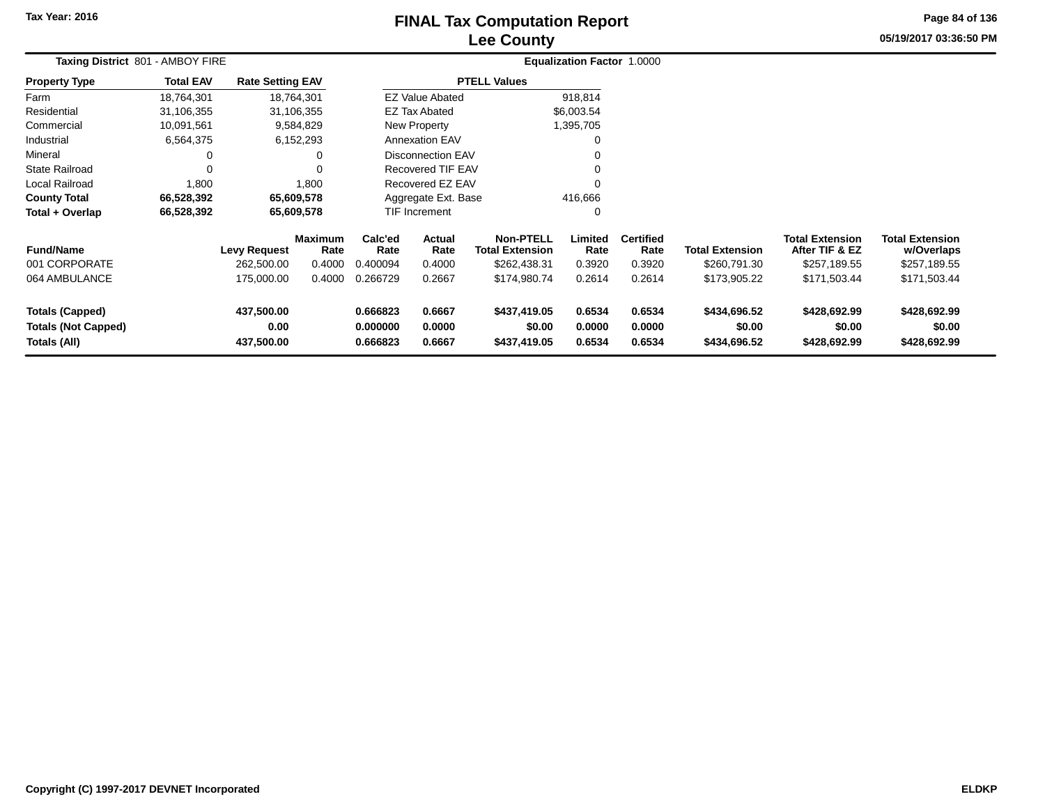# FINAL Tax Computation Report
## Lee County

Tax Year: 2016

05/19/2017 03:36:50 PM

**Taxing District** 801 - AMBOY FIRE

**Equalization Factor** 1.0000

| Property Type | Total EAV | Rate Setting EAV |
|---|---|---|
| Farm | 18,764,301 | 18,764,301 |
| Residential | 31,106,355 | 31,106,355 |
| Commercial | 10,091,561 | 9,584,829 |
| Industrial | 6,564,375 | 6,152,293 |
| Mineral | 0 | 0 |
| State Railroad | 0 | 0 |
| Local Railroad | 1,800 | 1,800 |
| **County Total** | **66,528,392** | **65,609,578** |
| **Total + Overlap** | **66,528,392** | **65,609,578** |

| PTELL Values | |
|---|---|
| EZ Value Abated | 918,814 |
| EZ Tax Abated | $6,003.54 |
| New Property | 1,395,705 |
| Annexation EAV | 0 |
| Disconnection EAV | 0 |
| Recovered TIF EAV | 0 |
| Recovered EZ EAV | 0 |
| Aggregate Ext. Base | 416,666 |
| TIF Increment | 0 |

| Fund/Name | Levy Request | Maximum Rate | Calc'ed Rate | Actual Rate | Non-PTELL Total Extension | Limited Rate | Certified Rate | Total Extension | Total Extension After TIF & EZ | Total Extension w/Overlaps |
|---|---|---|---|---|---|---|---|---|---|---|
| 001 CORPORATE | 262,500.00 | 0.4000 | 0.400094 | 0.4000 | $262,438.31 | 0.3920 | 0.3920 | $260,791.30 | $257,189.55 | $257,189.55 |
| 064 AMBULANCE | 175,000.00 | 0.4000 | 0.266729 | 0.2667 | $174,980.74 | 0.2614 | 0.2614 | $173,905.22 | $171,503.44 | $171,503.44 |
| **Totals (Capped)** | **437,500.00** | | **0.666823** | **0.6667** | **$437,419.05** | **0.6534** | **0.6534** | **$434,696.52** | **$428,692.99** | **$428,692.99** |
| **Totals (Not Capped)** | **0.00** | | **0.000000** | **0.0000** | **$0.00** | **0.0000** | **0.0000** | **$0.00** | **$0.00** | **$0.00** |
| **Totals (All)** | **437,500.00** | | **0.666823** | **0.6667** | **$437,419.05** | **0.6534** | **0.6534** | **$434,696.52** | **$428,692.99** | **$428,692.99** |

Copyright (C) 1997-2017 DEVNET Incorporated

ELDKP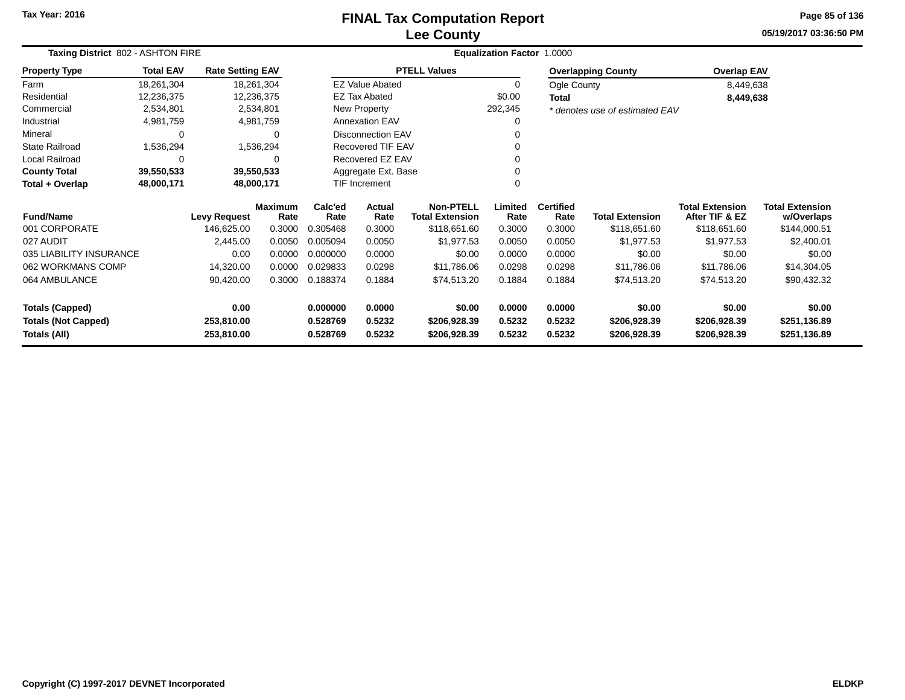Tax Year: 2016

# FINAL Tax Computation Report
## Lee County

05/19/2017 03:36:50 PM

**Taxing District** 802 - ASHTON FIRE    **Equalization Factor** 1.0000

| Property Type | Total EAV | Rate Setting EAV |
|---|---|---|
| Farm | 18,261,304 | 18,261,304 |
| Residential | 12,236,375 | 12,236,375 |
| Commercial | 2,534,801 | 2,534,801 |
| Industrial | 4,981,759 | 4,981,759 |
| Mineral | 0 | 0 |
| State Railroad | 1,536,294 | 1,536,294 |
| Local Railroad | 0 | 0 |
| **County Total** | **39,550,533** | **39,550,533** |
| **Total + Overlap** | **48,000,171** | **48,000,171** |

| PTELL Values | |
|---|---|
| EZ Value Abated | 0 |
| EZ Tax Abated | $0.00 |
| New Property | 292,345 |
| Annexation EAV | 0 |
| Disconnection EAV | 0 |
| Recovered TIF EAV | 0 |
| Recovered EZ EAV | 0 |
| Aggregate Ext. Base | 0 |
| TIF Increment | 0 |

| Overlapping County | Overlap EAV |
|---|---|
| Ogle County | 8,449,638 |
| **Total** | **8,449,638** |

*\* denotes use of estimated EAV*

| Fund/Name | Levy Request | Maximum Rate | Calc'ed Rate | Actual Rate | Non-PTELL Total Extension | Limited Rate | Certified Rate | Total Extension | Total Extension After TIF & EZ | Total Extension w/Overlaps |
|---|---|---|---|---|---|---|---|---|---|---|
| 001 CORPORATE | 146,625.00 | 0.3000 | 0.305468 | 0.3000 | $118,651.60 | 0.3000 | 0.3000 | $118,651.60 | $118,651.60 | $144,000.51 |
| 027 AUDIT | 2,445.00 | 0.0050 | 0.005094 | 0.0050 | $1,977.53 | 0.0050 | 0.0050 | $1,977.53 | $1,977.53 | $2,400.01 |
| 035 LIABILITY INSURANCE | 0.00 | 0.0000 | 0.000000 | 0.0000 | $0.00 | 0.0000 | 0.0000 | $0.00 | $0.00 | $0.00 |
| 062 WORKMANS COMP | 14,320.00 | 0.0000 | 0.029833 | 0.0298 | $11,786.06 | 0.0298 | 0.0298 | $11,786.06 | $11,786.06 | $14,304.05 |
| 064 AMBULANCE | 90,420.00 | 0.3000 | 0.188374 | 0.1884 | $74,513.20 | 0.1884 | 0.1884 | $74,513.20 | $74,513.20 | $90,432.32 |
| **Totals (Capped)** | **0.00** | | **0.000000** | **0.0000** | **$0.00** | **0.0000** | **0.0000** | **$0.00** | **$0.00** | **$0.00** |
| **Totals (Not Capped)** | **253,810.00** | | **0.528769** | **0.5232** | **$206,928.39** | **0.5232** | **0.5232** | **$206,928.39** | **$206,928.39** | **$251,136.89** |
| **Totals (All)** | **253,810.00** | | **0.528769** | **0.5232** | **$206,928.39** | **0.5232** | **0.5232** | **$206,928.39** | **$206,928.39** | **$251,136.89** |

Copyright (C) 1997-2017 DEVNET Incorporated    ELDKP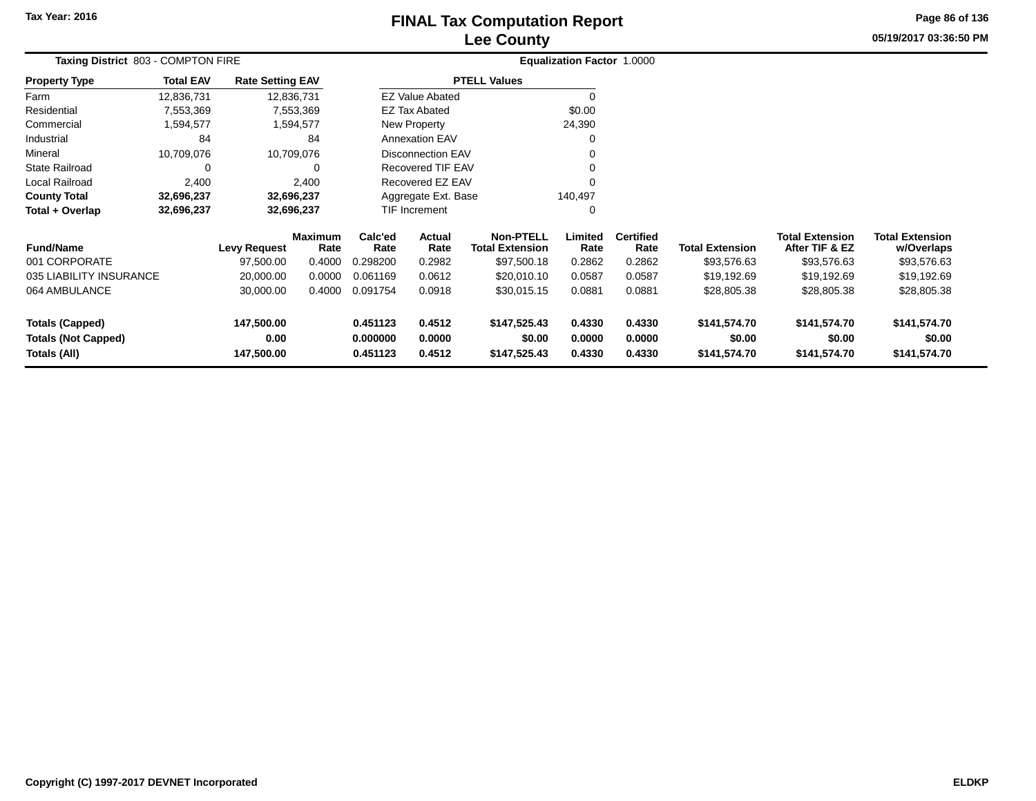# FINAL Tax Computation Report
# Lee County

Tax Year: 2016

05/19/2017 03:36:50 PM

**Taxing District** 803 - COMPTON FIRE

**Equalization Factor** 1.0000

| Property Type | Total EAV | Rate Setting EAV |
|---|---|---|
| Farm | 12,836,731 | 12,836,731 |
| Residential | 7,553,369 | 7,553,369 |
| Commercial | 1,594,577 | 1,594,577 |
| Industrial | 84 | 84 |
| Mineral | 10,709,076 | 10,709,076 |
| State Railroad | 0 | 0 |
| Local Railroad | 2,400 | 2,400 |
| **County Total** | **32,696,237** | **32,696,237** |
| **Total + Overlap** | **32,696,237** | **32,696,237** |

| PTELL Values | |
|---|---|
| EZ Value Abated | 0 |
| EZ Tax Abated | $0.00 |
| New Property | 24,390 |
| Annexation EAV | 0 |
| Disconnection EAV | 0 |
| Recovered TIF EAV | 0 |
| Recovered EZ EAV | 0 |
| Aggregate Ext. Base | 140,497 |
| TIF Increment | 0 |

| Fund/Name | Levy Request | Maximum Rate | Calc'ed Rate | Actual Rate | Non-PTELL Total Extension | Limited Rate | Certified Rate | Total Extension | Total Extension After TIF & EZ | Total Extension w/Overlaps |
|---|---|---|---|---|---|---|---|---|---|---|
| 001 CORPORATE | 97,500.00 | 0.4000 | 0.298200 | 0.2982 | $97,500.18 | 0.2862 | 0.2862 | $93,576.63 | $93,576.63 | $93,576.63 |
| 035 LIABILITY INSURANCE | 20,000.00 | 0.0000 | 0.061169 | 0.0612 | $20,010.10 | 0.0587 | 0.0587 | $19,192.69 | $19,192.69 | $19,192.69 |
| 064 AMBULANCE | 30,000.00 | 0.4000 | 0.091754 | 0.0918 | $30,015.15 | 0.0881 | 0.0881 | $28,805.38 | $28,805.38 | $28,805.38 |
| **Totals (Capped)** | **147,500.00** | | **0.451123** | **0.4512** | **$147,525.43** | **0.4330** | **0.4330** | **$141,574.70** | **$141,574.70** | **$141,574.70** |
| **Totals (Not Capped)** | **0.00** | | **0.000000** | **0.0000** | **$0.00** | **0.0000** | **0.0000** | **$0.00** | **$0.00** | **$0.00** |
| **Totals (All)** | **147,500.00** | | **0.451123** | **0.4512** | **$147,525.43** | **0.4330** | **0.4330** | **$141,574.70** | **$141,574.70** | **$141,574.70** |

Copyright (C) 1997-2017 DEVNET Incorporated

ELDKP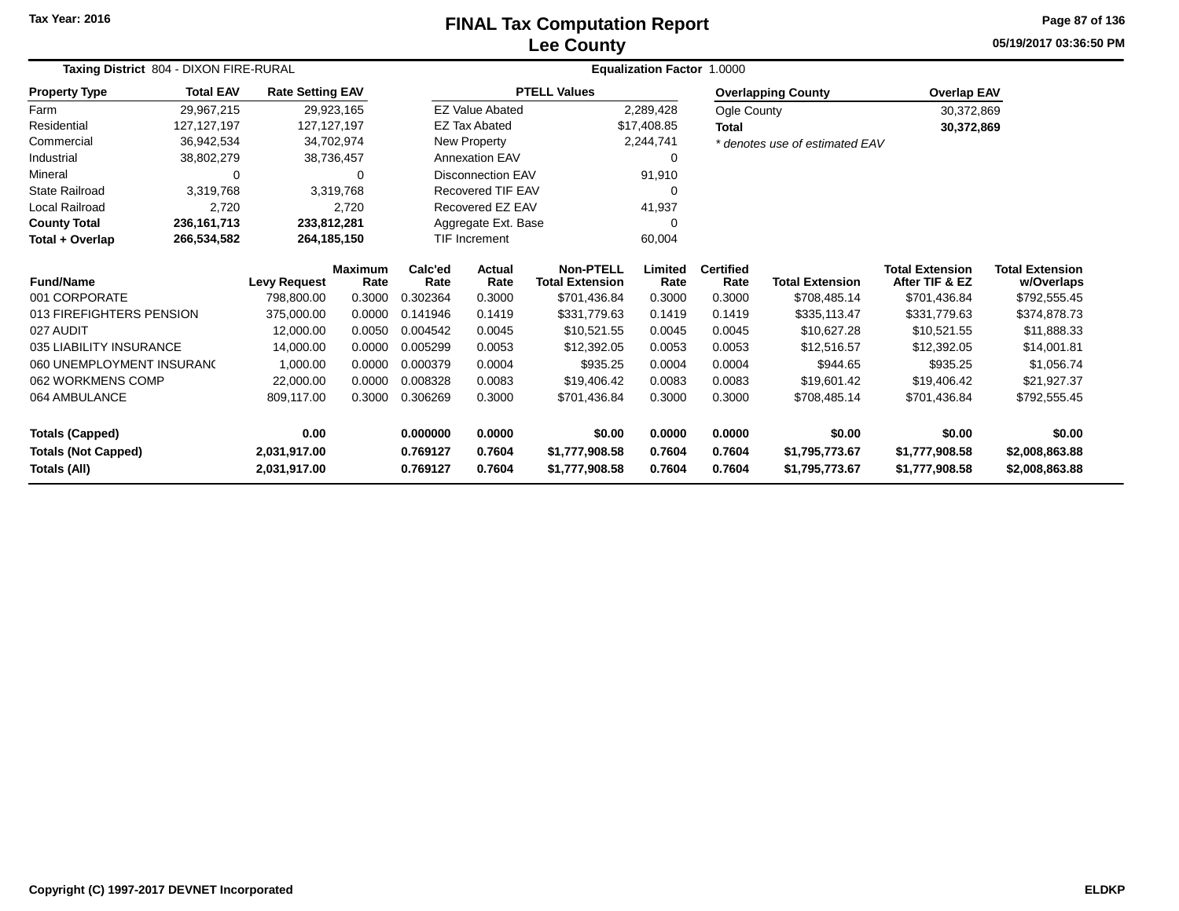Tax Year: 2016

# FINAL Tax Computation Report
## Lee County

05/19/2017 03:36:50 PM

**Taxing District** 804 - DIXON FIRE-RURAL | **Equalization Factor** 1.0000

| Property Type | Total EAV | Rate Setting EAV |
|---|---|---|
| Farm | 29,967,215 | 29,923,165 |
| Residential | 127,127,197 | 127,127,197 |
| Commercial | 36,942,534 | 34,702,974 |
| Industrial | 38,802,279 | 38,736,457 |
| Mineral | 0 | 0 |
| State Railroad | 3,319,768 | 3,319,768 |
| Local Railroad | 2,720 | 2,720 |
| **County Total** | **236,161,713** | **233,812,281** |
| **Total + Overlap** | **266,534,582** | **264,185,150** |

| PTELL Values | |
|---|---|
| EZ Value Abated | 2,289,428 |
| EZ Tax Abated | $17,408.85 |
| New Property | 2,244,741 |
| Annexation EAV | 0 |
| Disconnection EAV | 91,910 |
| Recovered TIF EAV | 0 |
| Recovered EZ EAV | 41,937 |
| Aggregate Ext. Base | 0 |
| TIF Increment | 60,004 |

| Overlapping County | Overlap EAV |
|---|---|
| Ogle County | 30,372,869 |
| **Total** | **30,372,869** |

*\* denotes use of estimated EAV*

| Fund/Name | Levy Request | Maximum Rate | Calc'ed Rate | Actual Rate | Non-PTELL Total Extension | Limited Rate | Certified Rate | Total Extension | Total Extension After TIF & EZ | Total Extension w/Overlaps |
|---|---|---|---|---|---|---|---|---|---|---|
| 001 CORPORATE | 798,800.00 | 0.3000 | 0.302364 | 0.3000 | $701,436.84 | 0.3000 | 0.3000 | $708,485.14 | $701,436.84 | $792,555.45 |
| 013 FIREFIGHTERS PENSION | 375,000.00 | 0.0000 | 0.141946 | 0.1419 | $331,779.63 | 0.1419 | 0.1419 | $335,113.47 | $331,779.63 | $374,878.73 |
| 027 AUDIT | 12,000.00 | 0.0050 | 0.004542 | 0.0045 | $10,521.55 | 0.0045 | 0.0045 | $10,627.28 | $10,521.55 | $11,888.33 |
| 035 LIABILITY INSURANCE | 14,000.00 | 0.0000 | 0.005299 | 0.0053 | $12,392.05 | 0.0053 | 0.0053 | $12,516.57 | $12,392.05 | $14,001.81 |
| 060 UNEMPLOYMENT INSURANC | 1,000.00 | 0.0000 | 0.000379 | 0.0004 | $935.25 | 0.0004 | 0.0004 | $944.65 | $935.25 | $1,056.74 |
| 062 WORKMENS COMP | 22,000.00 | 0.0000 | 0.008328 | 0.0083 | $19,406.42 | 0.0083 | 0.0083 | $19,601.42 | $19,406.42 | $21,927.37 |
| 064 AMBULANCE | 809,117.00 | 0.3000 | 0.306269 | 0.3000 | $701,436.84 | 0.3000 | 0.3000 | $708,485.14 | $701,436.84 | $792,555.45 |
| **Totals (Capped)** | **0.00** | | **0.000000** | **0.0000** | **$0.00** | **0.0000** | **0.0000** | **$0.00** | **$0.00** | **$0.00** |
| **Totals (Not Capped)** | **2,031,917.00** | | **0.769127** | **0.7604** | **$1,777,908.58** | **0.7604** | **0.7604** | **$1,795,773.67** | **$1,777,908.58** | **$2,008,863.88** |
| **Totals (All)** | **2,031,917.00** | | **0.769127** | **0.7604** | **$1,777,908.58** | **0.7604** | **0.7604** | **$1,795,773.67** | **$1,777,908.58** | **$2,008,863.88** |

Copyright (C) 1997-2017 DEVNET Incorporated | ELDKP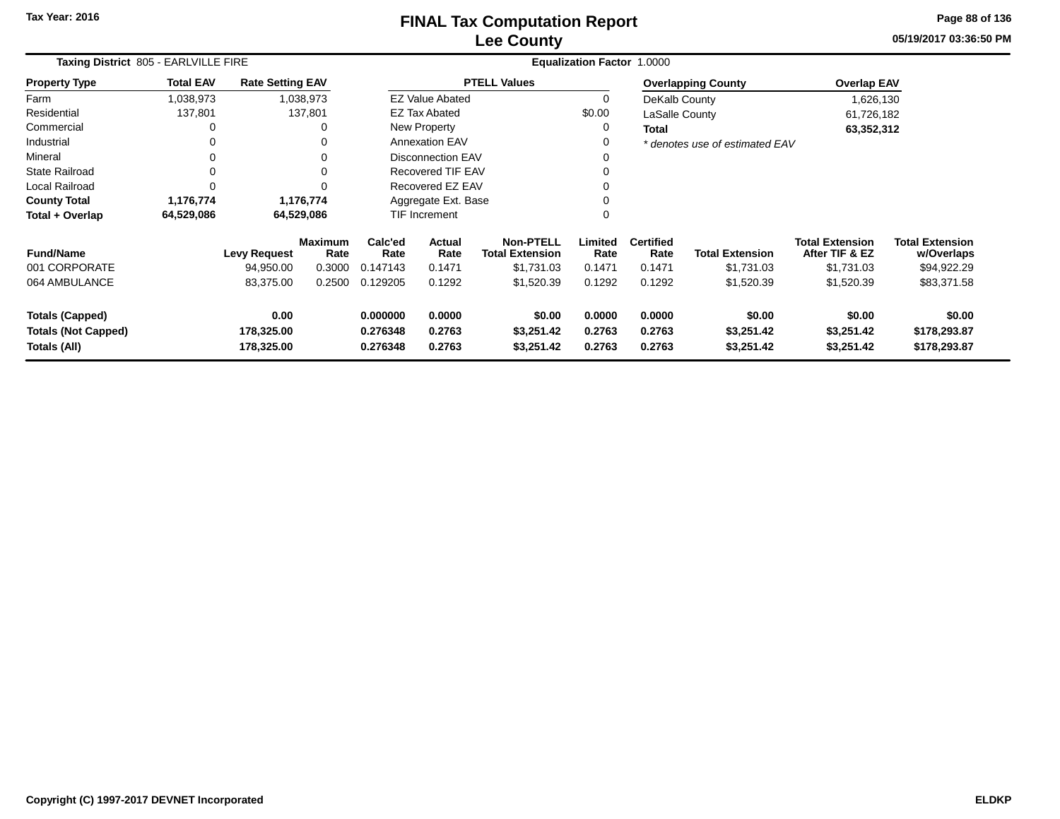Tax Year: 2016

# FINAL Tax Computation Report
## Lee County

05/19/2017 03:36:50 PM

**Taxing District** 805 - EARLVILLE FIRE | **Equalization Factor** 1.0000

| Property Type | Total EAV | Rate Setting EAV |
|---|---|---|
| Farm | 1,038,973 | 1,038,973 |
| Residential | 137,801 | 137,801 |
| Commercial | 0 | 0 |
| Industrial | 0 | 0 |
| Mineral | 0 | 0 |
| State Railroad | 0 | 0 |
| Local Railroad | 0 | 0 |
| **County Total** | **1,176,774** | **1,176,774** |
| **Total + Overlap** | **64,529,086** | **64,529,086** |

| PTELL Values | |
|---|---|
| EZ Value Abated | 0 |
| EZ Tax Abated | $0.00 |
| New Property | 0 |
| Annexation EAV | 0 |
| Disconnection EAV | 0 |
| Recovered TIF EAV | 0 |
| Recovered EZ EAV | 0 |
| Aggregate Ext. Base | 0 |
| TIF Increment | 0 |

| Overlapping County | Overlap EAV |
|---|---|
| DeKalb County | 1,626,130 |
| LaSalle County | 61,726,182 |
| **Total** | **63,352,312** |

*\* denotes use of estimated EAV*

| Fund/Name | Levy Request | Maximum Rate | Calc'ed Rate | Actual Rate | Non-PTELL Total Extension | Limited Rate | Certified Rate | Total Extension | Total Extension After TIF & EZ | Total Extension w/Overlaps |
|---|---|---|---|---|---|---|---|---|---|---|
| 001 CORPORATE | 94,950.00 | 0.3000 | 0.147143 | 0.1471 | $1,731.03 | 0.1471 | 0.1471 | $1,731.03 | $1,731.03 | $94,922.29 |
| 064 AMBULANCE | 83,375.00 | 0.2500 | 0.129205 | 0.1292 | $1,520.39 | 0.1292 | 0.1292 | $1,520.39 | $1,520.39 | $83,371.58 |
| **Totals (Capped)** | **0.00** | | **0.000000** | **0.0000** | **$0.00** | **0.0000** | **0.0000** | **$0.00** | **$0.00** | **$0.00** |
| **Totals (Not Capped)** | **178,325.00** | | **0.276348** | **0.2763** | **$3,251.42** | **0.2763** | **0.2763** | **$3,251.42** | **$3,251.42** | **$178,293.87** |
| **Totals (All)** | **178,325.00** | | **0.276348** | **0.2763** | **$3,251.42** | **0.2763** | **0.2763** | **$3,251.42** | **$3,251.42** | **$178,293.87** |

Copyright (C) 1997-2017 DEVNET Incorporated

ELDKP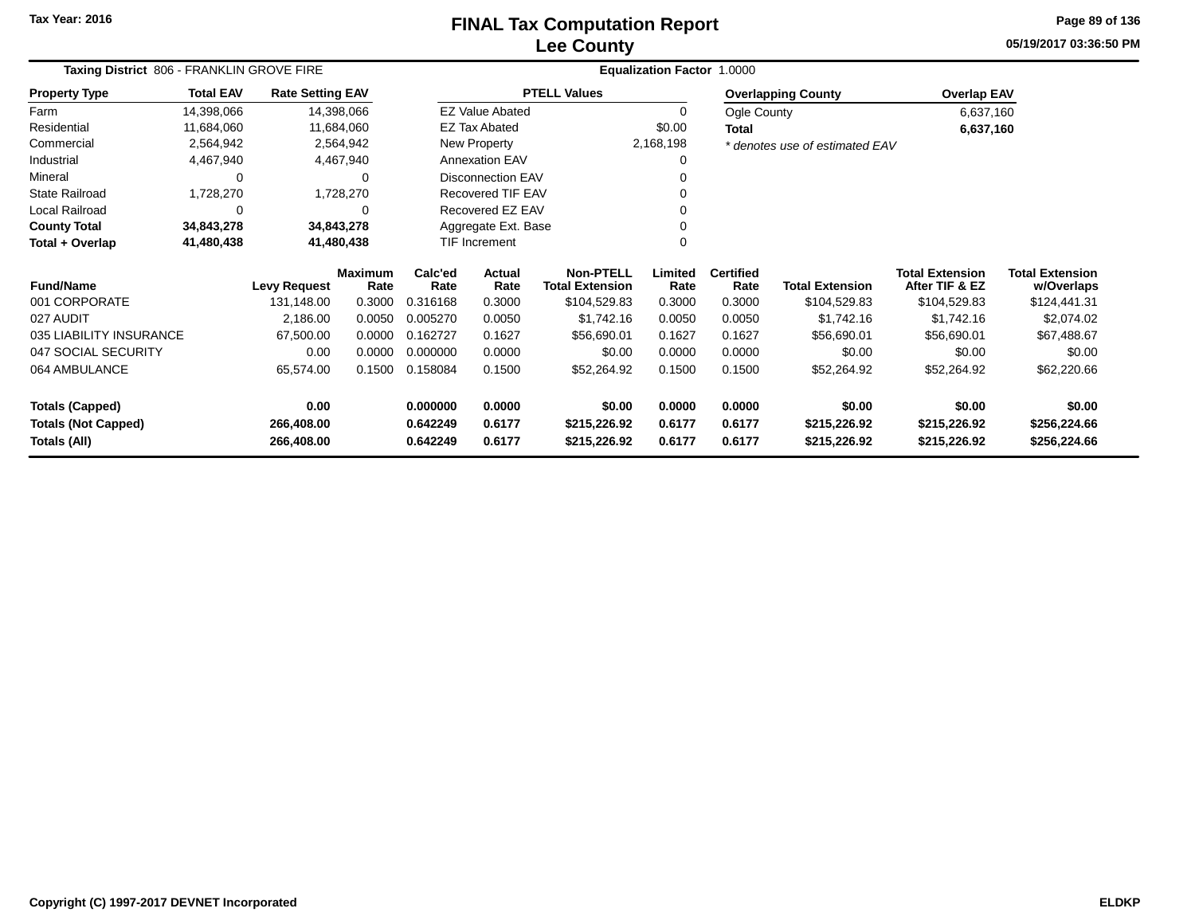Tax Year: 2016

# FINAL Tax Computation Report
## Lee County

05/19/2017 03:36:50 PM

**Taxing District** 806 - FRANKLIN GROVE FIRE **Equalization Factor** 1.0000

| Property Type | Total EAV | Rate Setting EAV |
|---|---|---|
| Farm | 14,398,066 | 14,398,066 |
| Residential | 11,684,060 | 11,684,060 |
| Commercial | 2,564,942 | 2,564,942 |
| Industrial | 4,467,940 | 4,467,940 |
| Mineral | 0 | 0 |
| State Railroad | 1,728,270 | 1,728,270 |
| Local Railroad | 0 | 0 |
| **County Total** | **34,843,278** | **34,843,278** |
| **Total + Overlap** | **41,480,438** | **41,480,438** |

| PTELL Values | |
|---|---|
| EZ Value Abated | 0 |
| EZ Tax Abated | $0.00 |
| New Property | 2,168,198 |
| Annexation EAV | 0 |
| Disconnection EAV | 0 |
| Recovered TIF EAV | 0 |
| Recovered EZ EAV | 0 |
| Aggregate Ext. Base | 0 |
| TIF Increment | 0 |

| Overlapping County | Overlap EAV |
|---|---|
| Ogle County | 6,637,160 |
| **Total** | **6,637,160** |

*\* denotes use of estimated EAV*

| Fund/Name | Levy Request | Maximum Rate | Calc'ed Rate | Actual Rate | Non-PTELL Total Extension | Limited Rate | Certified Rate | Total Extension | Total Extension After TIF & EZ | Total Extension w/Overlaps |
|---|---|---|---|---|---|---|---|---|---|---|
| 001 CORPORATE | 131,148.00 | 0.3000 | 0.316168 | 0.3000 | $104,529.83 | 0.3000 | 0.3000 | $104,529.83 | $104,529.83 | $124,441.31 |
| 027 AUDIT | 2,186.00 | 0.0050 | 0.005270 | 0.0050 | $1,742.16 | 0.0050 | 0.0050 | $1,742.16 | $1,742.16 | $2,074.02 |
| 035 LIABILITY INSURANCE | 67,500.00 | 0.0000 | 0.162727 | 0.1627 | $56,690.01 | 0.1627 | 0.1627 | $56,690.01 | $56,690.01 | $67,488.67 |
| 047 SOCIAL SECURITY | 0.00 | 0.0000 | 0.000000 | 0.0000 | $0.00 | 0.0000 | 0.0000 | $0.00 | $0.00 | $0.00 |
| 064 AMBULANCE | 65,574.00 | 0.1500 | 0.158084 | 0.1500 | $52,264.92 | 0.1500 | 0.1500 | $52,264.92 | $52,264.92 | $62,220.66 |
| **Totals (Capped)** | **0.00** | | **0.000000** | **0.0000** | **$0.00** | **0.0000** | **0.0000** | **$0.00** | **$0.00** | **$0.00** |
| **Totals (Not Capped)** | **266,408.00** | | **0.642249** | **0.6177** | **$215,226.92** | **0.6177** | **0.6177** | **$215,226.92** | **$215,226.92** | **$256,224.66** |
| **Totals (All)** | **266,408.00** | | **0.642249** | **0.6177** | **$215,226.92** | **0.6177** | **0.6177** | **$215,226.92** | **$215,226.92** | **$256,224.66** |

Copyright (C) 1997-2017 DEVNET Incorporated ELDKP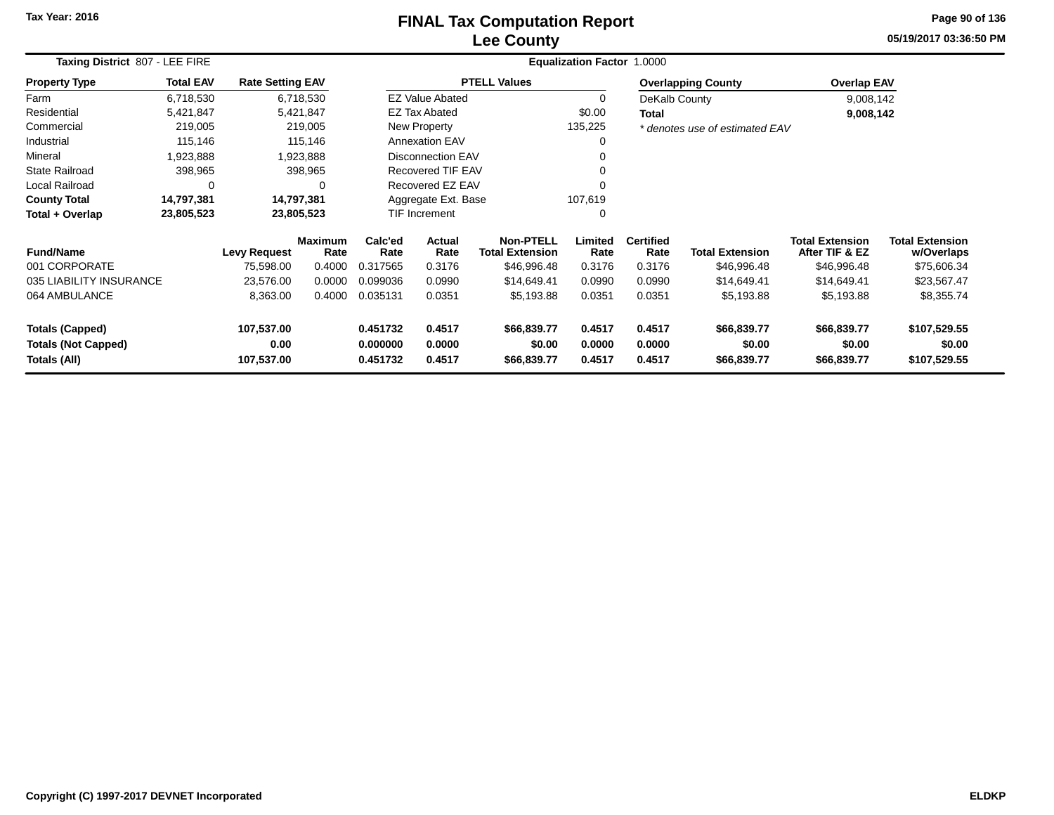Tax Year: 2016

# FINAL Tax Computation Report
## Lee County

05/19/2017 03:36:50 PM

**Taxing District** 807 - LEE FIRE

**Equalization Factor** 1.0000

| Property Type | Total EAV | Rate Setting EAV |
|---|---|---|
| Farm | 6,718,530 | 6,718,530 |
| Residential | 5,421,847 | 5,421,847 |
| Commercial | 219,005 | 219,005 |
| Industrial | 115,146 | 115,146 |
| Mineral | 1,923,888 | 1,923,888 |
| State Railroad | 398,965 | 398,965 |
| Local Railroad | 0 | 0 |
| **County Total** | **14,797,381** | **14,797,381** |
| **Total + Overlap** | **23,805,523** | **23,805,523** |

| PTELL Values | |
|---|---|
| EZ Value Abated | 0 |
| EZ Tax Abated | $0.00 |
| New Property | 135,225 |
| Annexation EAV | 0 |
| Disconnection EAV | 0 |
| Recovered TIF EAV | 0 |
| Recovered EZ EAV | 0 |
| Aggregate Ext. Base | 107,619 |
| TIF Increment | 0 |

| Overlapping County | Overlap EAV |
|---|---|
| DeKalb County | 9,008,142 |
| **Total** | **9,008,142** |

*\* denotes use of estimated EAV*

| Fund/Name | Levy Request | Maximum Rate | Calc'ed Rate | Actual Rate | Non-PTELL Total Extension | Limited Rate | Certified Rate | Total Extension | Total Extension After TIF & EZ | Total Extension w/Overlaps |
|---|---|---|---|---|---|---|---|---|---|---|
| 001 CORPORATE | 75,598.00 | 0.4000 | 0.317565 | 0.3176 | $46,996.48 | 0.3176 | 0.3176 | $46,996.48 | $46,996.48 | $75,606.34 |
| 035 LIABILITY INSURANCE | 23,576.00 | 0.0000 | 0.099036 | 0.0990 | $14,649.41 | 0.0990 | 0.0990 | $14,649.41 | $14,649.41 | $23,567.47 |
| 064 AMBULANCE | 8,363.00 | 0.4000 | 0.035131 | 0.0351 | $5,193.88 | 0.0351 | 0.0351 | $5,193.88 | $5,193.88 | $8,355.74 |
| **Totals (Capped)** | **107,537.00** | | **0.451732** | **0.4517** | **$66,839.77** | **0.4517** | **0.4517** | **$66,839.77** | **$66,839.77** | **$107,529.55** |
| **Totals (Not Capped)** | **0.00** | | **0.000000** | **0.0000** | **$0.00** | **0.0000** | **0.0000** | **$0.00** | **$0.00** | **$0.00** |
| **Totals (All)** | **107,537.00** | | **0.451732** | **0.4517** | **$66,839.77** | **0.4517** | **0.4517** | **$66,839.77** | **$66,839.77** | **$107,529.55** |

Copyright (C) 1997-2017 DEVNET Incorporated

ELDKP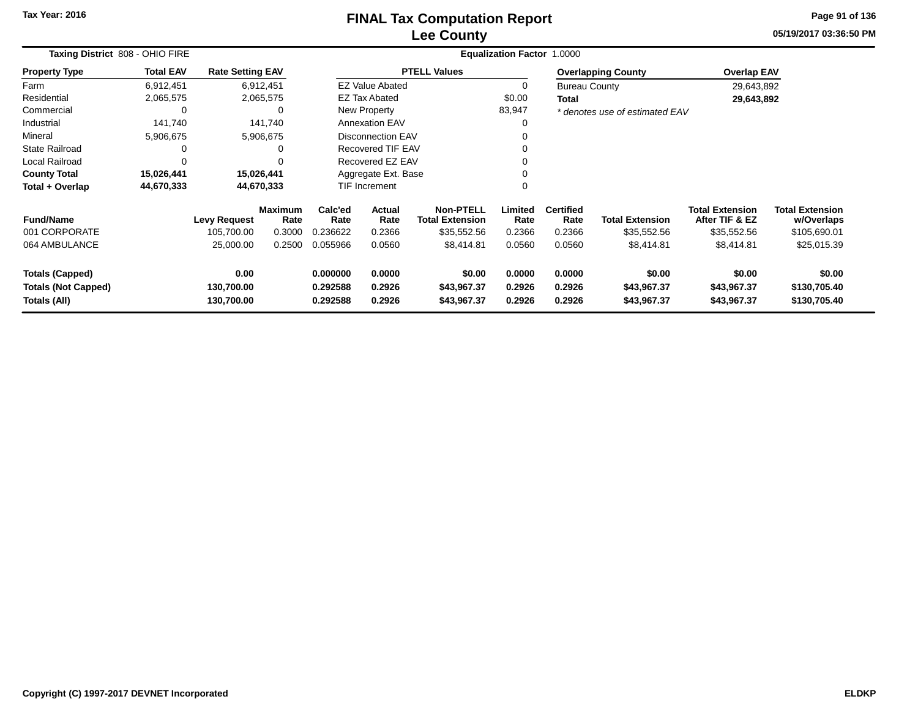**Tax Year: 2016**

# FINAL Tax Computation Report
## Lee County

05/19/2017 03:36:50 PM

**Taxing District** 808 - OHIO FIRE

**Equalization Factor** 1.0000

| Property Type | Total EAV | Rate Setting EAV |
|---|---|---|
| Farm | 6,912,451 | 6,912,451 |
| Residential | 2,065,575 | 2,065,575 |
| Commercial | 0 | 0 |
| Industrial | 141,740 | 141,740 |
| Mineral | 5,906,675 | 5,906,675 |
| State Railroad | 0 | 0 |
| Local Railroad | 0 | 0 |
| **County Total** | **15,026,441** | **15,026,441** |
| **Total + Overlap** | **44,670,333** | **44,670,333** |

| PTELL Values | |
|---|---|
| EZ Value Abated | 0 |
| EZ Tax Abated | $0.00 |
| New Property | 83,947 |
| Annexation EAV | 0 |
| Disconnection EAV | 0 |
| Recovered TIF EAV | 0 |
| Recovered EZ EAV | 0 |
| Aggregate Ext. Base | 0 |
| TIF Increment | 0 |

| Overlapping County | Overlap EAV |
|---|---|
| Bureau County | 29,643,892 |
| **Total** | **29,643,892** |

*\* denotes use of estimated EAV*

| Fund/Name | Levy Request | Maximum Rate | Calc'ed Rate | Actual Rate | Non-PTELL Total Extension | Limited Rate | Certified Rate | Total Extension | Total Extension After TIF & EZ | Total Extension w/Overlaps |
|---|---|---|---|---|---|---|---|---|---|---|
| 001 CORPORATE | 105,700.00 | 0.3000 | 0.236622 | 0.2366 | $35,552.56 | 0.2366 | 0.2366 | $35,552.56 | $35,552.56 | $105,690.01 |
| 064 AMBULANCE | 25,000.00 | 0.2500 | 0.055966 | 0.0560 | $8,414.81 | 0.0560 | 0.0560 | $8,414.81 | $8,414.81 | $25,015.39 |
| **Totals (Capped)** | **0.00** | | **0.000000** | **0.0000** | **$0.00** | **0.0000** | **0.0000** | **$0.00** | **$0.00** | **$0.00** |
| **Totals (Not Capped)** | **130,700.00** | | **0.292588** | **0.2926** | **$43,967.37** | **0.2926** | **0.2926** | **$43,967.37** | **$43,967.37** | **$130,705.40** |
| **Totals (All)** | **130,700.00** | | **0.292588** | **0.2926** | **$43,967.37** | **0.2926** | **0.2926** | **$43,967.37** | **$43,967.37** | **$130,705.40** |

**Copyright (C) 1997-2017 DEVNET Incorporated** **ELDKP**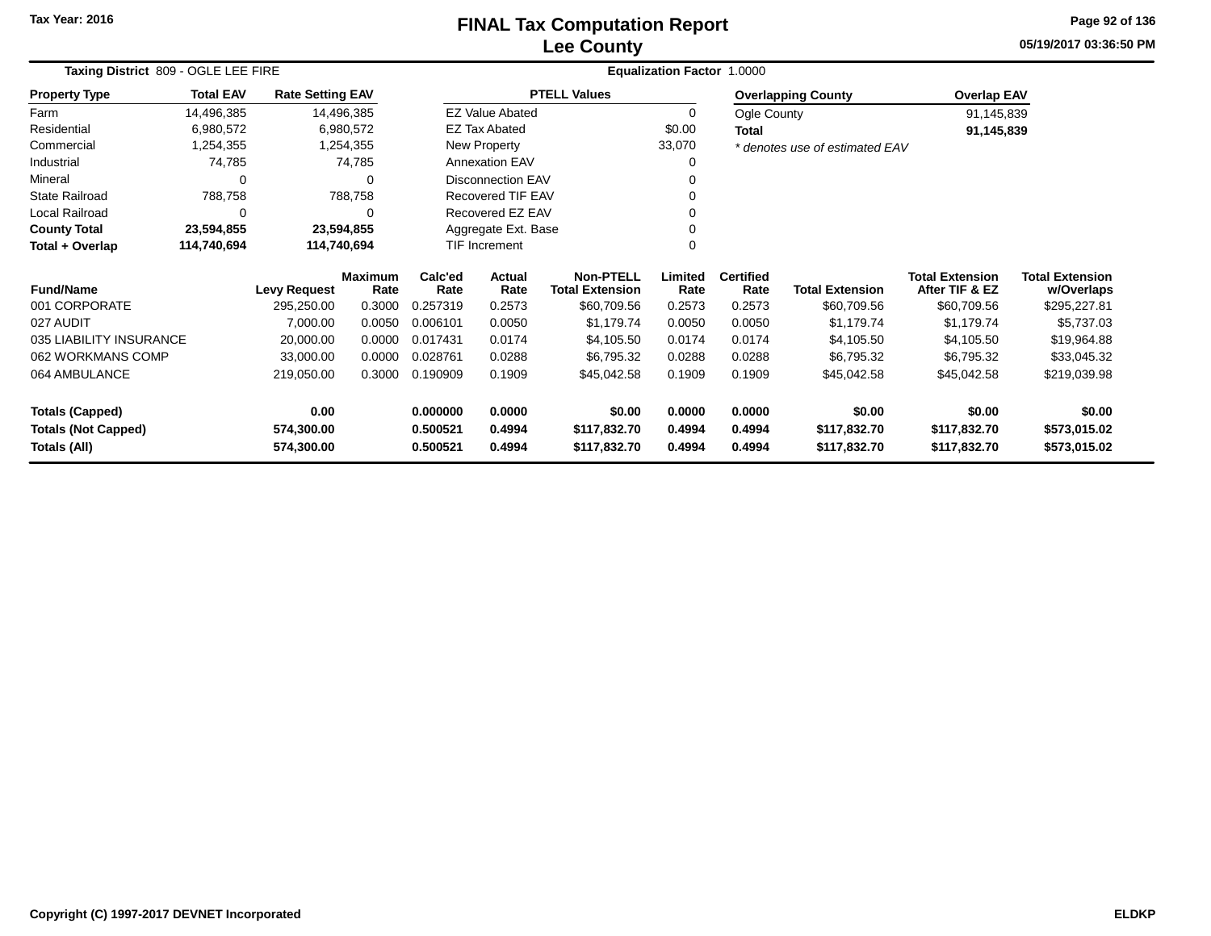Tax Year: 2016

# FINAL Tax Computation Report
## Lee County

05/19/2017 03:36:50 PM

**Taxing District** 809 - OGLE LEE FIRE

**Equalization Factor** 1.0000

| Property Type | Total EAV | Rate Setting EAV |
|---|---|---|
| Farm | 14,496,385 | 14,496,385 |
| Residential | 6,980,572 | 6,980,572 |
| Commercial | 1,254,355 | 1,254,355 |
| Industrial | 74,785 | 74,785 |
| Mineral | 0 | 0 |
| State Railroad | 788,758 | 788,758 |
| Local Railroad | 0 | 0 |
| **County Total** | **23,594,855** | **23,594,855** |
| **Total + Overlap** | **114,740,694** | **114,740,694** |

| PTELL Values | |
|---|---|
| EZ Value Abated | 0 |
| EZ Tax Abated | $0.00 |
| New Property | 33,070 |
| Annexation EAV | 0 |
| Disconnection EAV | 0 |
| Recovered TIF EAV | 0 |
| Recovered EZ EAV | 0 |
| Aggregate Ext. Base | 0 |
| TIF Increment | 0 |

| Overlapping County | Overlap EAV |
|---|---|
| Ogle County | 91,145,839 |
| **Total** | **91,145,839** |

*\* denotes use of estimated EAV*

| Fund/Name | Levy Request | Maximum Rate | Calc'ed Rate | Actual Rate | Non-PTELL Total Extension | Limited Rate | Certified Rate | Total Extension | Total Extension After TIF & EZ | Total Extension w/Overlaps |
|---|---|---|---|---|---|---|---|---|---|---|
| 001 CORPORATE | 295,250.00 | 0.3000 | 0.257319 | 0.2573 | $60,709.56 | 0.2573 | 0.2573 | $60,709.56 | $60,709.56 | $295,227.81 |
| 027 AUDIT | 7,000.00 | 0.0050 | 0.006101 | 0.0050 | $1,179.74 | 0.0050 | 0.0050 | $1,179.74 | $1,179.74 | $5,737.03 |
| 035 LIABILITY INSURANCE | 20,000.00 | 0.0000 | 0.017431 | 0.0174 | $4,105.50 | 0.0174 | 0.0174 | $4,105.50 | $4,105.50 | $19,964.88 |
| 062 WORKMANS COMP | 33,000.00 | 0.0000 | 0.028761 | 0.0288 | $6,795.32 | 0.0288 | 0.0288 | $6,795.32 | $6,795.32 | $33,045.32 |
| 064 AMBULANCE | 219,050.00 | 0.3000 | 0.190909 | 0.1909 | $45,042.58 | 0.1909 | 0.1909 | $45,042.58 | $45,042.58 | $219,039.98 |
| **Totals (Capped)** | **0.00** | | **0.000000** | **0.0000** | **$0.00** | **0.0000** | **0.0000** | **$0.00** | **$0.00** | **$0.00** |
| **Totals (Not Capped)** | **574,300.00** | | **0.500521** | **0.4994** | **$117,832.70** | **0.4994** | **0.4994** | **$117,832.70** | **$117,832.70** | **$573,015.02** |
| **Totals (All)** | **574,300.00** | | **0.500521** | **0.4994** | **$117,832.70** | **0.4994** | **0.4994** | **$117,832.70** | **$117,832.70** | **$573,015.02** |

Copyright (C) 1997-2017 DEVNET Incorporated

ELDKP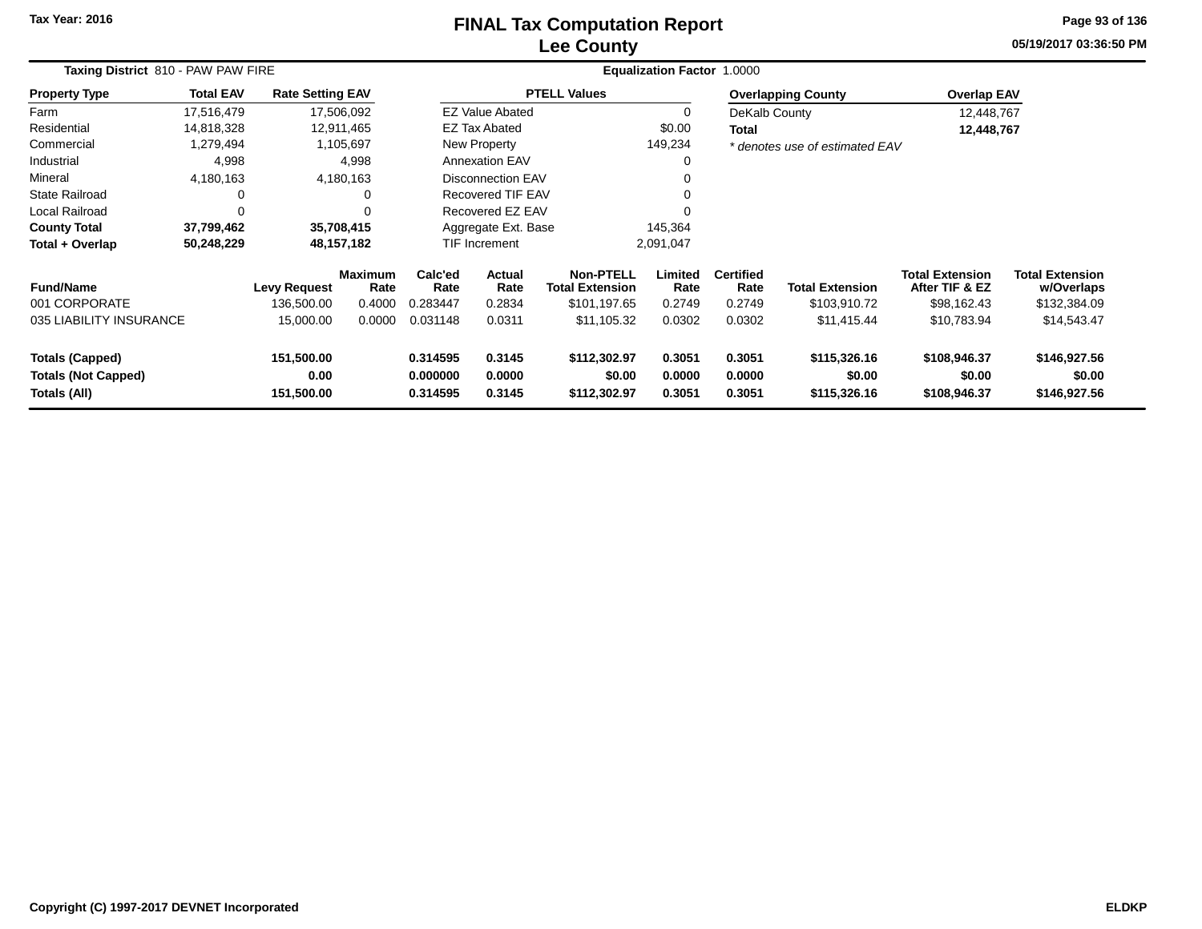# FINAL Tax Computation Report
## Lee County

Tax Year: 2016

05/19/2017 03:36:50 PM

**Taxing District** 810 - PAW PAW FIRE

**Equalization Factor** 1.0000

| Property Type | Total EAV | Rate Setting EAV |
|---|---|---|
| Farm | 17,516,479 | 17,506,092 |
| Residential | 14,818,328 | 12,911,465 |
| Commercial | 1,279,494 | 1,105,697 |
| Industrial | 4,998 | 4,998 |
| Mineral | 4,180,163 | 4,180,163 |
| State Railroad | 0 | 0 |
| Local Railroad | 0 | 0 |
| **County Total** | **37,799,462** | **35,708,415** |
| **Total + Overlap** | **50,248,229** | **48,157,182** |

| PTELL Values | |
|---|---|
| EZ Value Abated | 0 |
| EZ Tax Abated | $0.00 |
| New Property | 149,234 |
| Annexation EAV | 0 |
| Disconnection EAV | 0 |
| Recovered TIF EAV | 0 |
| Recovered EZ EAV | 0 |
| Aggregate Ext. Base | 145,364 |
| TIF Increment | 2,091,047 |

| Overlapping County | Overlap EAV |
|---|---|
| DeKalb County | 12,448,767 |
| **Total** | **12,448,767** |

*\* denotes use of estimated EAV*

| Fund/Name | Levy Request | Maximum Rate | Calc'ed Rate | Actual Rate | Non-PTELL Total Extension | Limited Rate | Certified Rate | Total Extension | Total Extension After TIF & EZ | Total Extension w/Overlaps |
|---|---|---|---|---|---|---|---|---|---|---|
| 001 CORPORATE | 136,500.00 | 0.4000 | 0.283447 | 0.2834 | $101,197.65 | 0.2749 | 0.2749 | $103,910.72 | $98,162.43 | $132,384.09 |
| 035 LIABILITY INSURANCE | 15,000.00 | 0.0000 | 0.031148 | 0.0311 | $11,105.32 | 0.0302 | 0.0302 | $11,415.44 | $10,783.94 | $14,543.47 |
| **Totals (Capped)** | **151,500.00** | | **0.314595** | **0.3145** | **$112,302.97** | **0.3051** | **0.3051** | **$115,326.16** | **$108,946.37** | **$146,927.56** |
| **Totals (Not Capped)** | **0.00** | | **0.000000** | **0.0000** | **$0.00** | **0.0000** | **0.0000** | **$0.00** | **$0.00** | **$0.00** |
| **Totals (All)** | **151,500.00** | | **0.314595** | **0.3145** | **$112,302.97** | **0.3051** | **0.3051** | **$115,326.16** | **$108,946.37** | **$146,927.56** |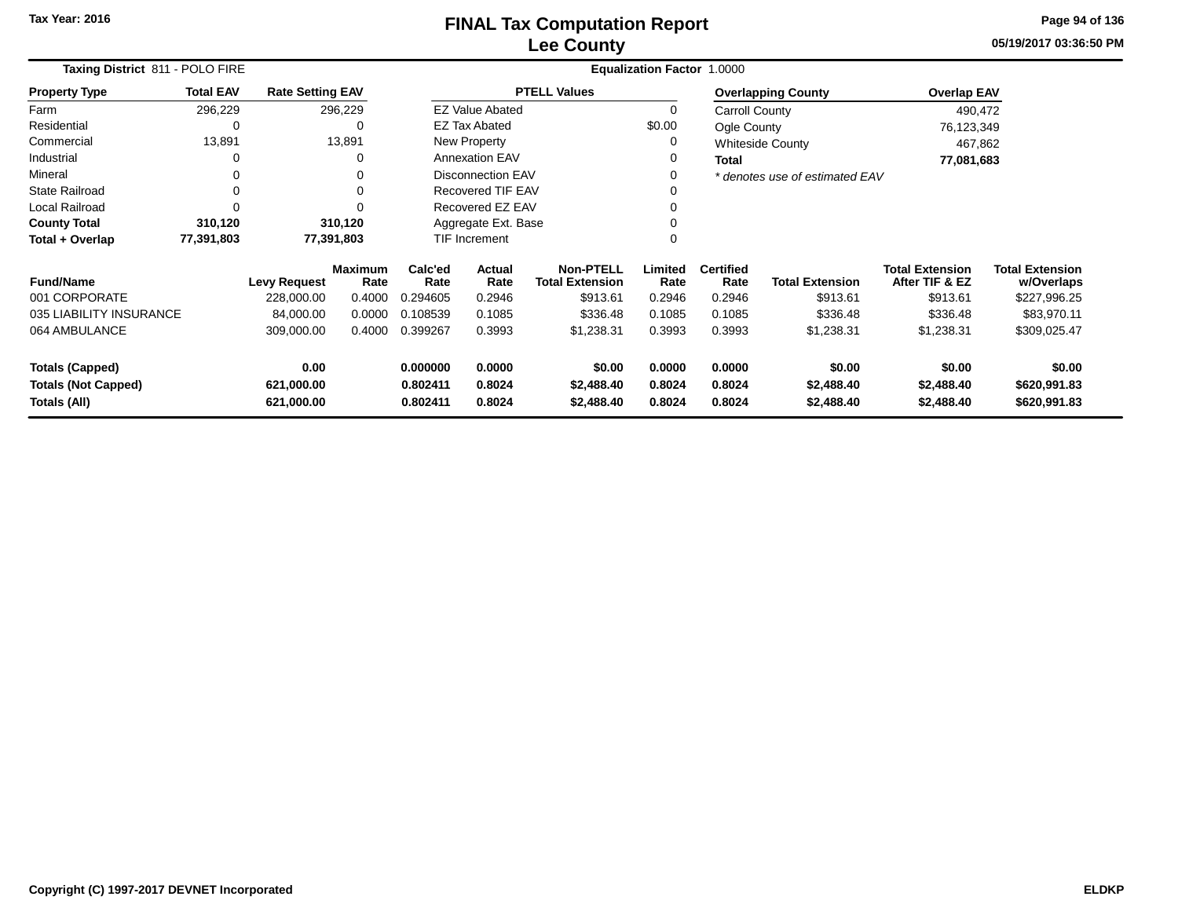Tax Year: 2016

# FINAL Tax Computation Report
## Lee County

05/19/2017 03:36:50 PM

**Taxing District** 811 - POLO FIRE

**Equalization Factor** 1.0000

| Property Type | Total EAV | Rate Setting EAV |
|---|---|---|
| Farm | 296,229 | 296,229 |
| Residential | 0 | 0 |
| Commercial | 13,891 | 13,891 |
| Industrial | 0 | 0 |
| Mineral | 0 | 0 |
| State Railroad | 0 | 0 |
| Local Railroad | 0 | 0 |
| **County Total** | **310,120** | **310,120** |
| **Total + Overlap** | **77,391,803** | **77,391,803** |

| PTELL Values | |
|---|---|
| EZ Value Abated | 0 |
| EZ Tax Abated | $0.00 |
| New Property | 0 |
| Annexation EAV | 0 |
| Disconnection EAV | 0 |
| Recovered TIF EAV | 0 |
| Recovered EZ EAV | 0 |
| Aggregate Ext. Base | 0 |
| TIF Increment | 0 |

| Overlapping County | Overlap EAV |
|---|---|
| Carroll County | 490,472 |
| Ogle County | 76,123,349 |
| Whiteside County | 467,862 |
| **Total** | **77,081,683** |

*\* denotes use of estimated EAV*

| Fund/Name | Levy Request | Maximum Rate | Calc'ed Rate | Actual Rate | Non-PTELL Total Extension | Limited Rate | Certified Rate | Total Extension | Total Extension After TIF & EZ | Total Extension w/Overlaps |
|---|---|---|---|---|---|---|---|---|---|---|
| 001 CORPORATE | 228,000.00 | 0.4000 | 0.294605 | 0.2946 | $913.61 | 0.2946 | 0.2946 | $913.61 | $913.61 | $227,996.25 |
| 035 LIABILITY INSURANCE | 84,000.00 | 0.0000 | 0.108539 | 0.1085 | $336.48 | 0.1085 | 0.1085 | $336.48 | $336.48 | $83,970.11 |
| 064 AMBULANCE | 309,000.00 | 0.4000 | 0.399267 | 0.3993 | $1,238.31 | 0.3993 | 0.3993 | $1,238.31 | $1,238.31 | $309,025.47 |
| **Totals (Capped)** | **0.00** | | **0.000000** | **0.0000** | **$0.00** | **0.0000** | **0.0000** | **$0.00** | **$0.00** | **$0.00** |
| **Totals (Not Capped)** | **621,000.00** | | **0.802411** | **0.8024** | **$2,488.40** | **0.8024** | **0.8024** | **$2,488.40** | **$2,488.40** | **$620,991.83** |
| **Totals (All)** | **621,000.00** | | **0.802411** | **0.8024** | **$2,488.40** | **0.8024** | **0.8024** | **$2,488.40** | **$2,488.40** | **$620,991.83** |

Copyright (C) 1997-2017 DEVNET Incorporated

ELDKP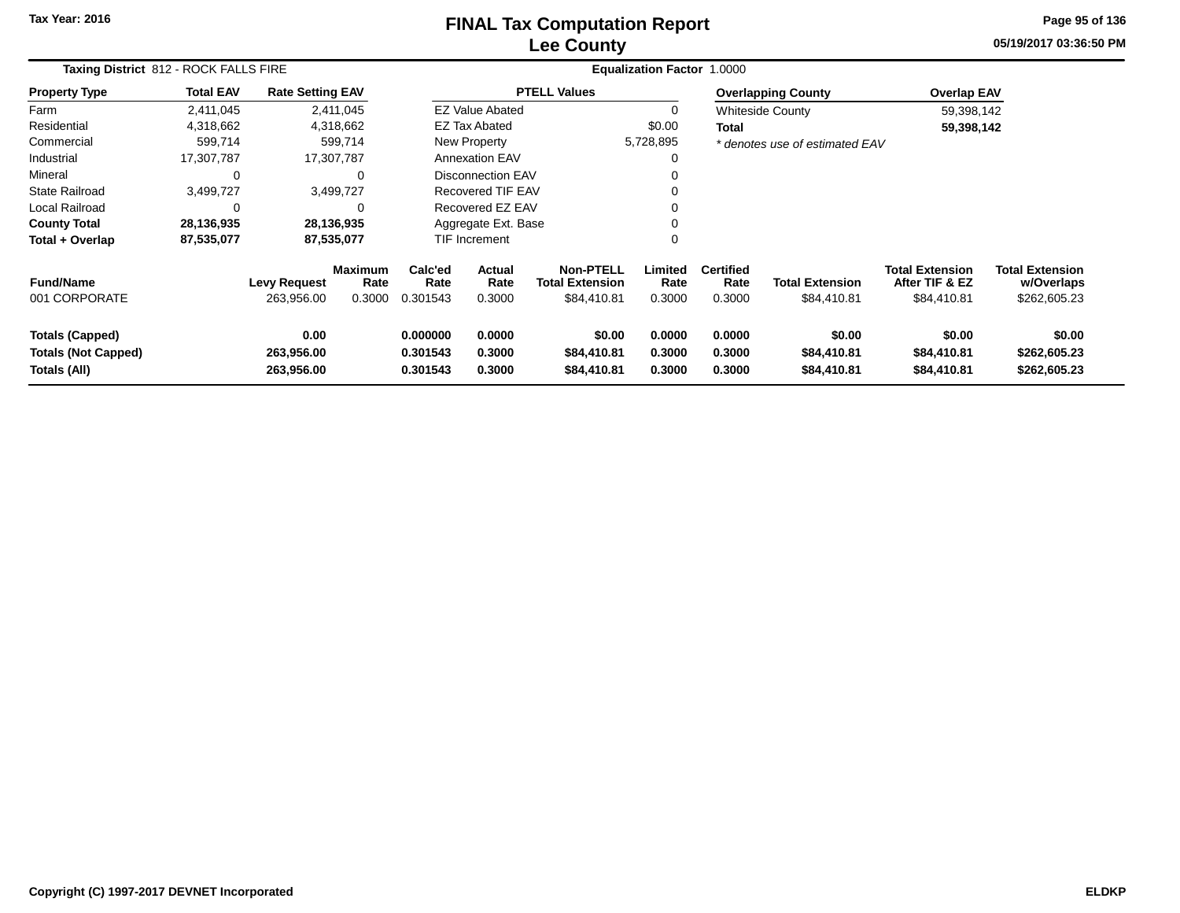Tax Year: 2016

# FINAL Tax Computation Report
## Lee County

05/19/2017 03:36:50 PM

**Taxing District** 812 - ROCK FALLS FIRE | **Equalization Factor** 1.0000

| Property Type | Total EAV | Rate Setting EAV |
|---|---|---|
| Farm | 2,411,045 | 2,411,045 |
| Residential | 4,318,662 | 4,318,662 |
| Commercial | 599,714 | 599,714 |
| Industrial | 17,307,787 | 17,307,787 |
| Mineral | 0 | 0 |
| State Railroad | 3,499,727 | 3,499,727 |
| Local Railroad | 0 | 0 |
| **County Total** | **28,136,935** | **28,136,935** |
| **Total + Overlap** | **87,535,077** | **87,535,077** |

| PTELL Values | |
|---|---|
| EZ Value Abated | 0 |
| EZ Tax Abated | $0.00 |
| New Property | 5,728,895 |
| Annexation EAV | 0 |
| Disconnection EAV | 0 |
| Recovered TIF EAV | 0 |
| Recovered EZ EAV | 0 |
| Aggregate Ext. Base | 0 |
| TIF Increment | 0 |

| Overlapping County | Overlap EAV |
|---|---|
| Whiteside County | 59,398,142 |
| **Total** | **59,398,142** |

*\* denotes use of estimated EAV*

| Fund/Name | Levy Request | Maximum Rate | Calc'ed Rate | Actual Rate | Non-PTELL Total Extension | Limited Rate | Certified Rate | Total Extension | Total Extension After TIF & EZ | Total Extension w/Overlaps |
|---|---|---|---|---|---|---|---|---|---|---|
| 001 CORPORATE | 263,956.00 | 0.3000 | 0.301543 | 0.3000 | $84,410.81 | 0.3000 | 0.3000 | $84,410.81 | $84,410.81 | $262,605.23 |
| **Totals (Capped)** | **0.00** | | **0.000000** | **0.0000** | **$0.00** | **0.0000** | **0.0000** | **$0.00** | **$0.00** | **$0.00** |
| **Totals (Not Capped)** | **263,956.00** | | **0.301543** | **0.3000** | **$84,410.81** | **0.3000** | **0.3000** | **$84,410.81** | **$84,410.81** | **$262,605.23** |
| **Totals (All)** | **263,956.00** | | **0.301543** | **0.3000** | **$84,410.81** | **0.3000** | **0.3000** | **$84,410.81** | **$84,410.81** | **$262,605.23** |

Copyright (C) 1997-2017 DEVNET Incorporated — ELDKP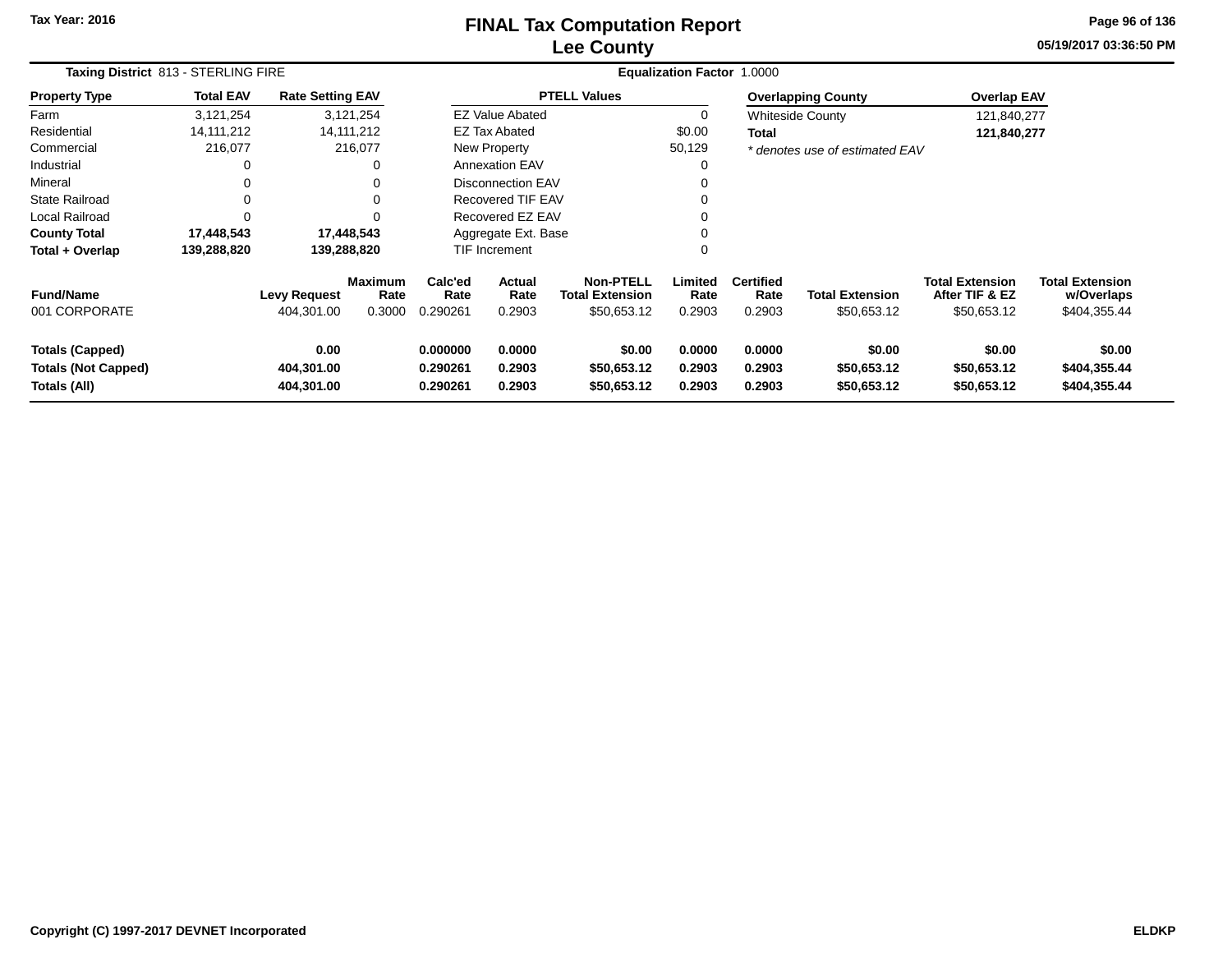Tax Year: 2016

# FINAL Tax Computation Report
## Lee County

05/19/2017 03:36:50 PM

**Taxing District** 813 - STERLING FIRE

**Equalization Factor** 1.0000

| Property Type | Total EAV | Rate Setting EAV |
|---|---|---|
| Farm | 3,121,254 | 3,121,254 |
| Residential | 14,111,212 | 14,111,212 |
| Commercial | 216,077 | 216,077 |
| Industrial | 0 | 0 |
| Mineral | 0 | 0 |
| State Railroad | 0 | 0 |
| Local Railroad | 0 | 0 |
| **County Total** | **17,448,543** | **17,448,543** |
| **Total + Overlap** | **139,288,820** | **139,288,820** |

| PTELL Values | |
|---|---|
| EZ Value Abated | 0 |
| EZ Tax Abated | $0.00 |
| New Property | 50,129 |
| Annexation EAV | 0 |
| Disconnection EAV | 0 |
| Recovered TIF EAV | 0 |
| Recovered EZ EAV | 0 |
| Aggregate Ext. Base | 0 |
| TIF Increment | 0 |

| Overlapping County | Overlap EAV |
|---|---|
| Whiteside County | 121,840,277 |
| **Total** | **121,840,277** |

*\* denotes use of estimated EAV*

| Fund/Name | Levy Request | Maximum Rate | Calc'ed Rate | Actual Rate | Non-PTELL Total Extension | Limited Rate | Certified Rate | Total Extension | Total Extension After TIF & EZ | Total Extension w/Overlaps |
|---|---|---|---|---|---|---|---|---|---|---|
| 001 CORPORATE | 404,301.00 | 0.3000 | 0.290261 | 0.2903 | $50,653.12 | 0.2903 | 0.2903 | $50,653.12 | $50,653.12 | $404,355.44 |
| **Totals (Capped)** | **0.00** | | **0.000000** | **0.0000** | **$0.00** | **0.0000** | **0.0000** | **$0.00** | **$0.00** | **$0.00** |
| **Totals (Not Capped)** | **404,301.00** | | **0.290261** | **0.2903** | **$50,653.12** | **0.2903** | **0.2903** | **$50,653.12** | **$50,653.12** | **$404,355.44** |
| **Totals (All)** | **404,301.00** | | **0.290261** | **0.2903** | **$50,653.12** | **0.2903** | **0.2903** | **$50,653.12** | **$50,653.12** | **$404,355.44** |

Copyright (C) 1997-2017 DEVNET Incorporated

ELDKP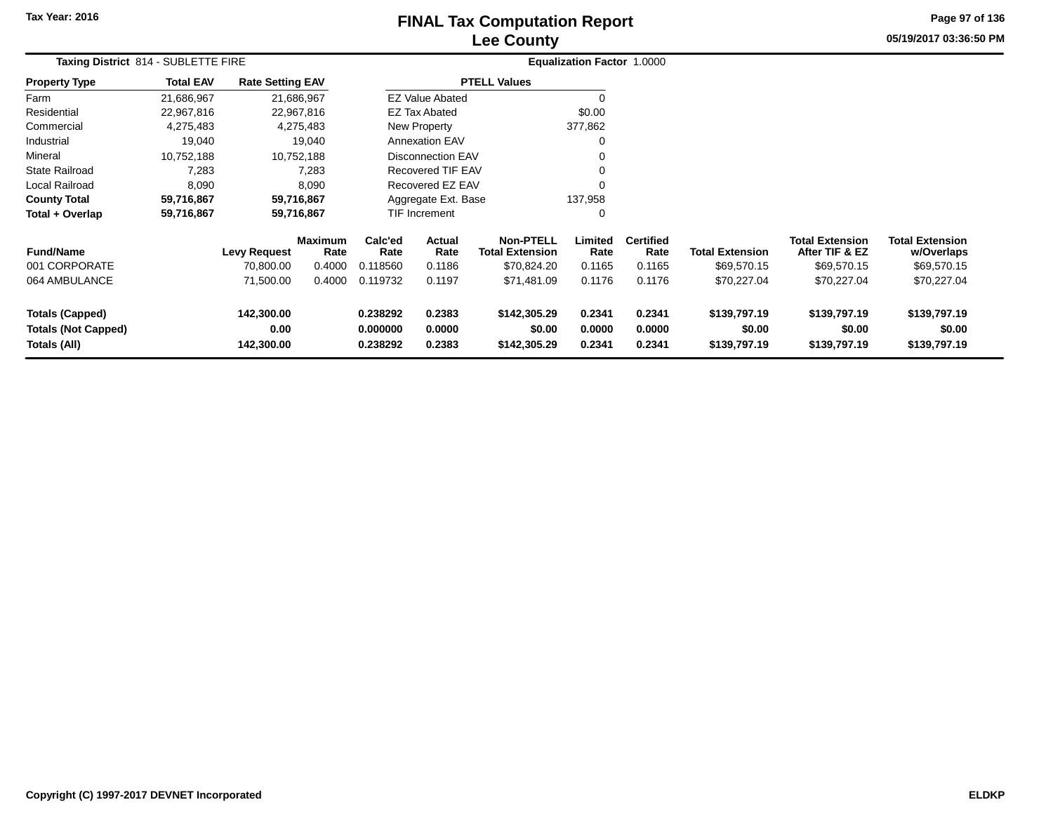Tax Year: 2016

# FINAL Tax Computation Report
## Lee County

05/19/2017 03:36:50 PM

**Taxing District** 814 - SUBLETTE FIRE

**Equalization Factor** 1.0000

| Property Type | Total EAV | Rate Setting EAV |
|---|---|---|
| Farm | 21,686,967 | 21,686,967 |
| Residential | 22,967,816 | 22,967,816 |
| Commercial | 4,275,483 | 4,275,483 |
| Industrial | 19,040 | 19,040 |
| Mineral | 10,752,188 | 10,752,188 |
| State Railroad | 7,283 | 7,283 |
| Local Railroad | 8,090 | 8,090 |
| **County Total** | **59,716,867** | **59,716,867** |
| **Total + Overlap** | **59,716,867** | **59,716,867** |

| PTELL Values | |
|---|---|
| EZ Value Abated | 0 |
| EZ Tax Abated | $0.00 |
| New Property | 377,862 |
| Annexation EAV | 0 |
| Disconnection EAV | 0 |
| Recovered TIF EAV | 0 |
| Recovered EZ EAV | 0 |
| Aggregate Ext. Base | 137,958 |
| TIF Increment | 0 |

| Fund/Name | Levy Request | Maximum Rate | Calc'ed Rate | Actual Rate | Non-PTELL Total Extension | Limited Rate | Certified Rate | Total Extension | Total Extension After TIF & EZ | Total Extension w/Overlaps |
|---|---|---|---|---|---|---|---|---|---|---|
| 001 CORPORATE | 70,800.00 | 0.4000 | 0.118560 | 0.1186 | $70,824.20 | 0.1165 | 0.1165 | $69,570.15 | $69,570.15 | $69,570.15 |
| 064 AMBULANCE | 71,500.00 | 0.4000 | 0.119732 | 0.1197 | $71,481.09 | 0.1176 | 0.1176 | $70,227.04 | $70,227.04 | $70,227.04 |
| **Totals (Capped)** | **142,300.00** | | **0.238292** | **0.2383** | **$142,305.29** | **0.2341** | **0.2341** | **$139,797.19** | **$139,797.19** | **$139,797.19** |
| **Totals (Not Capped)** | **0.00** | | **0.000000** | **0.0000** | **$0.00** | **0.0000** | **0.0000** | **$0.00** | **$0.00** | **$0.00** |
| **Totals (All)** | **142,300.00** | | **0.238292** | **0.2383** | **$142,305.29** | **0.2341** | **0.2341** | **$139,797.19** | **$139,797.19** | **$139,797.19** |

Copyright (C) 1997-2017 DEVNET Incorporated

ELDKP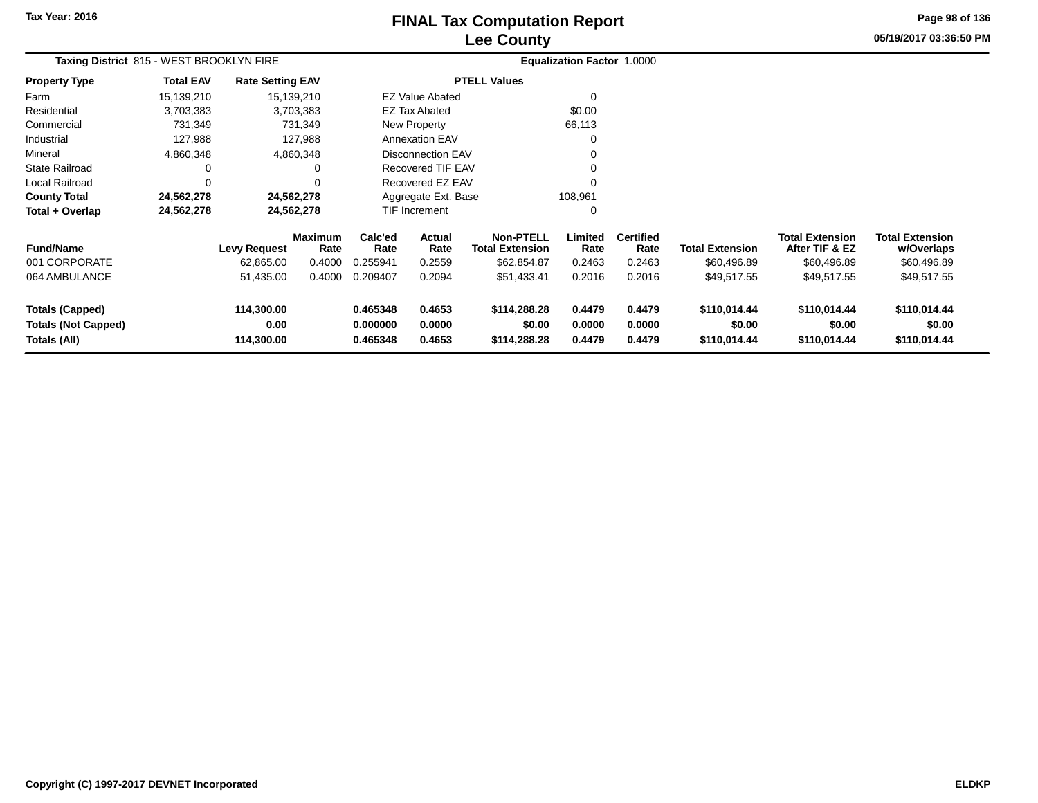Tax Year: 2016

# FINAL Tax Computation Report
## Lee County

05/19/2017 03:36:50 PM

**Taxing District** 815 - WEST BROOKLYN FIRE | **Equalization Factor** 1.0000

| Property Type | Total EAV | Rate Setting EAV |
|---|---|---|
| Farm | 15,139,210 | 15,139,210 |
| Residential | 3,703,383 | 3,703,383 |
| Commercial | 731,349 | 731,349 |
| Industrial | 127,988 | 127,988 |
| Mineral | 4,860,348 | 4,860,348 |
| State Railroad | 0 | 0 |
| Local Railroad | 0 | 0 |
| **County Total** | **24,562,278** | **24,562,278** |
| **Total + Overlap** | **24,562,278** | **24,562,278** |

| PTELL Values | |
|---|---|
| EZ Value Abated | 0 |
| EZ Tax Abated | $0.00 |
| New Property | 66,113 |
| Annexation EAV | 0 |
| Disconnection EAV | 0 |
| Recovered TIF EAV | 0 |
| Recovered EZ EAV | 0 |
| Aggregate Ext. Base | 108,961 |
| TIF Increment | 0 |

| Fund/Name | Levy Request | Maximum Rate | Calc'ed Rate | Actual Rate | Non-PTELL Total Extension | Limited Rate | Certified Rate | Total Extension | Total Extension After TIF & EZ | Total Extension w/Overlaps |
|---|---|---|---|---|---|---|---|---|---|---|
| 001 CORPORATE | 62,865.00 | 0.4000 | 0.255941 | 0.2559 | $62,854.87 | 0.2463 | 0.2463 | $60,496.89 | $60,496.89 | $60,496.89 |
| 064 AMBULANCE | 51,435.00 | 0.4000 | 0.209407 | 0.2094 | $51,433.41 | 0.2016 | 0.2016 | $49,517.55 | $49,517.55 | $49,517.55 |
| **Totals (Capped)** | **114,300.00** | | **0.465348** | **0.4653** | **$114,288.28** | **0.4479** | **0.4479** | **$110,014.44** | **$110,014.44** | **$110,014.44** |
| **Totals (Not Capped)** | **0.00** | | **0.000000** | **0.0000** | **$0.00** | **0.0000** | **0.0000** | **$0.00** | **$0.00** | **$0.00** |
| **Totals (All)** | **114,300.00** | | **0.465348** | **0.4653** | **$114,288.28** | **0.4479** | **0.4479** | **$110,014.44** | **$110,014.44** | **$110,014.44** |

Copyright (C) 1997-2017 DEVNET Incorporated | ELDKP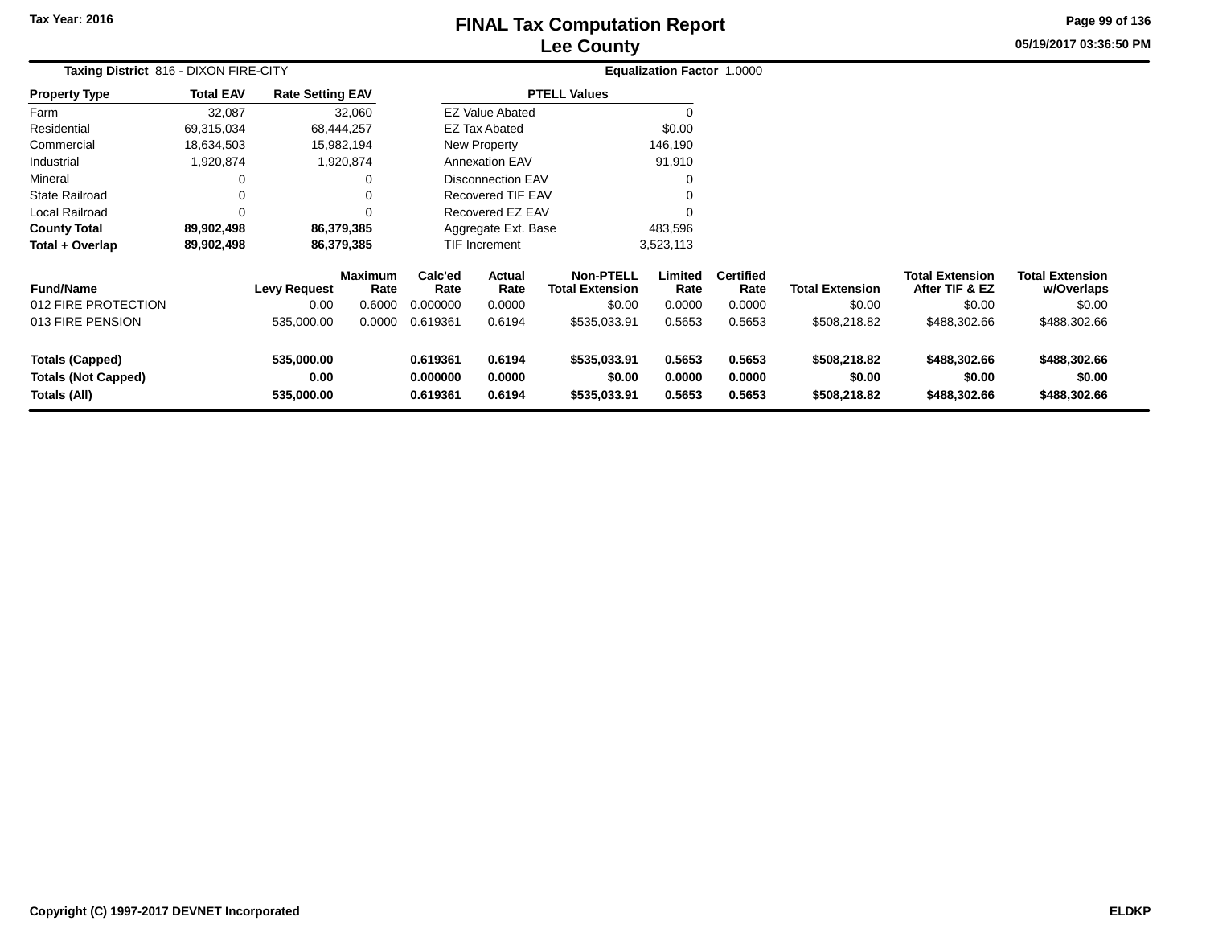Tax Year: 2016

# FINAL Tax Computation Report
## Lee County

05/19/2017 03:36:50 PM

**Taxing District** 816 - DIXON FIRE-CITY

**Equalization Factor** 1.0000

| Property Type | Total EAV | Rate Setting EAV |
|---|---|---|
| Farm | 32,087 | 32,060 |
| Residential | 69,315,034 | 68,444,257 |
| Commercial | 18,634,503 | 15,982,194 |
| Industrial | 1,920,874 | 1,920,874 |
| Mineral | 0 | 0 |
| State Railroad | 0 | 0 |
| Local Railroad | 0 | 0 |
| **County Total** | **89,902,498** | **86,379,385** |
| **Total + Overlap** | **89,902,498** | **86,379,385** |

| PTELL Values | |
|---|---|
| EZ Value Abated | 0 |
| EZ Tax Abated | $0.00 |
| New Property | 146,190 |
| Annexation EAV | 91,910 |
| Disconnection EAV | 0 |
| Recovered TIF EAV | 0 |
| Recovered EZ EAV | 0 |
| Aggregate Ext. Base | 483,596 |
| TIF Increment | 3,523,113 |

| Fund/Name | Levy Request | Maximum Rate | Calc'ed Rate | Actual Rate | Non-PTELL Total Extension | Limited Rate | Certified Rate | Total Extension | Total Extension After TIF & EZ | Total Extension w/Overlaps |
|---|---|---|---|---|---|---|---|---|---|---|
| 012 FIRE PROTECTION | 0.00 | 0.6000 | 0.000000 | 0.0000 | $0.00 | 0.0000 | 0.0000 | $0.00 | $0.00 | $0.00 |
| 013 FIRE PENSION | 535,000.00 | 0.0000 | 0.619361 | 0.6194 | $535,033.91 | 0.5653 | 0.5653 | $508,218.82 | $488,302.66 | $488,302.66 |
| **Totals (Capped)** | **535,000.00** | | **0.619361** | **0.6194** | **$535,033.91** | **0.5653** | **0.5653** | **$508,218.82** | **$488,302.66** | **$488,302.66** |
| **Totals (Not Capped)** | **0.00** | | **0.000000** | **0.0000** | **$0.00** | **0.0000** | **0.0000** | **$0.00** | **$0.00** | **$0.00** |
| **Totals (All)** | **535,000.00** | | **0.619361** | **0.6194** | **$535,033.91** | **0.5653** | **0.5653** | **$508,218.82** | **$488,302.66** | **$488,302.66** |

Copyright (C) 1997-2017 DEVNET Incorporated

ELDKP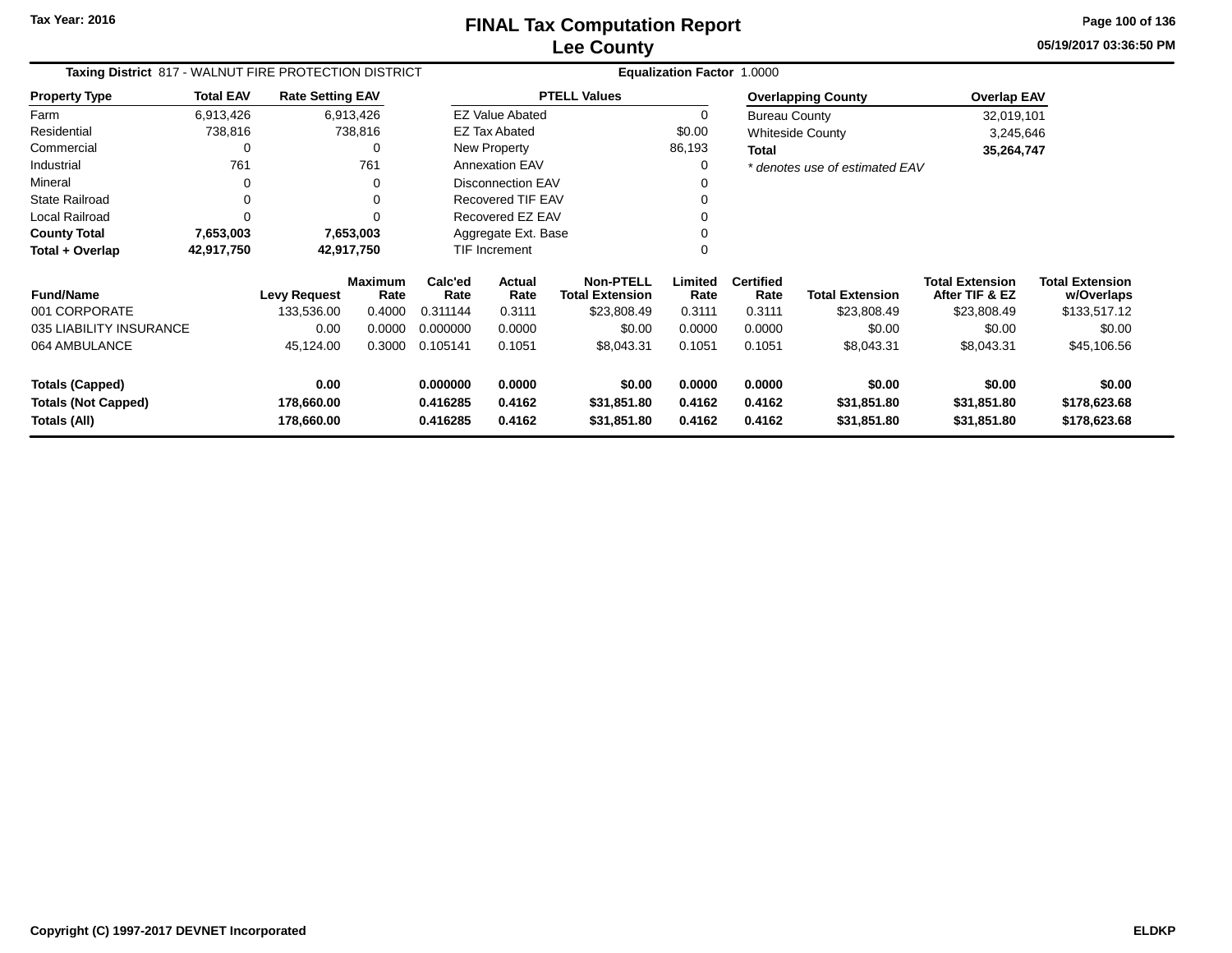# FINAL Tax Computation Report
## Lee County

Tax Year: 2016

05/19/2017 03:36:50 PM

**Taxing District** 817 - WALNUT FIRE PROTECTION DISTRICT **Equalization Factor** 1.0000

| Property Type | Total EAV | Rate Setting EAV |
|---|---|---|
| Farm | 6,913,426 | 6,913,426 |
| Residential | 738,816 | 738,816 |
| Commercial | 0 | 0 |
| Industrial | 761 | 761 |
| Mineral | 0 | 0 |
| State Railroad | 0 | 0 |
| Local Railroad | 0 | 0 |
| **County Total** | **7,653,003** | **7,653,003** |
| **Total + Overlap** | **42,917,750** | **42,917,750** |

| PTELL Values | |
|---|---|
| EZ Value Abated | 0 |
| EZ Tax Abated | $0.00 |
| New Property | 86,193 |
| Annexation EAV | 0 |
| Disconnection EAV | 0 |
| Recovered TIF EAV | 0 |
| Recovered EZ EAV | 0 |
| Aggregate Ext. Base | 0 |
| TIF Increment | 0 |

| Overlapping County | Overlap EAV |
|---|---|
| Bureau County | 32,019,101 |
| Whiteside County | 3,245,646 |
| **Total** | **35,264,747** |

*\* denotes use of estimated EAV*

| Fund/Name | Levy Request | Maximum Rate | Calc'ed Rate | Actual Rate | Non-PTELL Total Extension | Limited Rate | Certified Rate | Total Extension | Total Extension After TIF & EZ | Total Extension w/Overlaps |
|---|---|---|---|---|---|---|---|---|---|---|
| 001 CORPORATE | 133,536.00 | 0.4000 | 0.311144 | 0.3111 | $23,808.49 | 0.3111 | 0.3111 | $23,808.49 | $23,808.49 | $133,517.12 |
| 035 LIABILITY INSURANCE | 0.00 | 0.0000 | 0.000000 | 0.0000 | $0.00 | 0.0000 | 0.0000 | $0.00 | $0.00 | $0.00 |
| 064 AMBULANCE | 45,124.00 | 0.3000 | 0.105141 | 0.1051 | $8,043.31 | 0.1051 | 0.1051 | $8,043.31 | $8,043.31 | $45,106.56 |
| **Totals (Capped)** | **0.00** | | **0.000000** | **0.0000** | **$0.00** | **0.0000** | **0.0000** | **$0.00** | **$0.00** | **$0.00** |
| **Totals (Not Capped)** | **178,660.00** | | **0.416285** | **0.4162** | **$31,851.80** | **0.4162** | **0.4162** | **$31,851.80** | **$31,851.80** | **$178,623.68** |
| **Totals (All)** | **178,660.00** | | **0.416285** | **0.4162** | **$31,851.80** | **0.4162** | **0.4162** | **$31,851.80** | **$31,851.80** | **$178,623.68** |

Copyright (C) 1997-2017 DEVNET Incorporated ELDKP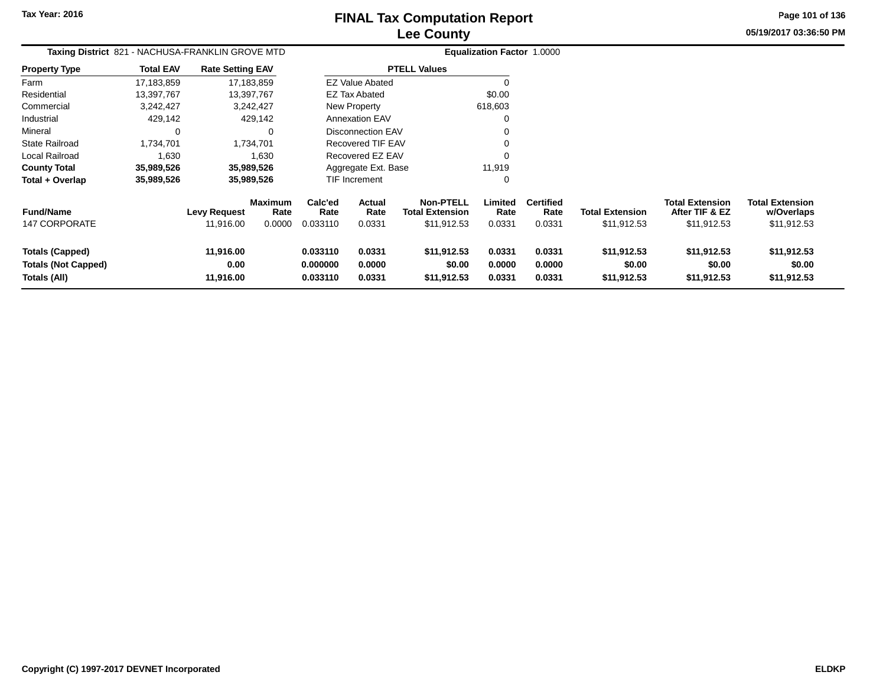# FINAL Tax Computation Report
## Lee County

Tax Year: 2016

05/19/2017 03:36:50 PM

**Taxing District** 821 - NACHUSA-FRANKLIN GROVE MTD **Equalization Factor** 1.0000

| Property Type | Total EAV | Rate Setting EAV |
|---|---|---|
| Farm | 17,183,859 | 17,183,859 |
| Residential | 13,397,767 | 13,397,767 |
| Commercial | 3,242,427 | 3,242,427 |
| Industrial | 429,142 | 429,142 |
| Mineral | 0 | 0 |
| State Railroad | 1,734,701 | 1,734,701 |
| Local Railroad | 1,630 | 1,630 |
| **County Total** | **35,989,526** | **35,989,526** |
| **Total + Overlap** | **35,989,526** | **35,989,526** |

| PTELL Values | |
|---|---|
| EZ Value Abated | 0 |
| EZ Tax Abated | $0.00 |
| New Property | 618,603 |
| Annexation EAV | 0 |
| Disconnection EAV | 0 |
| Recovered TIF EAV | 0 |
| Recovered EZ EAV | 0 |
| Aggregate Ext. Base | 11,919 |
| TIF Increment | 0 |

| Fund/Name | Levy Request | Maximum Rate | Calc'ed Rate | Actual Rate | Non-PTELL Total Extension | Limited Rate | Certified Rate | Total Extension | Total Extension After TIF & EZ | Total Extension w/Overlaps |
|---|---|---|---|---|---|---|---|---|---|---|
| 147 CORPORATE | 11,916.00 | 0.0000 | 0.033110 | 0.0331 | $11,912.53 | 0.0331 | 0.0331 | $11,912.53 | $11,912.53 | $11,912.53 |
| **Totals (Capped)** | **11,916.00** | | **0.033110** | **0.0331** | **$11,912.53** | **0.0331** | **0.0331** | **$11,912.53** | **$11,912.53** | **$11,912.53** |
| **Totals (Not Capped)** | **0.00** | | **0.000000** | **0.0000** | **$0.00** | **0.0000** | **0.0000** | **$0.00** | **$0.00** | **$0.00** |
| **Totals (All)** | **11,916.00** | | **0.033110** | **0.0331** | **$11,912.53** | **0.0331** | **0.0331** | **$11,912.53** | **$11,912.53** | **$11,912.53** |

**Copyright (C) 1997-2017 DEVNET Incorporated** **ELDKP**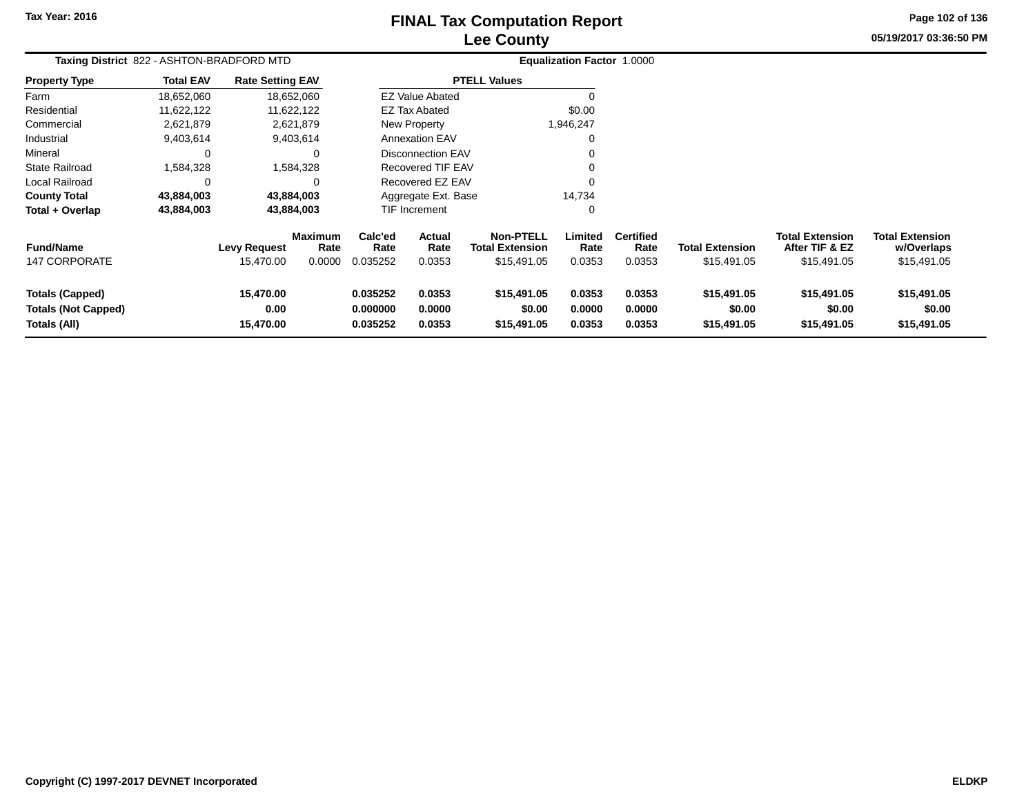Tax Year: 2016

# FINAL Tax Computation Report
## Lee County

05/19/2017 03:36:50 PM

**Taxing District** 822 - ASHTON-BRADFORD MTD **Equalization Factor** 1.0000

| Property Type | Total EAV | Rate Setting EAV |
|---|---|---|
| Farm | 18,652,060 | 18,652,060 |
| Residential | 11,622,122 | 11,622,122 |
| Commercial | 2,621,879 | 2,621,879 |
| Industrial | 9,403,614 | 9,403,614 |
| Mineral | 0 | 0 |
| State Railroad | 1,584,328 | 1,584,328 |
| Local Railroad | 0 | 0 |
| **County Total** | **43,884,003** | **43,884,003** |
| **Total + Overlap** | **43,884,003** | **43,884,003** |

| PTELL Values | |
|---|---|
| EZ Value Abated | 0 |
| EZ Tax Abated | $0.00 |
| New Property | 1,946,247 |
| Annexation EAV | 0 |
| Disconnection EAV | 0 |
| Recovered TIF EAV | 0 |
| Recovered EZ EAV | 0 |
| Aggregate Ext. Base | 14,734 |
| TIF Increment | 0 |

| Fund/Name | Levy Request | Maximum Rate | Calc'ed Rate | Actual Rate | Non-PTELL Total Extension | Limited Rate | Certified Rate | Total Extension | Total Extension After TIF & EZ | Total Extension w/Overlaps |
|---|---|---|---|---|---|---|---|---|---|---|
| 147 CORPORATE | 15,470.00 | 0.0000 | 0.035252 | 0.0353 | $15,491.05 | 0.0353 | 0.0353 | $15,491.05 | $15,491.05 | $15,491.05 |
| **Totals (Capped)** | **15,470.00** | | **0.035252** | **0.0353** | **$15,491.05** | **0.0353** | **0.0353** | **$15,491.05** | **$15,491.05** | **$15,491.05** |
| **Totals (Not Capped)** | **0.00** | | **0.000000** | **0.0000** | **$0.00** | **0.0000** | **0.0000** | **$0.00** | **$0.00** | **$0.00** |
| **Totals (All)** | **15,470.00** | | **0.035252** | **0.0353** | **$15,491.05** | **0.0353** | **0.0353** | **$15,491.05** | **$15,491.05** | **$15,491.05** |

Copyright (C) 1997-2017 DEVNET Incorporated ELDKP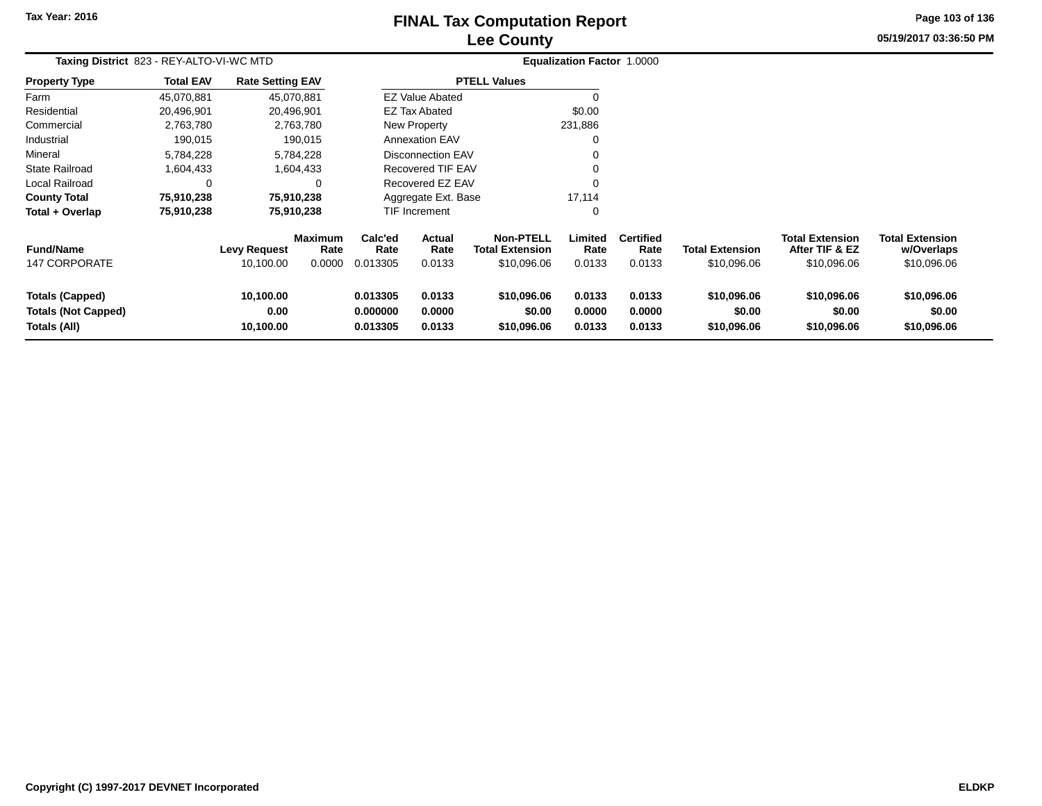**Tax Year: 2016**

# FINAL Tax Computation Report
## Lee County

05/19/2017 03:36:50 PM

**Taxing District** 823 - REY-ALTO-VI-WC MTD

**Equalization Factor** 1.0000

| Property Type | Total EAV | Rate Setting EAV |
|---|---|---|
| Farm | 45,070,881 | 45,070,881 |
| Residential | 20,496,901 | 20,496,901 |
| Commercial | 2,763,780 | 2,763,780 |
| Industrial | 190,015 | 190,015 |
| Mineral | 5,784,228 | 5,784,228 |
| State Railroad | 1,604,433 | 1,604,433 |
| Local Railroad | 0 | 0 |
| **County Total** | **75,910,238** | **75,910,238** |
| **Total + Overlap** | **75,910,238** | **75,910,238** |

| PTELL Values | |
|---|---|
| EZ Value Abated | 0 |
| EZ Tax Abated | $0.00 |
| New Property | 231,886 |
| Annexation EAV | 0 |
| Disconnection EAV | 0 |
| Recovered TIF EAV | 0 |
| Recovered EZ EAV | 0 |
| Aggregate Ext. Base | 17,114 |
| TIF Increment | 0 |

| Fund/Name | Levy Request | Maximum Rate | Calc'ed Rate | Actual Rate | Non-PTELL Total Extension | Limited Rate | Certified Rate | Total Extension | Total Extension After TIF & EZ | Total Extension w/Overlaps |
|---|---|---|---|---|---|---|---|---|---|---|
| 147 CORPORATE | 10,100.00 | 0.0000 | 0.013305 | 0.0133 | $10,096.06 | 0.0133 | 0.0133 | $10,096.06 | $10,096.06 | $10,096.06 |
| **Totals (Capped)** | **10,100.00** | | **0.013305** | **0.0133** | **$10,096.06** | **0.0133** | **0.0133** | **$10,096.06** | **$10,096.06** | **$10,096.06** |
| **Totals (Not Capped)** | **0.00** | | **0.000000** | **0.0000** | **$0.00** | **0.0000** | **0.0000** | **$0.00** | **$0.00** | **$0.00** |
| **Totals (All)** | **10,100.00** | | **0.013305** | **0.0133** | **$10,096.06** | **0.0133** | **0.0133** | **$10,096.06** | **$10,096.06** | **$10,096.06** |

**Copyright (C) 1997-2017 DEVNET Incorporated** **ELDKP**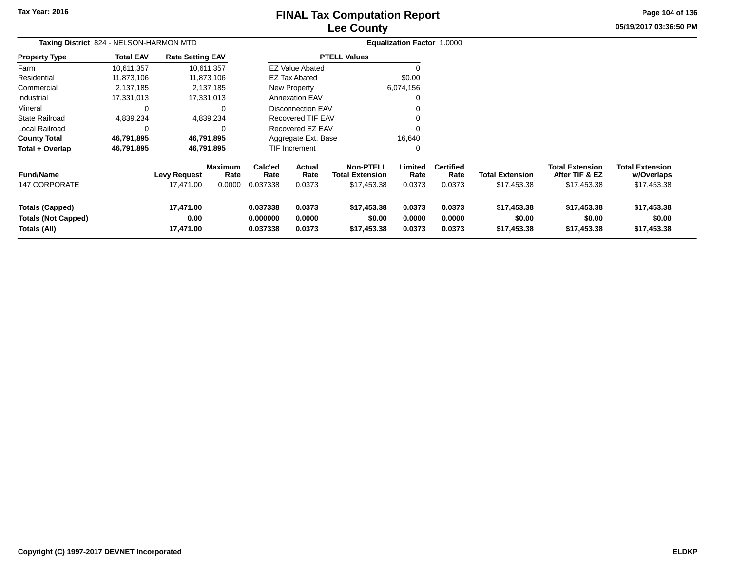# FINAL Tax Computation Report
## Lee County

Tax Year: 2016

05/19/2017 03:36:50 PM

**Taxing District** 824 - NELSON-HARMON MTD

**Equalization Factor** 1.0000

| Property Type | Total EAV | Rate Setting EAV |
|---|---|---|
| Farm | 10,611,357 | 10,611,357 |
| Residential | 11,873,106 | 11,873,106 |
| Commercial | 2,137,185 | 2,137,185 |
| Industrial | 17,331,013 | 17,331,013 |
| Mineral | 0 | 0 |
| State Railroad | 4,839,234 | 4,839,234 |
| Local Railroad | 0 | 0 |
| **County Total** | **46,791,895** | **46,791,895** |
| **Total + Overlap** | **46,791,895** | **46,791,895** |

| PTELL Values | |
|---|---|
| EZ Value Abated | 0 |
| EZ Tax Abated | $0.00 |
| New Property | 6,074,156 |
| Annexation EAV | 0 |
| Disconnection EAV | 0 |
| Recovered TIF EAV | 0 |
| Recovered EZ EAV | 0 |
| Aggregate Ext. Base | 16,640 |
| TIF Increment | 0 |

| Fund/Name | Levy Request | Maximum Rate | Calc'ed Rate | Actual Rate | Non-PTELL Total Extension | Limited Rate | Certified Rate | Total Extension | Total Extension After TIF & EZ | Total Extension w/Overlaps |
|---|---|---|---|---|---|---|---|---|---|---|
| 147 CORPORATE | 17,471.00 | 0.0000 | 0.037338 | 0.0373 | $17,453.38 | 0.0373 | 0.0373 | $17,453.38 | $17,453.38 | $17,453.38 |
| **Totals (Capped)** | **17,471.00** | | **0.037338** | **0.0373** | **$17,453.38** | **0.0373** | **0.0373** | **$17,453.38** | **$17,453.38** | **$17,453.38** |
| **Totals (Not Capped)** | **0.00** | | **0.000000** | **0.0000** | **$0.00** | **0.0000** | **0.0000** | **$0.00** | **$0.00** | **$0.00** |
| **Totals (All)** | **17,471.00** | | **0.037338** | **0.0373** | **$17,453.38** | **0.0373** | **0.0373** | **$17,453.38** | **$17,453.38** | **$17,453.38** |

Copyright (C) 1997-2017 DEVNET Incorporated

ELDKP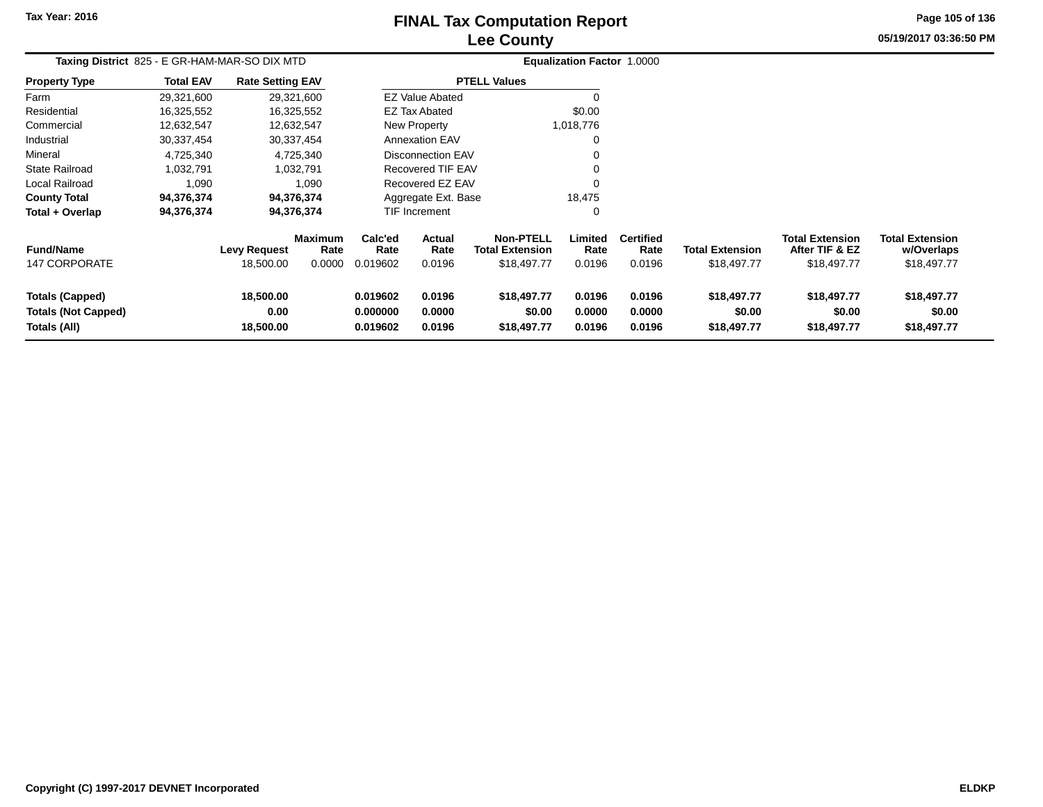# FINAL Tax Computation Report
## Lee County

Tax Year: 2016

05/19/2017 03:36:50 PM

**Taxing District** 825 - E GR-HAM-MAR-SO DIX MTD **Equalization Factor** 1.0000

| Property Type | Total EAV | Rate Setting EAV |
|---|---|---|
| Farm | 29,321,600 | 29,321,600 |
| Residential | 16,325,552 | 16,325,552 |
| Commercial | 12,632,547 | 12,632,547 |
| Industrial | 30,337,454 | 30,337,454 |
| Mineral | 4,725,340 | 4,725,340 |
| State Railroad | 1,032,791 | 1,032,791 |
| Local Railroad | 1,090 | 1,090 |
| **County Total** | **94,376,374** | **94,376,374** |
| **Total + Overlap** | **94,376,374** | **94,376,374** |

| PTELL Values | |
|---|---|
| EZ Value Abated | 0 |
| EZ Tax Abated | $0.00 |
| New Property | 1,018,776 |
| Annexation EAV | 0 |
| Disconnection EAV | 0 |
| Recovered TIF EAV | 0 |
| Recovered EZ EAV | 0 |
| Aggregate Ext. Base | 18,475 |
| TIF Increment | 0 |

| Fund/Name | Levy Request | Maximum Rate | Calc'ed Rate | Actual Rate | Non-PTELL Total Extension | Limited Rate | Certified Rate | Total Extension | Total Extension After TIF & EZ | Total Extension w/Overlaps |
|---|---|---|---|---|---|---|---|---|---|---|
| 147 CORPORATE | 18,500.00 | 0.0000 | 0.019602 | 0.0196 | $18,497.77 | 0.0196 | 0.0196 | $18,497.77 | $18,497.77 | $18,497.77 |
| **Totals (Capped)** | **18,500.00** | | **0.019602** | **0.0196** | **$18,497.77** | **0.0196** | **0.0196** | **$18,497.77** | **$18,497.77** | **$18,497.77** |
| **Totals (Not Capped)** | **0.00** | | **0.000000** | **0.0000** | **$0.00** | **0.0000** | **0.0000** | **$0.00** | **$0.00** | **$0.00** |
| **Totals (All)** | **18,500.00** | | **0.019602** | **0.0196** | **$18,497.77** | **0.0196** | **0.0196** | **$18,497.77** | **$18,497.77** | **$18,497.77** |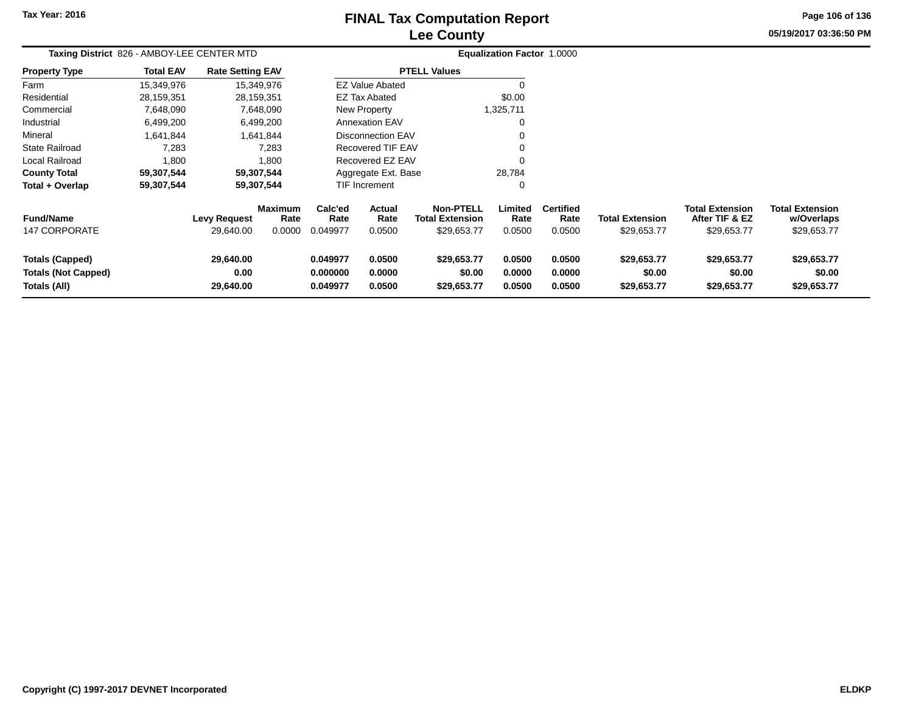# FINAL Tax Computation Report
## Lee County

Tax Year: 2016

05/19/2017 03:36:50 PM

**Taxing District** 826 - AMBOY-LEE CENTER MTD

**Equalization Factor** 1.0000

| Property Type | Total EAV | Rate Setting EAV |
|---|---|---|
| Farm | 15,349,976 | 15,349,976 |
| Residential | 28,159,351 | 28,159,351 |
| Commercial | 7,648,090 | 7,648,090 |
| Industrial | 6,499,200 | 6,499,200 |
| Mineral | 1,641,844 | 1,641,844 |
| State Railroad | 7,283 | 7,283 |
| Local Railroad | 1,800 | 1,800 |
| **County Total** | **59,307,544** | **59,307,544** |
| **Total + Overlap** | **59,307,544** | **59,307,544** |

| PTELL Values | |
|---|---|
| EZ Value Abated | 0 |
| EZ Tax Abated | $0.00 |
| New Property | 1,325,711 |
| Annexation EAV | 0 |
| Disconnection EAV | 0 |
| Recovered TIF EAV | 0 |
| Recovered EZ EAV | 0 |
| Aggregate Ext. Base | 28,784 |
| TIF Increment | 0 |

| Fund/Name | Levy Request | Maximum Rate | Calc'ed Rate | Actual Rate | Non-PTELL Total Extension | Limited Rate | Certified Rate | Total Extension | Total Extension After TIF & EZ | Total Extension w/Overlaps |
|---|---|---|---|---|---|---|---|---|---|---|
| 147 CORPORATE | 29,640.00 | 0.0000 | 0.049977 | 0.0500 | $29,653.77 | 0.0500 | 0.0500 | $29,653.77 | $29,653.77 | $29,653.77 |
| **Totals (Capped)** | **29,640.00** | | **0.049977** | **0.0500** | **$29,653.77** | **0.0500** | **0.0500** | **$29,653.77** | **$29,653.77** | **$29,653.77** |
| **Totals (Not Capped)** | **0.00** | | **0.000000** | **0.0000** | **$0.00** | **0.0000** | **0.0000** | **$0.00** | **$0.00** | **$0.00** |
| **Totals (All)** | **29,640.00** | | **0.049977** | **0.0500** | **$29,653.77** | **0.0500** | **0.0500** | **$29,653.77** | **$29,653.77** | **$29,653.77** |

Copyright (C) 1997-2017 DEVNET Incorporated

ELDKP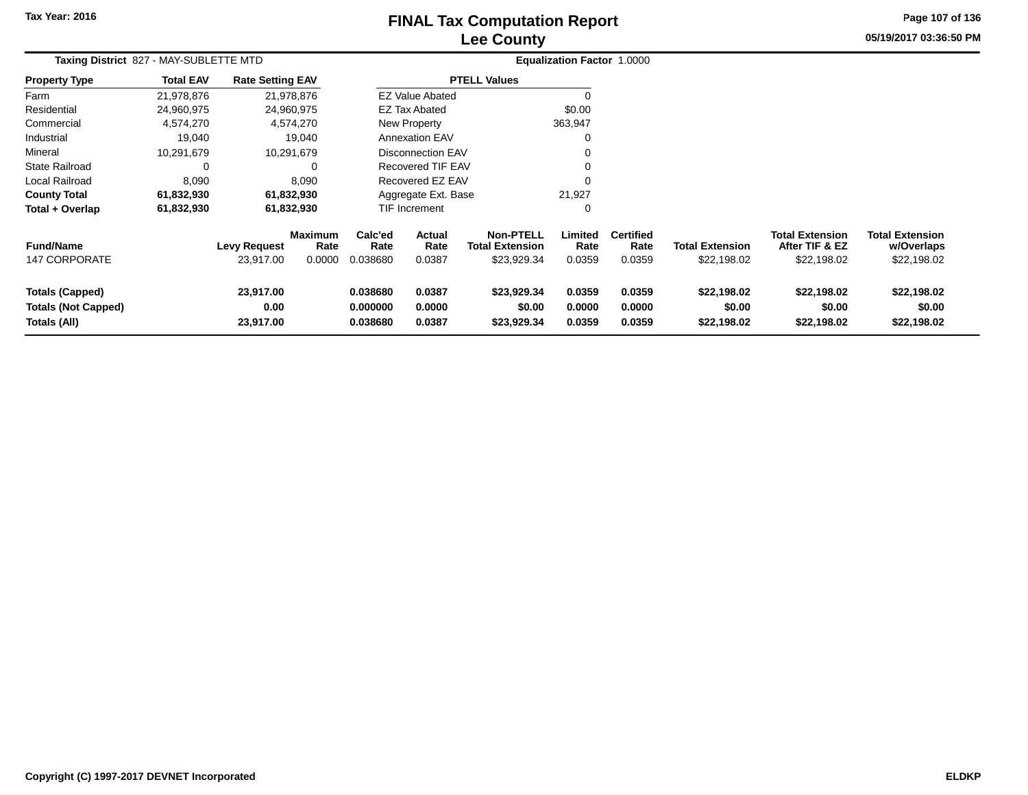Tax Year: 2016

# FINAL Tax Computation Report
## Lee County

05/19/2017 03:36:50 PM

**Taxing District** 827 - MAY-SUBLETTE MTD **Equalization Factor** 1.0000

| Property Type | Total EAV | Rate Setting EAV |
|---|---|---|
| Farm | 21,978,876 | 21,978,876 |
| Residential | 24,960,975 | 24,960,975 |
| Commercial | 4,574,270 | 4,574,270 |
| Industrial | 19,040 | 19,040 |
| Mineral | 10,291,679 | 10,291,679 |
| State Railroad | 0 | 0 |
| Local Railroad | 8,090 | 8,090 |
| **County Total** | **61,832,930** | **61,832,930** |
| **Total + Overlap** | **61,832,930** | **61,832,930** |

| PTELL Values | |
|---|---|
| EZ Value Abated | 0 |
| EZ Tax Abated | $0.00 |
| New Property | 363,947 |
| Annexation EAV | 0 |
| Disconnection EAV | 0 |
| Recovered TIF EAV | 0 |
| Recovered EZ EAV | 0 |
| Aggregate Ext. Base | 21,927 |
| TIF Increment | 0 |

| Fund/Name | Levy Request | Maximum Rate | Calc'ed Rate | Actual Rate | Non-PTELL Total Extension | Limited Rate | Certified Rate | Total Extension | Total Extension After TIF & EZ | Total Extension w/Overlaps |
|---|---|---|---|---|---|---|---|---|---|---|
| 147 CORPORATE | 23,917.00 | 0.0000 | 0.038680 | 0.0387 | $23,929.34 | 0.0359 | 0.0359 | $22,198.02 | $22,198.02 | $22,198.02 |
| **Totals (Capped)** | **23,917.00** | | **0.038680** | **0.0387** | **$23,929.34** | **0.0359** | **0.0359** | **$22,198.02** | **$22,198.02** | **$22,198.02** |
| **Totals (Not Capped)** | **0.00** | | **0.000000** | **0.0000** | **$0.00** | **0.0000** | **0.0000** | **$0.00** | **$0.00** | **$0.00** |
| **Totals (All)** | **23,917.00** | | **0.038680** | **0.0387** | **$23,929.34** | **0.0359** | **0.0359** | **$22,198.02** | **$22,198.02** | **$22,198.02** |

Copyright (C) 1997-2017 DEVNET Incorporated ELDKP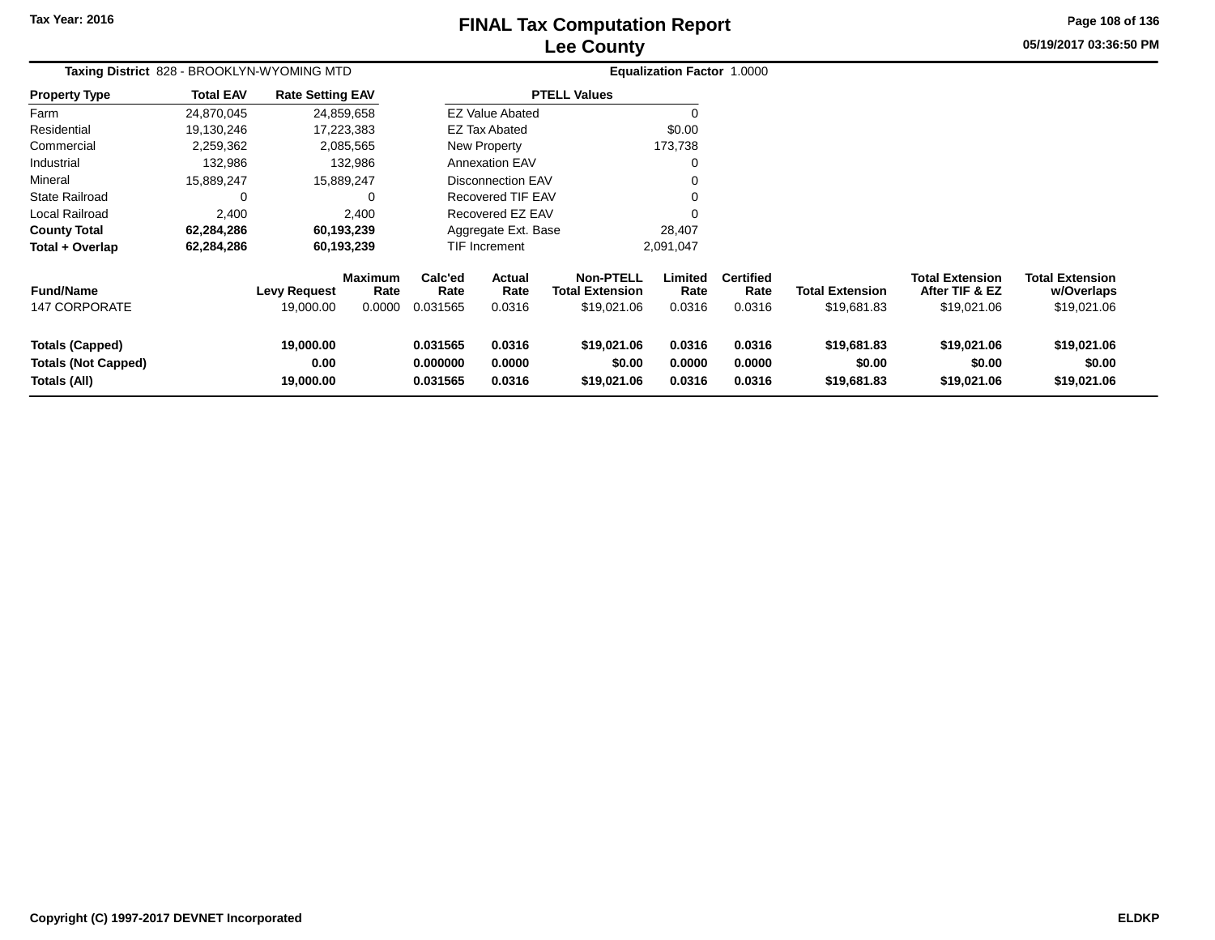# FINAL Tax Computation Report
## Lee County

Tax Year: 2016

05/19/2017 03:36:50 PM

**Taxing District** 828 - BROOKLYN-WYOMING MTD

**Equalization Factor** 1.0000

| Property Type | Total EAV | Rate Setting EAV |
|---|---|---|
| Farm | 24,870,045 | 24,859,658 |
| Residential | 19,130,246 | 17,223,383 |
| Commercial | 2,259,362 | 2,085,565 |
| Industrial | 132,986 | 132,986 |
| Mineral | 15,889,247 | 15,889,247 |
| State Railroad | 0 | 0 |
| Local Railroad | 2,400 | 2,400 |
| **County Total** | **62,284,286** | **60,193,239** |
| **Total + Overlap** | **62,284,286** | **60,193,239** |

| PTELL Values | |
|---|---|
| EZ Value Abated | 0 |
| EZ Tax Abated | $0.00 |
| New Property | 173,738 |
| Annexation EAV | 0 |
| Disconnection EAV | 0 |
| Recovered TIF EAV | 0 |
| Recovered EZ EAV | 0 |
| Aggregate Ext. Base | 28,407 |
| TIF Increment | 2,091,047 |

| Fund/Name | Levy Request | Maximum Rate | Calc'ed Rate | Actual Rate | Non-PTELL Total Extension | Limited Rate | Certified Rate | Total Extension | Total Extension After TIF & EZ | Total Extension w/Overlaps |
|---|---|---|---|---|---|---|---|---|---|---|
| 147 CORPORATE | 19,000.00 | 0.0000 | 0.031565 | 0.0316 | $19,021.06 | 0.0316 | 0.0316 | $19,681.83 | $19,021.06 | $19,021.06 |
| **Totals (Capped)** | **19,000.00** | | **0.031565** | **0.0316** | **$19,021.06** | **0.0316** | **0.0316** | **$19,681.83** | **$19,021.06** | **$19,021.06** |
| **Totals (Not Capped)** | **0.00** | | **0.000000** | **0.0000** | **$0.00** | **0.0000** | **0.0000** | **$0.00** | **$0.00** | **$0.00** |
| **Totals (All)** | **19,000.00** | | **0.031565** | **0.0316** | **$19,021.06** | **0.0316** | **0.0316** | **$19,681.83** | **$19,021.06** | **$19,021.06** |

Copyright (C) 1997-2017 DEVNET Incorporated

ELDKP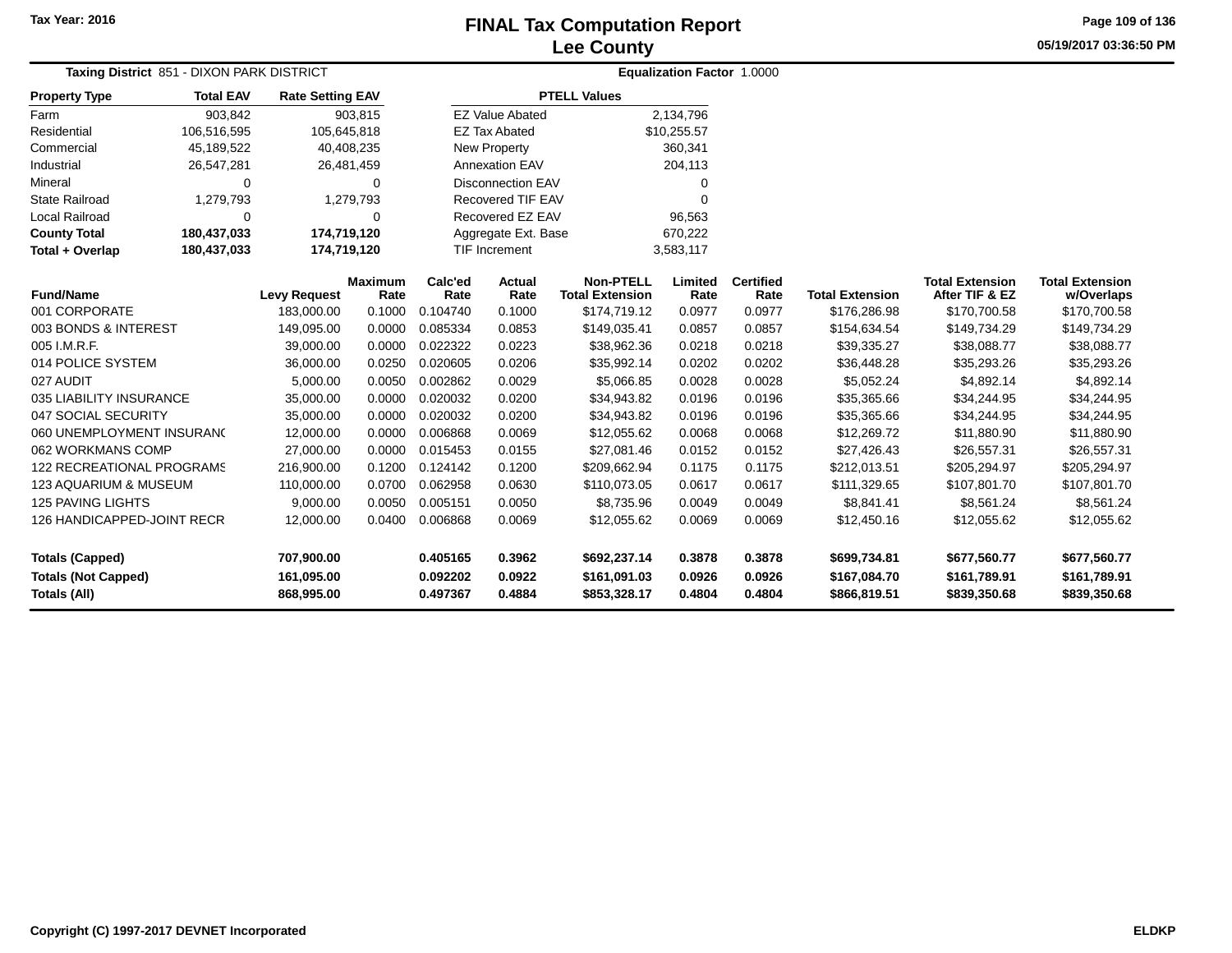Tax Year: 2016

# FINAL Tax Computation Report
## Lee County

05/19/2017 03:36:50 PM

**Taxing District** 851 - DIXON PARK DISTRICT

**Equalization Factor** 1.0000

| Property Type | Total EAV | Rate Setting EAV |
|---|---|---|
| Farm | 903,842 | 903,815 |
| Residential | 106,516,595 | 105,645,818 |
| Commercial | 45,189,522 | 40,408,235 |
| Industrial | 26,547,281 | 26,481,459 |
| Mineral | 0 | 0 |
| State Railroad | 1,279,793 | 1,279,793 |
| Local Railroad | 0 | 0 |
| **County Total** | **180,437,033** | **174,719,120** |
| **Total + Overlap** | **180,437,033** | **174,719,120** |

| PTELL Values | |
|---|---|
| EZ Value Abated | 2,134,796 |
| EZ Tax Abated | $10,255.57 |
| New Property | 360,341 |
| Annexation EAV | 204,113 |
| Disconnection EAV | 0 |
| Recovered TIF EAV | 0 |
| Recovered EZ EAV | 96,563 |
| Aggregate Ext. Base | 670,222 |
| TIF Increment | 3,583,117 |

| Fund/Name | Levy Request | Maximum Rate | Calc'ed Rate | Actual Rate | Non-PTELL Total Extension | Limited Rate | Certified Rate | Total Extension | Total Extension After TIF & EZ | Total Extension w/Overlaps |
|---|---|---|---|---|---|---|---|---|---|---|
| 001 CORPORATE | 183,000.00 | 0.1000 | 0.104740 | 0.1000 | $174,719.12 | 0.0977 | 0.0977 | $176,286.98 | $170,700.58 | $170,700.58 |
| 003 BONDS & INTEREST | 149,095.00 | 0.0000 | 0.085334 | 0.0853 | $149,035.41 | 0.0857 | 0.0857 | $154,634.54 | $149,734.29 | $149,734.29 |
| 005 I.M.R.F. | 39,000.00 | 0.0000 | 0.022322 | 0.0223 | $38,962.36 | 0.0218 | 0.0218 | $39,335.27 | $38,088.77 | $38,088.77 |
| 014 POLICE SYSTEM | 36,000.00 | 0.0250 | 0.020605 | 0.0206 | $35,992.14 | 0.0202 | 0.0202 | $36,448.28 | $35,293.26 | $35,293.26 |
| 027 AUDIT | 5,000.00 | 0.0050 | 0.002862 | 0.0029 | $5,066.85 | 0.0028 | 0.0028 | $5,052.24 | $4,892.14 | $4,892.14 |
| 035 LIABILITY INSURANCE | 35,000.00 | 0.0000 | 0.020032 | 0.0200 | $34,943.82 | 0.0196 | 0.0196 | $35,365.66 | $34,244.95 | $34,244.95 |
| 047 SOCIAL SECURITY | 35,000.00 | 0.0000 | 0.020032 | 0.0200 | $34,943.82 | 0.0196 | 0.0196 | $35,365.66 | $34,244.95 | $34,244.95 |
| 060 UNEMPLOYMENT INSURANC | 12,000.00 | 0.0000 | 0.006868 | 0.0069 | $12,055.62 | 0.0068 | 0.0068 | $12,269.72 | $11,880.90 | $11,880.90 |
| 062 WORKMANS COMP | 27,000.00 | 0.0000 | 0.015453 | 0.0155 | $27,081.46 | 0.0152 | 0.0152 | $27,426.43 | $26,557.31 | $26,557.31 |
| 122 RECREATIONAL PROGRAMS | 216,900.00 | 0.1200 | 0.124142 | 0.1200 | $209,662.94 | 0.1175 | 0.1175 | $212,013.51 | $205,294.97 | $205,294.97 |
| 123 AQUARIUM & MUSEUM | 110,000.00 | 0.0700 | 0.062958 | 0.0630 | $110,073.05 | 0.0617 | 0.0617 | $111,329.65 | $107,801.70 | $107,801.70 |
| 125 PAVING LIGHTS | 9,000.00 | 0.0050 | 0.005151 | 0.0050 | $8,735.96 | 0.0049 | 0.0049 | $8,841.41 | $8,561.24 | $8,561.24 |
| 126 HANDICAPPED-JOINT RECR | 12,000.00 | 0.0400 | 0.006868 | 0.0069 | $12,055.62 | 0.0069 | 0.0069 | $12,450.16 | $12,055.62 | $12,055.62 |
| **Totals (Capped)** | **707,900.00** | | **0.405165** | **0.3962** | **$692,237.14** | **0.3878** | **0.3878** | **$699,734.81** | **$677,560.77** | **$677,560.77** |
| **Totals (Not Capped)** | **161,095.00** | | **0.092202** | **0.0922** | **$161,091.03** | **0.0926** | **0.0926** | **$167,084.70** | **$161,789.91** | **$161,789.91** |
| **Totals (All)** | **868,995.00** | | **0.497367** | **0.4884** | **$853,328.17** | **0.4804** | **0.4804** | **$866,819.51** | **$839,350.68** | **$839,350.68** |

Copyright (C) 1997-2017 DEVNET Incorporated

ELDKP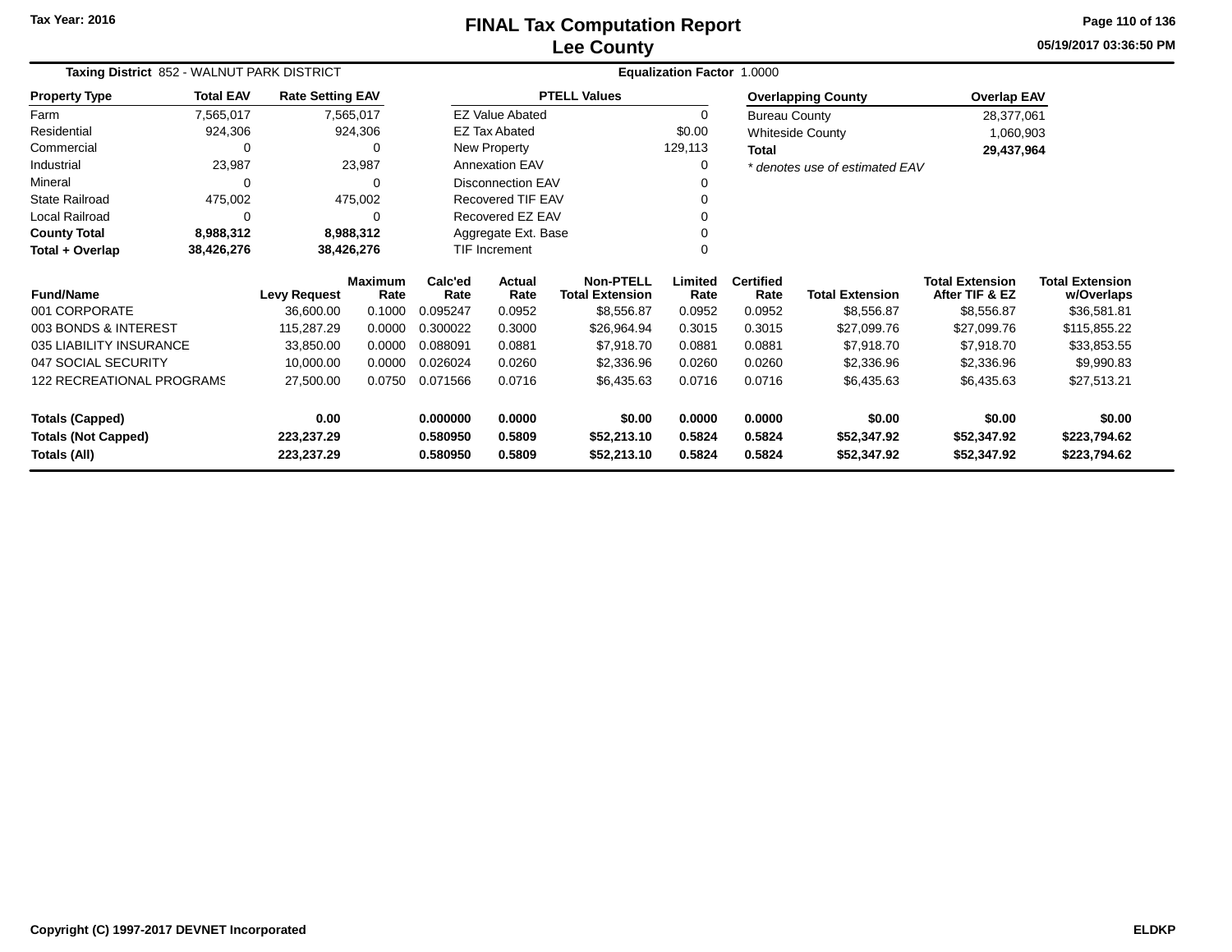Tax Year: 2016

# FINAL Tax Computation Report
## Lee County

05/19/2017 03:36:50 PM

**Taxing District** 852 - WALNUT PARK DISTRICT **Equalization Factor** 1.0000

| Property Type | Total EAV | Rate Setting EAV |
|---|---|---|
| Farm | 7,565,017 | 7,565,017 |
| Residential | 924,306 | 924,306 |
| Commercial | 0 | 0 |
| Industrial | 23,987 | 23,987 |
| Mineral | 0 | 0 |
| State Railroad | 475,002 | 475,002 |
| Local Railroad | 0 | 0 |
| **County Total** | **8,988,312** | **8,988,312** |
| **Total + Overlap** | **38,426,276** | **38,426,276** |

| PTELL Values | |
|---|---|
| EZ Value Abated | 0 |
| EZ Tax Abated | $0.00 |
| New Property | 129,113 |
| Annexation EAV | 0 |
| Disconnection EAV | 0 |
| Recovered TIF EAV | 0 |
| Recovered EZ EAV | 0 |
| Aggregate Ext. Base | 0 |
| TIF Increment | 0 |

| Overlapping County | Overlap EAV |
|---|---|
| Bureau County | 28,377,061 |
| Whiteside County | 1,060,903 |
| **Total** | **29,437,964** |

*\* denotes use of estimated EAV*

| Fund/Name | Levy Request | Maximum Rate | Calc'ed Rate | Actual Rate | Non-PTELL Total Extension | Limited Rate | Certified Rate | Total Extension | Total Extension After TIF & EZ | Total Extension w/Overlaps |
|---|---|---|---|---|---|---|---|---|---|---|
| 001 CORPORATE | 36,600.00 | 0.1000 | 0.095247 | 0.0952 | $8,556.87 | 0.0952 | 0.0952 | $8,556.87 | $8,556.87 | $36,581.81 |
| 003 BONDS & INTEREST | 115,287.29 | 0.0000 | 0.300022 | 0.3000 | $26,964.94 | 0.3015 | 0.3015 | $27,099.76 | $27,099.76 | $115,855.22 |
| 035 LIABILITY INSURANCE | 33,850.00 | 0.0000 | 0.088091 | 0.0881 | $7,918.70 | 0.0881 | 0.0881 | $7,918.70 | $7,918.70 | $33,853.55 |
| 047 SOCIAL SECURITY | 10,000.00 | 0.0000 | 0.026024 | 0.0260 | $2,336.96 | 0.0260 | 0.0260 | $2,336.96 | $2,336.96 | $9,990.83 |
| 122 RECREATIONAL PROGRAMS | 27,500.00 | 0.0750 | 0.071566 | 0.0716 | $6,435.63 | 0.0716 | 0.0716 | $6,435.63 | $6,435.63 | $27,513.21 |
| **Totals (Capped)** | **0.00** | | **0.000000** | **0.0000** | **$0.00** | **0.0000** | **0.0000** | **$0.00** | **$0.00** | **$0.00** |
| **Totals (Not Capped)** | **223,237.29** | | **0.580950** | **0.5809** | **$52,213.10** | **0.5824** | **0.5824** | **$52,347.92** | **$52,347.92** | **$223,794.62** |
| **Totals (All)** | **223,237.29** | | **0.580950** | **0.5809** | **$52,213.10** | **0.5824** | **0.5824** | **$52,347.92** | **$52,347.92** | **$223,794.62** |

Copyright (C) 1997-2017 DEVNET Incorporated ELDKP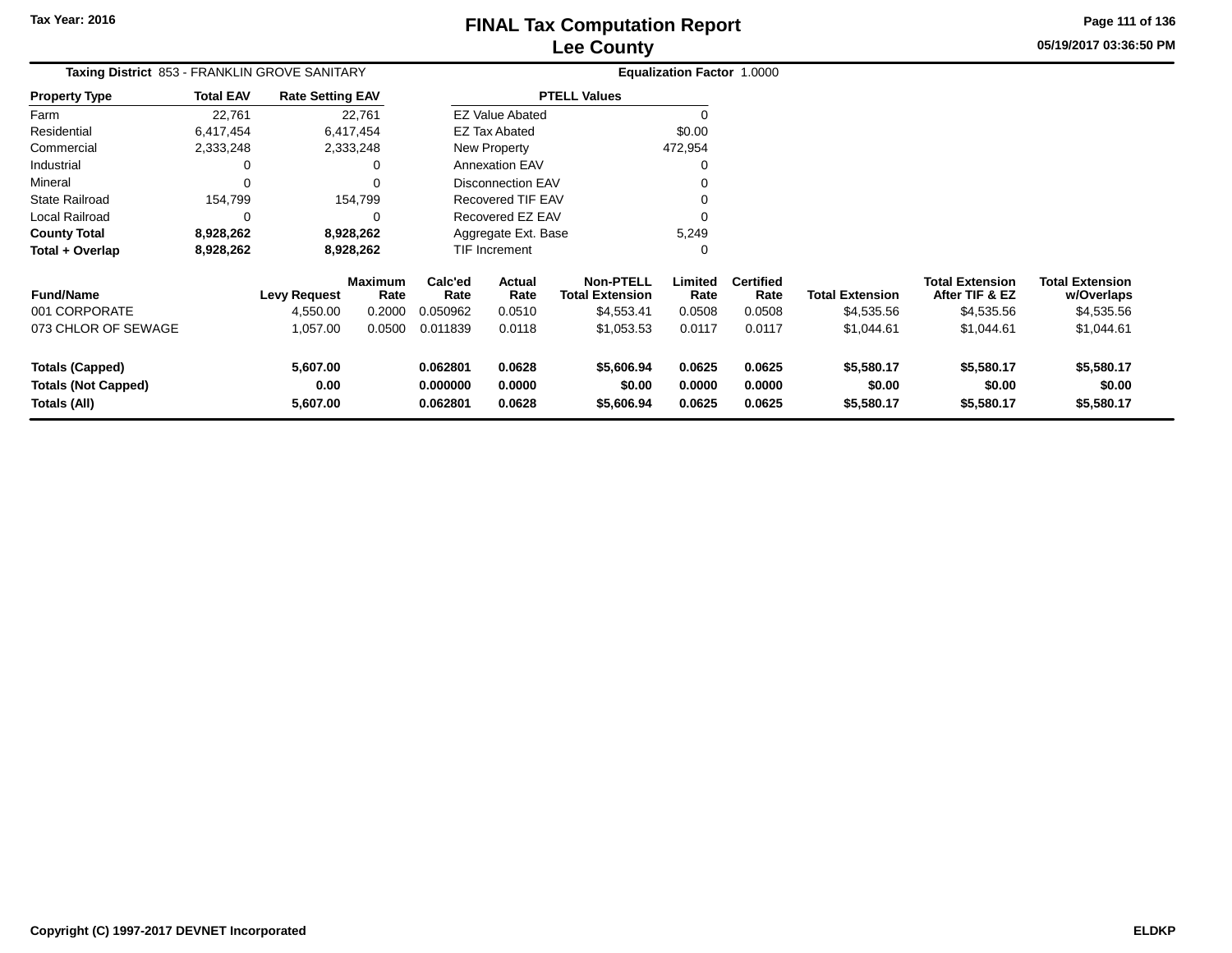# FINAL Tax Computation Report
## Lee County

Tax Year: 2016

05/19/2017 03:36:50 PM

**Taxing District** 853 - FRANKLIN GROVE SANITARY **Equalization Factor** 1.0000

| Property Type | Total EAV | Rate Setting EAV |
|---|---|---|
| Farm | 22,761 | 22,761 |
| Residential | 6,417,454 | 6,417,454 |
| Commercial | 2,333,248 | 2,333,248 |
| Industrial | 0 | 0 |
| Mineral | 0 | 0 |
| State Railroad | 154,799 | 154,799 |
| Local Railroad | 0 | 0 |
| **County Total** | **8,928,262** | **8,928,262** |
| **Total + Overlap** | **8,928,262** | **8,928,262** |

| PTELL Values | |
|---|---|
| EZ Value Abated | 0 |
| EZ Tax Abated | $0.00 |
| New Property | 472,954 |
| Annexation EAV | 0 |
| Disconnection EAV | 0 |
| Recovered TIF EAV | 0 |
| Recovered EZ EAV | 0 |
| Aggregate Ext. Base | 5,249 |
| TIF Increment | 0 |

| Fund/Name | Levy Request | Maximum Rate | Calc'ed Rate | Actual Rate | Non-PTELL Total Extension | Limited Rate | Certified Rate | Total Extension | Total Extension After TIF & EZ | Total Extension w/Overlaps |
|---|---|---|---|---|---|---|---|---|---|---|
| 001 CORPORATE | 4,550.00 | 0.2000 | 0.050962 | 0.0510 | $4,553.41 | 0.0508 | 0.0508 | $4,535.56 | $4,535.56 | $4,535.56 |
| 073 CHLOR OF SEWAGE | 1,057.00 | 0.0500 | 0.011839 | 0.0118 | $1,053.53 | 0.0117 | 0.0117 | $1,044.61 | $1,044.61 | $1,044.61 |
| **Totals (Capped)** | **5,607.00** | | **0.062801** | **0.0628** | **$5,606.94** | **0.0625** | **0.0625** | **$5,580.17** | **$5,580.17** | **$5,580.17** |
| **Totals (Not Capped)** | **0.00** | | **0.000000** | **0.0000** | **$0.00** | **0.0000** | **0.0000** | **$0.00** | **$0.00** | **$0.00** |
| **Totals (All)** | **5,607.00** | | **0.062801** | **0.0628** | **$5,606.94** | **0.0625** | **0.0625** | **$5,580.17** | **$5,580.17** | **$5,580.17** |

Copyright (C) 1997-2017 DEVNET Incorporated ELDKP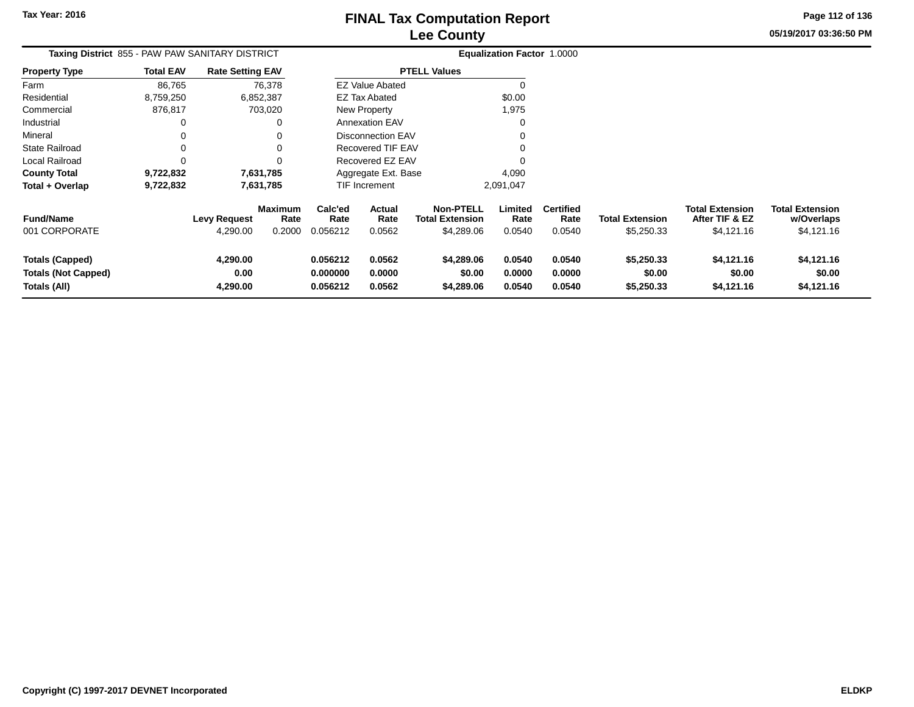Tax Year: 2016

# FINAL Tax Computation Report
## Lee County

05/19/2017 03:36:50 PM

**Taxing District** 855 - PAW PAW SANITARY DISTRICT

**Equalization Factor** 1.0000

| Property Type | Total EAV | Rate Setting EAV |
|---|---|---|
| Farm | 86,765 | 76,378 |
| Residential | 8,759,250 | 6,852,387 |
| Commercial | 876,817 | 703,020 |
| Industrial | 0 | 0 |
| Mineral | 0 | 0 |
| State Railroad | 0 | 0 |
| Local Railroad | 0 | 0 |
| **County Total** | **9,722,832** | **7,631,785** |
| **Total + Overlap** | **9,722,832** | **7,631,785** |

| PTELL Values | |
|---|---|
| EZ Value Abated | 0 |
| EZ Tax Abated | $0.00 |
| New Property | 1,975 |
| Annexation EAV | 0 |
| Disconnection EAV | 0 |
| Recovered TIF EAV | 0 |
| Recovered EZ EAV | 0 |
| Aggregate Ext. Base | 4,090 |
| TIF Increment | 2,091,047 |

| Fund/Name | Levy Request | Maximum Rate | Calc'ed Rate | Actual Rate | Non-PTELL Total Extension | Limited Rate | Certified Rate | Total Extension | Total Extension After TIF & EZ | Total Extension w/Overlaps |
|---|---|---|---|---|---|---|---|---|---|---|
| 001 CORPORATE | 4,290.00 | 0.2000 | 0.056212 | 0.0562 | $4,289.06 | 0.0540 | 0.0540 | $5,250.33 | $4,121.16 | $4,121.16 |
| **Totals (Capped)** | **4,290.00** | | **0.056212** | **0.0562** | **$4,289.06** | **0.0540** | **0.0540** | **$5,250.33** | **$4,121.16** | **$4,121.16** |
| **Totals (Not Capped)** | **0.00** | | **0.000000** | **0.0000** | **$0.00** | **0.0000** | **0.0000** | **$0.00** | **$0.00** | **$0.00** |
| **Totals (All)** | **4,290.00** | | **0.056212** | **0.0562** | **$4,289.06** | **0.0540** | **0.0540** | **$5,250.33** | **$4,121.16** | **$4,121.16** |

Copyright (C) 1997-2017 DEVNET Incorporated

ELDKP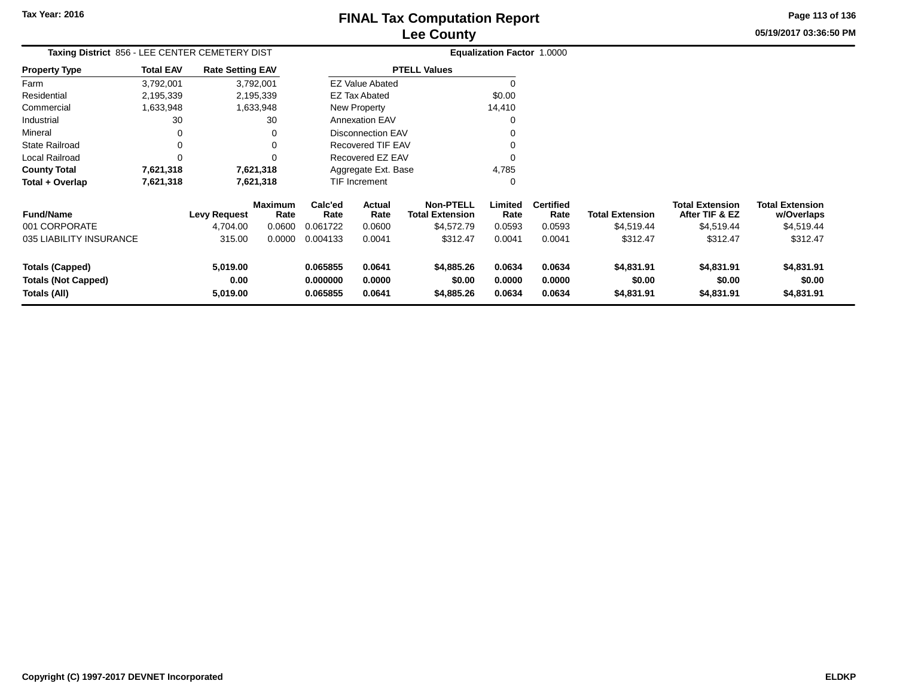Tax Year: 2016

# FINAL Tax Computation Report
## Lee County

05/19/2017 03:36:50 PM

**Taxing District** 856 - LEE CENTER CEMETERY DIST

**Equalization Factor** 1.0000

| Property Type | Total EAV | Rate Setting EAV |
|---|---|---|
| Farm | 3,792,001 | 3,792,001 |
| Residential | 2,195,339 | 2,195,339 |
| Commercial | 1,633,948 | 1,633,948 |
| Industrial | 30 | 30 |
| Mineral | 0 | 0 |
| State Railroad | 0 | 0 |
| Local Railroad | 0 | 0 |
| **County Total** | **7,621,318** | **7,621,318** |
| **Total + Overlap** | **7,621,318** | **7,621,318** |

| PTELL Values | |
|---|---|
| EZ Value Abated | 0 |
| EZ Tax Abated | $0.00 |
| New Property | 14,410 |
| Annexation EAV | 0 |
| Disconnection EAV | 0 |
| Recovered TIF EAV | 0 |
| Recovered EZ EAV | 0 |
| Aggregate Ext. Base | 4,785 |
| TIF Increment | 0 |

| Fund/Name | Levy Request | Maximum Rate | Calc'ed Rate | Actual Rate | Non-PTELL Total Extension | Limited Rate | Certified Rate | Total Extension | Total Extension After TIF & EZ | Total Extension w/Overlaps |
|---|---|---|---|---|---|---|---|---|---|---|
| 001 CORPORATE | 4,704.00 | 0.0600 | 0.061722 | 0.0600 | $4,572.79 | 0.0593 | 0.0593 | $4,519.44 | $4,519.44 | $4,519.44 |
| 035 LIABILITY INSURANCE | 315.00 | 0.0000 | 0.004133 | 0.0041 | $312.47 | 0.0041 | 0.0041 | $312.47 | $312.47 | $312.47 |
| **Totals (Capped)** | **5,019.00** | | **0.065855** | **0.0641** | **$4,885.26** | **0.0634** | **0.0634** | **$4,831.91** | **$4,831.91** | **$4,831.91** |
| **Totals (Not Capped)** | **0.00** | | **0.000000** | **0.0000** | **$0.00** | **0.0000** | **0.0000** | **$0.00** | **$0.00** | **$0.00** |
| **Totals (All)** | **5,019.00** | | **0.065855** | **0.0641** | **$4,885.26** | **0.0634** | **0.0634** | **$4,831.91** | **$4,831.91** | **$4,831.91** |

Copyright (C) 1997-2017 DEVNET Incorporated

ELDKP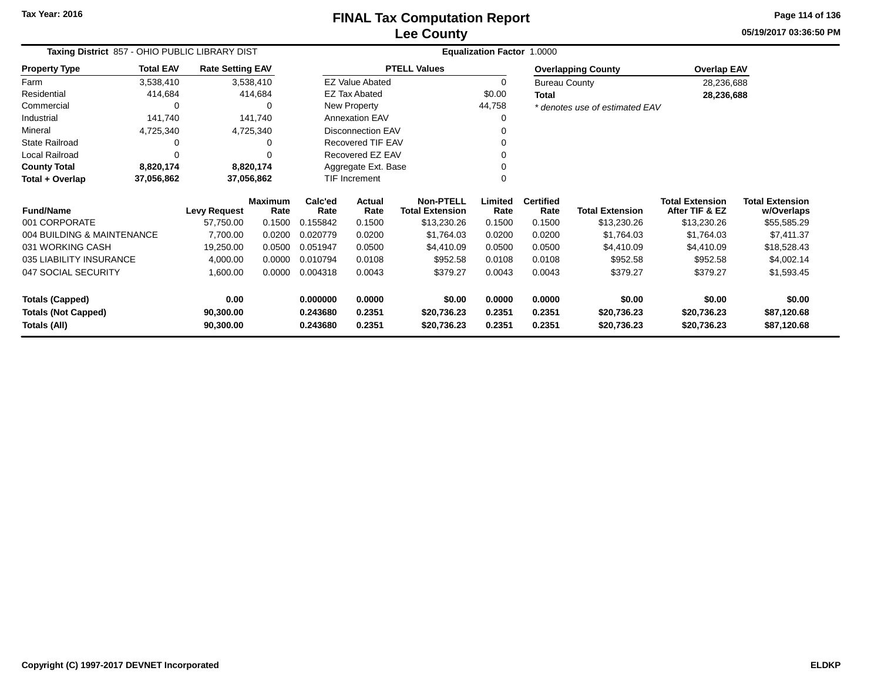Tax Year: 2016

# FINAL Tax Computation Report
## Lee County

05/19/2017 03:36:50 PM

**Taxing District** 857 - OHIO PUBLIC LIBRARY DIST **Equalization Factor** 1.0000

| Property Type | Total EAV | Rate Setting EAV |
|---|---|---|
| Farm | 3,538,410 | 3,538,410 |
| Residential | 414,684 | 414,684 |
| Commercial | 0 | 0 |
| Industrial | 141,740 | 141,740 |
| Mineral | 4,725,340 | 4,725,340 |
| State Railroad | 0 | 0 |
| Local Railroad | 0 | 0 |
| **County Total** | **8,820,174** | **8,820,174** |
| **Total + Overlap** | **37,056,862** | **37,056,862** |

| PTELL Values | |
|---|---|
| EZ Value Abated | 0 |
| EZ Tax Abated | $0.00 |
| New Property | 44,758 |
| Annexation EAV | 0 |
| Disconnection EAV | 0 |
| Recovered TIF EAV | 0 |
| Recovered EZ EAV | 0 |
| Aggregate Ext. Base | 0 |
| TIF Increment | 0 |

| Overlapping County | Overlap EAV |
|---|---|
| Bureau County | 28,236,688 |
| **Total** | **28,236,688** |

*\* denotes use of estimated EAV*

| Fund/Name | Levy Request | Maximum Rate | Calc'ed Rate | Actual Rate | Non-PTELL Total Extension | Limited Rate | Certified Rate | Total Extension | Total Extension After TIF & EZ | Total Extension w/Overlaps |
|---|---|---|---|---|---|---|---|---|---|---|
| 001 CORPORATE | 57,750.00 | 0.1500 | 0.155842 | 0.1500 | $13,230.26 | 0.1500 | 0.1500 | $13,230.26 | $13,230.26 | $55,585.29 |
| 004 BUILDING & MAINTENANCE | 7,700.00 | 0.0200 | 0.020779 | 0.0200 | $1,764.03 | 0.0200 | 0.0200 | $1,764.03 | $1,764.03 | $7,411.37 |
| 031 WORKING CASH | 19,250.00 | 0.0500 | 0.051947 | 0.0500 | $4,410.09 | 0.0500 | 0.0500 | $4,410.09 | $4,410.09 | $18,528.43 |
| 035 LIABILITY INSURANCE | 4,000.00 | 0.0000 | 0.010794 | 0.0108 | $952.58 | 0.0108 | 0.0108 | $952.58 | $952.58 | $4,002.14 |
| 047 SOCIAL SECURITY | 1,600.00 | 0.0000 | 0.004318 | 0.0043 | $379.27 | 0.0043 | 0.0043 | $379.27 | $379.27 | $1,593.45 |
| **Totals (Capped)** | **0.00** | | **0.000000** | **0.0000** | **$0.00** | **0.0000** | **0.0000** | **$0.00** | **$0.00** | **$0.00** |
| **Totals (Not Capped)** | **90,300.00** | | **0.243680** | **0.2351** | **$20,736.23** | **0.2351** | **0.2351** | **$20,736.23** | **$20,736.23** | **$87,120.68** |
| **Totals (All)** | **90,300.00** | | **0.243680** | **0.2351** | **$20,736.23** | **0.2351** | **0.2351** | **$20,736.23** | **$20,736.23** | **$87,120.68** |

Copyright (C) 1997-2017 DEVNET Incorporated ELDKP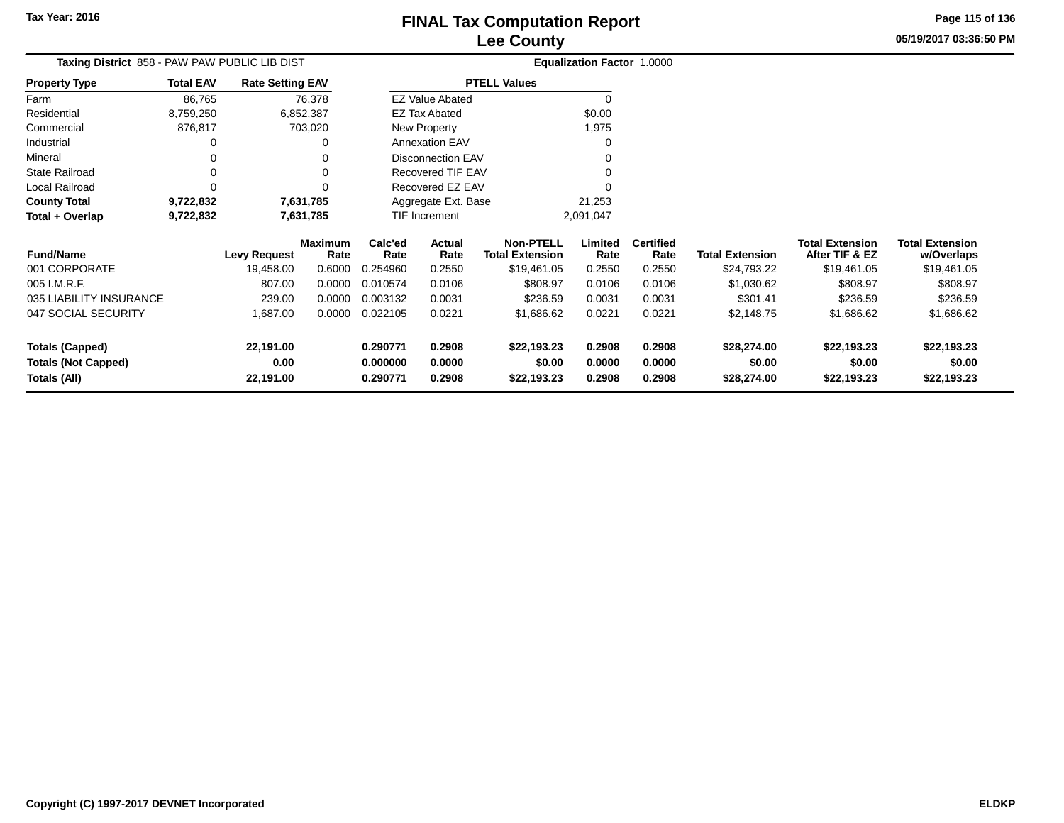Tax Year: 2016

# FINAL Tax Computation Report
## Lee County

05/19/2017 03:36:50 PM

**Taxing District** 858 - PAW PAW PUBLIC LIB DIST

**Equalization Factor** 1.0000

| Property Type | Total EAV | Rate Setting EAV |
|---|---|---|
| Farm | 86,765 | 76,378 |
| Residential | 8,759,250 | 6,852,387 |
| Commercial | 876,817 | 703,020 |
| Industrial | 0 | 0 |
| Mineral | 0 | 0 |
| State Railroad | 0 | 0 |
| Local Railroad | 0 | 0 |
| **County Total** | **9,722,832** | **7,631,785** |
| **Total + Overlap** | **9,722,832** | **7,631,785** |

| PTELL Values | |
|---|---|
| EZ Value Abated | 0 |
| EZ Tax Abated | $0.00 |
| New Property | 1,975 |
| Annexation EAV | 0 |
| Disconnection EAV | 0 |
| Recovered TIF EAV | 0 |
| Recovered EZ EAV | 0 |
| Aggregate Ext. Base | 21,253 |
| TIF Increment | 2,091,047 |

| Fund/Name | Levy Request | Maximum Rate | Calc'ed Rate | Actual Rate | Non-PTELL Total Extension | Limited Rate | Certified Rate | Total Extension | Total Extension After TIF & EZ | Total Extension w/Overlaps |
|---|---|---|---|---|---|---|---|---|---|---|
| 001 CORPORATE | 19,458.00 | 0.6000 | 0.254960 | 0.2550 | $19,461.05 | 0.2550 | 0.2550 | $24,793.22 | $19,461.05 | $19,461.05 |
| 005 I.M.R.F. | 807.00 | 0.0000 | 0.010574 | 0.0106 | $808.97 | 0.0106 | 0.0106 | $1,030.62 | $808.97 | $808.97 |
| 035 LIABILITY INSURANCE | 239.00 | 0.0000 | 0.003132 | 0.0031 | $236.59 | 0.0031 | 0.0031 | $301.41 | $236.59 | $236.59 |
| 047 SOCIAL SECURITY | 1,687.00 | 0.0000 | 0.022105 | 0.0221 | $1,686.62 | 0.0221 | 0.0221 | $2,148.75 | $1,686.62 | $1,686.62 |
| **Totals (Capped)** | **22,191.00** | | **0.290771** | **0.2908** | **$22,193.23** | **0.2908** | **0.2908** | **$28,274.00** | **$22,193.23** | **$22,193.23** |
| **Totals (Not Capped)** | **0.00** | | **0.000000** | **0.0000** | **$0.00** | **0.0000** | **0.0000** | **$0.00** | **$0.00** | **$0.00** |
| **Totals (All)** | **22,191.00** | | **0.290771** | **0.2908** | **$22,193.23** | **0.2908** | **0.2908** | **$28,274.00** | **$22,193.23** | **$22,193.23** |

Copyright (C) 1997-2017 DEVNET Incorporated

ELDKP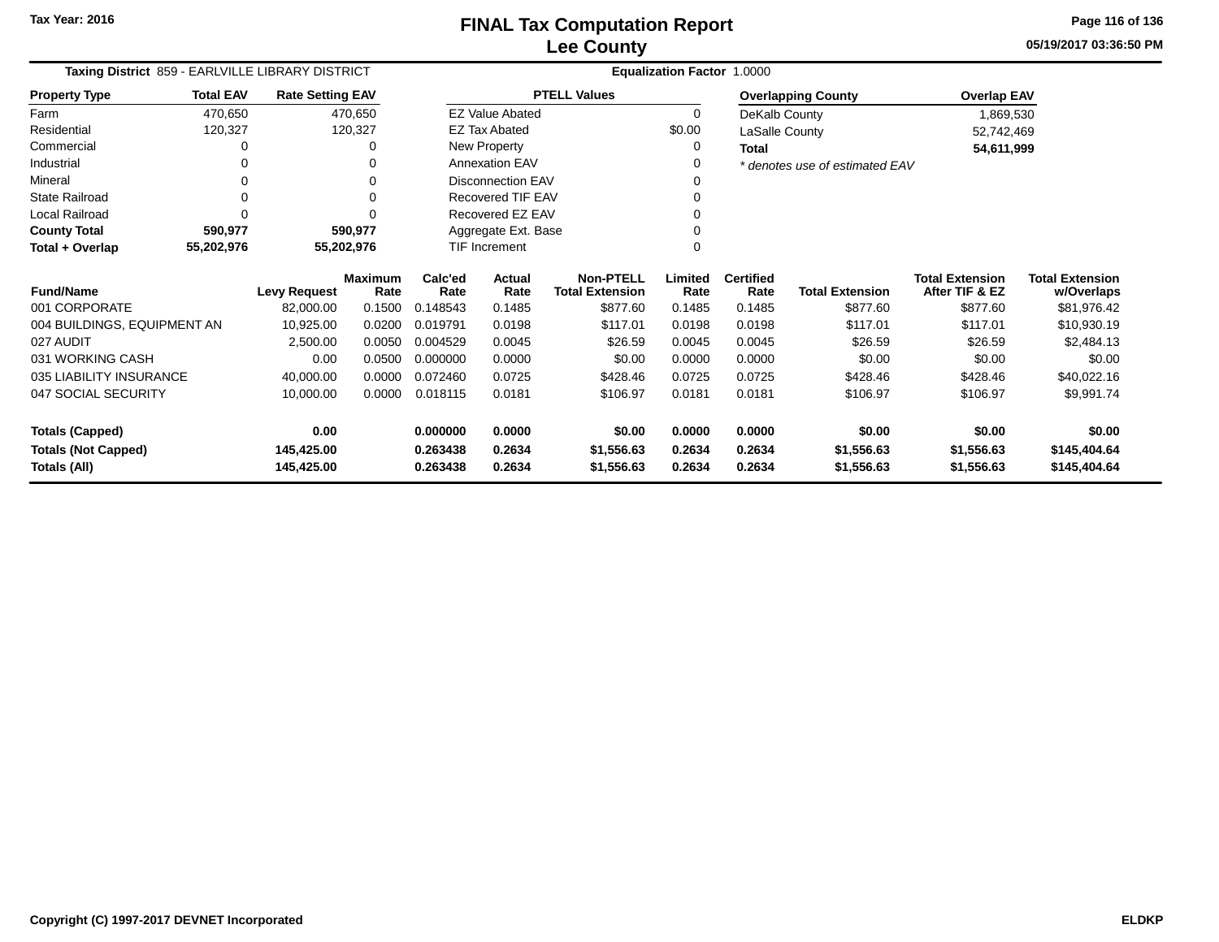# FINAL Tax Computation Report
## Lee County

Tax Year: 2016

05/19/2017 03:36:50 PM

**Taxing District** 859 - EARLVILLE LIBRARY DISTRICT

**Equalization Factor** 1.0000

| Property Type | Total EAV | Rate Setting EAV |
|---|---|---|
| Farm | 470,650 | 470,650 |
| Residential | 120,327 | 120,327 |
| Commercial | 0 | 0 |
| Industrial | 0 | 0 |
| Mineral | 0 | 0 |
| State Railroad | 0 | 0 |
| Local Railroad | 0 | 0 |
| **County Total** | **590,977** | **590,977** |
| **Total + Overlap** | **55,202,976** | **55,202,976** |

| PTELL Values | |
|---|---|
| EZ Value Abated | 0 |
| EZ Tax Abated | $0.00 |
| New Property | 0 |
| Annexation EAV | 0 |
| Disconnection EAV | 0 |
| Recovered TIF EAV | 0 |
| Recovered EZ EAV | 0 |
| Aggregate Ext. Base | 0 |
| TIF Increment | 0 |

| Overlapping County | Overlap EAV |
|---|---|
| DeKalb County | 1,869,530 |
| LaSalle County | 52,742,469 |
| **Total** | **54,611,999** |

*\* denotes use of estimated EAV*

| Fund/Name | Levy Request | Maximum Rate | Calc'ed Rate | Actual Rate | Non-PTELL Total Extension | Limited Rate | Certified Rate | Total Extension | Total Extension After TIF & EZ | Total Extension w/Overlaps |
|---|---|---|---|---|---|---|---|---|---|---|
| 001 CORPORATE | 82,000.00 | 0.1500 | 0.148543 | 0.1485 | $877.60 | 0.1485 | 0.1485 | $877.60 | $877.60 | $81,976.42 |
| 004 BUILDINGS, EQUIPMENT AN | 10,925.00 | 0.0200 | 0.019791 | 0.0198 | $117.01 | 0.0198 | 0.0198 | $117.01 | $117.01 | $10,930.19 |
| 027 AUDIT | 2,500.00 | 0.0050 | 0.004529 | 0.0045 | $26.59 | 0.0045 | 0.0045 | $26.59 | $26.59 | $2,484.13 |
| 031 WORKING CASH | 0.00 | 0.0500 | 0.000000 | 0.0000 | $0.00 | 0.0000 | 0.0000 | $0.00 | $0.00 | $0.00 |
| 035 LIABILITY INSURANCE | 40,000.00 | 0.0000 | 0.072460 | 0.0725 | $428.46 | 0.0725 | 0.0725 | $428.46 | $428.46 | $40,022.16 |
| 047 SOCIAL SECURITY | 10,000.00 | 0.0000 | 0.018115 | 0.0181 | $106.97 | 0.0181 | 0.0181 | $106.97 | $106.97 | $9,991.74 |
| **Totals (Capped)** | **0.00** | | **0.000000** | **0.0000** | **$0.00** | **0.0000** | **0.0000** | **$0.00** | **$0.00** | **$0.00** |
| **Totals (Not Capped)** | **145,425.00** | | **0.263438** | **0.2634** | **$1,556.63** | **0.2634** | **0.2634** | **$1,556.63** | **$1,556.63** | **$145,404.64** |
| **Totals (All)** | **145,425.00** | | **0.263438** | **0.2634** | **$1,556.63** | **0.2634** | **0.2634** | **$1,556.63** | **$1,556.63** | **$145,404.64** |

Copyright (C) 1997-2017 DEVNET Incorporated

ELDKP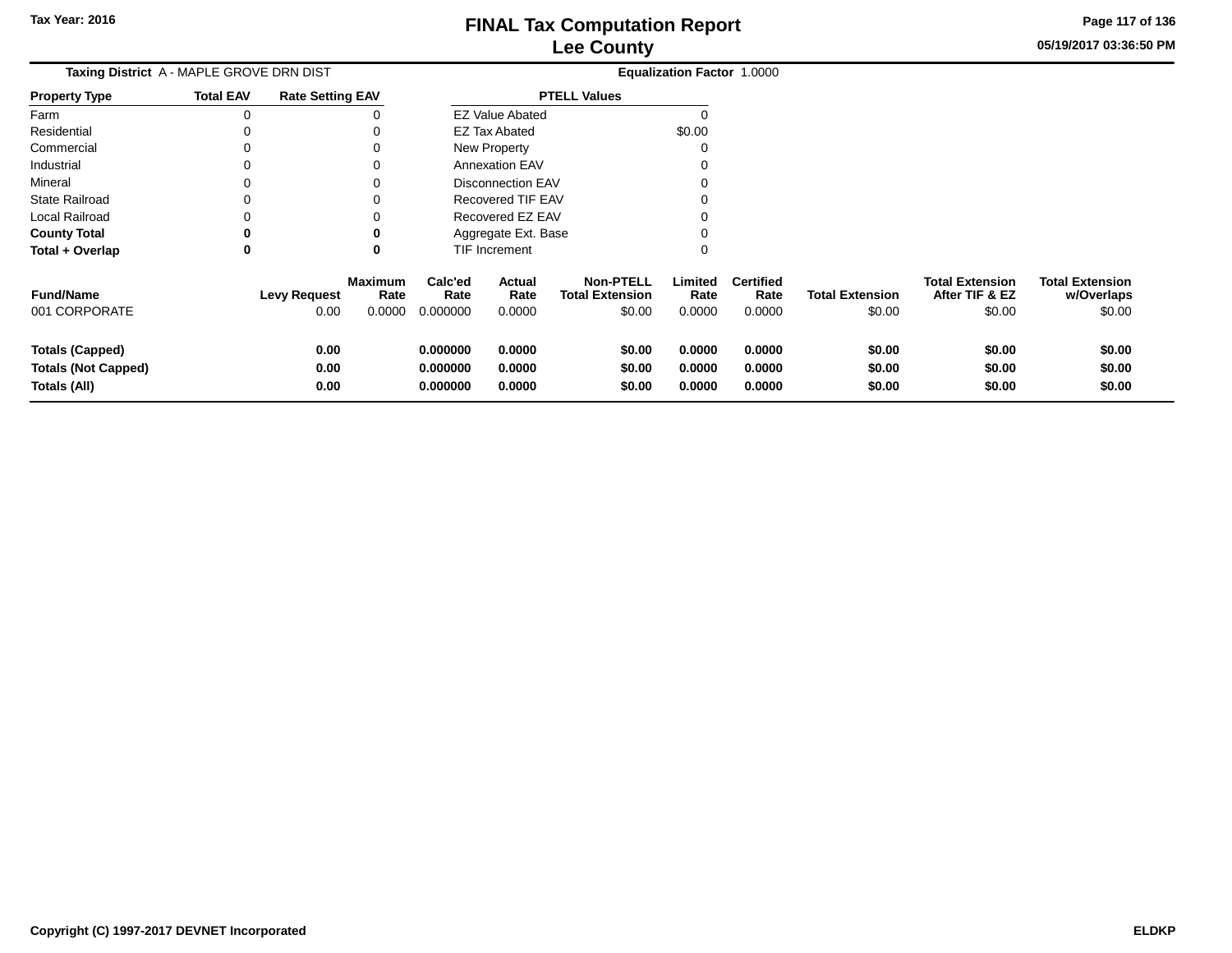# FINAL Tax Computation Report
## Lee County

Tax Year: 2016

05/19/2017 03:36:50 PM

**Taxing District** A - MAPLE GROVE DRN DIST

**Equalization Factor** 1.0000

| Property Type | Total EAV | Rate Setting EAV |
|---|---|---|
| Farm | 0 | 0 |
| Residential | 0 | 0 |
| Commercial | 0 | 0 |
| Industrial | 0 | 0 |
| Mineral | 0 | 0 |
| State Railroad | 0 | 0 |
| Local Railroad | 0 | 0 |
| **County Total** | **0** | **0** |
| **Total + Overlap** | **0** | **0** |

| PTELL Values | |
|---|---|
| EZ Value Abated | 0 |
| EZ Tax Abated | $0.00 |
| New Property | 0 |
| Annexation EAV | 0 |
| Disconnection EAV | 0 |
| Recovered TIF EAV | 0 |
| Recovered EZ EAV | 0 |
| Aggregate Ext. Base | 0 |
| TIF Increment | 0 |

| Fund/Name | Levy Request | Maximum Rate | Calc'ed Rate | Actual Rate | Non-PTELL Total Extension | Limited Rate | Certified Rate | Total Extension | Total Extension After TIF & EZ | Total Extension w/Overlaps |
|---|---|---|---|---|---|---|---|---|---|---|
| 001 CORPORATE | 0.00 | 0.0000 | 0.000000 | 0.0000 | $0.00 | 0.0000 | 0.0000 | $0.00 | $0.00 | $0.00 |
| **Totals (Capped)** | **0.00** | | **0.000000** | **0.0000** | **$0.00** | **0.0000** | **0.0000** | **$0.00** | **$0.00** | **$0.00** |
| **Totals (Not Capped)** | **0.00** | | **0.000000** | **0.0000** | **$0.00** | **0.0000** | **0.0000** | **$0.00** | **$0.00** | **$0.00** |
| **Totals (All)** | **0.00** | | **0.000000** | **0.0000** | **$0.00** | **0.0000** | **0.0000** | **$0.00** | **$0.00** | **$0.00** |

**Copyright (C) 1997-2017 DEVNET Incorporated** **ELDKP**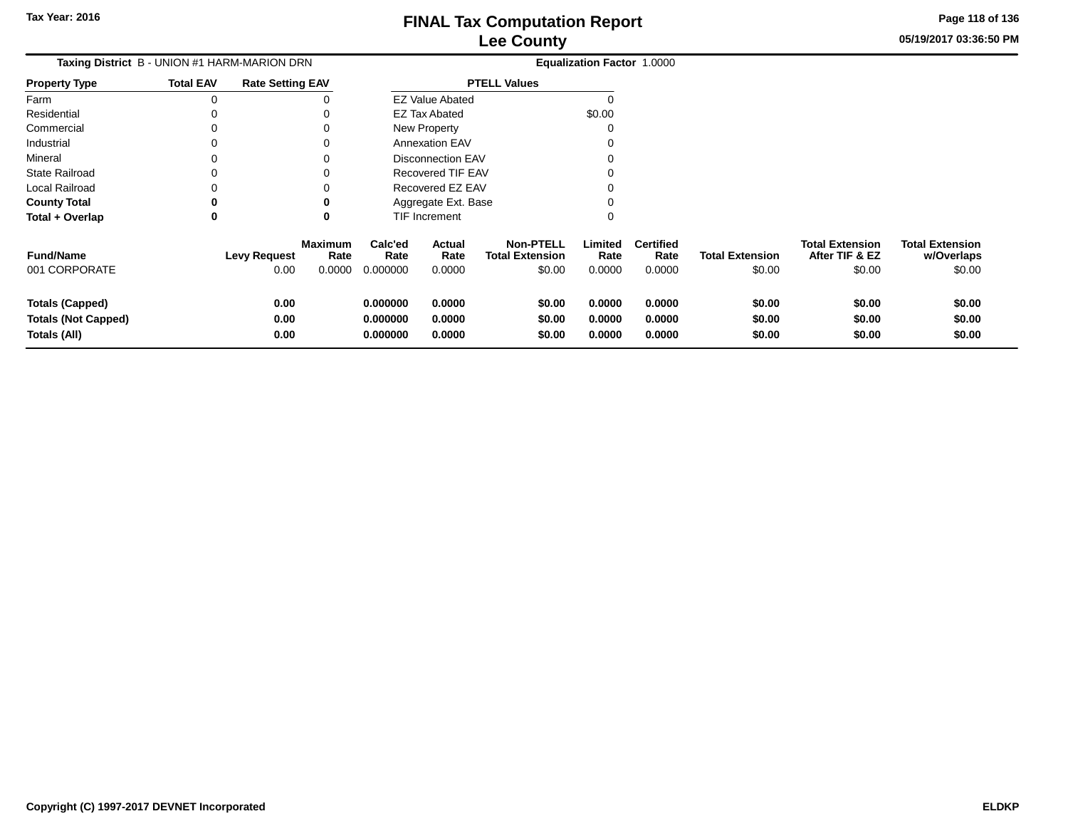Tax Year: 2016

# FINAL Tax Computation Report
## Lee County

05/19/2017 03:36:50 PM

**Taxing District** B - UNION #1 HARM-MARION DRN | **Equalization Factor** 1.0000

| Property Type | Total EAV | Rate Setting EAV |
|---|---|---|
| Farm | 0 | 0 |
| Residential | 0 | 0 |
| Commercial | 0 | 0 |
| Industrial | 0 | 0 |
| Mineral | 0 | 0 |
| State Railroad | 0 | 0 |
| Local Railroad | 0 | 0 |
| **County Total** | **0** | **0** |
| **Total + Overlap** | **0** | **0** |

| PTELL Values | |
|---|---|
| EZ Value Abated | 0 |
| EZ Tax Abated | $0.00 |
| New Property | 0 |
| Annexation EAV | 0 |
| Disconnection EAV | 0 |
| Recovered TIF EAV | 0 |
| Recovered EZ EAV | 0 |
| Aggregate Ext. Base | 0 |
| TIF Increment | 0 |

| Fund/Name | Levy Request | Maximum Rate | Calc'ed Rate | Actual Rate | Non-PTELL Total Extension | Limited Rate | Certified Rate | Total Extension | Total Extension After TIF & EZ | Total Extension w/Overlaps |
|---|---|---|---|---|---|---|---|---|---|---|
| 001 CORPORATE | 0.00 | 0.0000 | 0.000000 | 0.0000 | $0.00 | 0.0000 | 0.0000 | $0.00 | $0.00 | $0.00 |
| **Totals (Capped)** | **0.00** | | **0.000000** | **0.0000** | **$0.00** | **0.0000** | **0.0000** | **$0.00** | **$0.00** | **$0.00** |
| **Totals (Not Capped)** | **0.00** | | **0.000000** | **0.0000** | **$0.00** | **0.0000** | **0.0000** | **$0.00** | **$0.00** | **$0.00** |
| **Totals (All)** | **0.00** | | **0.000000** | **0.0000** | **$0.00** | **0.0000** | **0.0000** | **$0.00** | **$0.00** | **$0.00** |

Copyright (C) 1997-2017 DEVNET Incorporated | ELDKP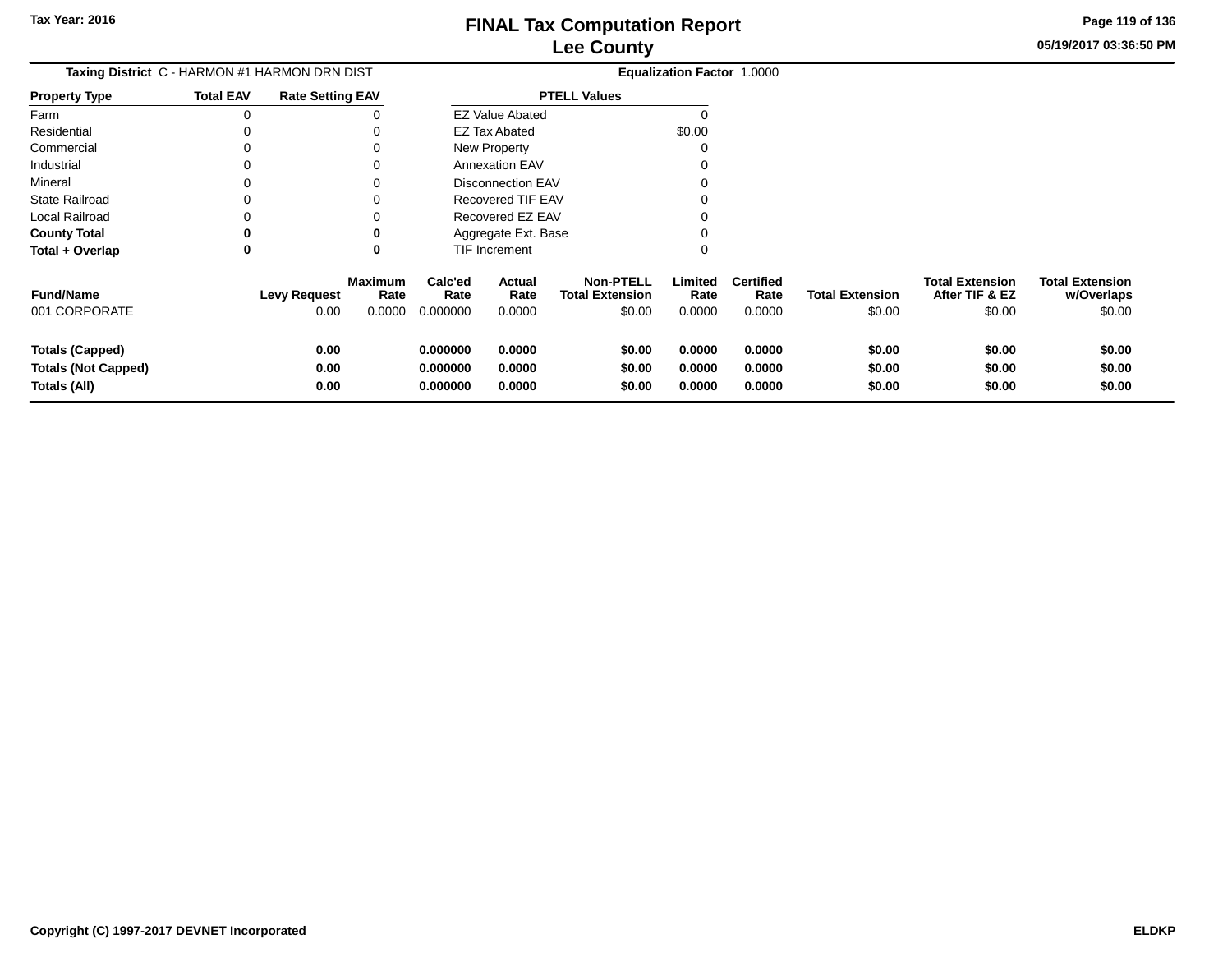Tax Year: 2016

# FINAL Tax Computation Report
## Lee County

05/19/2017 03:36:50 PM

**Taxing District** C - HARMON #1 HARMON DRN DIST

**Equalization Factor** 1.0000

| Property Type | Total EAV | Rate Setting EAV |
|---|---|---|
| Farm | 0 | 0 |
| Residential | 0 | 0 |
| Commercial | 0 | 0 |
| Industrial | 0 | 0 |
| Mineral | 0 | 0 |
| State Railroad | 0 | 0 |
| Local Railroad | 0 | 0 |
| **County Total** | **0** | **0** |
| **Total + Overlap** | **0** | **0** |

| PTELL Values | |
|---|---|
| EZ Value Abated | 0 |
| EZ Tax Abated | $0.00 |
| New Property | 0 |
| Annexation EAV | 0 |
| Disconnection EAV | 0 |
| Recovered TIF EAV | 0 |
| Recovered EZ EAV | 0 |
| Aggregate Ext. Base | 0 |
| TIF Increment | 0 |

| Fund/Name | Levy Request | Maximum Rate | Calc'ed Rate | Actual Rate | Non-PTELL Total Extension | Limited Rate | Certified Rate | Total Extension | Total Extension After TIF & EZ | Total Extension w/Overlaps |
|---|---|---|---|---|---|---|---|---|---|---|
| 001 CORPORATE | 0.00 | 0.0000 | 0.000000 | 0.0000 | $0.00 | 0.0000 | 0.0000 | $0.00 | $0.00 | $0.00 |
| **Totals (Capped)** | **0.00** | | **0.000000** | **0.0000** | **$0.00** | **0.0000** | **0.0000** | **$0.00** | **$0.00** | **$0.00** |
| **Totals (Not Capped)** | **0.00** | | **0.000000** | **0.0000** | **$0.00** | **0.0000** | **0.0000** | **$0.00** | **$0.00** | **$0.00** |
| **Totals (All)** | **0.00** | | **0.000000** | **0.0000** | **$0.00** | **0.0000** | **0.0000** | **$0.00** | **$0.00** | **$0.00** |

Copyright (C) 1997-2017 DEVNET Incorporated

ELDKP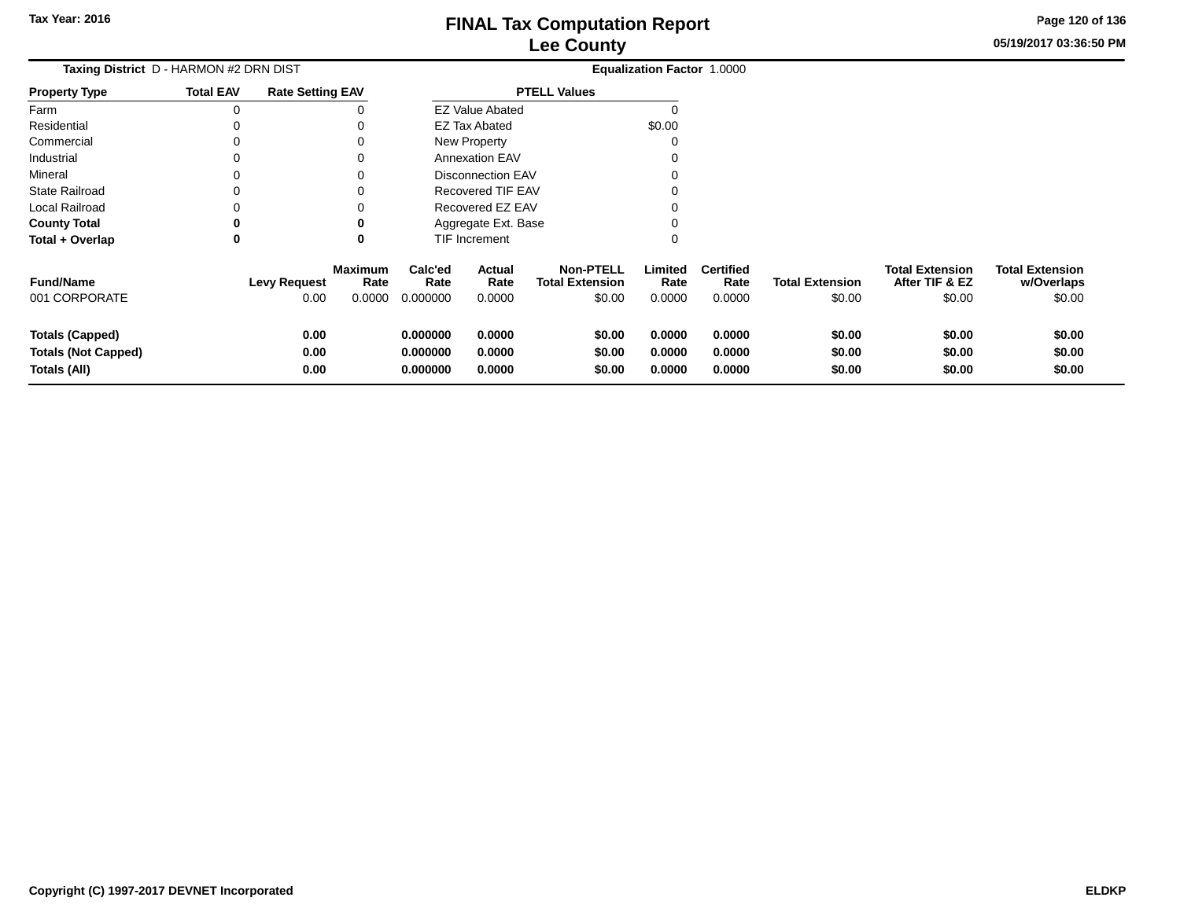# FINAL Tax Computation Report
## Lee County

Tax Year: 2016

05/19/2017 03:36:50 PM

**Taxing District** D - HARMON #2 DRN DIST

**Equalization Factor** 1.0000

| Property Type | Total EAV | Rate Setting EAV |
|---|---|---|
| Farm | 0 | 0 |
| Residential | 0 | 0 |
| Commercial | 0 | 0 |
| Industrial | 0 | 0 |
| Mineral | 0 | 0 |
| State Railroad | 0 | 0 |
| Local Railroad | 0 | 0 |
| **County Total** | **0** | **0** |
| **Total + Overlap** | **0** | **0** |

| PTELL Values | |
|---|---|
| EZ Value Abated | 0 |
| EZ Tax Abated | $0.00 |
| New Property | 0 |
| Annexation EAV | 0 |
| Disconnection EAV | 0 |
| Recovered TIF EAV | 0 |
| Recovered EZ EAV | 0 |
| Aggregate Ext. Base | 0 |
| TIF Increment | 0 |

| Fund/Name | Levy Request | Maximum Rate | Calc'ed Rate | Actual Rate | Non-PTELL Total Extension | Limited Rate | Certified Rate | Total Extension | Total Extension After TIF & EZ | Total Extension w/Overlaps |
|---|---|---|---|---|---|---|---|---|---|---|
| 001 CORPORATE | 0.00 | 0.0000 | 0.000000 | 0.0000 | $0.00 | 0.0000 | 0.0000 | $0.00 | $0.00 | $0.00 |
| **Totals (Capped)** | **0.00** | | **0.000000** | **0.0000** | **$0.00** | **0.0000** | **0.0000** | **$0.00** | **$0.00** | **$0.00** |
| **Totals (Not Capped)** | **0.00** | | **0.000000** | **0.0000** | **$0.00** | **0.0000** | **0.0000** | **$0.00** | **$0.00** | **$0.00** |
| **Totals (All)** | **0.00** | | **0.000000** | **0.0000** | **$0.00** | **0.0000** | **0.0000** | **$0.00** | **$0.00** | **$0.00** |

Copyright (C) 1997-2017 DEVNET Incorporated

ELDKP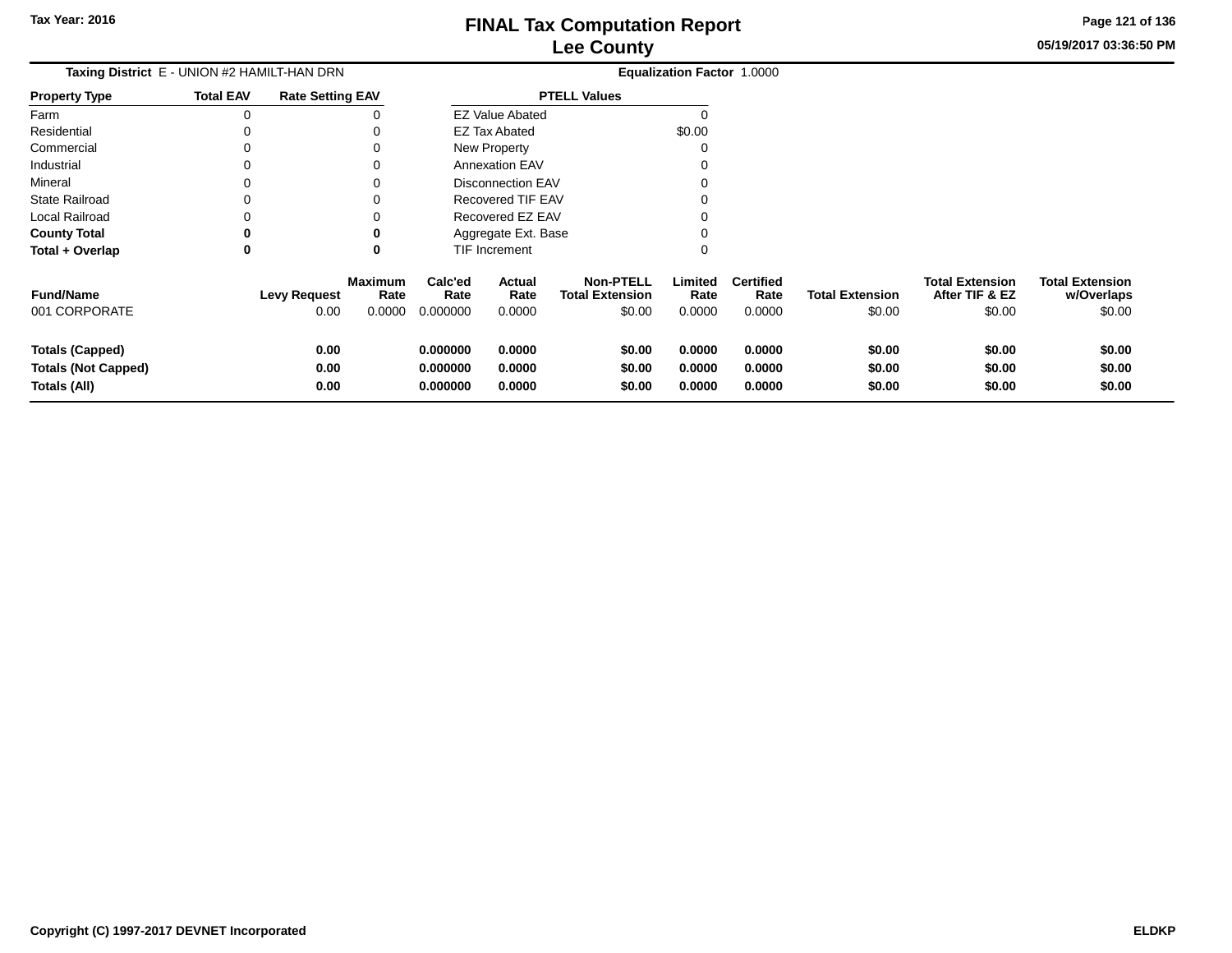**Taxing District** E - UNION #2 HAMILT-HAN DRN

**Equalization Factor** 1.0000

| Property Type | Total EAV | Rate Setting EAV |
|---|---|---|
| Farm | 0 | 0 |
| Residential | 0 | 0 |
| Commercial | 0 | 0 |
| Industrial | 0 | 0 |
| Mineral | 0 | 0 |
| State Railroad | 0 | 0 |
| Local Railroad | 0 | 0 |
| **County Total** | **0** | **0** |
| **Total + Overlap** | **0** | **0** |

| PTELL Values | |
|---|---|
| EZ Value Abated | 0 |
| EZ Tax Abated | $0.00 |
| New Property | 0 |
| Annexation EAV | 0 |
| Disconnection EAV | 0 |
| Recovered TIF EAV | 0 |
| Recovered EZ EAV | 0 |
| Aggregate Ext. Base | 0 |
| TIF Increment | 0 |

| Fund/Name | Levy Request | Maximum Rate | Calc'ed Rate | Actual Rate | Non-PTELL Total Extension | Limited Rate | Certified Rate | Total Extension | Total Extension After TIF & EZ | Total Extension w/Overlaps |
|---|---|---|---|---|---|---|---|---|---|---|
| 001 CORPORATE | 0.00 | 0.0000 | 0.000000 | 0.0000 | $0.00 | 0.0000 | 0.0000 | $0.00 | $0.00 | $0.00 |
| **Totals (Capped)** | **0.00** | | **0.000000** | **0.0000** | **$0.00** | **0.0000** | **0.0000** | **$0.00** | **$0.00** | **$0.00** |
| **Totals (Not Capped)** | **0.00** | | **0.000000** | **0.0000** | **$0.00** | **0.0000** | **0.0000** | **$0.00** | **$0.00** | **$0.00** |
| **Totals (All)** | **0.00** | | **0.000000** | **0.0000** | **$0.00** | **0.0000** | **0.0000** | **$0.00** | **$0.00** | **$0.00** |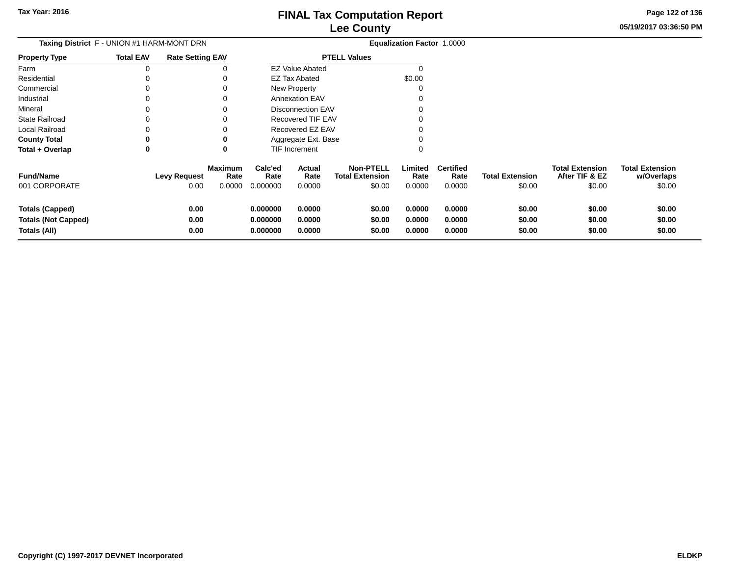Tax Year: 2016

# FINAL Tax Computation Report
## Lee County

05/19/2017 03:36:50 PM

**Taxing District** F - UNION #1 HARM-MONT DRN

**Equalization Factor** 1.0000

| Property Type | Total EAV | Rate Setting EAV |
|---|---|---|
| Farm | 0 | 0 |
| Residential | 0 | 0 |
| Commercial | 0 | 0 |
| Industrial | 0 | 0 |
| Mineral | 0 | 0 |
| State Railroad | 0 | 0 |
| Local Railroad | 0 | 0 |
| **County Total** | **0** | **0** |
| **Total + Overlap** | **0** | **0** |

| PTELL Values | |
|---|---|
| EZ Value Abated | 0 |
| EZ Tax Abated | $0.00 |
| New Property | 0 |
| Annexation EAV | 0 |
| Disconnection EAV | 0 |
| Recovered TIF EAV | 0 |
| Recovered EZ EAV | 0 |
| Aggregate Ext. Base | 0 |
| TIF Increment | 0 |

| Fund/Name | Levy Request | Maximum Rate | Calc'ed Rate | Actual Rate | Non-PTELL Total Extension | Limited Rate | Certified Rate | Total Extension | Total Extension After TIF & EZ | Total Extension w/Overlaps |
|---|---|---|---|---|---|---|---|---|---|---|
| 001 CORPORATE | 0.00 | 0.0000 | 0.000000 | 0.0000 | $0.00 | 0.0000 | 0.0000 | $0.00 | $0.00 | $0.00 |
| **Totals (Capped)** | **0.00** | | **0.000000** | **0.0000** | **$0.00** | **0.0000** | **0.0000** | **$0.00** | **$0.00** | **$0.00** |
| **Totals (Not Capped)** | **0.00** | | **0.000000** | **0.0000** | **$0.00** | **0.0000** | **0.0000** | **$0.00** | **$0.00** | **$0.00** |
| **Totals (All)** | **0.00** | | **0.000000** | **0.0000** | **$0.00** | **0.0000** | **0.0000** | **$0.00** | **$0.00** | **$0.00** |

Copyright (C) 1997-2017 DEVNET Incorporated

ELDKP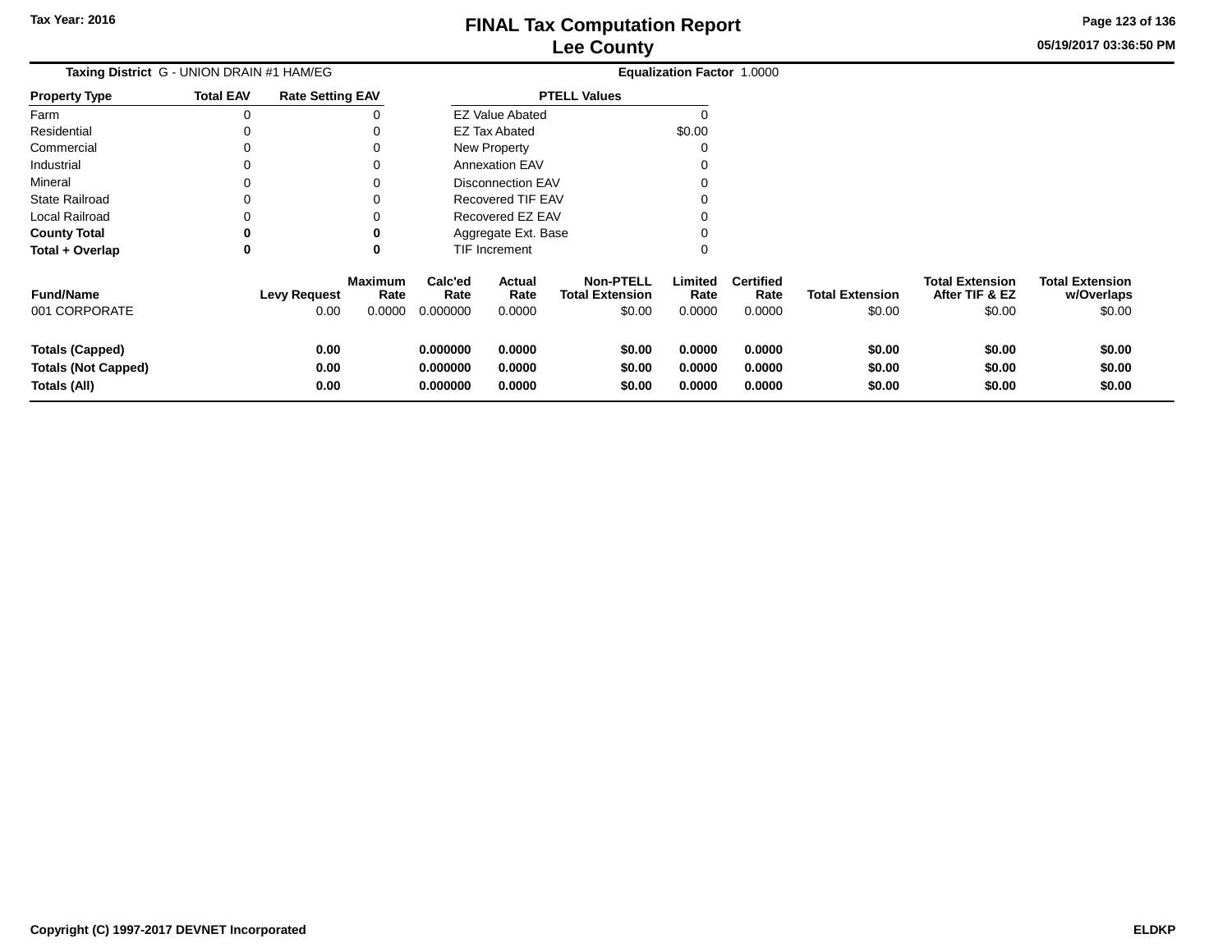**Taxing District** G - UNION DRAIN #1 HAM/EG **Equalization Factor** 1.0000

| Property Type | Total EAV | Rate Setting EAV |
|---|---|---|
| Farm | 0 | 0 |
| Residential | 0 | 0 |
| Commercial | 0 | 0 |
| Industrial | 0 | 0 |
| Mineral | 0 | 0 |
| State Railroad | 0 | 0 |
| Local Railroad | 0 | 0 |
| **County Total** | **0** | **0** |
| **Total + Overlap** | **0** | **0** |

| PTELL Values | |
|---|---|
| EZ Value Abated | 0 |
| EZ Tax Abated | $0.00 |
| New Property | 0 |
| Annexation EAV | 0 |
| Disconnection EAV | 0 |
| Recovered TIF EAV | 0 |
| Recovered EZ EAV | 0 |
| Aggregate Ext. Base | 0 |
| TIF Increment | 0 |

| Fund/Name | Levy Request | Maximum Rate | Calc'ed Rate | Actual Rate | Non-PTELL Total Extension | Limited Rate | Certified Rate | Total Extension | Total Extension After TIF & EZ | Total Extension w/Overlaps |
|---|---|---|---|---|---|---|---|---|---|---|
| 001 CORPORATE | 0.00 | 0.0000 | 0.000000 | 0.0000 | $0.00 | 0.0000 | 0.0000 | $0.00 | $0.00 | $0.00 |
| **Totals (Capped)** | **0.00** | | **0.000000** | **0.0000** | **$0.00** | **0.0000** | **0.0000** | **$0.00** | **$0.00** | **$0.00** |
| **Totals (Not Capped)** | **0.00** | | **0.000000** | **0.0000** | **$0.00** | **0.0000** | **0.0000** | **$0.00** | **$0.00** | **$0.00** |
| **Totals (All)** | **0.00** | | **0.000000** | **0.0000** | **$0.00** | **0.0000** | **0.0000** | **$0.00** | **$0.00** | **$0.00** |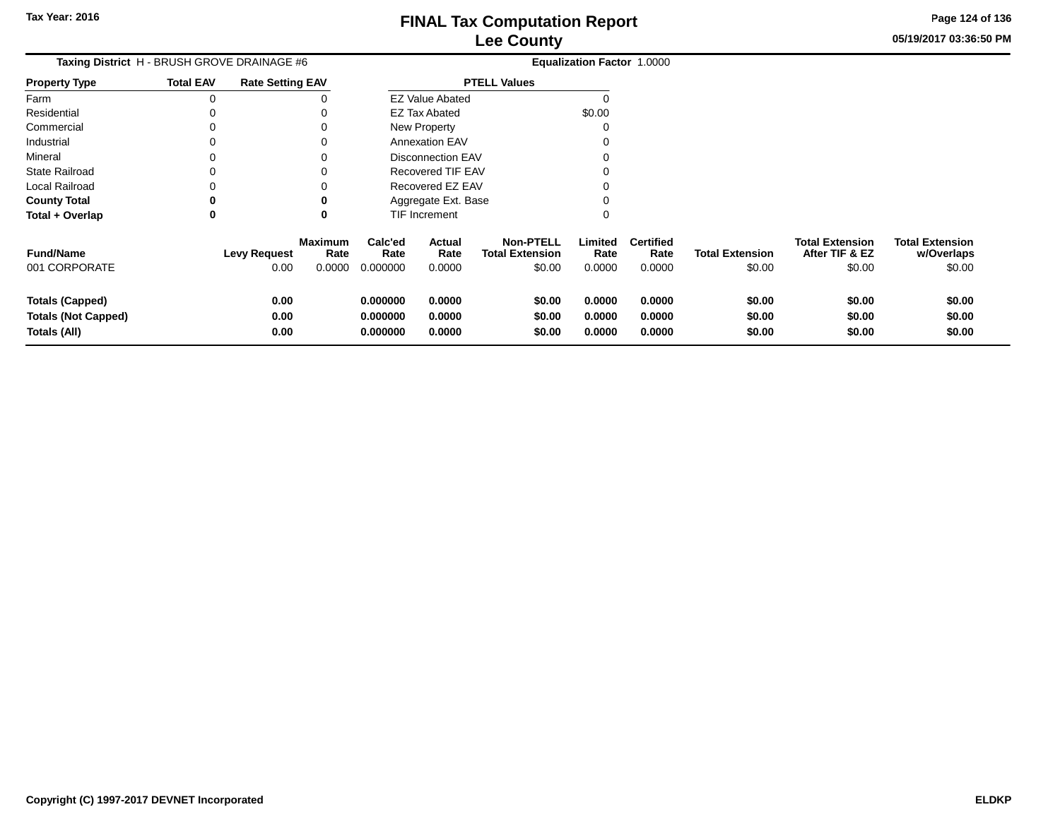Tax Year: 2016

# FINAL Tax Computation Report
## Lee County

05/19/2017 03:36:50 PM

**Taxing District** H - BRUSH GROVE DRAINAGE #6 **Equalization Factor** 1.0000

| Property Type | Total EAV | Rate Setting EAV |
|---|---|---|
| Farm | 0 | 0 |
| Residential | 0 | 0 |
| Commercial | 0 | 0 |
| Industrial | 0 | 0 |
| Mineral | 0 | 0 |
| State Railroad | 0 | 0 |
| Local Railroad | 0 | 0 |
| **County Total** | **0** | **0** |
| **Total + Overlap** | **0** | **0** |

| PTELL Values | |
|---|---|
| EZ Value Abated | 0 |
| EZ Tax Abated | $0.00 |
| New Property | 0 |
| Annexation EAV | 0 |
| Disconnection EAV | 0 |
| Recovered TIF EAV | 0 |
| Recovered EZ EAV | 0 |
| Aggregate Ext. Base | 0 |
| TIF Increment | 0 |

| Fund/Name | Levy Request | Maximum Rate | Calc'ed Rate | Actual Rate | Non-PTELL Total Extension | Limited Rate | Certified Rate | Total Extension | Total Extension After TIF & EZ | Total Extension w/Overlaps |
|---|---|---|---|---|---|---|---|---|---|---|
| 001 CORPORATE | 0.00 | 0.0000 | 0.000000 | 0.0000 | $0.00 | 0.0000 | 0.0000 | $0.00 | $0.00 | $0.00 |
| **Totals (Capped)** | **0.00** | | **0.000000** | **0.0000** | **$0.00** | **0.0000** | **0.0000** | **$0.00** | **$0.00** | **$0.00** |
| **Totals (Not Capped)** | **0.00** | | **0.000000** | **0.0000** | **$0.00** | **0.0000** | **0.0000** | **$0.00** | **$0.00** | **$0.00** |
| **Totals (All)** | **0.00** | | **0.000000** | **0.0000** | **$0.00** | **0.0000** | **0.0000** | **$0.00** | **$0.00** | **$0.00** |

Copyright (C) 1997-2017 DEVNET Incorporated ELDKP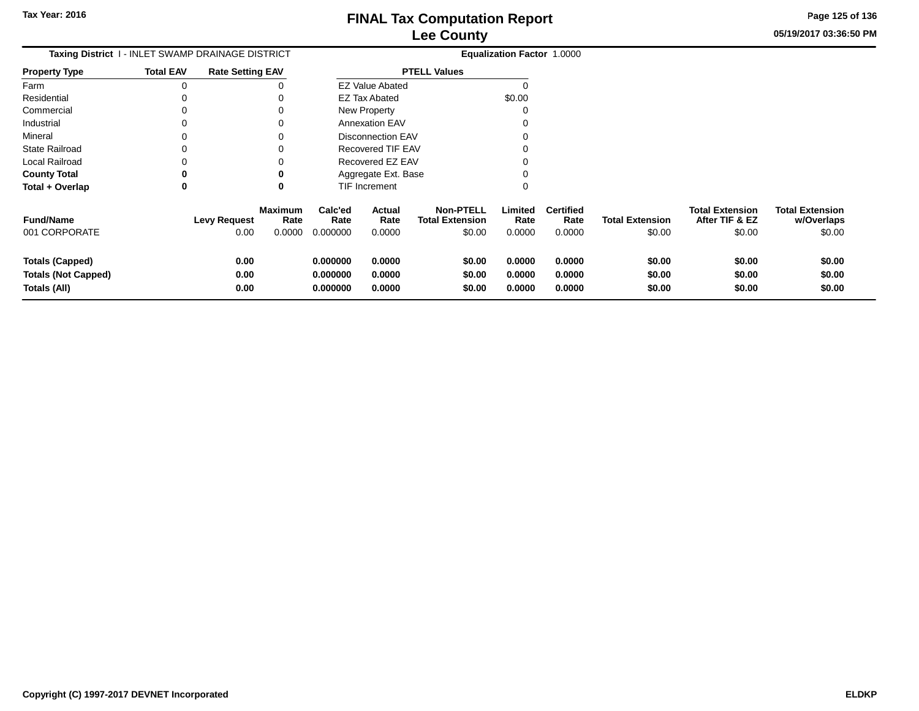**Taxing District** I - INLET SWAMP DRAINAGE DISTRICT

**Equalization Factor** 1.0000

| Property Type | Total EAV | Rate Setting EAV |
|---|---|---|
| Farm | 0 | 0 |
| Residential | 0 | 0 |
| Commercial | 0 | 0 |
| Industrial | 0 | 0 |
| Mineral | 0 | 0 |
| State Railroad | 0 | 0 |
| Local Railroad | 0 | 0 |
| **County Total** | **0** | **0** |
| **Total + Overlap** | **0** | **0** |

| PTELL Values | |
|---|---|
| EZ Value Abated | 0 |
| EZ Tax Abated | $0.00 |
| New Property | 0 |
| Annexation EAV | 0 |
| Disconnection EAV | 0 |
| Recovered TIF EAV | 0 |
| Recovered EZ EAV | 0 |
| Aggregate Ext. Base | 0 |
| TIF Increment | 0 |

| Fund/Name | Levy Request | Maximum Rate | Calc'ed Rate | Actual Rate | Non-PTELL Total Extension | Limited Rate | Certified Rate | Total Extension | Total Extension After TIF & EZ | Total Extension w/Overlaps |
|---|---|---|---|---|---|---|---|---|---|---|
| 001 CORPORATE | 0.00 | 0.0000 | 0.000000 | 0.0000 | $0.00 | 0.0000 | 0.0000 | $0.00 | $0.00 | $0.00 |
| **Totals (Capped)** | **0.00** | | **0.000000** | **0.0000** | **$0.00** | **0.0000** | **0.0000** | **$0.00** | **$0.00** | **$0.00** |
| **Totals (Not Capped)** | **0.00** | | **0.000000** | **0.0000** | **$0.00** | **0.0000** | **0.0000** | **$0.00** | **$0.00** | **$0.00** |
| **Totals (All)** | **0.00** | | **0.000000** | **0.0000** | **$0.00** | **0.0000** | **0.0000** | **$0.00** | **$0.00** | **$0.00** |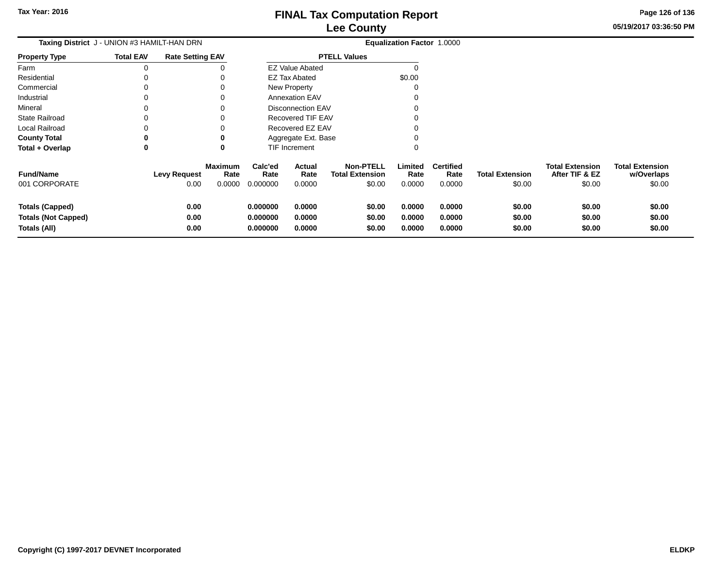# FINAL Tax Computation Report
# Lee County

Tax Year: 2016

05/19/2017 03:36:50 PM

**Taxing District** J - UNION #3 HAMILT-HAN DRN

**Equalization Factor** 1.0000

| Property Type | Total EAV | Rate Setting EAV |
|---|---|---|
| Farm | 0 | 0 |
| Residential | 0 | 0 |
| Commercial | 0 | 0 |
| Industrial | 0 | 0 |
| Mineral | 0 | 0 |
| State Railroad | 0 | 0 |
| Local Railroad | 0 | 0 |
| **County Total** | **0** | **0** |
| **Total + Overlap** | **0** | **0** |

| PTELL Values | |
|---|---|
| EZ Value Abated | 0 |
| EZ Tax Abated | $0.00 |
| New Property | 0 |
| Annexation EAV | 0 |
| Disconnection EAV | 0 |
| Recovered TIF EAV | 0 |
| Recovered EZ EAV | 0 |
| Aggregate Ext. Base | 0 |
| TIF Increment | 0 |

| Fund/Name | Levy Request | Maximum Rate | Calc'ed Rate | Actual Rate | Non-PTELL Total Extension | Limited Rate | Certified Rate | Total Extension | Total Extension After TIF & EZ | Total Extension w/Overlaps |
|---|---|---|---|---|---|---|---|---|---|---|
| 001 CORPORATE | 0.00 | 0.0000 | 0.000000 | 0.0000 | $0.00 | 0.0000 | 0.0000 | $0.00 | $0.00 | $0.00 |
| **Totals (Capped)** | **0.00** | | **0.000000** | **0.0000** | **$0.00** | **0.0000** | **0.0000** | **$0.00** | **$0.00** | **$0.00** |
| **Totals (Not Capped)** | **0.00** | | **0.000000** | **0.0000** | **$0.00** | **0.0000** | **0.0000** | **$0.00** | **$0.00** | **$0.00** |
| **Totals (All)** | **0.00** | | **0.000000** | **0.0000** | **$0.00** | **0.0000** | **0.0000** | **$0.00** | **$0.00** | **$0.00** |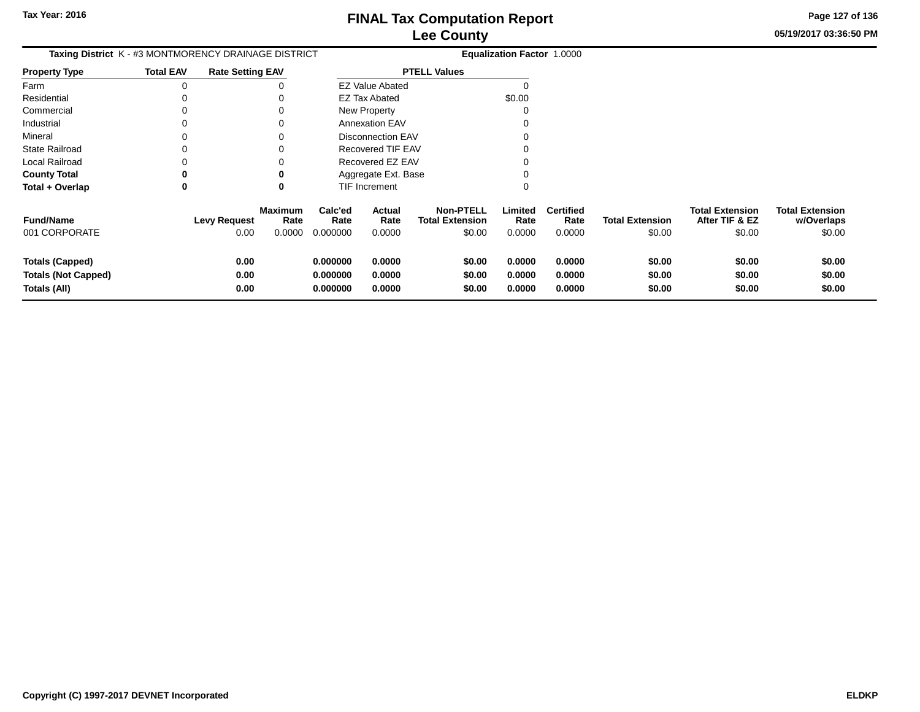# FINAL Tax Computation Report
## Lee County

Tax Year: 2016

05/19/2017 03:36:50 PM

**Taxing District** K - #3 MONTMORENCY DRAINAGE DISTRICT **Equalization Factor** 1.0000

| Property Type | Total EAV | Rate Setting EAV |
|---|---|---|
| Farm | 0 | 0 |
| Residential | 0 | 0 |
| Commercial | 0 | 0 |
| Industrial | 0 | 0 |
| Mineral | 0 | 0 |
| State Railroad | 0 | 0 |
| Local Railroad | 0 | 0 |
| **County Total** | **0** | **0** |
| **Total + Overlap** | **0** | **0** |

| PTELL Values | |
|---|---|
| EZ Value Abated | 0 |
| EZ Tax Abated | $0.00 |
| New Property | 0 |
| Annexation EAV | 0 |
| Disconnection EAV | 0 |
| Recovered TIF EAV | 0 |
| Recovered EZ EAV | 0 |
| Aggregate Ext. Base | 0 |
| TIF Increment | 0 |

| Fund/Name | Levy Request | Maximum Rate | Calc'ed Rate | Actual Rate | Non-PTELL Total Extension | Limited Rate | Certified Rate | Total Extension | Total Extension After TIF & EZ | Total Extension w/Overlaps |
|---|---|---|---|---|---|---|---|---|---|---|
| 001 CORPORATE | 0.00 | 0.0000 | 0.000000 | 0.0000 | $0.00 | 0.0000 | 0.0000 | $0.00 | $0.00 | $0.00 |
| **Totals (Capped)** | **0.00** | | **0.000000** | **0.0000** | **$0.00** | **0.0000** | **0.0000** | **$0.00** | **$0.00** | **$0.00** |
| **Totals (Not Capped)** | **0.00** | | **0.000000** | **0.0000** | **$0.00** | **0.0000** | **0.0000** | **$0.00** | **$0.00** | **$0.00** |
| **Totals (All)** | **0.00** | | **0.000000** | **0.0000** | **$0.00** | **0.0000** | **0.0000** | **$0.00** | **$0.00** | **$0.00** |

Copyright (C) 1997-2017 DEVNET Incorporated

ELDKP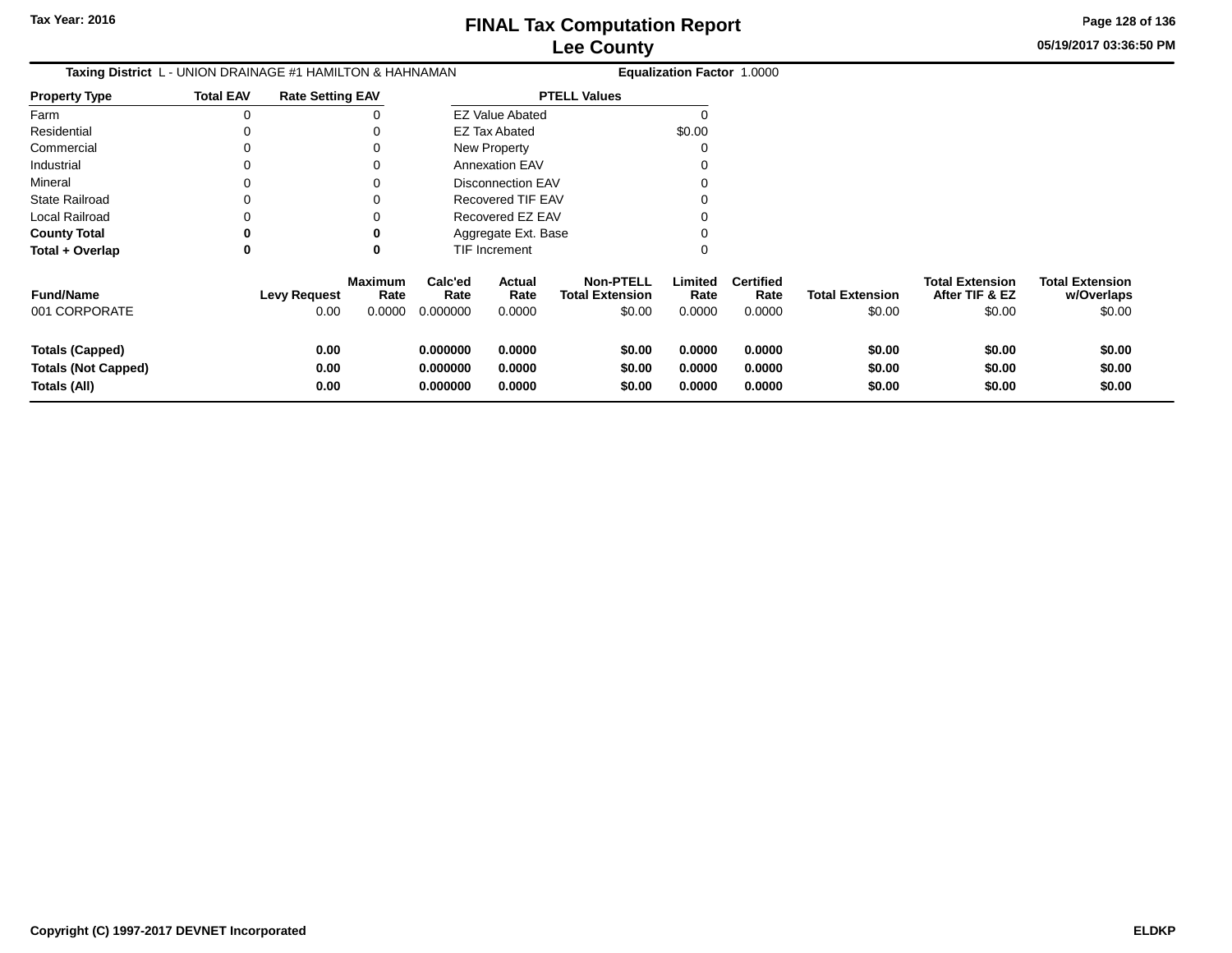# FINAL Tax Computation Report
# Lee County

Tax Year: 2016

05/19/2017 03:36:50 PM

**Taxing District** L - UNION DRAINAGE #1 HAMILTON & HAHNAMAN **Equalization Factor** 1.0000

| Property Type | Total EAV | Rate Setting EAV |
|---|---|---|
| Farm | 0 | 0 |
| Residential | 0 | 0 |
| Commercial | 0 | 0 |
| Industrial | 0 | 0 |
| Mineral | 0 | 0 |
| State Railroad | 0 | 0 |
| Local Railroad | 0 | 0 |
| **County Total** | **0** | **0** |
| **Total + Overlap** | **0** | **0** |

| PTELL Values | |
|---|---|
| EZ Value Abated | 0 |
| EZ Tax Abated | $0.00 |
| New Property | 0 |
| Annexation EAV | 0 |
| Disconnection EAV | 0 |
| Recovered TIF EAV | 0 |
| Recovered EZ EAV | 0 |
| Aggregate Ext. Base | 0 |
| TIF Increment | 0 |

| Fund/Name | Levy Request | Maximum Rate | Calc'ed Rate | Actual Rate | Non-PTELL Total Extension | Limited Rate | Certified Rate | Total Extension | Total Extension After TIF & EZ | Total Extension w/Overlaps |
|---|---|---|---|---|---|---|---|---|---|---|
| 001 CORPORATE | 0.00 | 0.0000 | 0.000000 | 0.0000 | $0.00 | 0.0000 | 0.0000 | $0.00 | $0.00 | $0.00 |
| **Totals (Capped)** | **0.00** | | **0.000000** | **0.0000** | **$0.00** | **0.0000** | **0.0000** | **$0.00** | **$0.00** | **$0.00** |
| **Totals (Not Capped)** | **0.00** | | **0.000000** | **0.0000** | **$0.00** | **0.0000** | **0.0000** | **$0.00** | **$0.00** | **$0.00** |
| **Totals (All)** | **0.00** | | **0.000000** | **0.0000** | **$0.00** | **0.0000** | **0.0000** | **$0.00** | **$0.00** | **$0.00** |

Copyright (C) 1997-2017 DEVNET Incorporated ELDKP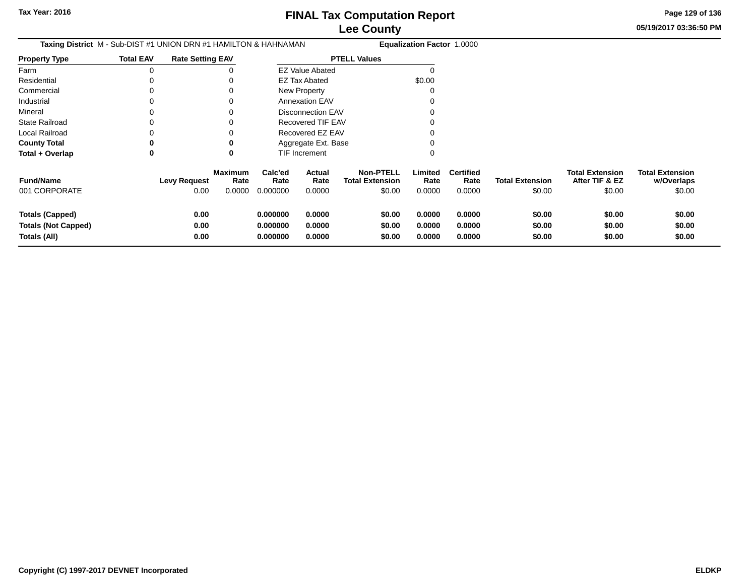# FINAL Tax Computation Report
## Lee County

Tax Year: 2016

05/19/2017 03:36:50 PM

**Taxing District** M - Sub-DIST #1 UNION DRN #1 HAMILTON & HAHNAMAN **Equalization Factor** 1.0000

| Property Type | Total EAV | Rate Setting EAV |
|---|---|---|
| Farm | 0 | 0 |
| Residential | 0 | 0 |
| Commercial | 0 | 0 |
| Industrial | 0 | 0 |
| Mineral | 0 | 0 |
| State Railroad | 0 | 0 |
| Local Railroad | 0 | 0 |
| **County Total** | **0** | **0** |
| **Total + Overlap** | **0** | **0** |

| PTELL Values | |
|---|---|
| EZ Value Abated | 0 |
| EZ Tax Abated | $0.00 |
| New Property | 0 |
| Annexation EAV | 0 |
| Disconnection EAV | 0 |
| Recovered TIF EAV | 0 |
| Recovered EZ EAV | 0 |
| Aggregate Ext. Base | 0 |
| TIF Increment | 0 |

| Fund/Name | Levy Request | Maximum Rate | Calc'ed Rate | Actual Rate | Non-PTELL Total Extension | Limited Rate | Certified Rate | Total Extension | Total Extension After TIF & EZ | Total Extension w/Overlaps |
|---|---|---|---|---|---|---|---|---|---|---|
| 001 CORPORATE | 0.00 | 0.0000 | 0.000000 | 0.0000 | $0.00 | 0.0000 | 0.0000 | $0.00 | $0.00 | $0.00 |
| **Totals (Capped)** | **0.00** | | **0.000000** | **0.0000** | **$0.00** | **0.0000** | **0.0000** | **$0.00** | **$0.00** | **$0.00** |
| **Totals (Not Capped)** | **0.00** | | **0.000000** | **0.0000** | **$0.00** | **0.0000** | **0.0000** | **$0.00** | **$0.00** | **$0.00** |
| **Totals (All)** | **0.00** | | **0.000000** | **0.0000** | **$0.00** | **0.0000** | **0.0000** | **$0.00** | **$0.00** | **$0.00** |

Copyright (C) 1997-2017 DEVNET Incorporated

ELDKP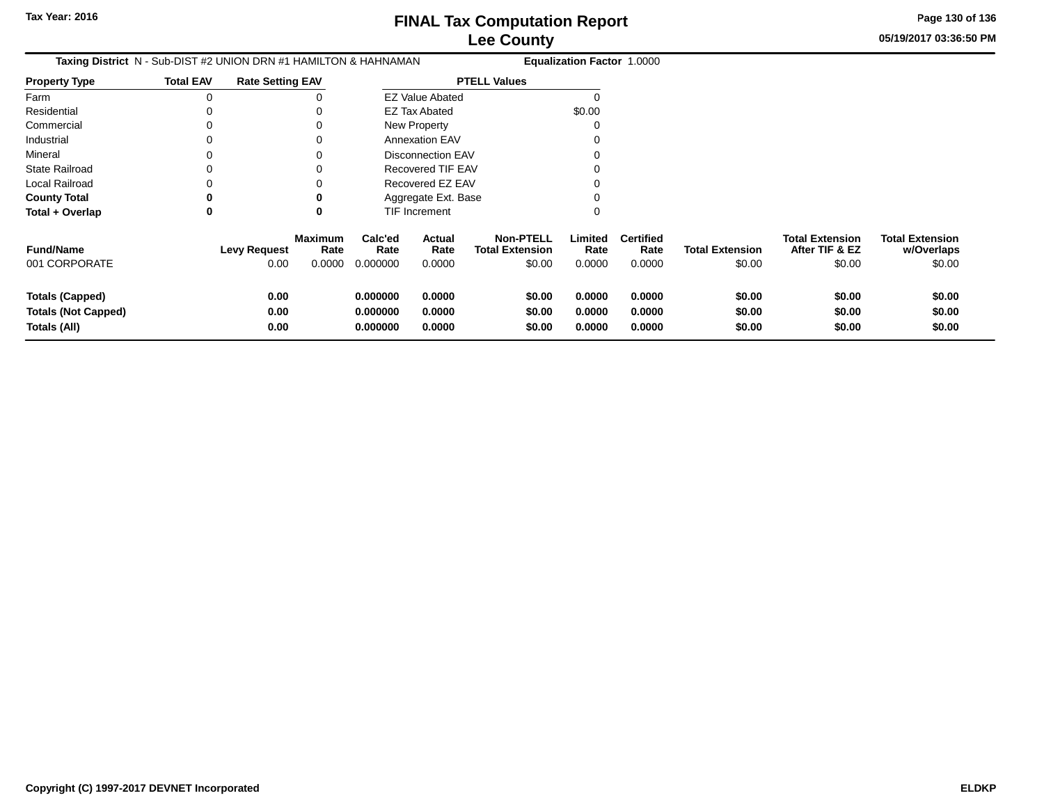**Taxing District** N - Sub-DIST #2 UNION DRN #1 HAMILTON & HAHNAMAN **Equalization Factor** 1.0000

| Property Type | Total EAV | Rate Setting EAV |
|---|---|---|
| Farm | 0 | 0 |
| Residential | 0 | 0 |
| Commercial | 0 | 0 |
| Industrial | 0 | 0 |
| Mineral | 0 | 0 |
| State Railroad | 0 | 0 |
| Local Railroad | 0 | 0 |
| **County Total** | **0** | **0** |
| **Total + Overlap** | **0** | **0** |

| PTELL Values | |
|---|---|
| EZ Value Abated | 0 |
| EZ Tax Abated | $0.00 |
| New Property | 0 |
| Annexation EAV | 0 |
| Disconnection EAV | 0 |
| Recovered TIF EAV | 0 |
| Recovered EZ EAV | 0 |
| Aggregate Ext. Base | 0 |
| TIF Increment | 0 |

| Fund/Name | Levy Request | Maximum Rate | Calc'ed Rate | Actual Rate | Non-PTELL Total Extension | Limited Rate | Certified Rate | Total Extension | Total Extension After TIF & EZ | Total Extension w/Overlaps |
|---|---|---|---|---|---|---|---|---|---|---|
| 001 CORPORATE | 0.00 | 0.0000 | 0.000000 | 0.0000 | $0.00 | 0.0000 | 0.0000 | $0.00 | $0.00 | $0.00 |
| **Totals (Capped)** | **0.00** | | **0.000000** | **0.0000** | **$0.00** | **0.0000** | **0.0000** | **$0.00** | **$0.00** | **$0.00** |
| **Totals (Not Capped)** | **0.00** | | **0.000000** | **0.0000** | **$0.00** | **0.0000** | **0.0000** | **$0.00** | **$0.00** | **$0.00** |
| **Totals (All)** | **0.00** | | **0.000000** | **0.0000** | **$0.00** | **0.0000** | **0.0000** | **$0.00** | **$0.00** | **$0.00** |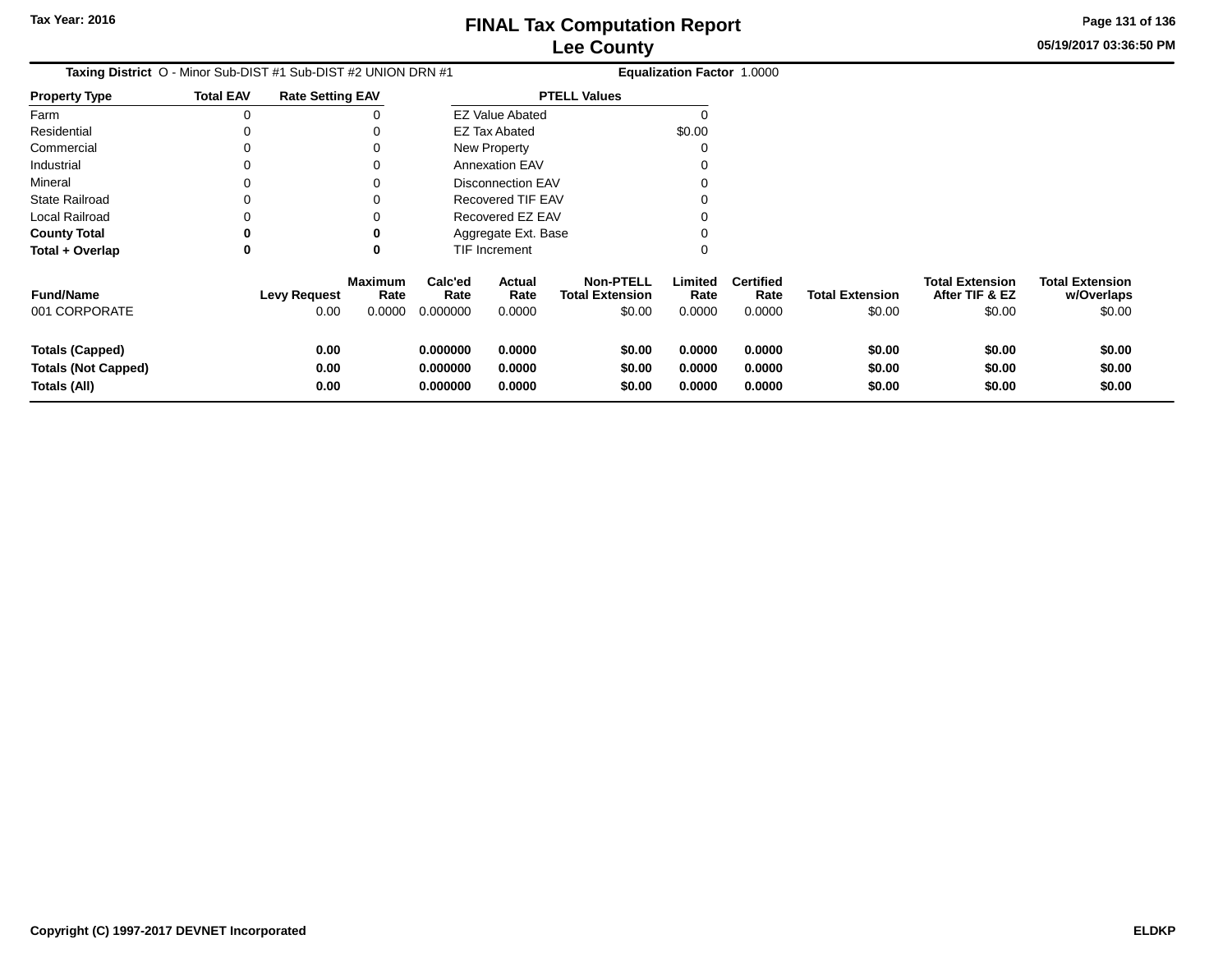# FINAL Tax Computation Report
## Lee County

Tax Year: 2016

05/19/2017 03:36:50 PM

**Taxing District** O - Minor Sub-DIST #1 Sub-DIST #2 UNION DRN #1 **Equalization Factor** 1.0000

| Property Type | Total EAV | Rate Setting EAV |
|---|---|---|
| Farm | 0 | 0 |
| Residential | 0 | 0 |
| Commercial | 0 | 0 |
| Industrial | 0 | 0 |
| Mineral | 0 | 0 |
| State Railroad | 0 | 0 |
| Local Railroad | 0 | 0 |
| **County Total** | **0** | **0** |
| **Total + Overlap** | **0** | **0** |

| PTELL Values | |
|---|---|
| EZ Value Abated | 0 |
| EZ Tax Abated | $0.00 |
| New Property | 0 |
| Annexation EAV | 0 |
| Disconnection EAV | 0 |
| Recovered TIF EAV | 0 |
| Recovered EZ EAV | 0 |
| Aggregate Ext. Base | 0 |
| TIF Increment | 0 |

| Fund/Name | Levy Request | Maximum Rate | Calc'ed Rate | Actual Rate | Non-PTELL Total Extension | Limited Rate | Certified Rate | Total Extension | Total Extension After TIF & EZ | Total Extension w/Overlaps |
|---|---|---|---|---|---|---|---|---|---|---|
| 001 CORPORATE | 0.00 | 0.0000 | 0.000000 | 0.0000 | $0.00 | 0.0000 | 0.0000 | $0.00 | $0.00 | $0.00 |
| **Totals (Capped)** | **0.00** | | **0.000000** | **0.0000** | **$0.00** | **0.0000** | **0.0000** | **$0.00** | **$0.00** | **$0.00** |
| **Totals (Not Capped)** | **0.00** | | **0.000000** | **0.0000** | **$0.00** | **0.0000** | **0.0000** | **$0.00** | **$0.00** | **$0.00** |
| **Totals (All)** | **0.00** | | **0.000000** | **0.0000** | **$0.00** | **0.0000** | **0.0000** | **$0.00** | **$0.00** | **$0.00** |

Copyright (C) 1997-2017 DEVNET Incorporated

ELDKP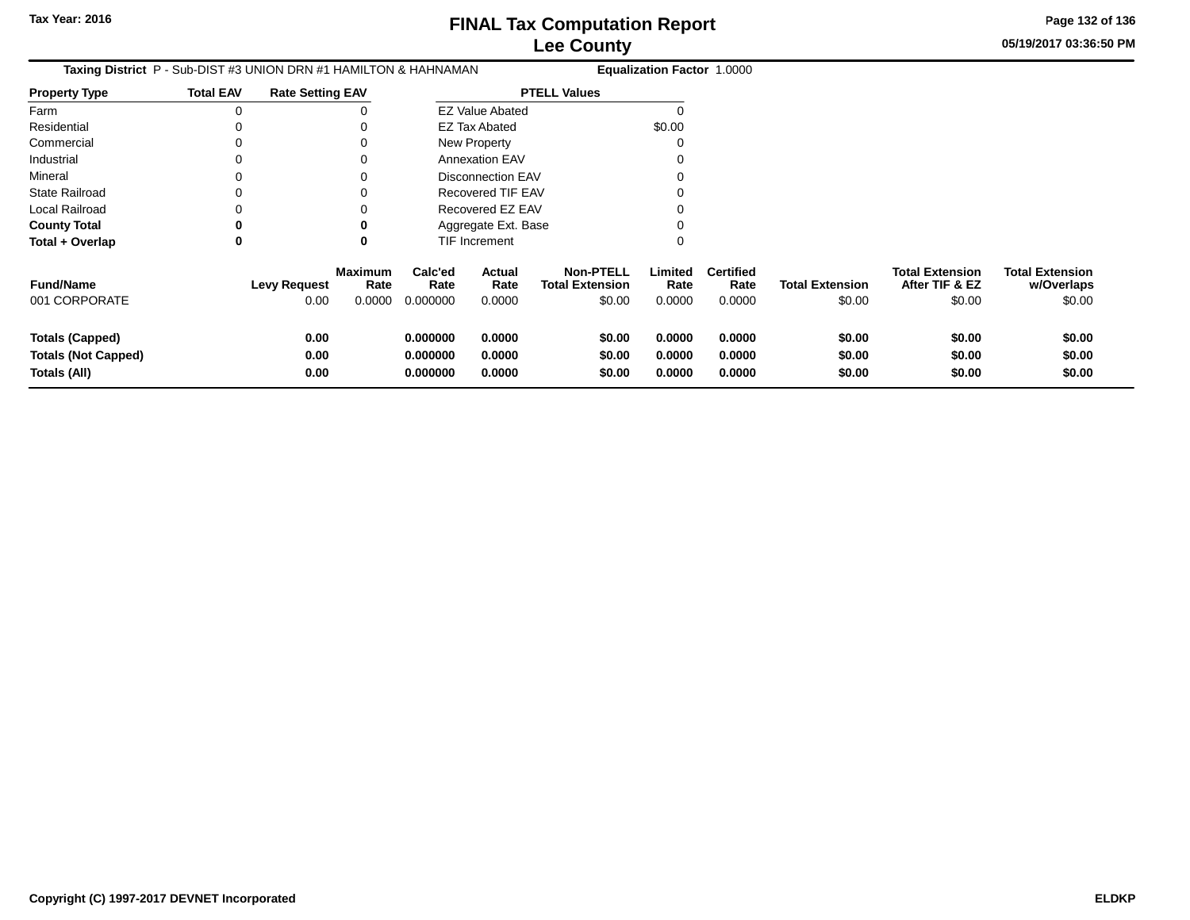# FINAL Tax Computation Report
## Lee County

Tax Year: 2016

05/19/2017 03:36:50 PM

**Taxing District** P - Sub-DIST #3 UNION DRN #1 HAMILTON & HAHNAMAN **Equalization Factor** 1.0000

| Property Type | Total EAV | Rate Setting EAV |
|---|---|---|
| Farm | 0 | 0 |
| Residential | 0 | 0 |
| Commercial | 0 | 0 |
| Industrial | 0 | 0 |
| Mineral | 0 | 0 |
| State Railroad | 0 | 0 |
| Local Railroad | 0 | 0 |
| **County Total** | **0** | **0** |
| **Total + Overlap** | **0** | **0** |

| PTELL Values | |
|---|---|
| EZ Value Abated | 0 |
| EZ Tax Abated | $0.00 |
| New Property | 0 |
| Annexation EAV | 0 |
| Disconnection EAV | 0 |
| Recovered TIF EAV | 0 |
| Recovered EZ EAV | 0 |
| Aggregate Ext. Base | 0 |
| TIF Increment | 0 |

| Fund/Name | Levy Request | Maximum Rate | Calc'ed Rate | Actual Rate | Non-PTELL Total Extension | Limited Rate | Certified Rate | Total Extension | Total Extension After TIF & EZ | Total Extension w/Overlaps |
|---|---|---|---|---|---|---|---|---|---|---|
| 001 CORPORATE | 0.00 | 0.0000 | 0.000000 | 0.0000 | $0.00 | 0.0000 | 0.0000 | $0.00 | $0.00 | $0.00 |
| **Totals (Capped)** | **0.00** | | **0.000000** | **0.0000** | **$0.00** | **0.0000** | **0.0000** | **$0.00** | **$0.00** | **$0.00** |
| **Totals (Not Capped)** | **0.00** | | **0.000000** | **0.0000** | **$0.00** | **0.0000** | **0.0000** | **$0.00** | **$0.00** | **$0.00** |
| **Totals (All)** | **0.00** | | **0.000000** | **0.0000** | **$0.00** | **0.0000** | **0.0000** | **$0.00** | **$0.00** | **$0.00** |

**Copyright (C) 1997-2017 DEVNET Incorporated** **ELDKP**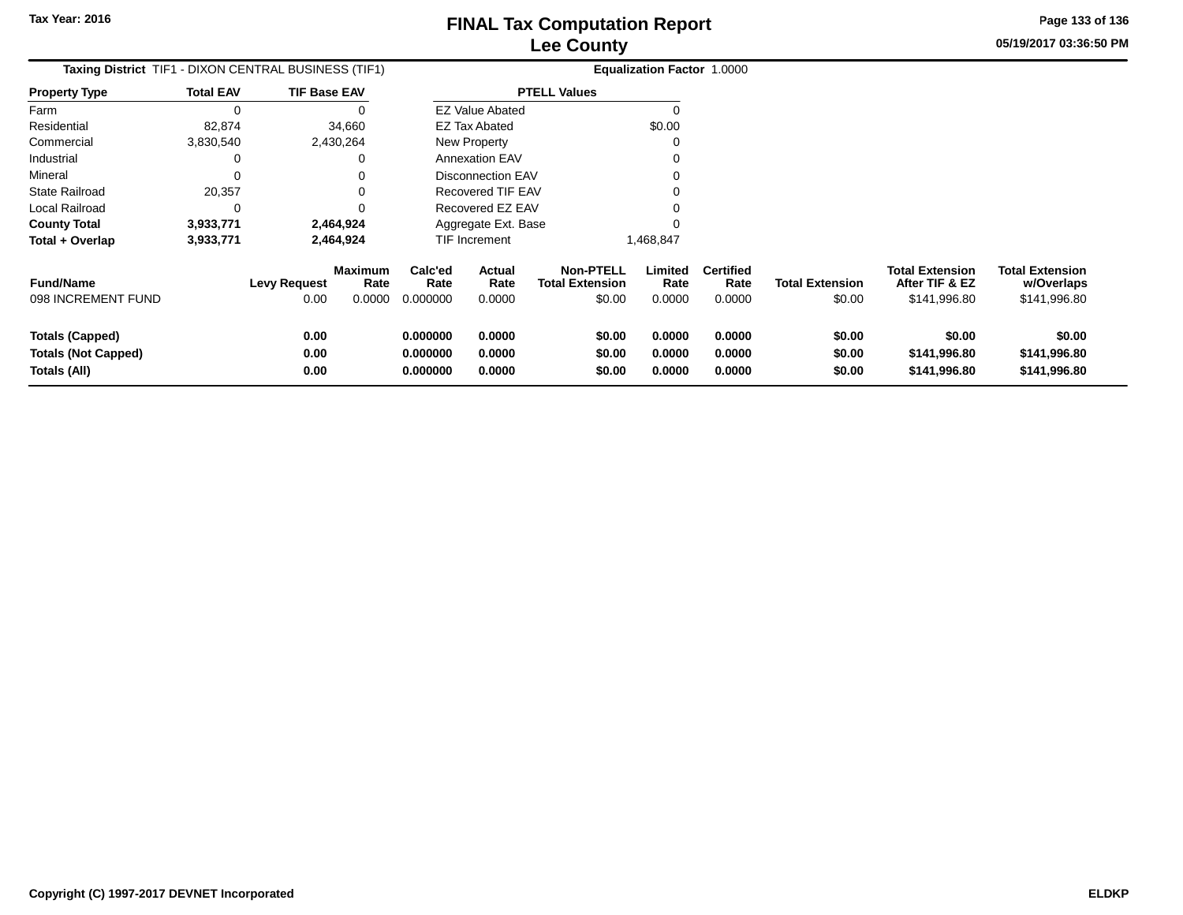# FINAL Tax Computation Report
## Lee County

Tax Year: 2016

05/19/2017 03:36:50 PM

**Taxing District** TIF1 - DIXON CENTRAL BUSINESS (TIF1) **Equalization Factor** 1.0000

| Property Type | Total EAV | TIF Base EAV |
|---|---|---|
| Farm | 0 | 0 |
| Residential | 82,874 | 34,660 |
| Commercial | 3,830,540 | 2,430,264 |
| Industrial | 0 | 0 |
| Mineral | 0 | 0 |
| State Railroad | 20,357 | 0 |
| Local Railroad | 0 | 0 |
| **County Total** | **3,933,771** | **2,464,924** |
| **Total + Overlap** | **3,933,771** | **2,464,924** |

| PTELL Values | |
|---|---|
| EZ Value Abated | 0 |
| EZ Tax Abated | $0.00 |
| New Property | 0 |
| Annexation EAV | 0 |
| Disconnection EAV | 0 |
| Recovered TIF EAV | 0 |
| Recovered EZ EAV | 0 |
| Aggregate Ext. Base | 0 |
| TIF Increment | 1,468,847 |

| Fund/Name | Levy Request | Maximum Rate | Calc'ed Rate | Actual Rate | Non-PTELL Total Extension | Limited Rate | Certified Rate | Total Extension | Total Extension After TIF & EZ | Total Extension w/Overlaps |
|---|---|---|---|---|---|---|---|---|---|---|
| 098 INCREMENT FUND | 0.00 | 0.0000 | 0.000000 | 0.0000 | $0.00 | 0.0000 | 0.0000 | $0.00 | $141,996.80 | $141,996.80 |
| **Totals (Capped)** | **0.00** | | **0.000000** | **0.0000** | **$0.00** | **0.0000** | **0.0000** | **$0.00** | **$0.00** | **$0.00** |
| **Totals (Not Capped)** | **0.00** | | **0.000000** | **0.0000** | **$0.00** | **0.0000** | **0.0000** | **$0.00** | **$141,996.80** | **$141,996.80** |
| **Totals (All)** | **0.00** | | **0.000000** | **0.0000** | **$0.00** | **0.0000** | **0.0000** | **$0.00** | **$141,996.80** | **$141,996.80** |

**Copyright (C) 1997-2017 DEVNET Incorporated** **ELDKP**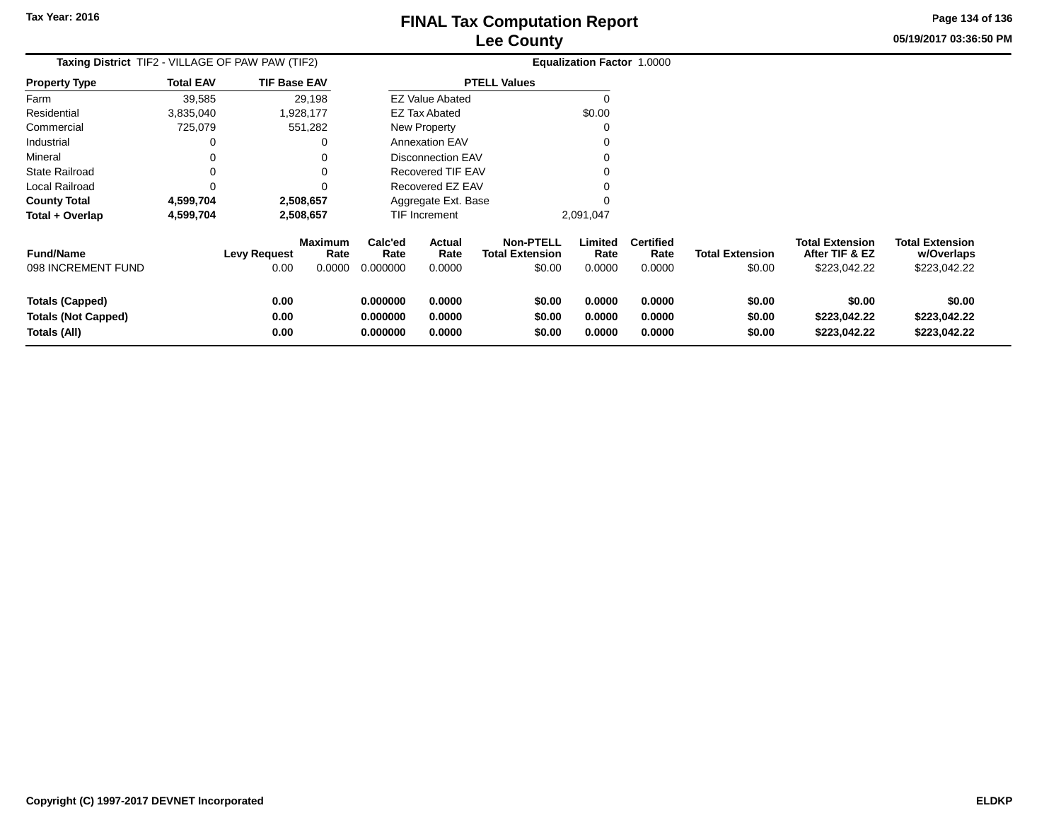Tax Year: 2016

# FINAL Tax Computation Report
## Lee County

05/19/2017 03:36:50 PM

**Taxing District** TIF2 - VILLAGE OF PAW PAW (TIF2) **Equalization Factor** 1.0000

| Property Type | Total EAV | TIF Base EAV |
|---|---|---|
| Farm | 39,585 | 29,198 |
| Residential | 3,835,040 | 1,928,177 |
| Commercial | 725,079 | 551,282 |
| Industrial | 0 | 0 |
| Mineral | 0 | 0 |
| State Railroad | 0 | 0 |
| Local Railroad | 0 | 0 |
| **County Total** | **4,599,704** | **2,508,657** |
| **Total + Overlap** | **4,599,704** | **2,508,657** |

| PTELL Values | |
|---|---|
| EZ Value Abated | 0 |
| EZ Tax Abated | $0.00 |
| New Property | 0 |
| Annexation EAV | 0 |
| Disconnection EAV | 0 |
| Recovered TIF EAV | 0 |
| Recovered EZ EAV | 0 |
| Aggregate Ext. Base | 0 |
| TIF Increment | 2,091,047 |

| Fund/Name | Levy Request | Maximum Rate | Calc'ed Rate | Actual Rate | Non-PTELL Total Extension | Limited Rate | Certified Rate | Total Extension | Total Extension After TIF & EZ | Total Extension w/Overlaps |
|---|---|---|---|---|---|---|---|---|---|---|
| 098 INCREMENT FUND | 0.00 | 0.0000 | 0.000000 | 0.0000 | $0.00 | 0.0000 | 0.0000 | $0.00 | $223,042.22 | $223,042.22 |
| **Totals (Capped)** | **0.00** | | **0.000000** | **0.0000** | **$0.00** | **0.0000** | **0.0000** | **$0.00** | **$0.00** | **$0.00** |
| **Totals (Not Capped)** | **0.00** | | **0.000000** | **0.0000** | **$0.00** | **0.0000** | **0.0000** | **$0.00** | **$223,042.22** | **$223,042.22** |
| **Totals (All)** | **0.00** | | **0.000000** | **0.0000** | **$0.00** | **0.0000** | **0.0000** | **$0.00** | **$223,042.22** | **$223,042.22** |

Copyright (C) 1997-2017 DEVNET Incorporated ELDKP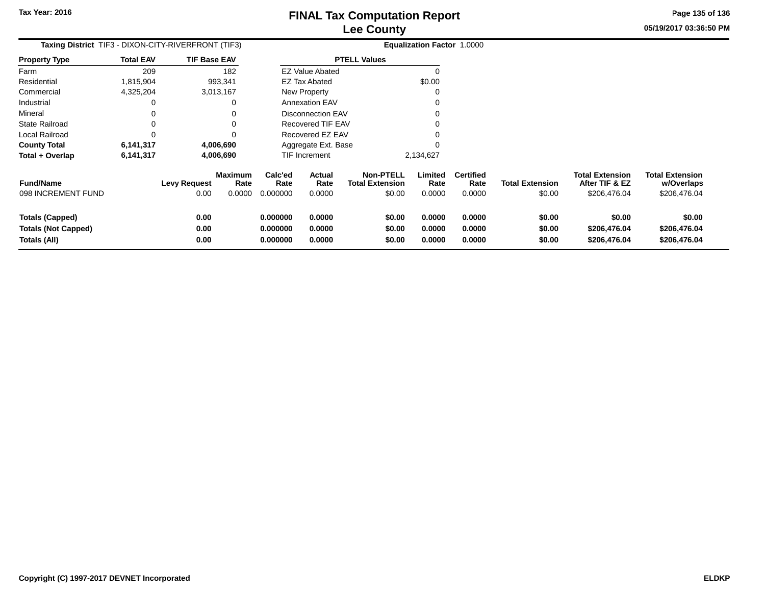**Taxing District** TIF3 - DIXON-CITY-RIVERFRONT (TIF3) **Equalization Factor** 1.0000

| Property Type | Total EAV | TIF Base EAV |
|---|---|---|
| Farm | 209 | 182 |
| Residential | 1,815,904 | 993,341 |
| Commercial | 4,325,204 | 3,013,167 |
| Industrial | 0 | 0 |
| Mineral | 0 | 0 |
| State Railroad | 0 | 0 |
| Local Railroad | 0 | 0 |
| **County Total** | **6,141,317** | **4,006,690** |
| **Total + Overlap** | **6,141,317** | **4,006,690** |

| PTELL Values | |
|---|---|
| EZ Value Abated | 0 |
| EZ Tax Abated | $0.00 |
| New Property | 0 |
| Annexation EAV | 0 |
| Disconnection EAV | 0 |
| Recovered TIF EAV | 0 |
| Recovered EZ EAV | 0 |
| Aggregate Ext. Base | 0 |
| TIF Increment | 2,134,627 |

| Fund/Name | Levy Request | Maximum Rate | Calc'ed Rate | Actual Rate | Non-PTELL Total Extension | Limited Rate | Certified Rate | Total Extension | Total Extension After TIF & EZ | Total Extension w/Overlaps |
|---|---|---|---|---|---|---|---|---|---|---|
| 098 INCREMENT FUND | 0.00 | 0.0000 | 0.000000 | 0.0000 | $0.00 | 0.0000 | 0.0000 | $0.00 | $206,476.04 | $206,476.04 |
| **Totals (Capped)** | **0.00** | | **0.000000** | **0.0000** | **$0.00** | **0.0000** | **0.0000** | **$0.00** | **$0.00** | **$0.00** |
| **Totals (Not Capped)** | **0.00** | | **0.000000** | **0.0000** | **$0.00** | **0.0000** | **0.0000** | **$0.00** | **$206,476.04** | **$206,476.04** |
| **Totals (All)** | **0.00** | | **0.000000** | **0.0000** | **$0.00** | **0.0000** | **0.0000** | **$0.00** | **$206,476.04** | **$206,476.04** |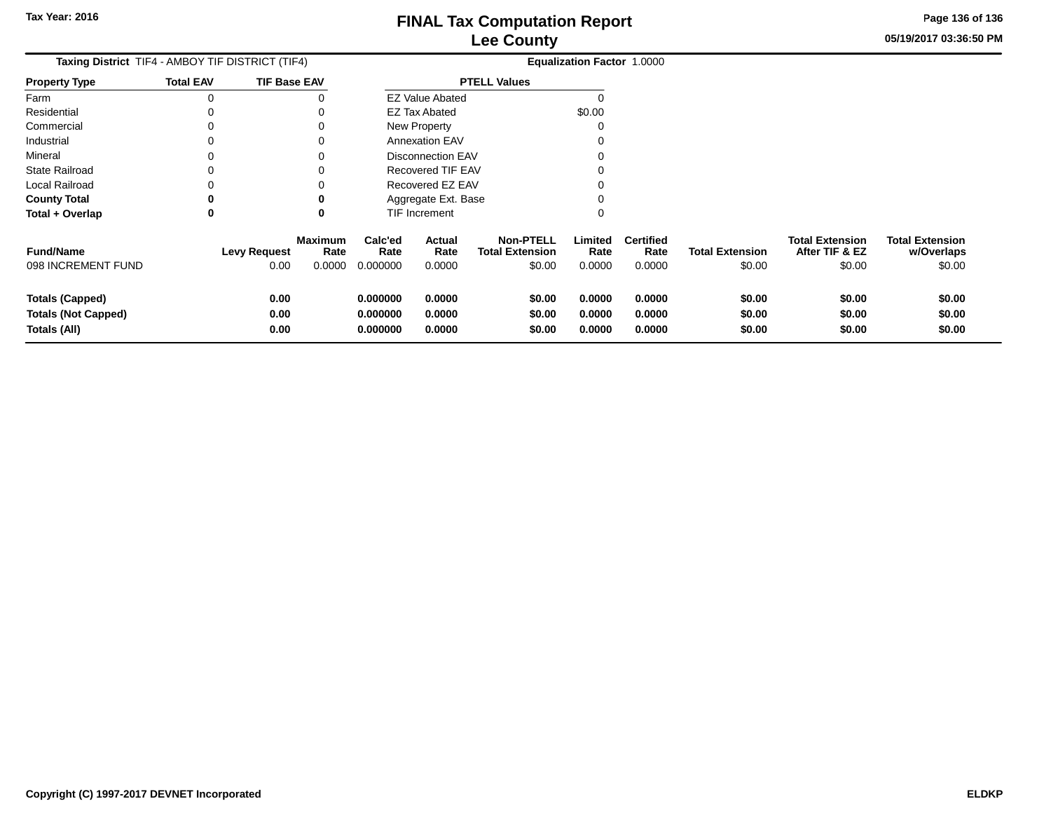Tax Year: 2016

# FINAL Tax Computation Report
## Lee County

05/19/2017 03:36:50 PM

**Taxing District** TIF4 - AMBOY TIF DISTRICT (TIF4) **Equalization Factor** 1.0000

| Property Type | Total EAV | TIF Base EAV |
|---|---|---|
| Farm | 0 | 0 |
| Residential | 0 | 0 |
| Commercial | 0 | 0 |
| Industrial | 0 | 0 |
| Mineral | 0 | 0 |
| State Railroad | 0 | 0 |
| Local Railroad | 0 | 0 |
| **County Total** | **0** | **0** |
| **Total + Overlap** | **0** | **0** |

| PTELL Values | |
|---|---|
| EZ Value Abated | 0 |
| EZ Tax Abated | $0.00 |
| New Property | 0 |
| Annexation EAV | 0 |
| Disconnection EAV | 0 |
| Recovered TIF EAV | 0 |
| Recovered EZ EAV | 0 |
| Aggregate Ext. Base | 0 |
| TIF Increment | 0 |

| Fund/Name | Levy Request | Maximum Rate | Calc'ed Rate | Actual Rate | Non-PTELL Total Extension | Limited Rate | Certified Rate | Total Extension | Total Extension After TIF & EZ | Total Extension w/Overlaps |
|---|---|---|---|---|---|---|---|---|---|---|
| 098 INCREMENT FUND | 0.00 | 0.0000 | 0.000000 | 0.0000 | $0.00 | 0.0000 | 0.0000 | $0.00 | $0.00 | $0.00 |
| **Totals (Capped)** | **0.00** | | **0.000000** | **0.0000** | **$0.00** | **0.0000** | **0.0000** | **$0.00** | **$0.00** | **$0.00** |
| **Totals (Not Capped)** | **0.00** | | **0.000000** | **0.0000** | **$0.00** | **0.0000** | **0.0000** | **$0.00** | **$0.00** | **$0.00** |
| **Totals (All)** | **0.00** | | **0.000000** | **0.0000** | **$0.00** | **0.0000** | **0.0000** | **$0.00** | **$0.00** | **$0.00** |

Copyright (C) 1997-2017 DEVNET Incorporated ELDKP